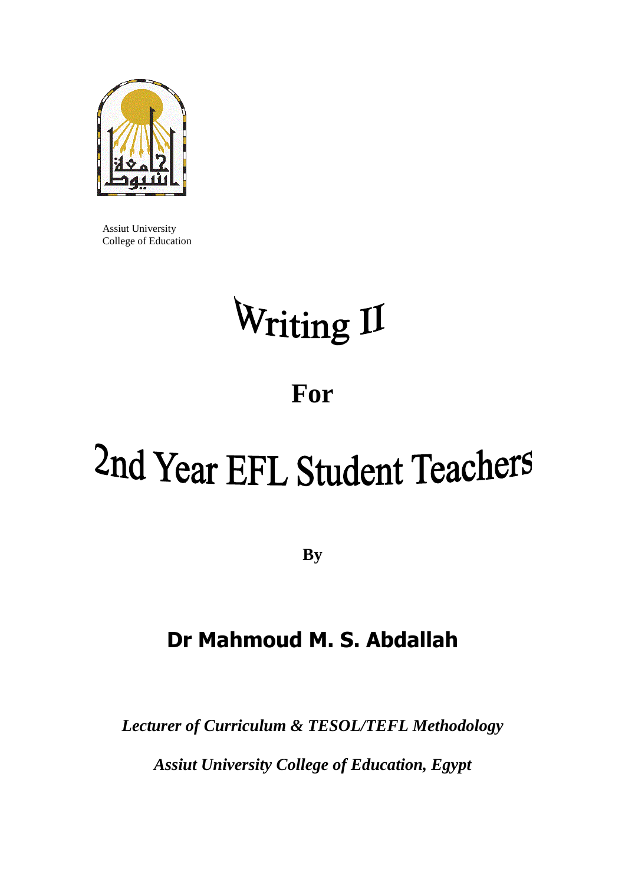Assiut University
College of Education

# Writing II

## For

# 2nd Year EFL Student Teachers

**By**

## Dr Mahmoud M. S. Abdallah

***Lecturer of Curriculum & TESOL/TEFL Methodology***

***Assiut University College of Education, Egypt***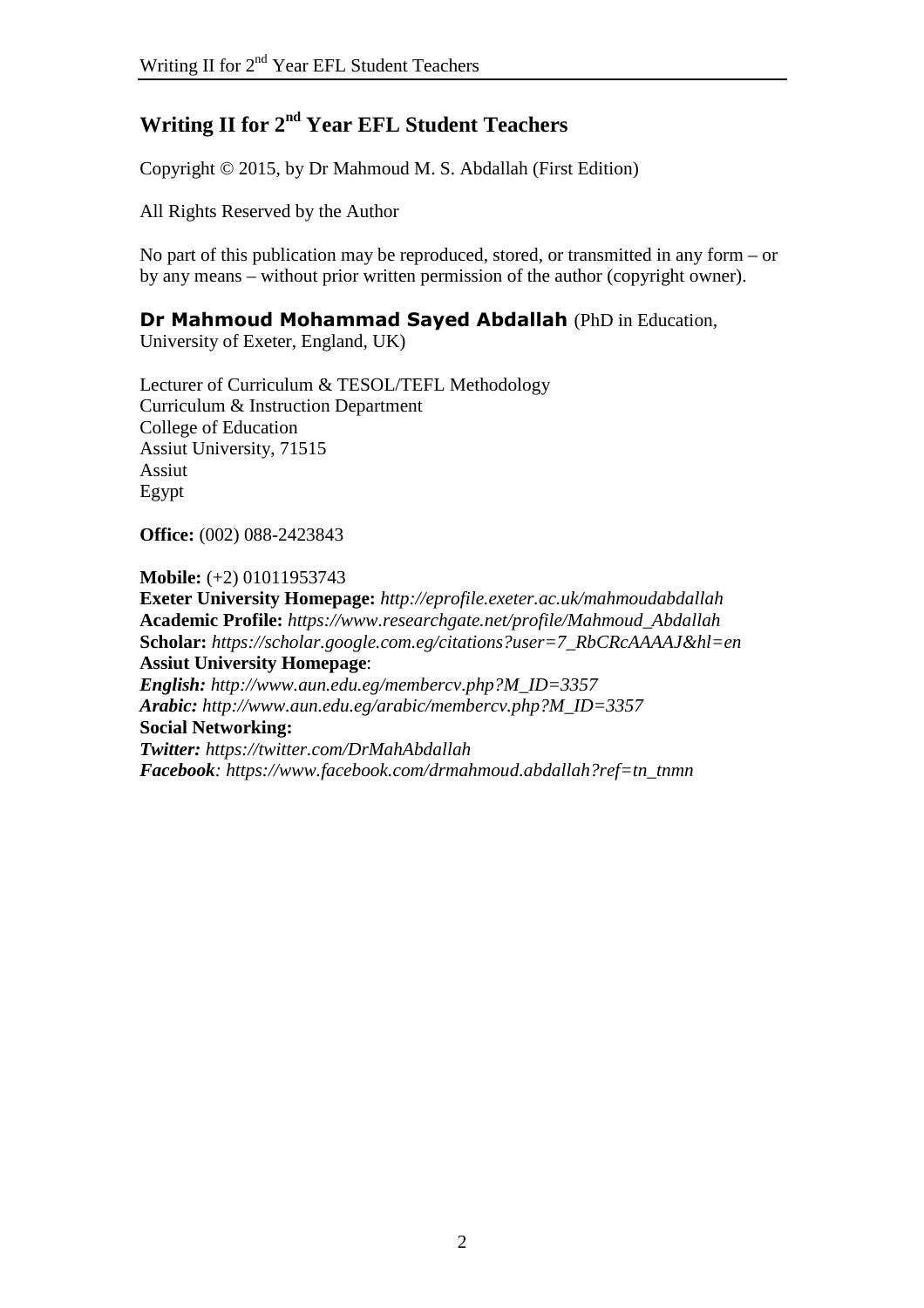# Writing II for 2nd Year EFL Student Teachers

Copyright © 2015, by Dr Mahmoud M. S. Abdallah (First Edition)

All Rights Reserved by the Author

No part of this publication may be reproduced, stored, or transmitted in any form – or by any means – without prior written permission of the author (copyright owner).

**Dr Mahmoud Mohammad Sayed Abdallah** (PhD in Education, University of Exeter, England, UK)

Lecturer of Curriculum & TESOL/TEFL Methodology
Curriculum & Instruction Department
College of Education
Assiut University, 71515
Assiut
Egypt

**Office:** (002) 088-2423843

**Mobile:** (+2) 01011953743
**Exeter University Homepage:** *http://eprofile.exeter.ac.uk/mahmoudabdallah*
**Academic Profile:** *https://www.researchgate.net/profile/Mahmoud_Abdallah*
**Scholar:** *https://scholar.google.com.eg/citations?user=7_RbCRcAAAAJ&hl=en*
**Assiut University Homepage**:
***English:*** *http://www.aun.edu.eg/membercv.php?M_ID=3357*
***Arabic:*** *http://www.aun.edu.eg/arabic/membercv.php?M_ID=3357*
**Social Networking:**
***Twitter:*** *https://twitter.com/DrMahAbdallah*
***Facebook****: https://www.facebook.com/drmahmoud.abdallah?ref=tn_tnmn*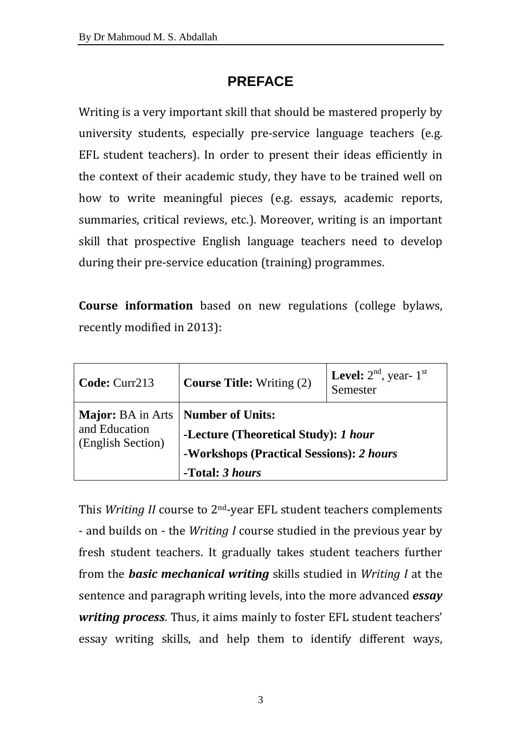# PREFACE

Writing is a very important skill that should be mastered properly by university students, especially pre-service language teachers (e.g. EFL student teachers). In order to present their ideas efficiently in the context of their academic study, they have to be trained well on how to write meaningful pieces (e.g. essays, academic reports, summaries, critical reviews, etc.). Moreover, writing is an important skill that prospective English language teachers need to develop during their pre-service education (training) programmes.

**Course information** based on new regulations (college bylaws, recently modified in 2013):

| **Code:** Curr213 | **Course Title:** Writing (2) | **Level:** 2nd, year- 1st Semester |
|---|---|---|
| **Major:** BA in Arts and Education (English Section) | **Number of Units:**<br>**-Lecture (Theoretical Study):** ***1 hour***<br>**-Workshops (Practical Sessions):** ***2 hours***<br>**-Total:** ***3 hours*** | |

This *Writing II* course to 2nd-year EFL student teachers complements - and builds on - the *Writing I* course studied in the previous year by fresh student teachers. It gradually takes student teachers further from the ***basic mechanical writing*** skills studied in *Writing I* at the sentence and paragraph writing levels, into the more advanced ***essay writing process***. Thus, it aims mainly to foster EFL student teachers' essay writing skills, and help them to identify different ways,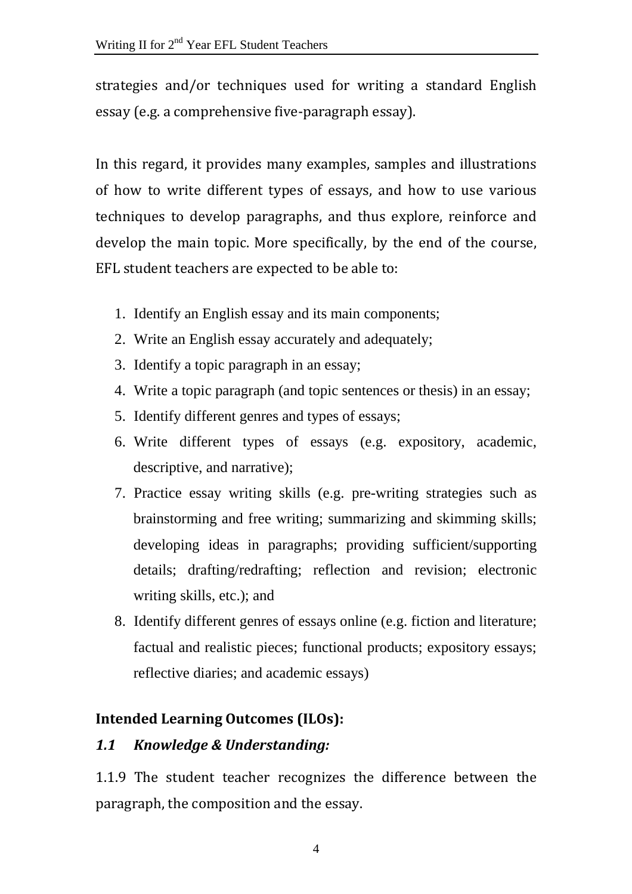strategies and/or techniques used for writing a standard English essay (e.g. a comprehensive five-paragraph essay).

In this regard, it provides many examples, samples and illustrations of how to write different types of essays, and how to use various techniques to develop paragraphs, and thus explore, reinforce and develop the main topic. More specifically, by the end of the course, EFL student teachers are expected to be able to:

1. Identify an English essay and its main components;
2. Write an English essay accurately and adequately;
3. Identify a topic paragraph in an essay;
4. Write a topic paragraph (and topic sentences or thesis) in an essay;
5. Identify different genres and types of essays;
6. Write different types of essays (e.g. expository, academic, descriptive, and narrative);
7. Practice essay writing skills (e.g. pre-writing strategies such as brainstorming and free writing; summarizing and skimming skills; developing ideas in paragraphs; providing sufficient/supporting details; drafting/redrafting; reflection and revision; electronic writing skills, etc.); and
8. Identify different genres of essays online (e.g. fiction and literature; factual and realistic pieces; functional products; expository essays; reflective diaries; and academic essays)

**Intended Learning Outcomes (ILOs):**

### *1.1 Knowledge & Understanding:*

1.1.9 The student teacher recognizes the difference between the paragraph, the composition and the essay.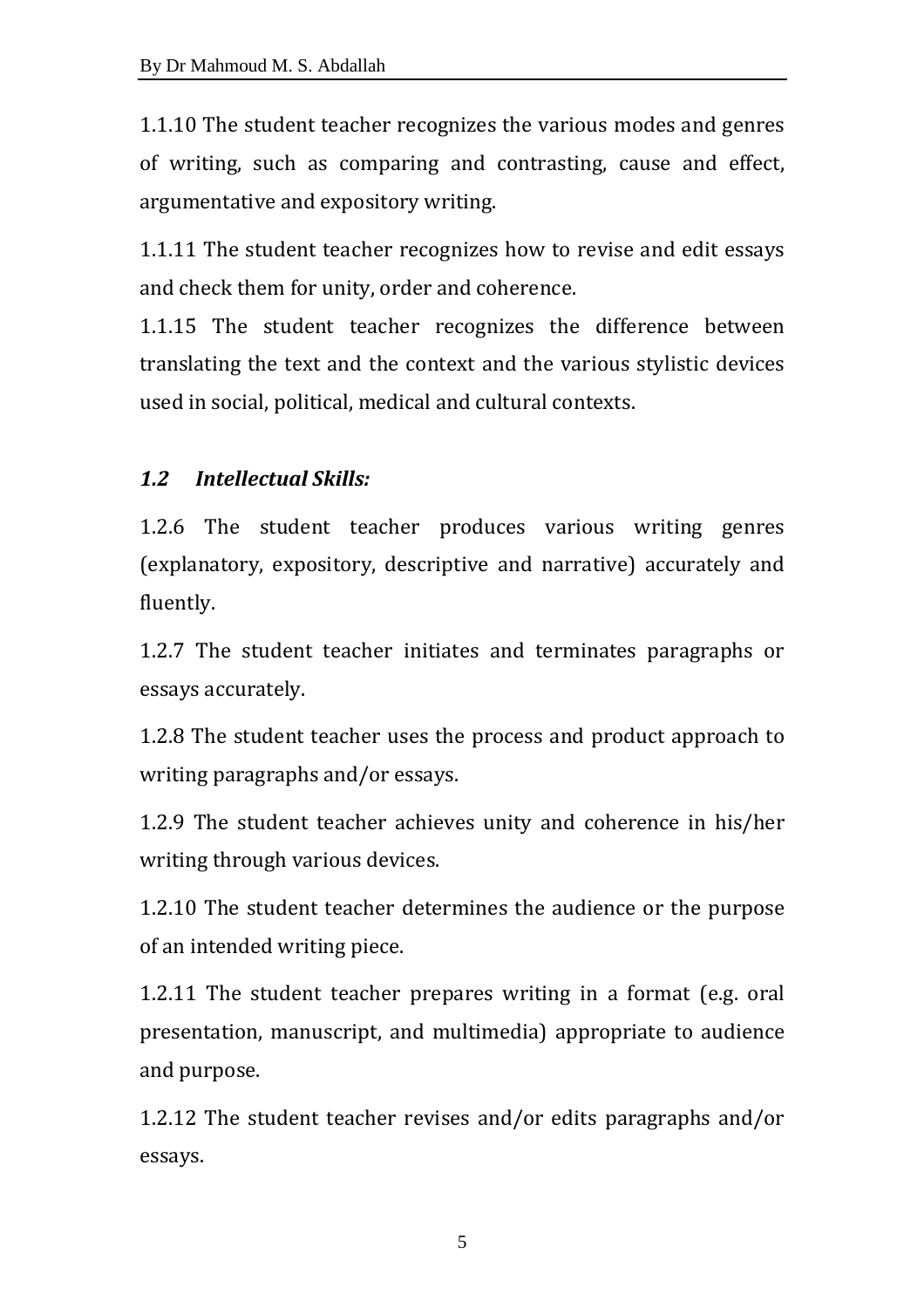1.1.10 The student teacher recognizes the various modes and genres of writing, such as comparing and contrasting, cause and effect, argumentative and expository writing.

1.1.11 The student teacher recognizes how to revise and edit essays and check them for unity, order and coherence.

1.1.15 The student teacher recognizes the difference between translating the text and the context and the various stylistic devices used in social, political, medical and cultural contexts.

### *1.2 Intellectual Skills:*

1.2.6 The student teacher produces various writing genres (explanatory, expository, descriptive and narrative) accurately and fluently.

1.2.7 The student teacher initiates and terminates paragraphs or essays accurately.

1.2.8 The student teacher uses the process and product approach to writing paragraphs and/or essays.

1.2.9 The student teacher achieves unity and coherence in his/her writing through various devices.

1.2.10 The student teacher determines the audience or the purpose of an intended writing piece.

1.2.11 The student teacher prepares writing in a format (e.g. oral presentation, manuscript, and multimedia) appropriate to audience and purpose.

1.2.12 The student teacher revises and/or edits paragraphs and/or essays.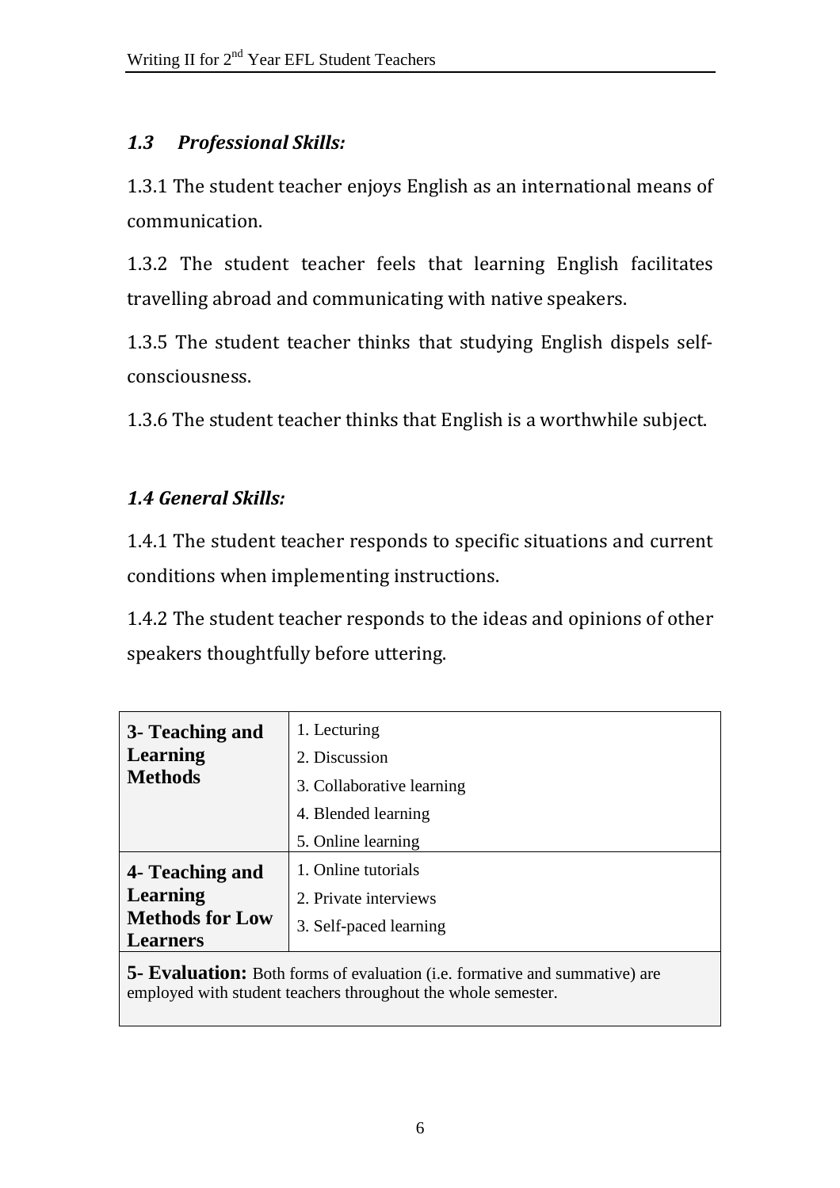### *1.3 Professional Skills:*

1.3.1 The student teacher enjoys English as an international means of communication.

1.3.2 The student teacher feels that learning English facilitates travelling abroad and communicating with native speakers.

1.3.5 The student teacher thinks that studying English dispels self-consciousness.

1.3.6 The student teacher thinks that English is a worthwhile subject.

### *1.4 General Skills:*

1.4.1 The student teacher responds to specific situations and current conditions when implementing instructions.

1.4.2 The student teacher responds to the ideas and opinions of other speakers thoughtfully before uttering.

| | |
|---|---|
| **3- Teaching and Learning Methods** | 1. Lecturing<br>2. Discussion<br>3. Collaborative learning<br>4. Blended learning<br>5. Online learning |
| **4- Teaching and Learning Methods for Low Learners** | 1. Online tutorials<br>2. Private interviews<br>3. Self-paced learning |
| **5- Evaluation:** Both forms of evaluation (i.e. formative and summative) are employed with student teachers throughout the whole semester. | |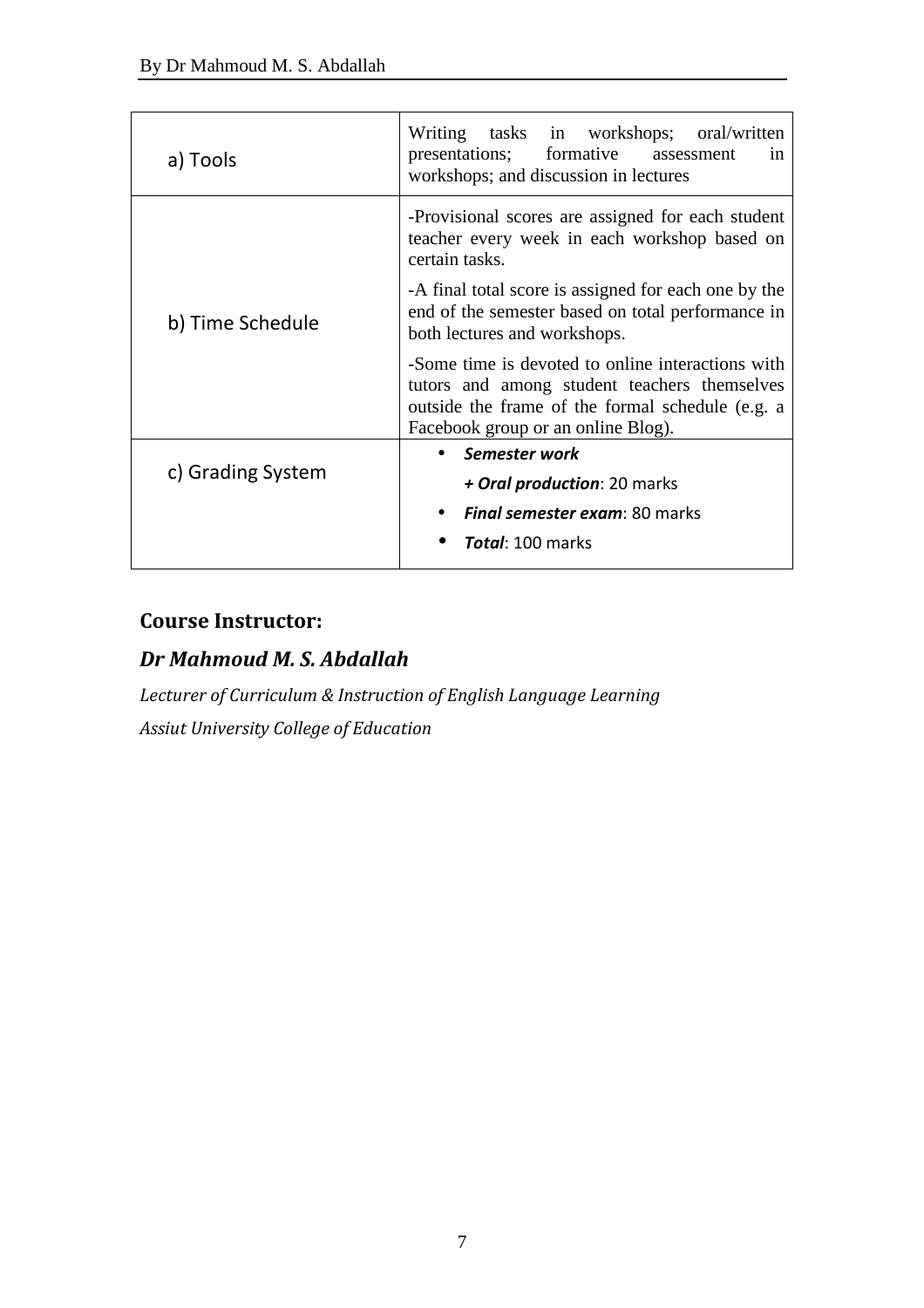| | |
|---|---|
| a) Tools | Writing tasks in workshops; oral/written presentations; formative assessment in workshops; and discussion in lectures |
| b) Time Schedule | -Provisional scores are assigned for each student teacher every week in each workshop based on certain tasks.<br><br>-A final total score is assigned for each one by the end of the semester based on total performance in both lectures and workshops.<br><br>-Some time is devoted to online interactions with tutors and among student teachers themselves outside the frame of the formal schedule (e.g. a Facebook group or an online Blog). |
| c) Grading System | • ***Semester work***<br>***+ Oral production***: 20 marks<br>• ***Final semester exam***: 80 marks<br>• ***Total***: 100 marks |

## Course Instructor:

### *Dr Mahmoud M. S. Abdallah*

*Lecturer of Curriculum & Instruction of English Language Learning*

*Assiut University College of Education*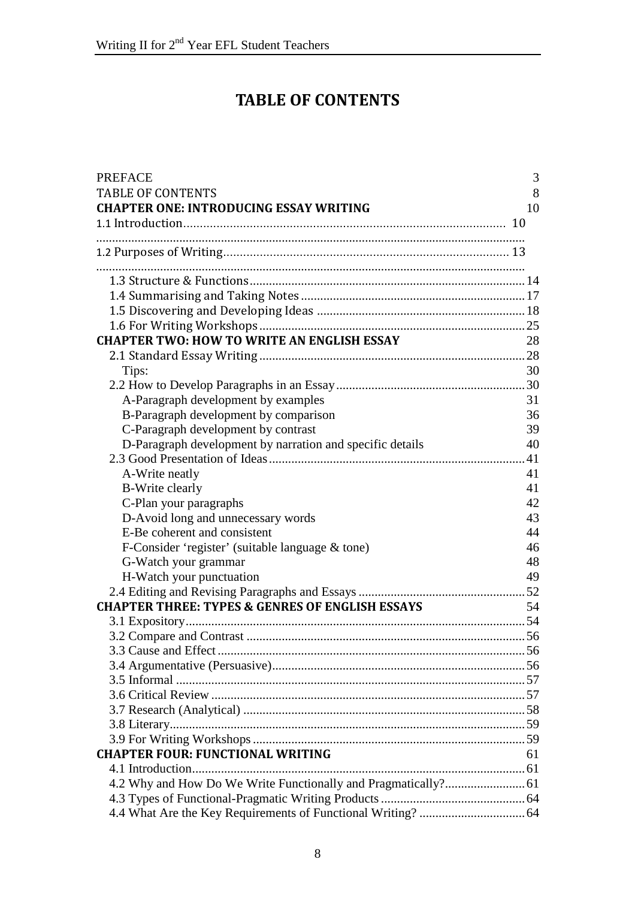# TABLE OF CONTENTS

PREFACE 3
TABLE OF CONTENTS 8
**CHAPTER ONE: INTRODUCING ESSAY WRITING** 10
1.1 Introduction 10
1.2 Purposes of Writing 13
1.3 Structure & Functions 14
1.4 Summarising and Taking Notes 17
1.5 Discovering and Developing Ideas 18
1.6 For Writing Workshops 25
**CHAPTER TWO: HOW TO WRITE AN ENGLISH ESSAY** 28
2.1 Standard Essay Writing 28
Tips: 30
2.2 How to Develop Paragraphs in an Essay 30
A-Paragraph development by examples 31
B-Paragraph development by comparison 36
C-Paragraph development by contrast 39
D-Paragraph development by narration and specific details 40
2.3 Good Presentation of Ideas 41
A-Write neatly 41
B-Write clearly 41
C-Plan your paragraphs 42
D-Avoid long and unnecessary words 43
E-Be coherent and consistent 44
F-Consider 'register' (suitable language & tone) 46
G-Watch your grammar 48
H-Watch your punctuation 49
2.4 Editing and Revising Paragraphs and Essays 52
**CHAPTER THREE: TYPES & GENRES OF ENGLISH ESSAYS** 54
3.1 Expository 54
3.2 Compare and Contrast 56
3.3 Cause and Effect 56
3.4 Argumentative (Persuasive) 56
3.5 Informal 57
3.6 Critical Review 57
3.7 Research (Analytical) 58
3.8 Literary 59
3.9 For Writing Workshops 59
**CHAPTER FOUR: FUNCTIONAL WRITING** 61
4.1 Introduction 61
4.2 Why and How Do We Write Functionally and Pragmatically? 61
4.3 Types of Functional-Pragmatic Writing Products 64
4.4 What Are the Key Requirements of Functional Writing? 64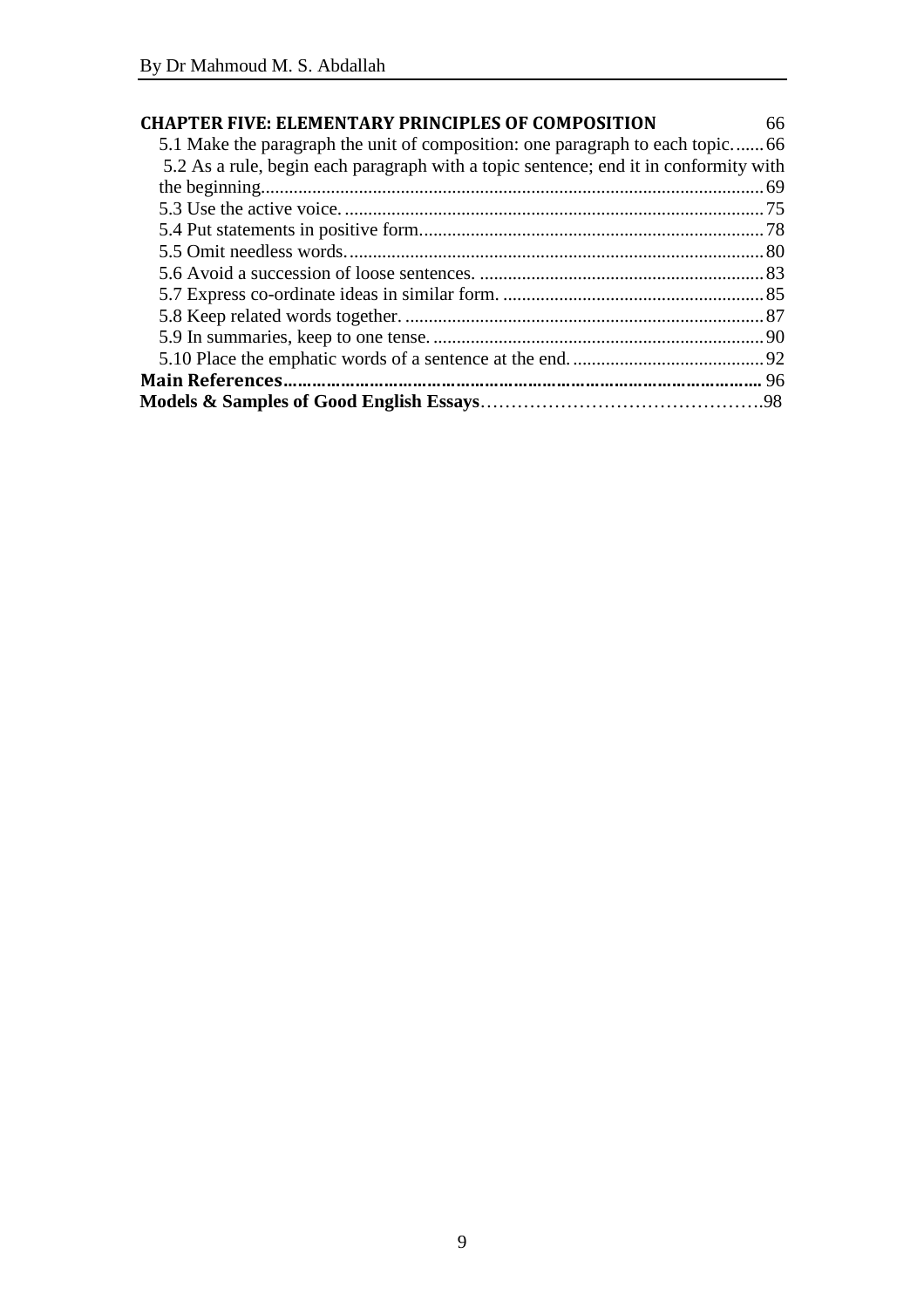**CHAPTER FIVE: ELEMENTARY PRINCIPLES OF COMPOSITION** 66

5.1 Make the paragraph the unit of composition: one paragraph to each topic....... 66

5.2 As a rule, begin each paragraph with a topic sentence; end it in conformity with the beginning........................................................................................................ 69

5.3 Use the active voice. ......................................................................................... 75

5.4 Put statements in positive form......................................................................... 78

5.5 Omit needless words. ........................................................................................ 80

5.6 Avoid a succession of loose sentences. ............................................................ 83

5.7 Express co-ordinate ideas in similar form. ....................................................... 85

5.8 Keep related words together. ............................................................................ 87

5.9 In summaries, keep to one tense. ...................................................................... 90

5.10 Place the emphatic words of a sentence at the end. ........................................ 92

**Main References......................................................................................... 96**

**Models & Samples of Good English Essays**……………………………………….98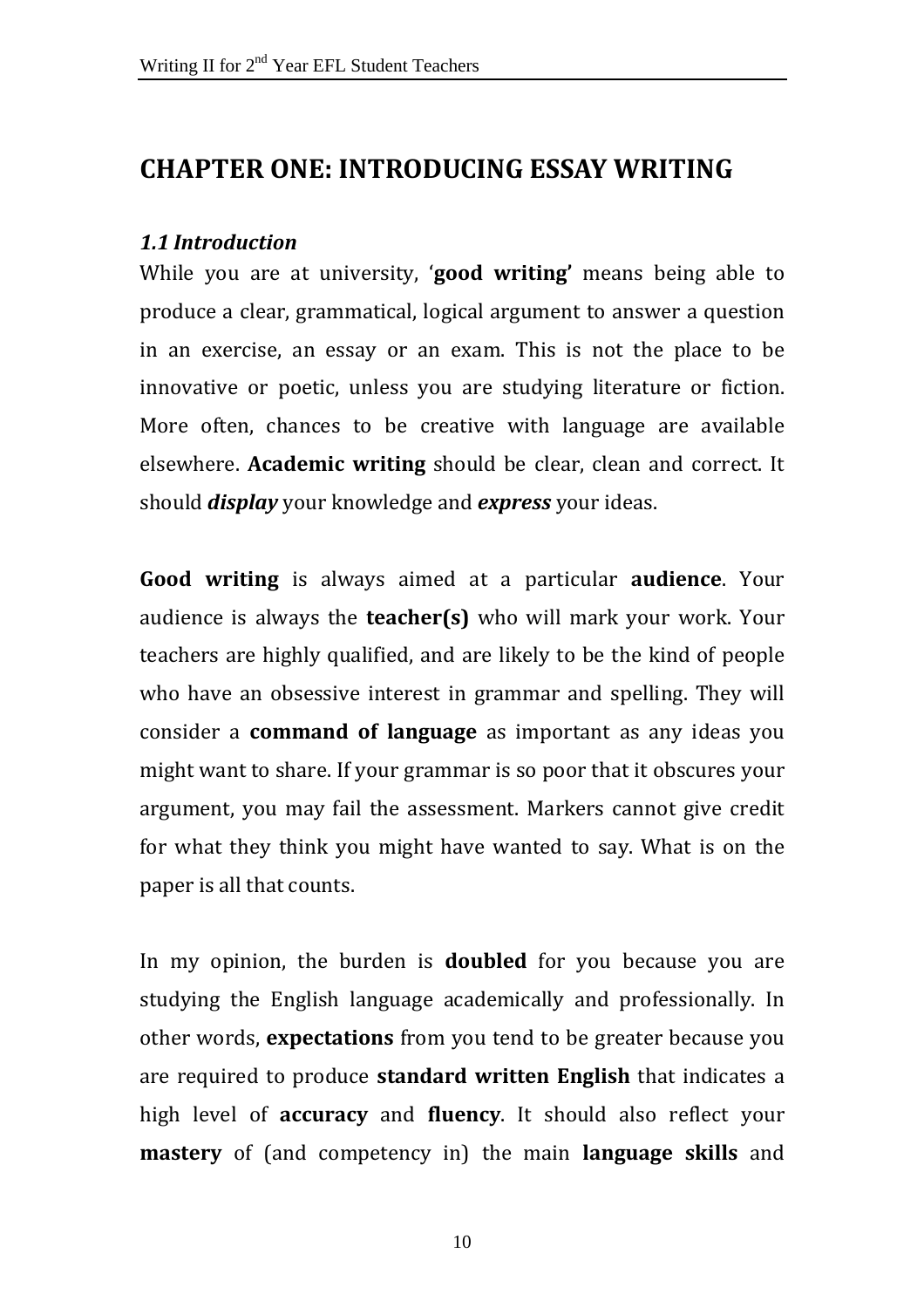# CHAPTER ONE: INTRODUCING ESSAY WRITING

### *1.1 Introduction*

While you are at university, '**good writing'** means being able to produce a clear, grammatical, logical argument to answer a question in an exercise, an essay or an exam. This is not the place to be innovative or poetic, unless you are studying literature or fiction. More often, chances to be creative with language are available elsewhere. **Academic writing** should be clear, clean and correct. It should ***display*** your knowledge and ***express*** your ideas.

**Good writing** is always aimed at a particular **audience**. Your audience is always the **teacher(s)** who will mark your work. Your teachers are highly qualified, and are likely to be the kind of people who have an obsessive interest in grammar and spelling. They will consider a **command of language** as important as any ideas you might want to share. If your grammar is so poor that it obscures your argument, you may fail the assessment. Markers cannot give credit for what they think you might have wanted to say. What is on the paper is all that counts.

In my opinion, the burden is **doubled** for you because you are studying the English language academically and professionally. In other words, **expectations** from you tend to be greater because you are required to produce **standard written English** that indicates a high level of **accuracy** and **fluency**. It should also reflect your **mastery** of (and competency in) the main **language skills** and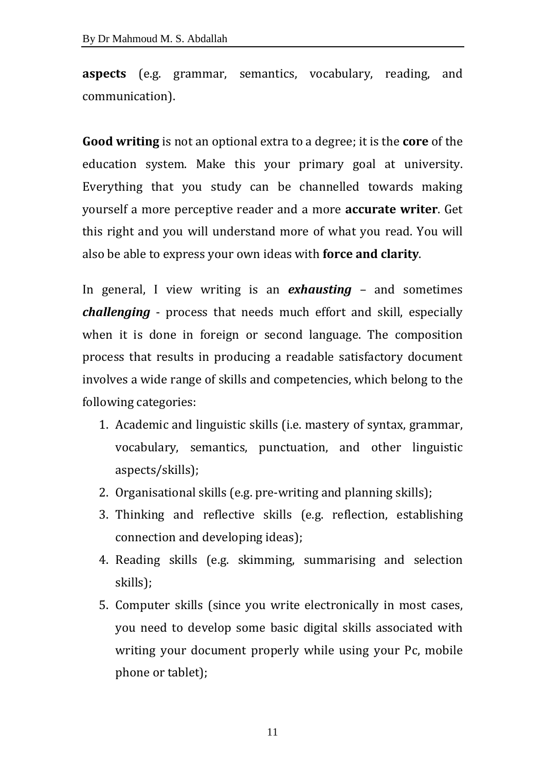**aspects** (e.g. grammar, semantics, vocabulary, reading, and communication).

**Good writing** is not an optional extra to a degree; it is the **core** of the education system. Make this your primary goal at university. Everything that you study can be channelled towards making yourself a more perceptive reader and a more **accurate writer**. Get this right and you will understand more of what you read. You will also be able to express your own ideas with **force and clarity**.

In general, I view writing is an ***exhausting*** – and sometimes ***challenging*** - process that needs much effort and skill, especially when it is done in foreign or second language. The composition process that results in producing a readable satisfactory document involves a wide range of skills and competencies, which belong to the following categories:

1. Academic and linguistic skills (i.e. mastery of syntax, grammar, vocabulary, semantics, punctuation, and other linguistic aspects/skills);
2. Organisational skills (e.g. pre-writing and planning skills);
3. Thinking and reflective skills (e.g. reflection, establishing connection and developing ideas);
4. Reading skills (e.g. skimming, summarising and selection skills);
5. Computer skills (since you write electronically in most cases, you need to develop some basic digital skills associated with writing your document properly while using your Pc, mobile phone or tablet);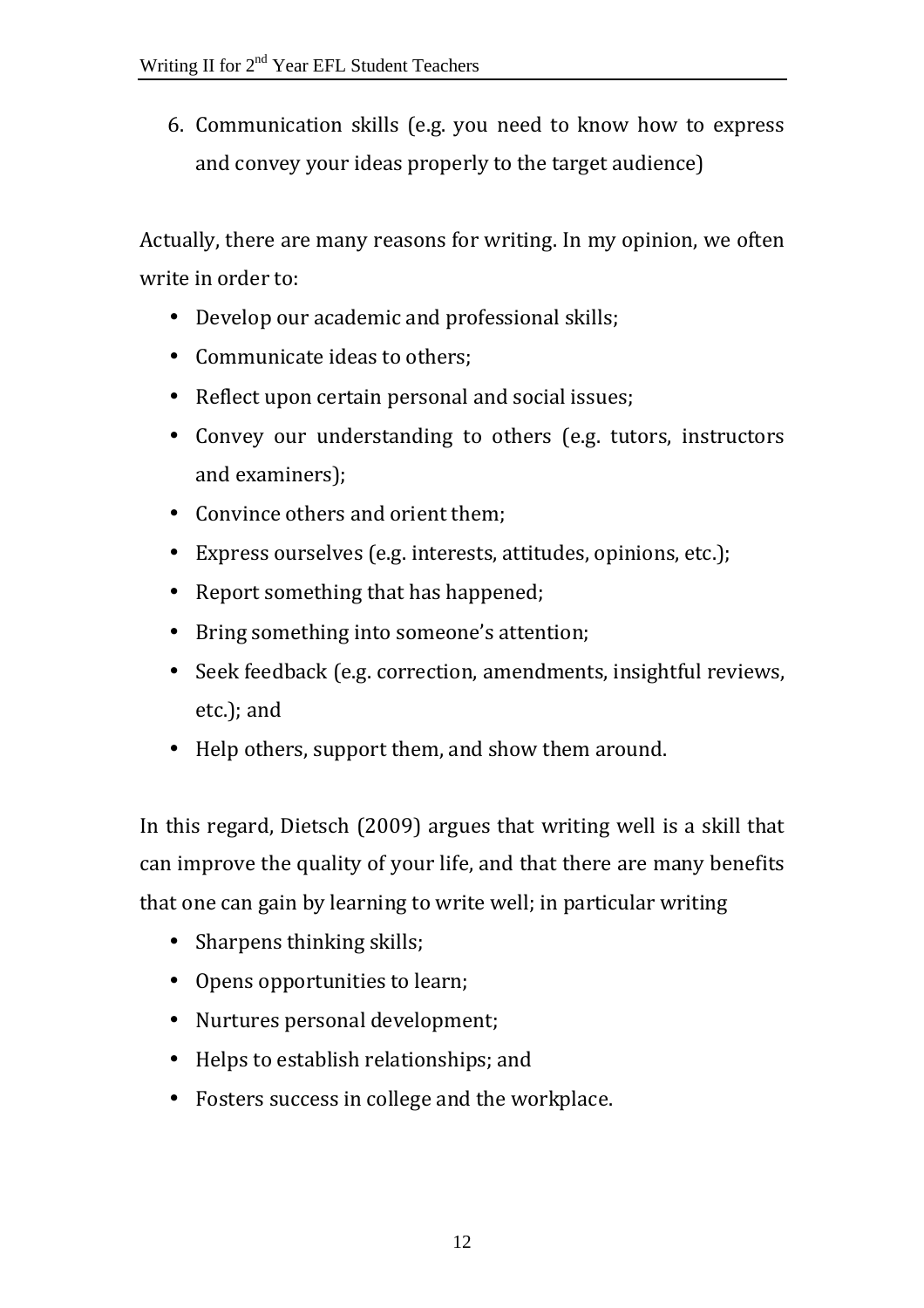6. Communication skills (e.g. you need to know how to express and convey your ideas properly to the target audience)

Actually, there are many reasons for writing. In my opinion, we often write in order to:

- Develop our academic and professional skills;
- Communicate ideas to others;
- Reflect upon certain personal and social issues;
- Convey our understanding to others (e.g. tutors, instructors and examiners);
- Convince others and orient them;
- Express ourselves (e.g. interests, attitudes, opinions, etc.);
- Report something that has happened;
- Bring something into someone's attention;
- Seek feedback (e.g. correction, amendments, insightful reviews, etc.); and
- Help others, support them, and show them around.

In this regard, Dietsch (2009) argues that writing well is a skill that can improve the quality of your life, and that there are many benefits that one can gain by learning to write well; in particular writing

- Sharpens thinking skills;
- Opens opportunities to learn;
- Nurtures personal development;
- Helps to establish relationships; and
- Fosters success in college and the workplace.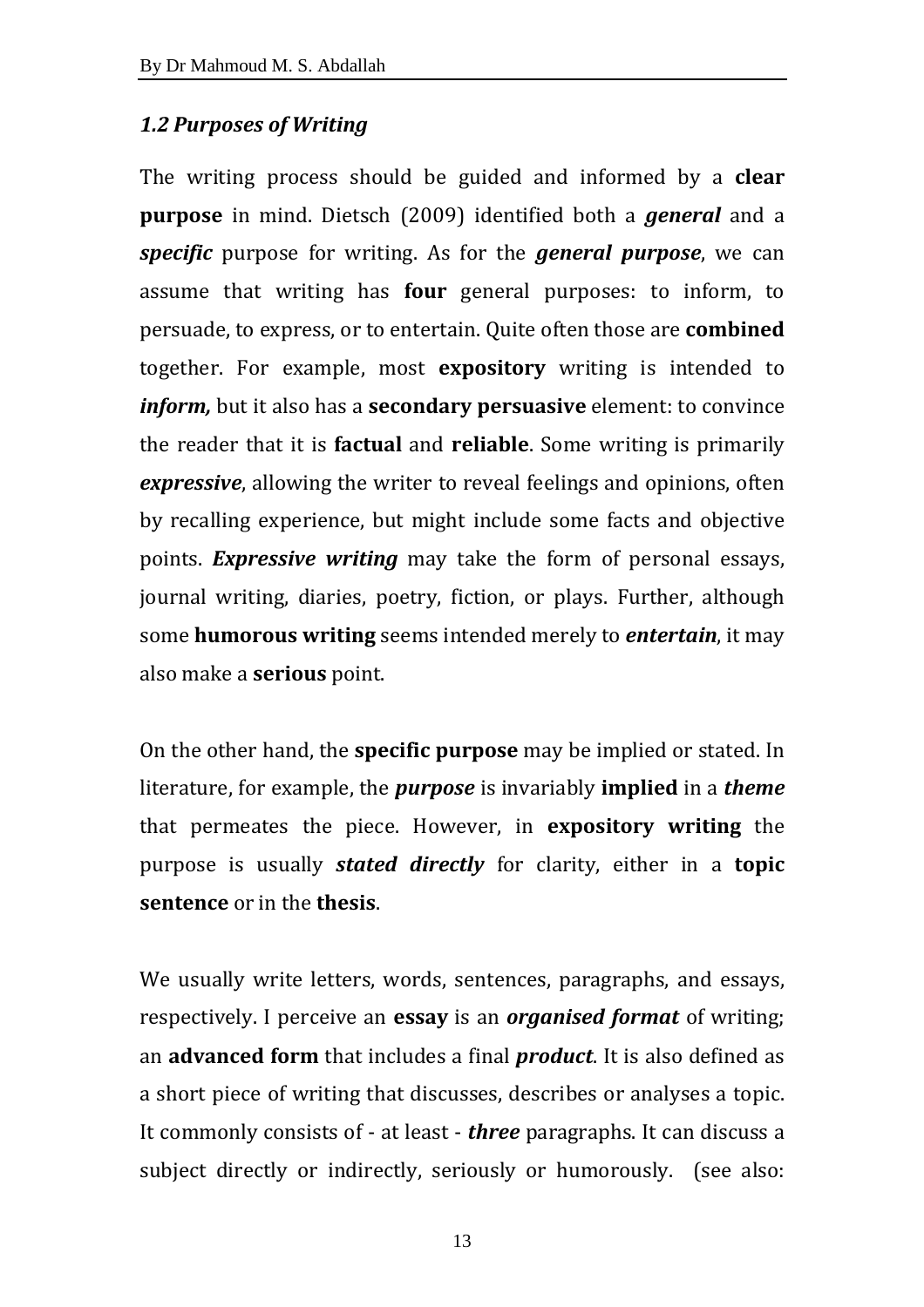### *1.2 Purposes of Writing*

The writing process should be guided and informed by a **clear purpose** in mind. Dietsch (2009) identified both a ***general*** and a ***specific*** purpose for writing. As for the ***general purpose***, we can assume that writing has **four** general purposes: to inform, to persuade, to express, or to entertain. Quite often those are **combined** together. For example, most **expository** writing is intended to ***inform,*** but it also has a **secondary persuasive** element: to convince the reader that it is **factual** and **reliable**. Some writing is primarily ***expressive***, allowing the writer to reveal feelings and opinions, often by recalling experience, but might include some facts and objective points. ***Expressive writing*** may take the form of personal essays, journal writing, diaries, poetry, fiction, or plays. Further, although some **humorous writing** seems intended merely to ***entertain***, it may also make a **serious** point.

On the other hand, the **specific purpose** may be implied or stated. In literature, for example, the ***purpose*** is invariably **implied** in a ***theme*** that permeates the piece. However, in **expository writing** the purpose is usually ***stated directly*** for clarity, either in a **topic sentence** or in the **thesis**.

We usually write letters, words, sentences, paragraphs, and essays, respectively. I perceive an **essay** is an ***organised format*** of writing; an **advanced form** that includes a final ***product***. It is also defined as a short piece of writing that discusses, describes or analyses a topic. It commonly consists of - at least - ***three*** paragraphs. It can discuss a subject directly or indirectly, seriously or humorously. (see also: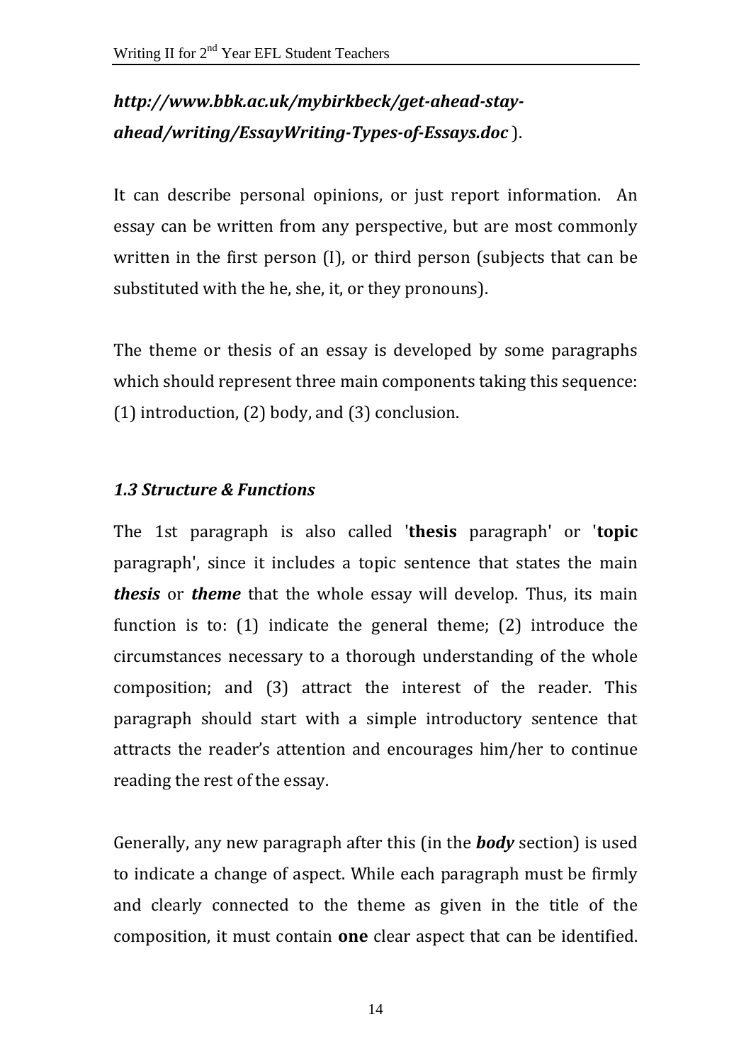***http://www.bbk.ac.uk/mybirkbeck/get-ahead-stay-ahead/writing/EssayWriting-Types-of-Essays.doc*** ).

It can describe personal opinions, or just report information. An essay can be written from any perspective, but are most commonly written in the first person (I), or third person (subjects that can be substituted with the he, she, it, or they pronouns).

The theme or thesis of an essay is developed by some paragraphs which should represent three main components taking this sequence: (1) introduction, (2) body, and (3) conclusion.

### *1.3 Structure & Functions*

The 1st paragraph is also called '**thesis** paragraph' or '**topic** paragraph', since it includes a topic sentence that states the main ***thesis*** or ***theme*** that the whole essay will develop. Thus, its main function is to: (1) indicate the general theme; (2) introduce the circumstances necessary to a thorough understanding of the whole composition; and (3) attract the interest of the reader. This paragraph should start with a simple introductory sentence that attracts the reader's attention and encourages him/her to continue reading the rest of the essay.

Generally, any new paragraph after this (in the ***body*** section) is used to indicate a change of aspect. While each paragraph must be firmly and clearly connected to the theme as given in the title of the composition, it must contain **one** clear aspect that can be identified.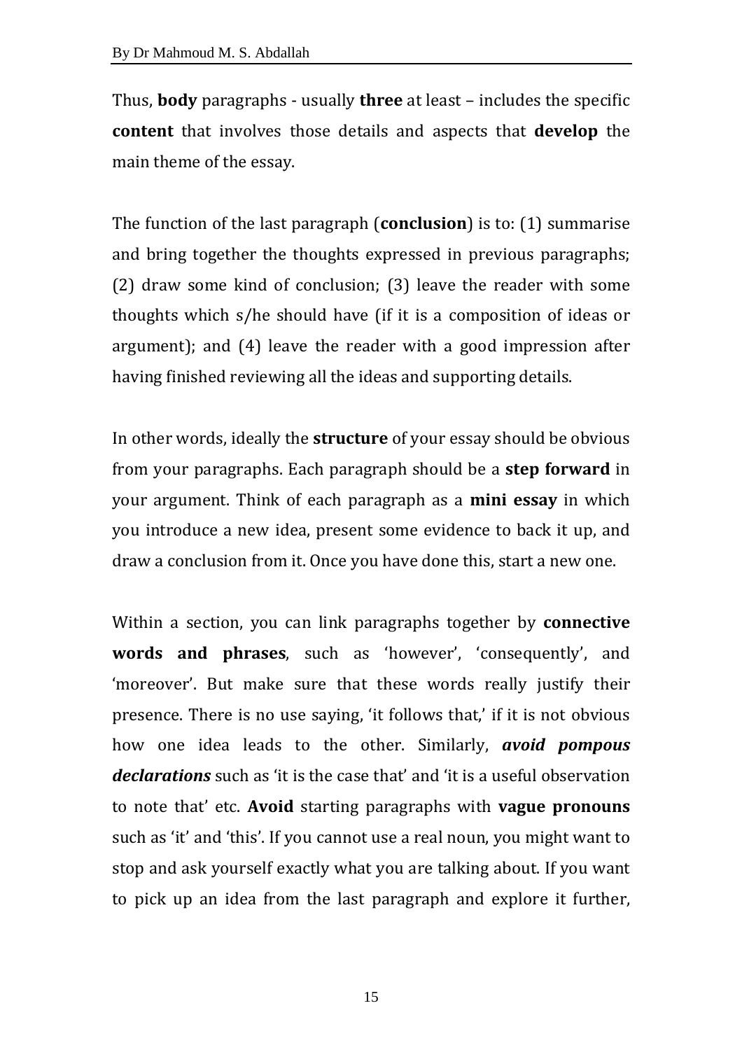Thus, **body** paragraphs - usually **three** at least – includes the specific **content** that involves those details and aspects that **develop** the main theme of the essay.

The function of the last paragraph (**conclusion**) is to: (1) summarise and bring together the thoughts expressed in previous paragraphs; (2) draw some kind of conclusion; (3) leave the reader with some thoughts which s/he should have (if it is a composition of ideas or argument); and (4) leave the reader with a good impression after having finished reviewing all the ideas and supporting details.

In other words, ideally the **structure** of your essay should be obvious from your paragraphs. Each paragraph should be a **step forward** in your argument. Think of each paragraph as a **mini essay** in which you introduce a new idea, present some evidence to back it up, and draw a conclusion from it. Once you have done this, start a new one.

Within a section, you can link paragraphs together by **connective words and phrases**, such as 'however', 'consequently', and 'moreover'. But make sure that these words really justify their presence. There is no use saying, 'it follows that,' if it is not obvious how one idea leads to the other. Similarly, ***avoid pompous declarations*** such as 'it is the case that' and 'it is a useful observation to note that' etc. **Avoid** starting paragraphs with **vague pronouns** such as 'it' and 'this'. If you cannot use a real noun, you might want to stop and ask yourself exactly what you are talking about. If you want to pick up an idea from the last paragraph and explore it further,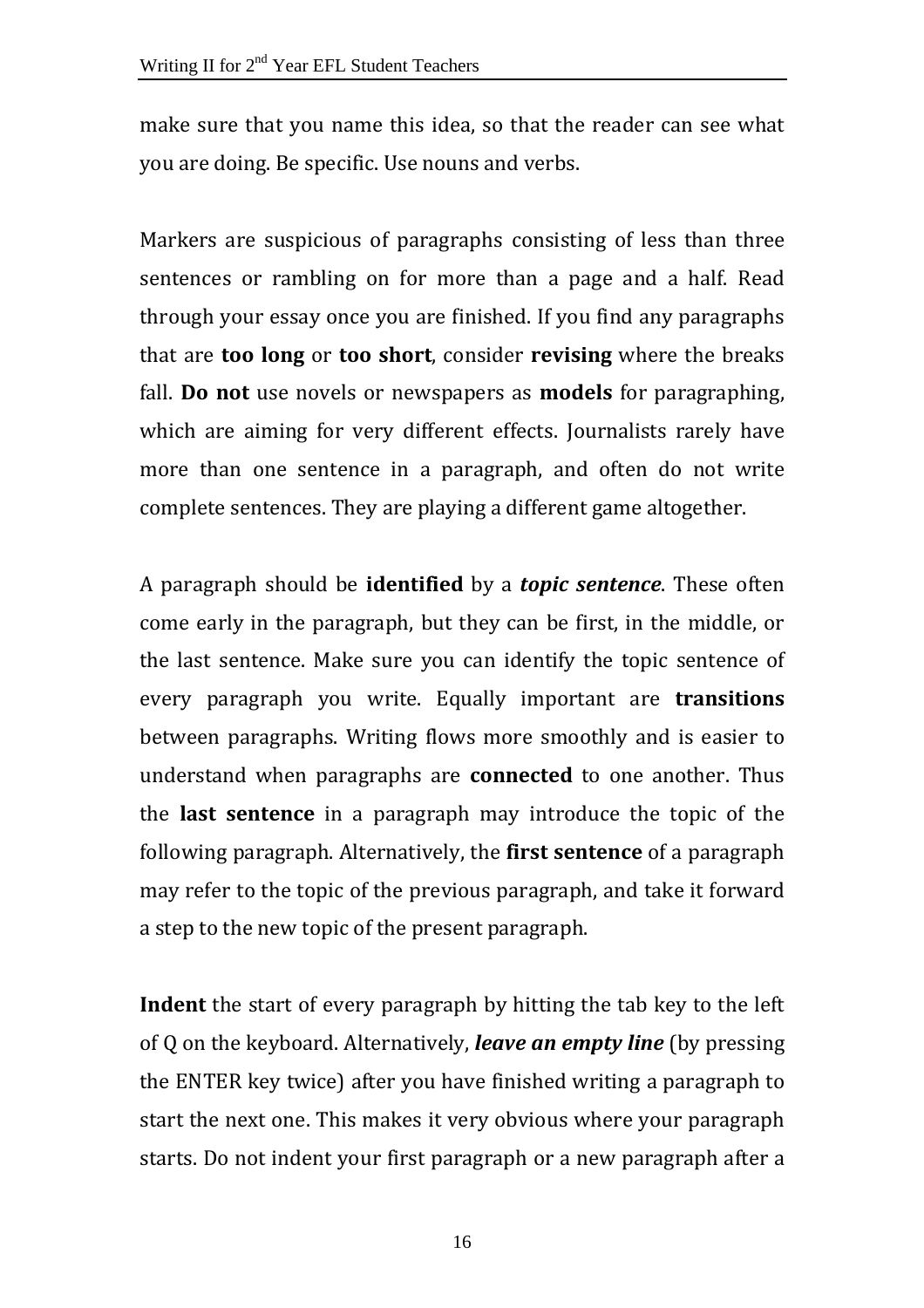make sure that you name this idea, so that the reader can see what you are doing. Be specific. Use nouns and verbs.

Markers are suspicious of paragraphs consisting of less than three sentences or rambling on for more than a page and a half. Read through your essay once you are finished. If you find any paragraphs that are **too long** or **too short**, consider **revising** where the breaks fall. **Do not** use novels or newspapers as **models** for paragraphing, which are aiming for very different effects. Journalists rarely have more than one sentence in a paragraph, and often do not write complete sentences. They are playing a different game altogether.

A paragraph should be **identified** by a ***topic sentence***. These often come early in the paragraph, but they can be first, in the middle, or the last sentence. Make sure you can identify the topic sentence of every paragraph you write. Equally important are **transitions** between paragraphs. Writing flows more smoothly and is easier to understand when paragraphs are **connected** to one another. Thus the **last sentence** in a paragraph may introduce the topic of the following paragraph. Alternatively, the **first sentence** of a paragraph may refer to the topic of the previous paragraph, and take it forward a step to the new topic of the present paragraph.

**Indent** the start of every paragraph by hitting the tab key to the left of Q on the keyboard. Alternatively, ***leave an empty line*** (by pressing the ENTER key twice) after you have finished writing a paragraph to start the next one. This makes it very obvious where your paragraph starts. Do not indent your first paragraph or a new paragraph after a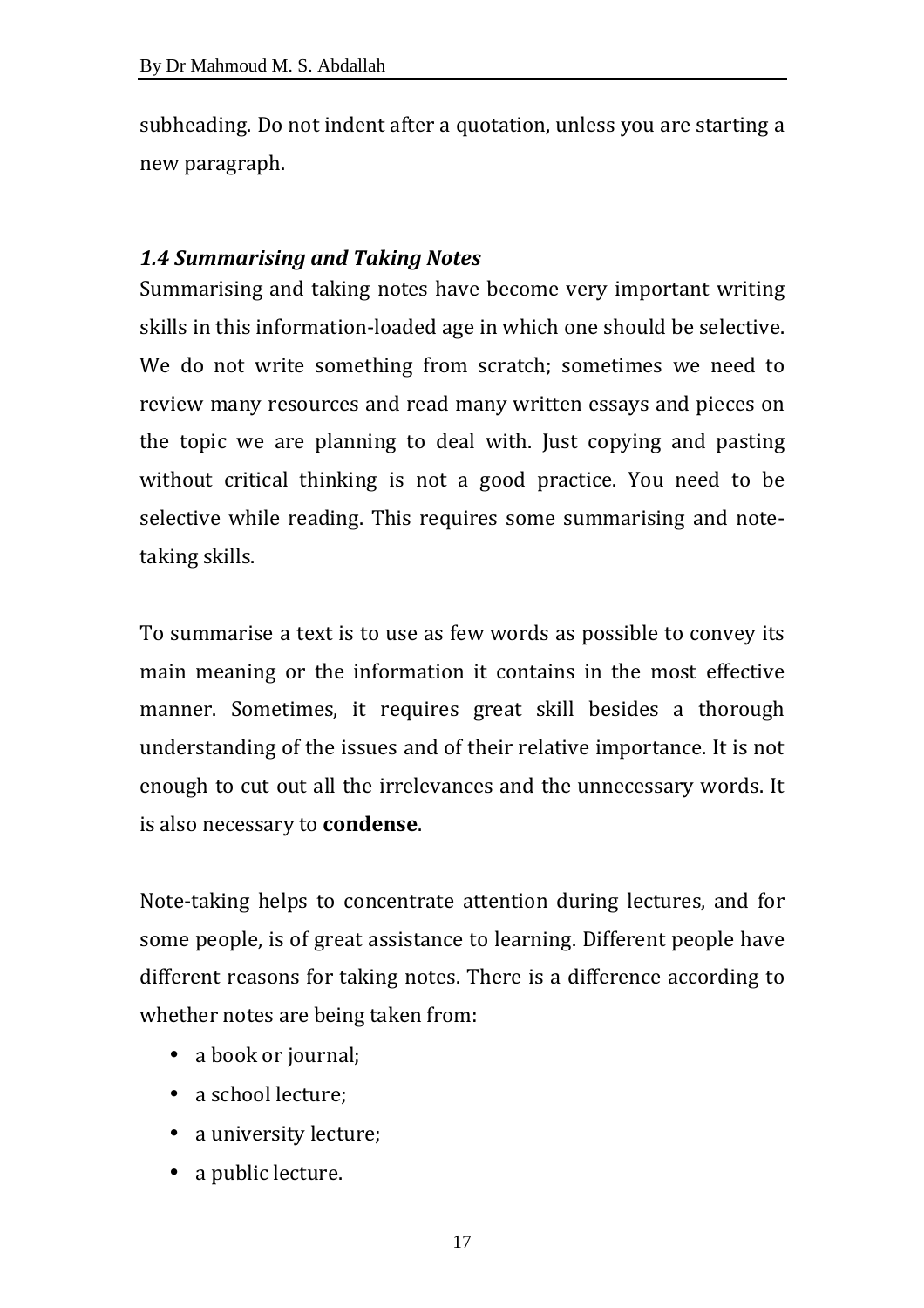subheading. Do not indent after a quotation, unless you are starting a new paragraph.

### *1.4 Summarising and Taking Notes*

Summarising and taking notes have become very important writing skills in this information-loaded age in which one should be selective. We do not write something from scratch; sometimes we need to review many resources and read many written essays and pieces on the topic we are planning to deal with. Just copying and pasting without critical thinking is not a good practice. You need to be selective while reading. This requires some summarising and note-taking skills.

To summarise a text is to use as few words as possible to convey its main meaning or the information it contains in the most effective manner. Sometimes, it requires great skill besides a thorough understanding of the issues and of their relative importance. It is not enough to cut out all the irrelevances and the unnecessary words. It is also necessary to **condense**.

Note-taking helps to concentrate attention during lectures, and for some people, is of great assistance to learning. Different people have different reasons for taking notes. There is a difference according to whether notes are being taken from:

- a book or journal;
- a school lecture;
- a university lecture;
- a public lecture.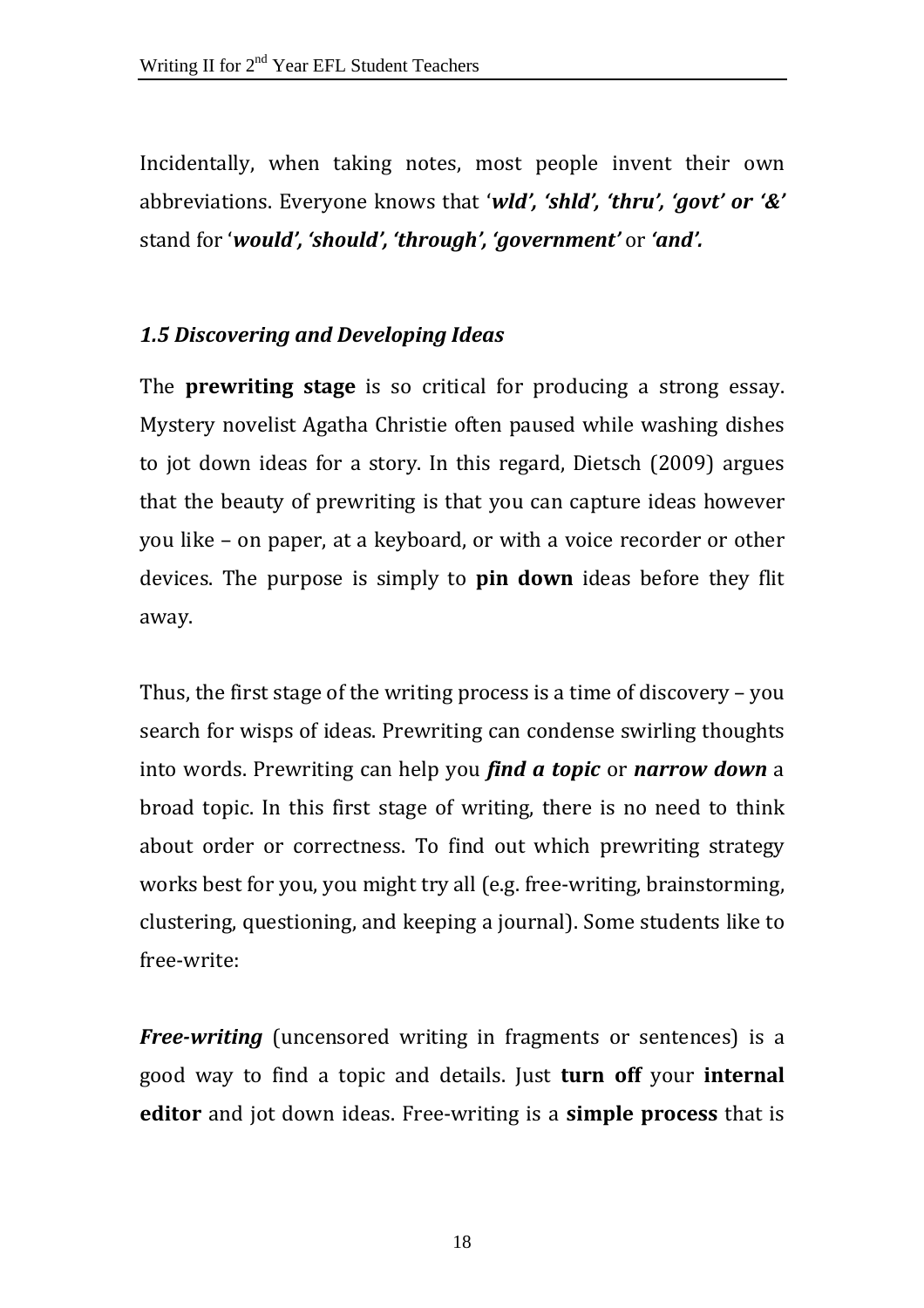Incidentally, when taking notes, most people invent their own abbreviations. Everyone knows that '***wld', 'shld', 'thru', 'govt' or '&'*** stand for '***would', 'should', 'through', 'government'*** or ***'and'.***

### *1.5 Discovering and Developing Ideas*

The **prewriting stage** is so critical for producing a strong essay. Mystery novelist Agatha Christie often paused while washing dishes to jot down ideas for a story. In this regard, Dietsch (2009) argues that the beauty of prewriting is that you can capture ideas however you like – on paper, at a keyboard, or with a voice recorder or other devices. The purpose is simply to **pin down** ideas before they flit away.

Thus, the first stage of the writing process is a time of discovery – you search for wisps of ideas. Prewriting can condense swirling thoughts into words. Prewriting can help you ***find a topic*** or ***narrow down*** a broad topic. In this first stage of writing, there is no need to think about order or correctness. To find out which prewriting strategy works best for you, you might try all (e.g. free-writing, brainstorming, clustering, questioning, and keeping a journal). Some students like to free-write:

***Free-writing*** (uncensored writing in fragments or sentences) is a good way to find a topic and details. Just **turn off** your **internal editor** and jot down ideas. Free-writing is a **simple process** that is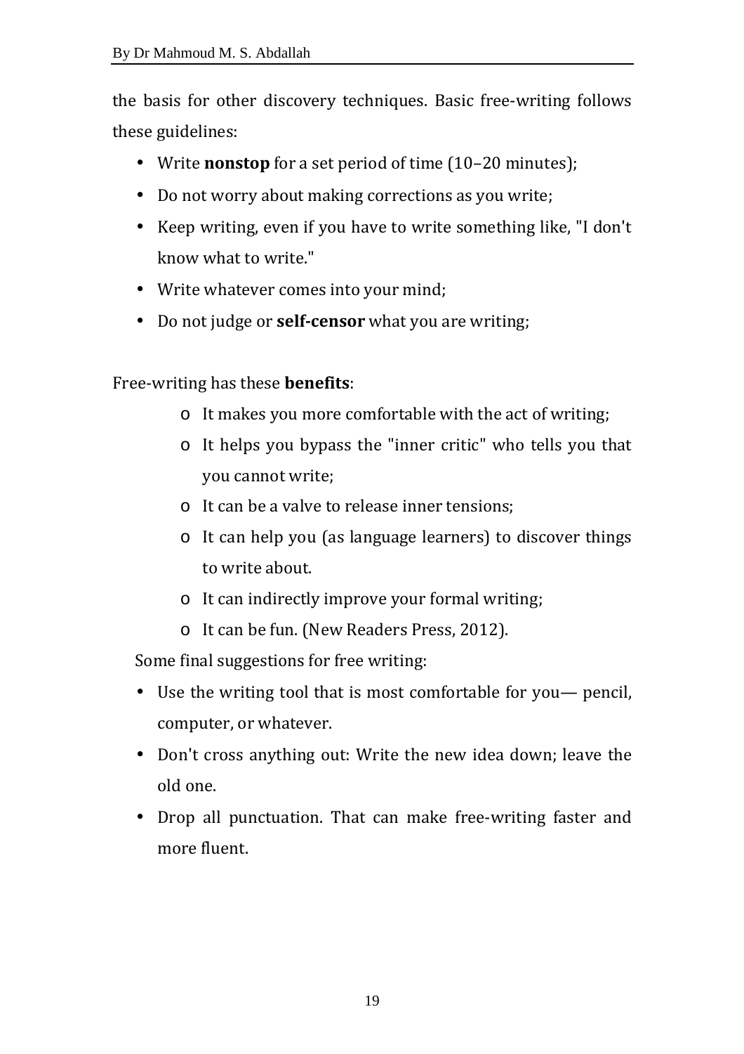the basis for other discovery techniques. Basic free-writing follows these guidelines:

- Write **nonstop** for a set period of time (10–20 minutes);
- Do not worry about making corrections as you write;
- Keep writing, even if you have to write something like, "I don't know what to write."
- Write whatever comes into your mind;
- Do not judge or **self-censor** what you are writing;

Free-writing has these **benefits**:

- It makes you more comfortable with the act of writing;
- It helps you bypass the "inner critic" who tells you that you cannot write;
- It can be a valve to release inner tensions;
- It can help you (as language learners) to discover things to write about.
- It can indirectly improve your formal writing;
- It can be fun. (New Readers Press, 2012).

Some final suggestions for free writing:

- Use the writing tool that is most comfortable for you— pencil, computer, or whatever.
- Don't cross anything out: Write the new idea down; leave the old one.
- Drop all punctuation. That can make free-writing faster and more fluent.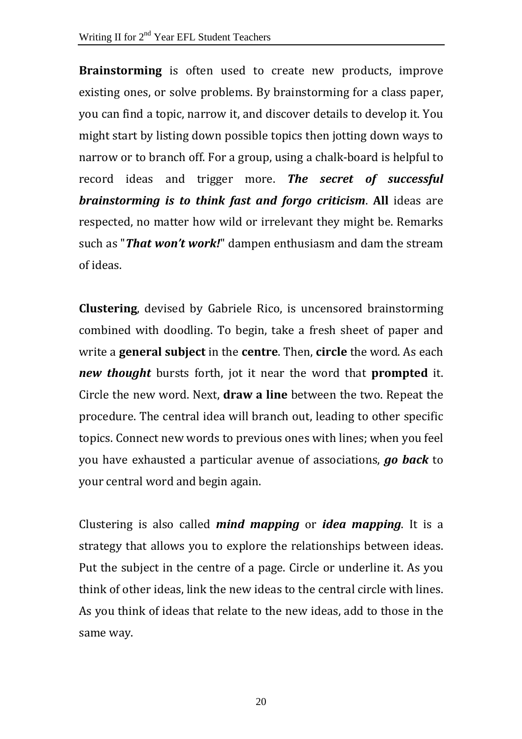**Brainstorming** is often used to create new products, improve existing ones, or solve problems. By brainstorming for a class paper, you can find a topic, narrow it, and discover details to develop it. You might start by listing down possible topics then jotting down ways to narrow or to branch off. For a group, using a chalk-board is helpful to record ideas and trigger more. ***The secret of successful brainstorming is to think fast and forgo criticism***. **All** ideas are respected, no matter how wild or irrelevant they might be. Remarks such as "***That won't work!***" dampen enthusiasm and dam the stream of ideas.

**Clustering**, devised by Gabriele Rico, is uncensored brainstorming combined with doodling. To begin, take a fresh sheet of paper and write a **general subject** in the **centre**. Then, **circle** the word. As each ***new thought*** bursts forth, jot it near the word that **prompted** it. Circle the new word. Next, **draw a line** between the two. Repeat the procedure. The central idea will branch out, leading to other specific topics. Connect new words to previous ones with lines; when you feel you have exhausted a particular avenue of associations, ***go back*** to your central word and begin again.

Clustering is also called ***mind mapping*** or ***idea mapping***. It is a strategy that allows you to explore the relationships between ideas. Put the subject in the centre of a page. Circle or underline it. As you think of other ideas, link the new ideas to the central circle with lines. As you think of ideas that relate to the new ideas, add to those in the same way.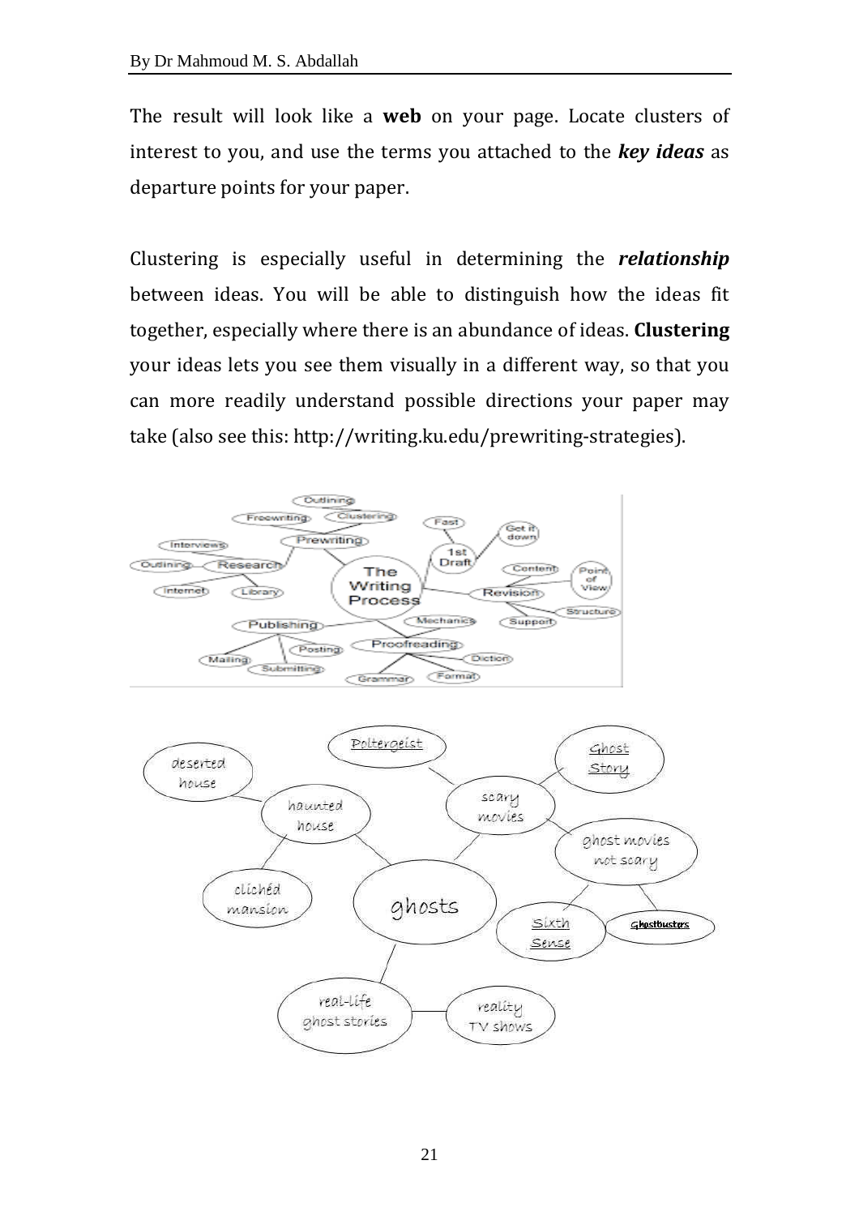The result will look like a **web** on your page. Locate clusters of interest to you, and use the terms you attached to the ***key ideas*** as departure points for your paper.

Clustering is especially useful in determining the ***relationship*** between ideas. You will be able to distinguish how the ideas fit together, especially where there is an abundance of ideas. **Clustering** your ideas lets you see them visually in a different way, so that you can more readily understand possible directions your paper may take (also see this: http://writing.ku.edu/prewriting-strategies).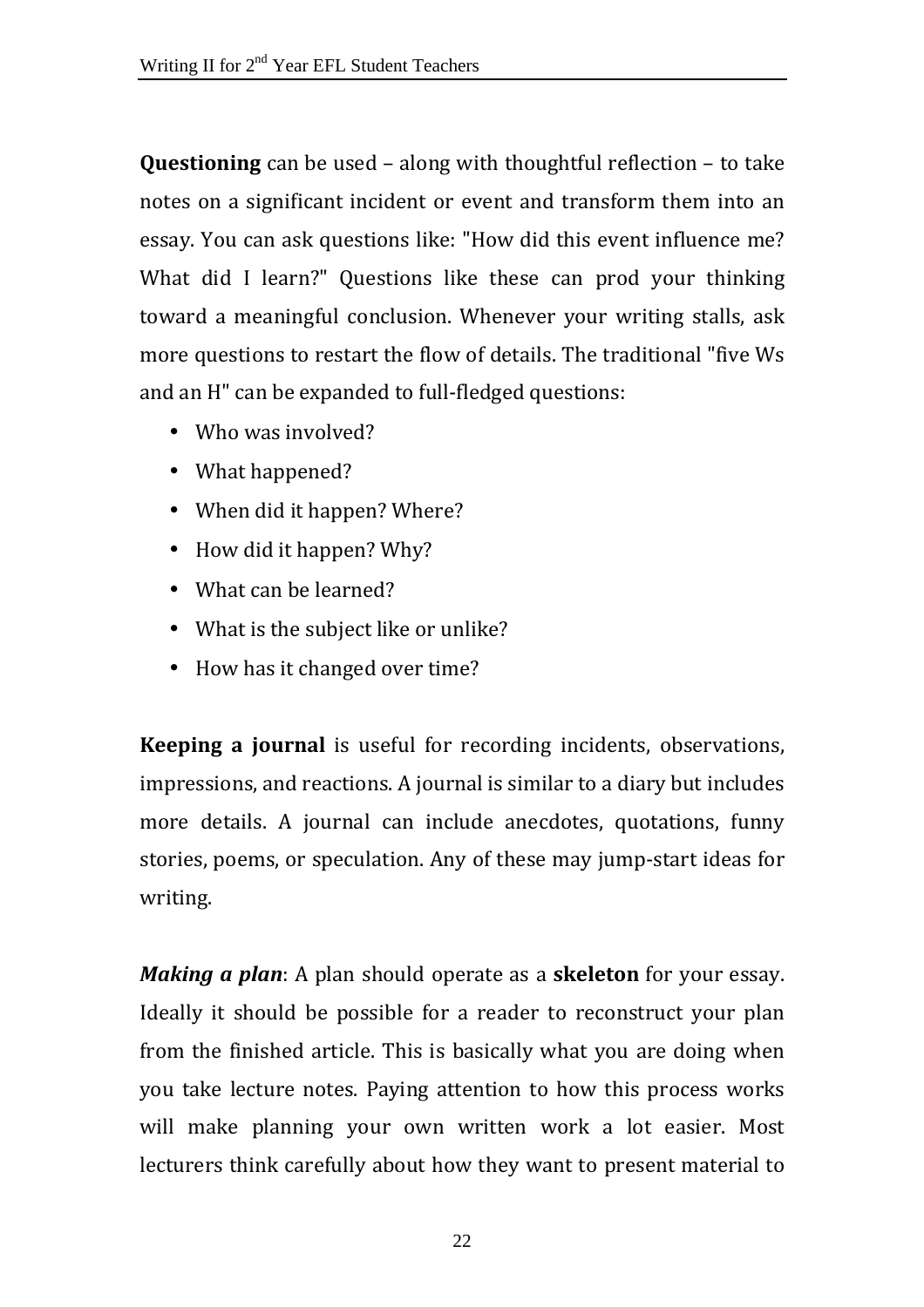**Questioning** can be used – along with thoughtful reflection – to take notes on a significant incident or event and transform them into an essay. You can ask questions like: "How did this event influence me? What did I learn?" Questions like these can prod your thinking toward a meaningful conclusion. Whenever your writing stalls, ask more questions to restart the flow of details. The traditional "five Ws and an H" can be expanded to full-fledged questions:

- Who was involved?
- What happened?
- When did it happen? Where?
- How did it happen? Why?
- What can be learned?
- What is the subject like or unlike?
- How has it changed over time?

**Keeping a journal** is useful for recording incidents, observations, impressions, and reactions. A journal is similar to a diary but includes more details. A journal can include anecdotes, quotations, funny stories, poems, or speculation. Any of these may jump-start ideas for writing.

***Making a plan***: A plan should operate as a **skeleton** for your essay. Ideally it should be possible for a reader to reconstruct your plan from the finished article. This is basically what you are doing when you take lecture notes. Paying attention to how this process works will make planning your own written work a lot easier. Most lecturers think carefully about how they want to present material to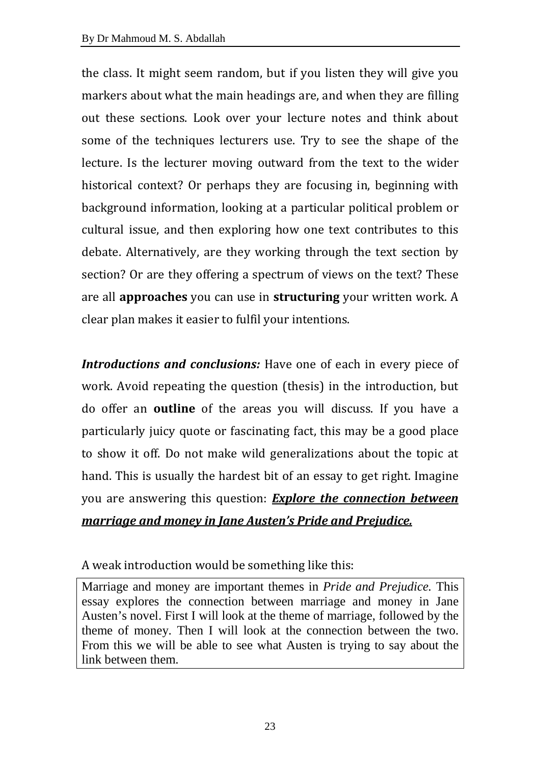the class. It might seem random, but if you listen they will give you markers about what the main headings are, and when they are filling out these sections. Look over your lecture notes and think about some of the techniques lecturers use. Try to see the shape of the lecture. Is the lecturer moving outward from the text to the wider historical context? Or perhaps they are focusing in, beginning with background information, looking at a particular political problem or cultural issue, and then exploring how one text contributes to this debate. Alternatively, are they working through the text section by section? Or are they offering a spectrum of views on the text? These are all **approaches** you can use in **structuring** your written work. A clear plan makes it easier to fulfil your intentions.

***Introductions and conclusions:*** Have one of each in every piece of work. Avoid repeating the question (thesis) in the introduction, but do offer an **outline** of the areas you will discuss. If you have a particularly juicy quote or fascinating fact, this may be a good place to show it off. Do not make wild generalizations about the topic at hand. This is usually the hardest bit of an essay to get right. Imagine you are answering this question: ***<u>Explore the connection between marriage and money in Jane Austen's Pride and Prejudice.</u>***

A weak introduction would be something like this:

> Marriage and money are important themes in *Pride and Prejudice*. This essay explores the connection between marriage and money in Jane Austen's novel. First I will look at the theme of marriage, followed by the theme of money. Then I will look at the connection between the two. From this we will be able to see what Austen is trying to say about the link between them.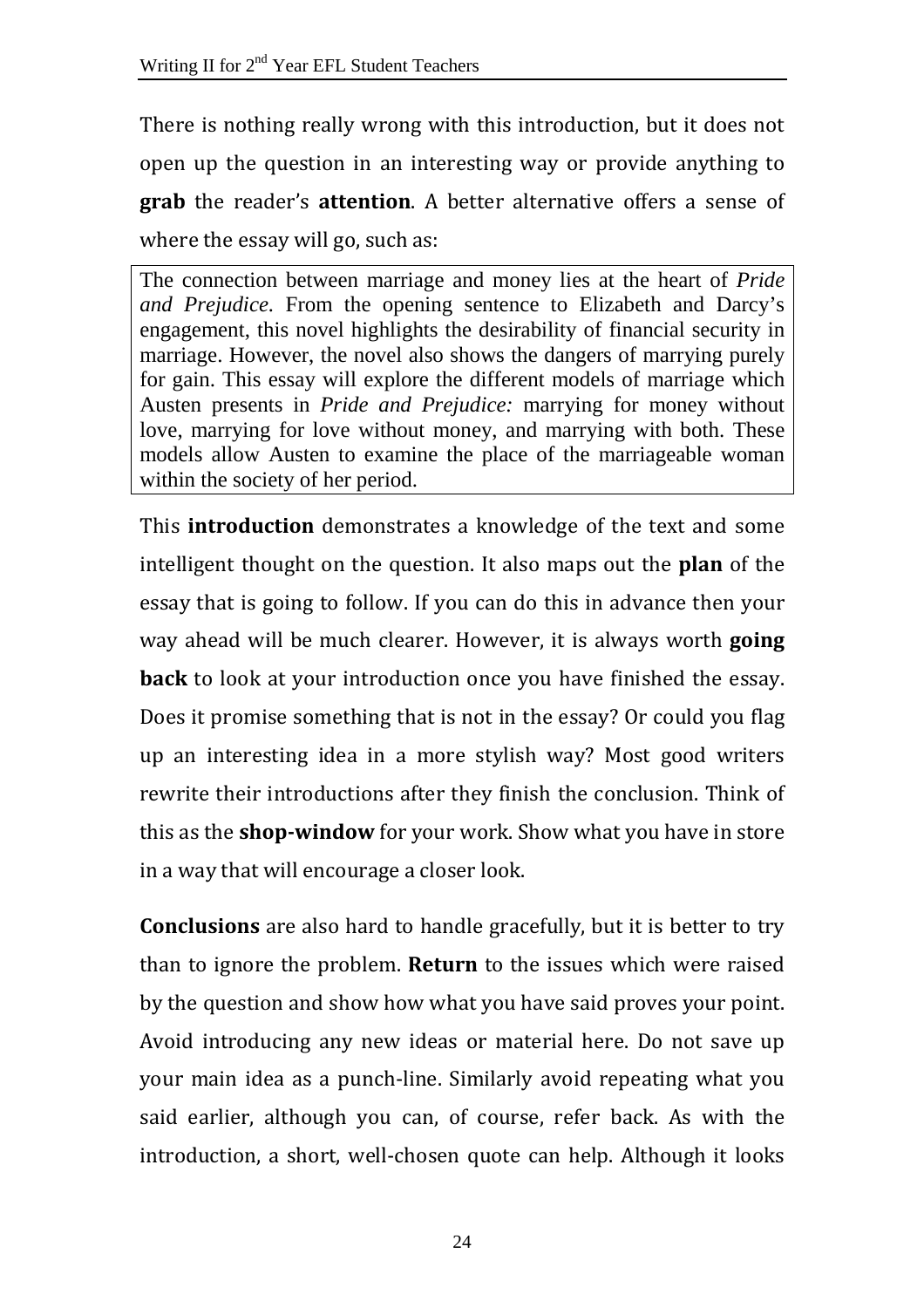There is nothing really wrong with this introduction, but it does not open up the question in an interesting way or provide anything to **grab** the reader's **attention**. A better alternative offers a sense of where the essay will go, such as:

> The connection between marriage and money lies at the heart of *Pride and Prejudice*. From the opening sentence to Elizabeth and Darcy's engagement, this novel highlights the desirability of financial security in marriage. However, the novel also shows the dangers of marrying purely for gain. This essay will explore the different models of marriage which Austen presents in *Pride and Prejudice:* marrying for money without love, marrying for love without money, and marrying with both. These models allow Austen to examine the place of the marriageable woman within the society of her period.

This **introduction** demonstrates a knowledge of the text and some intelligent thought on the question. It also maps out the **plan** of the essay that is going to follow. If you can do this in advance then your way ahead will be much clearer. However, it is always worth **going back** to look at your introduction once you have finished the essay. Does it promise something that is not in the essay? Or could you flag up an interesting idea in a more stylish way? Most good writers rewrite their introductions after they finish the conclusion. Think of this as the **shop-window** for your work. Show what you have in store in a way that will encourage a closer look.

**Conclusions** are also hard to handle gracefully, but it is better to try than to ignore the problem. **Return** to the issues which were raised by the question and show how what you have said proves your point. Avoid introducing any new ideas or material here. Do not save up your main idea as a punch-line. Similarly avoid repeating what you said earlier, although you can, of course, refer back. As with the introduction, a short, well-chosen quote can help. Although it looks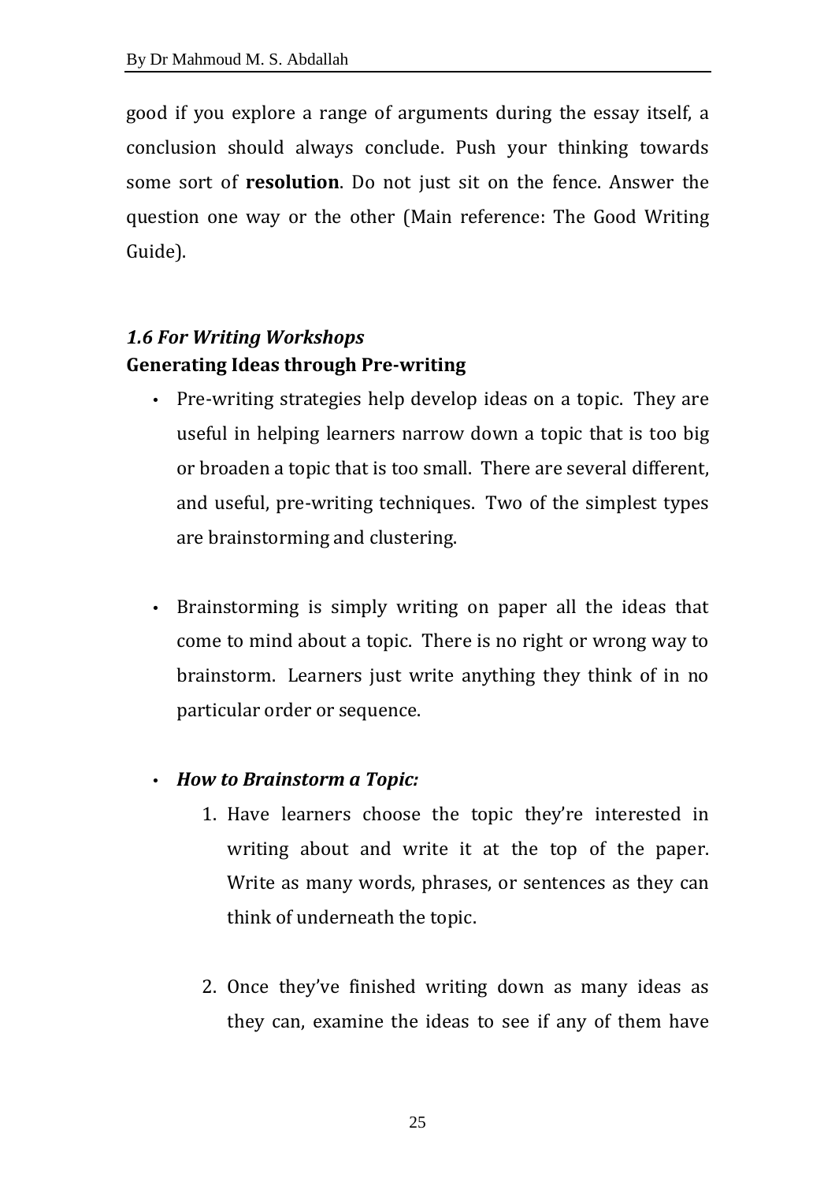good if you explore a range of arguments during the essay itself, a conclusion should always conclude. Push your thinking towards some sort of **resolution**. Do not just sit on the fence. Answer the question one way or the other (Main reference: The Good Writing Guide).

### *1.6 For Writing Workshops*

**Generating Ideas through Pre-writing**

- Pre-writing strategies help develop ideas on a topic. They are useful in helping learners narrow down a topic that is too big or broaden a topic that is too small. There are several different, and useful, pre-writing techniques. Two of the simplest types are brainstorming and clustering.

- Brainstorming is simply writing on paper all the ideas that come to mind about a topic. There is no right or wrong way to brainstorm. Learners just write anything they think of in no particular order or sequence.

- ***How to Brainstorm a Topic:***
    1. Have learners choose the topic they're interested in writing about and write it at the top of the paper. Write as many words, phrases, or sentences as they can think of underneath the topic.

    2. Once they've finished writing down as many ideas as they can, examine the ideas to see if any of them have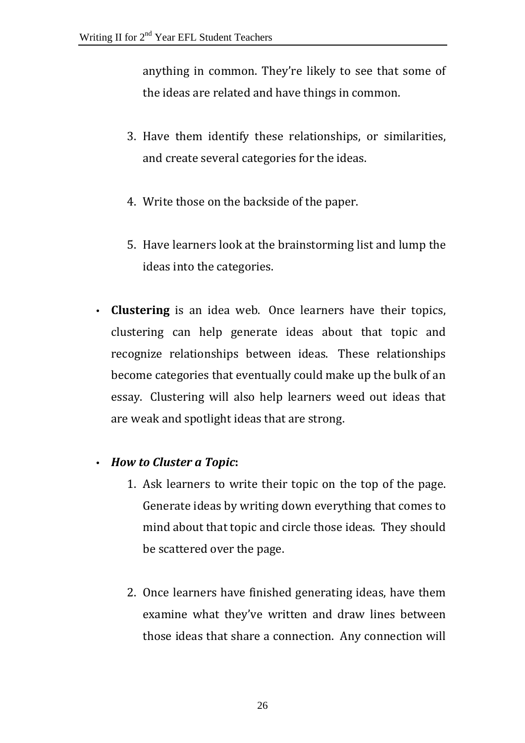anything in common. They're likely to see that some of the ideas are related and have things in common.

3. Have them identify these relationships, or similarities, and create several categories for the ideas.

4. Write those on the backside of the paper.

5. Have learners look at the brainstorming list and lump the ideas into the categories.

- **Clustering** is an idea web. Once learners have their topics, clustering can help generate ideas about that topic and recognize relationships between ideas. These relationships become categories that eventually could make up the bulk of an essay. Clustering will also help learners weed out ideas that are weak and spotlight ideas that are strong.

- ***How to Cluster a Topic*:**
    1. Ask learners to write their topic on the top of the page. Generate ideas by writing down everything that comes to mind about that topic and circle those ideas. They should be scattered over the page.

    2. Once learners have finished generating ideas, have them examine what they've written and draw lines between those ideas that share a connection. Any connection will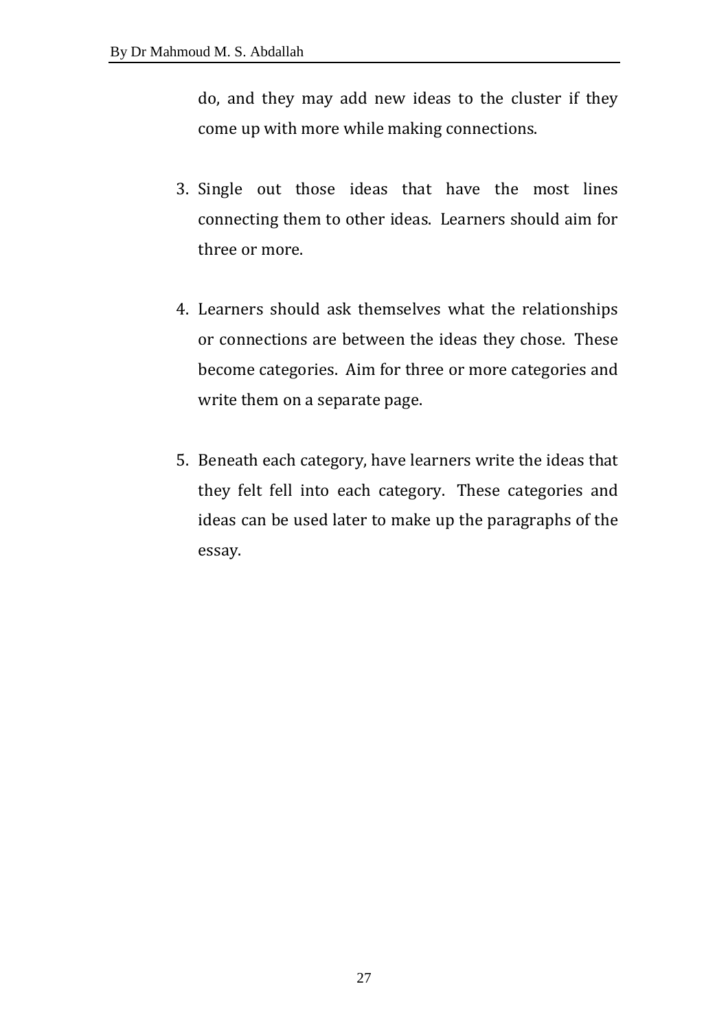do, and they may add new ideas to the cluster if they come up with more while making connections.

3. Single out those ideas that have the most lines connecting them to other ideas. Learners should aim for three or more.

4. Learners should ask themselves what the relationships or connections are between the ideas they chose. These become categories. Aim for three or more categories and write them on a separate page.

5. Beneath each category, have learners write the ideas that they felt fell into each category. These categories and ideas can be used later to make up the paragraphs of the essay.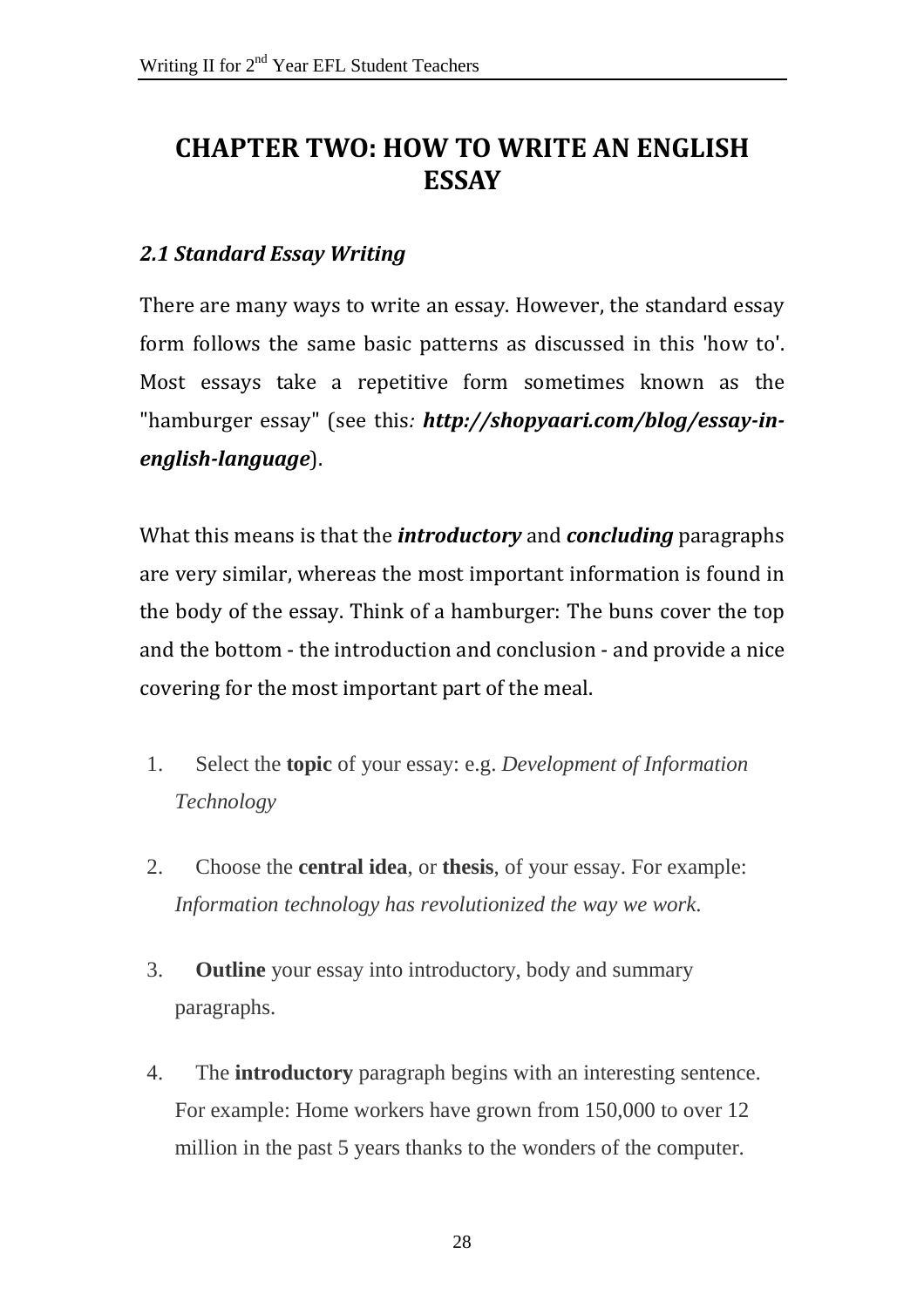# CHAPTER TWO: HOW TO WRITE AN ENGLISH ESSAY

## *2.1 Standard Essay Writing*

There are many ways to write an essay. However, the standard essay form follows the same basic patterns as discussed in this 'how to'. Most essays take a repetitive form sometimes known as the "hamburger essay" (see this*: **http://shopyaari.com/blog/essay-in-english-language***).

What this means is that the ***introductory*** and ***concluding*** paragraphs are very similar, whereas the most important information is found in the body of the essay. Think of a hamburger: The buns cover the top and the bottom - the introduction and conclusion - and provide a nice covering for the most important part of the meal.

1. Select the **topic** of your essay: e.g. *Development of Information Technology*

2. Choose the **central idea**, or **thesis**, of your essay. For example: *Information technology has revolutionized the way we work.*

3. **Outline** your essay into introductory, body and summary paragraphs.

4. The **introductory** paragraph begins with an interesting sentence. For example: Home workers have grown from 150,000 to over 12 million in the past 5 years thanks to the wonders of the computer.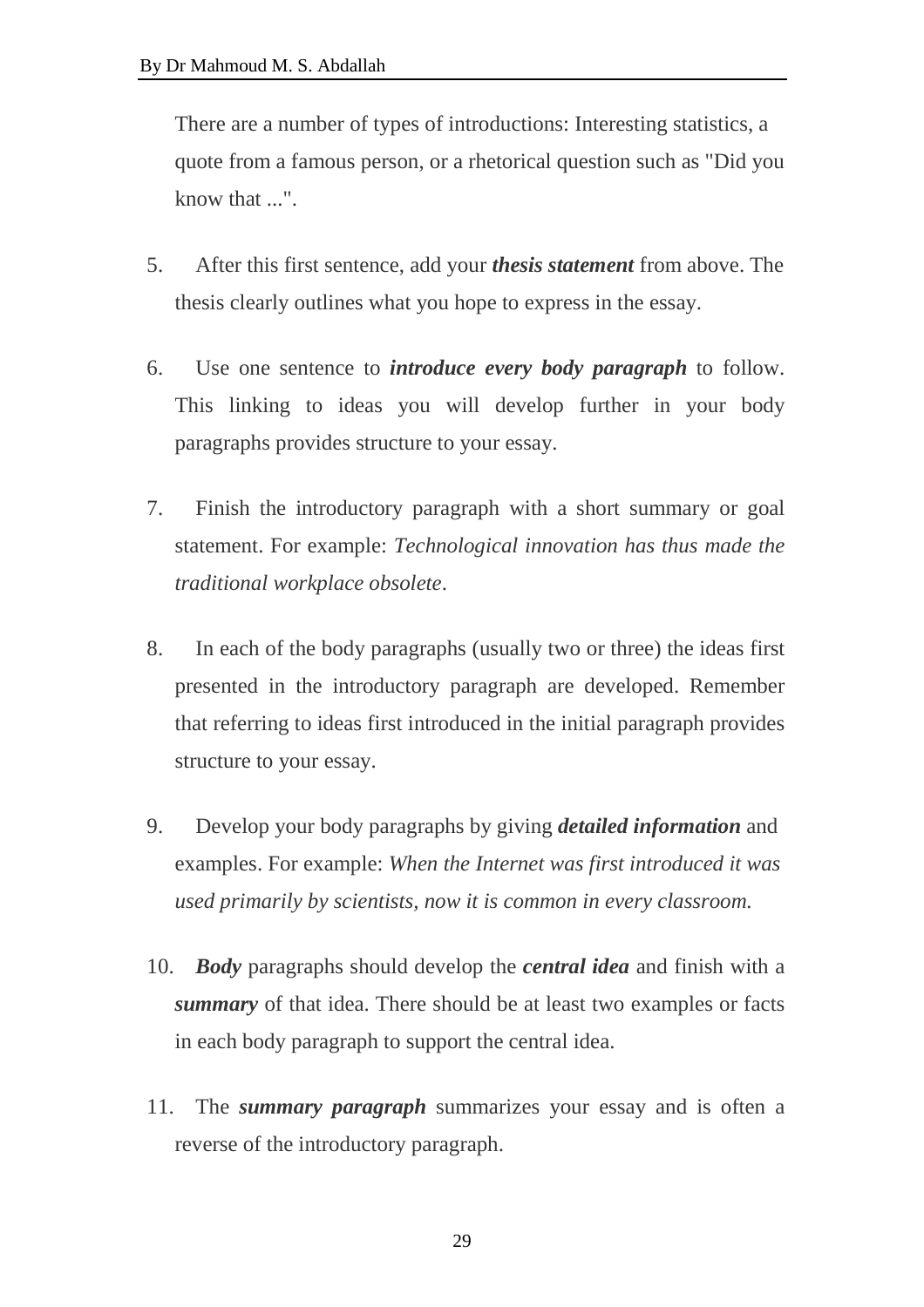There are a number of types of introductions: Interesting statistics, a quote from a famous person, or a rhetorical question such as "Did you know that ...".

5. After this first sentence, add your ***thesis statement*** from above. The thesis clearly outlines what you hope to express in the essay.

6. Use one sentence to ***introduce every body paragraph*** to follow. This linking to ideas you will develop further in your body paragraphs provides structure to your essay.

7. Finish the introductory paragraph with a short summary or goal statement. For example: *Technological innovation has thus made the traditional workplace obsolete*.

8. In each of the body paragraphs (usually two or three) the ideas first presented in the introductory paragraph are developed. Remember that referring to ideas first introduced in the initial paragraph provides structure to your essay.

9. Develop your body paragraphs by giving ***detailed information*** and examples. For example: *When the Internet was first introduced it was used primarily by scientists, now it is common in every classroom.*

10. ***Body*** paragraphs should develop the ***central idea*** and finish with a ***summary*** of that idea. There should be at least two examples or facts in each body paragraph to support the central idea.

11. The ***summary paragraph*** summarizes your essay and is often a reverse of the introductory paragraph.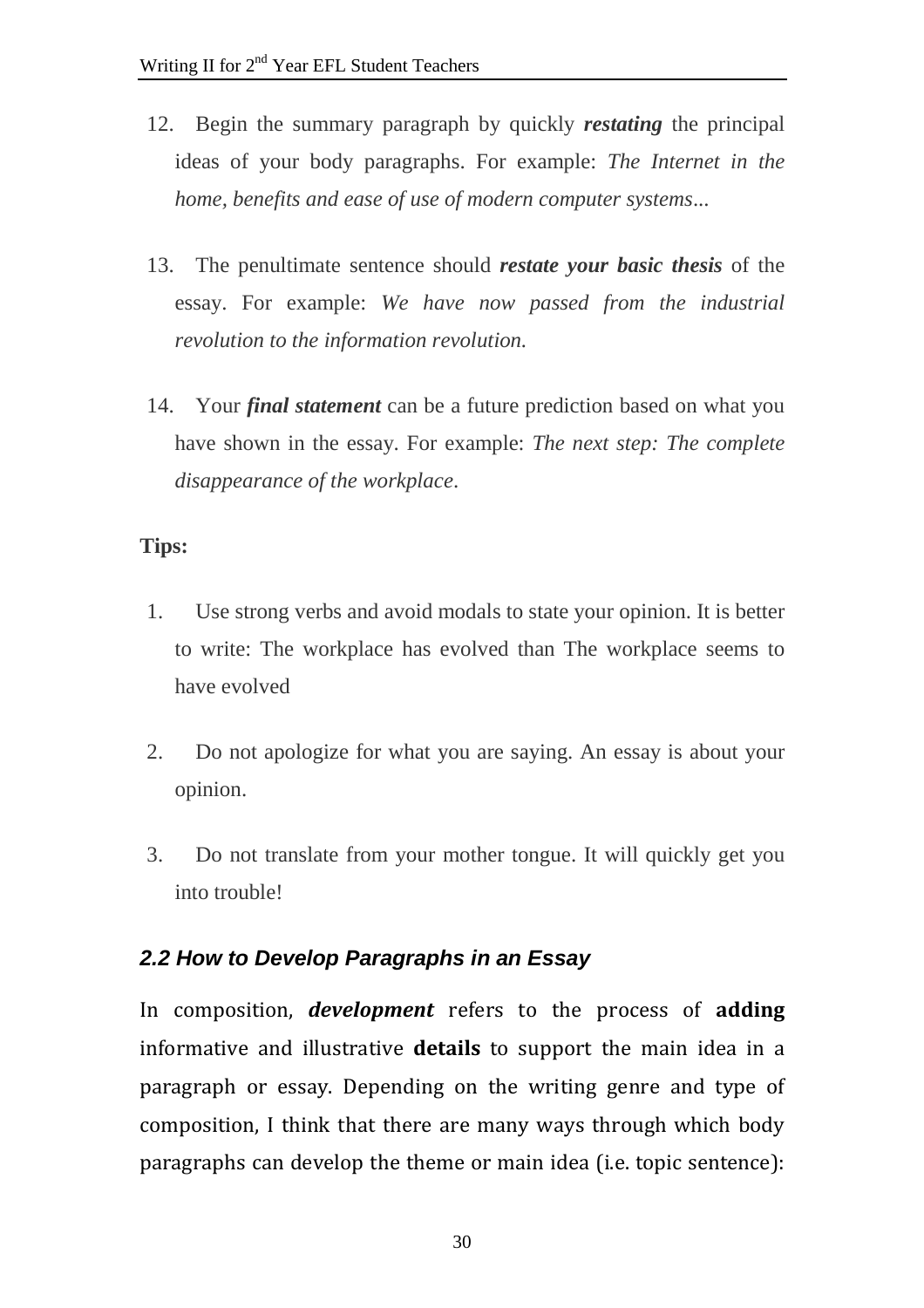12. Begin the summary paragraph by quickly ***restating*** the principal ideas of your body paragraphs. For example: *The Internet in the home, benefits and ease of use of modern computer systems...*

13. The penultimate sentence should ***restate your basic thesis*** of the essay. For example: *We have now passed from the industrial revolution to the information revolution.*

14. Your ***final statement*** can be a future prediction based on what you have shown in the essay. For example: *The next step: The complete disappearance of the workplace.*

**Tips:**

1. Use strong verbs and avoid modals to state your opinion. It is better to write: The workplace has evolved than The workplace seems to have evolved

2. Do not apologize for what you are saying. An essay is about your opinion.

3. Do not translate from your mother tongue. It will quickly get you into trouble!

### *2.2 How to Develop Paragraphs in an Essay*

In composition, ***development*** refers to the process of **adding** informative and illustrative **details** to support the main idea in a paragraph or essay. Depending on the writing genre and type of composition, I think that there are many ways through which body paragraphs can develop the theme or main idea (i.e. topic sentence):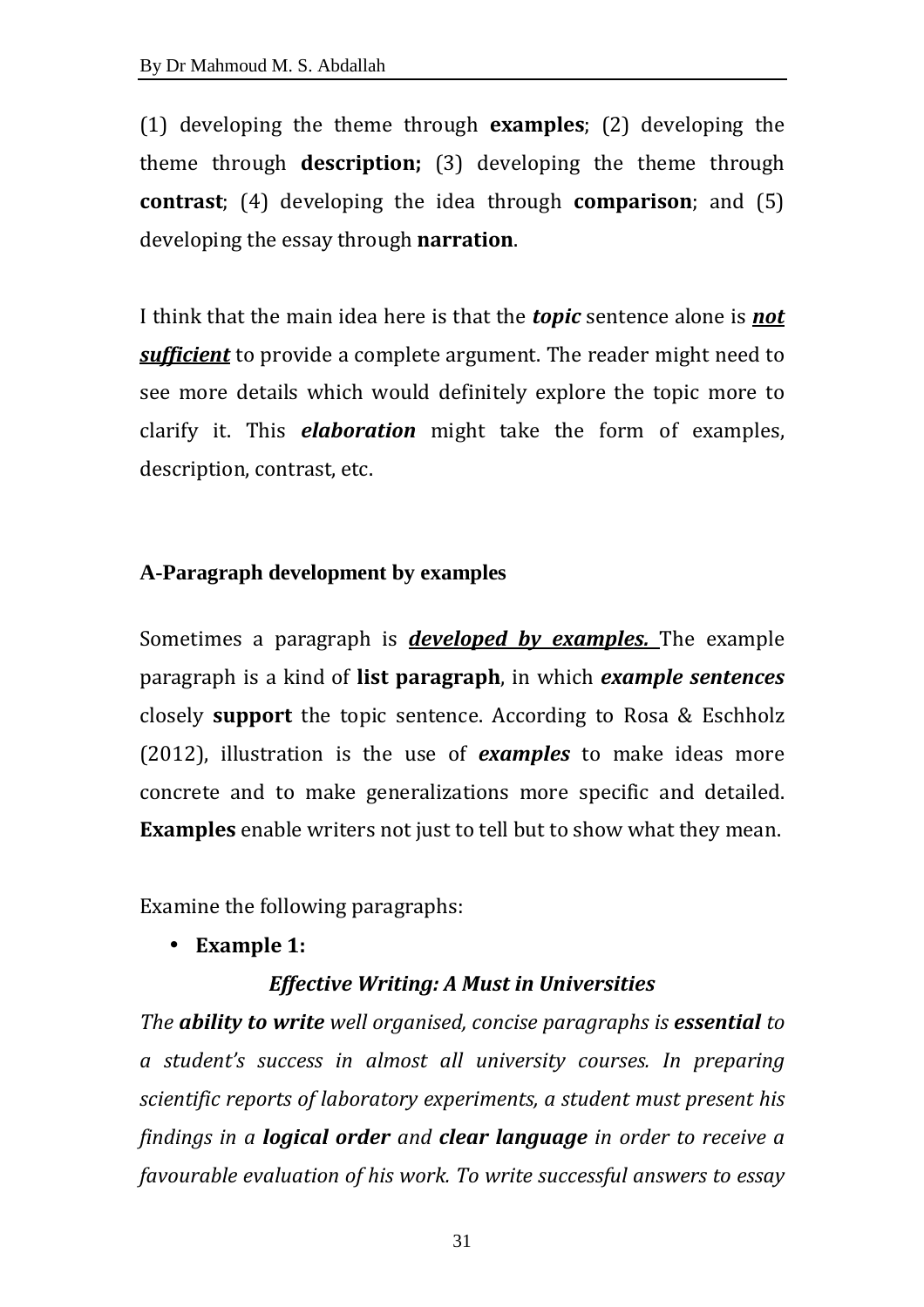(1) developing the theme through **examples**; (2) developing the theme through **description;** (3) developing the theme through **contrast**; (4) developing the idea through **comparison**; and (5) developing the essay through **narration**.

I think that the main idea here is that the ***topic*** sentence alone is ***not sufficient*** to provide a complete argument. The reader might need to see more details which would definitely explore the topic more to clarify it. This ***elaboration*** might take the form of examples, description, contrast, etc.

### A-Paragraph development by examples

Sometimes a paragraph is ***developed by examples.*** The example paragraph is a kind of **list paragraph**, in which ***example sentences*** closely **support** the topic sentence. According to Rosa & Eschholz (2012), illustration is the use of ***examples*** to make ideas more concrete and to make generalizations more specific and detailed. **Examples** enable writers not just to tell but to show what they mean.

Examine the following paragraphs:

- **Example 1:**

***Effective Writing: A Must in Universities***

*The **ability to write** well organised, concise paragraphs is **essential** to a student's success in almost all university courses. In preparing scientific reports of laboratory experiments, a student must present his findings in a **logical order** and **clear language** in order to receive a favourable evaluation of his work. To write successful answers to essay*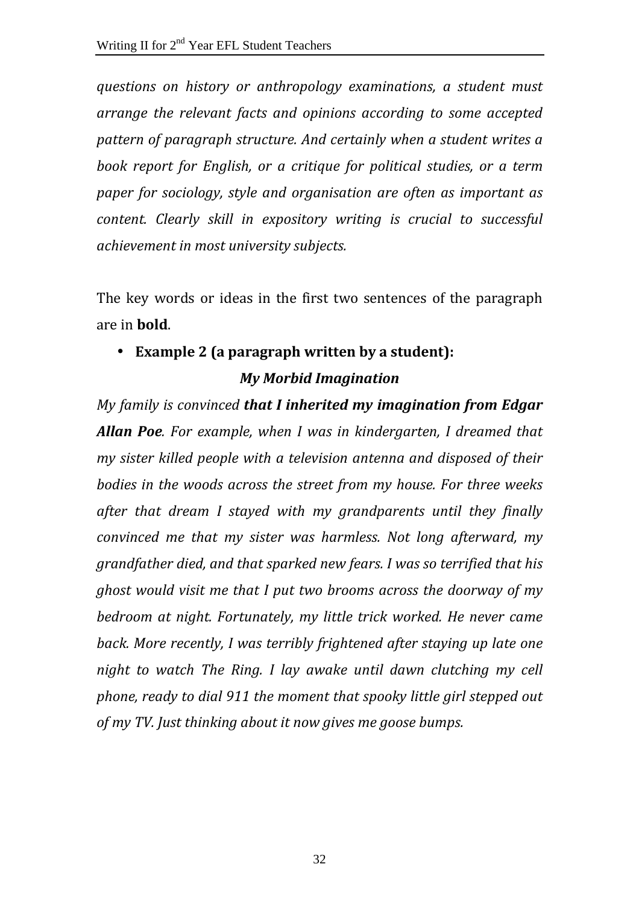*questions on history or anthropology examinations, a student must arrange the relevant facts and opinions according to some accepted pattern of paragraph structure. And certainly when a student writes a book report for English, or a critique for political studies, or a term paper for sociology, style and organisation are often as important as content. Clearly skill in expository writing is crucial to successful achievement in most university subjects.*

The key words or ideas in the first two sentences of the paragraph are in **bold**.

- **Example 2 (a paragraph written by a student):**

***My Morbid Imagination***

*My family is convinced* ***that I inherited my imagination from Edgar Allan Poe****. For example, when I was in kindergarten, I dreamed that my sister killed people with a television antenna and disposed of their bodies in the woods across the street from my house. For three weeks after that dream I stayed with my grandparents until they finally convinced me that my sister was harmless. Not long afterward, my grandfather died, and that sparked new fears. I was so terrified that his ghost would visit me that I put two brooms across the doorway of my bedroom at night. Fortunately, my little trick worked. He never came back. More recently, I was terribly frightened after staying up late one night to watch The Ring. I lay awake until dawn clutching my cell phone, ready to dial 911 the moment that spooky little girl stepped out of my TV. Just thinking about it now gives me goose bumps.*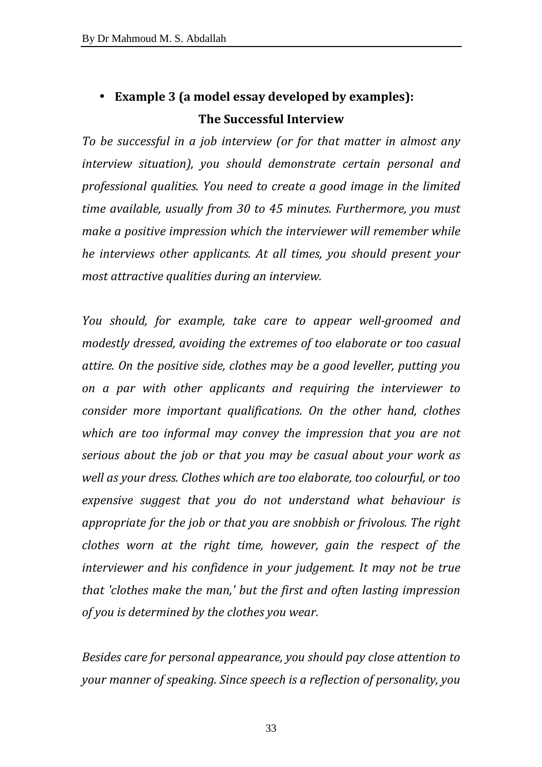- **Example 3 (a model essay developed by examples):**

**The Successful Interview**

*To be successful in a job interview (or for that matter in almost any interview situation), you should demonstrate certain personal and professional qualities. You need to create a good image in the limited time available, usually from 30 to 45 minutes. Furthermore, you must make a positive impression which the interviewer will remember while he interviews other applicants. At all times, you should present your most attractive qualities during an interview.*

*You should, for example, take care to appear well-groomed and modestly dressed, avoiding the extremes of too elaborate or too casual attire. On the positive side, clothes may be a good leveller, putting you on a par with other applicants and requiring the interviewer to consider more important qualifications. On the other hand, clothes which are too informal may convey the impression that you are not serious about the job or that you may be casual about your work as well as your dress. Clothes which are too elaborate, too colourful, or too expensive suggest that you do not understand what behaviour is appropriate for the job or that you are snobbish or frivolous. The right clothes worn at the right time, however, gain the respect of the interviewer and his confidence in your judgement. It may not be true that 'clothes make the man,' but the first and often lasting impression of you is determined by the clothes you wear.*

*Besides care for personal appearance, you should pay close attention to your manner of speaking. Since speech is a reflection of personality, you*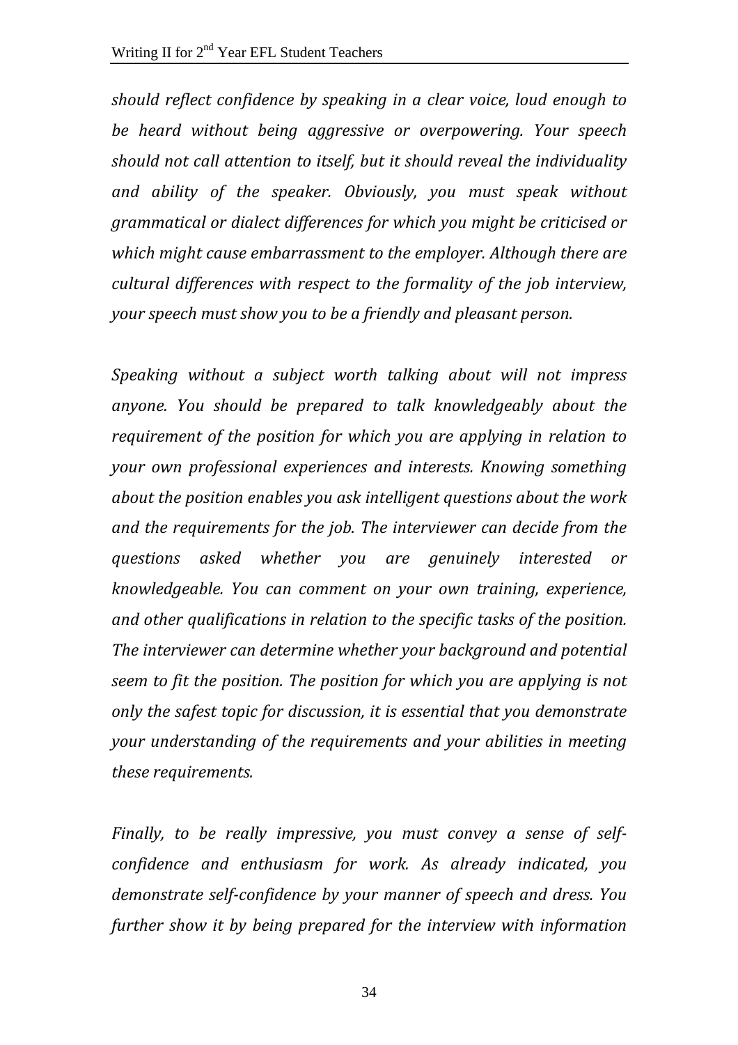*should reflect confidence by speaking in a clear voice, loud enough to be heard without being aggressive or overpowering. Your speech should not call attention to itself, but it should reveal the individuality and ability of the speaker. Obviously, you must speak without grammatical or dialect differences for which you might be criticised or which might cause embarrassment to the employer. Although there are cultural differences with respect to the formality of the job interview, your speech must show you to be a friendly and pleasant person.*

*Speaking without a subject worth talking about will not impress anyone. You should be prepared to talk knowledgeably about the requirement of the position for which you are applying in relation to your own professional experiences and interests. Knowing something about the position enables you ask intelligent questions about the work and the requirements for the job. The interviewer can decide from the questions asked whether you are genuinely interested or knowledgeable. You can comment on your own training, experience, and other qualifications in relation to the specific tasks of the position. The interviewer can determine whether your background and potential seem to fit the position. The position for which you are applying is not only the safest topic for discussion, it is essential that you demonstrate your understanding of the requirements and your abilities in meeting these requirements.*

*Finally, to be really impressive, you must convey a sense of self-confidence and enthusiasm for work. As already indicated, you demonstrate self-confidence by your manner of speech and dress. You further show it by being prepared for the interview with information*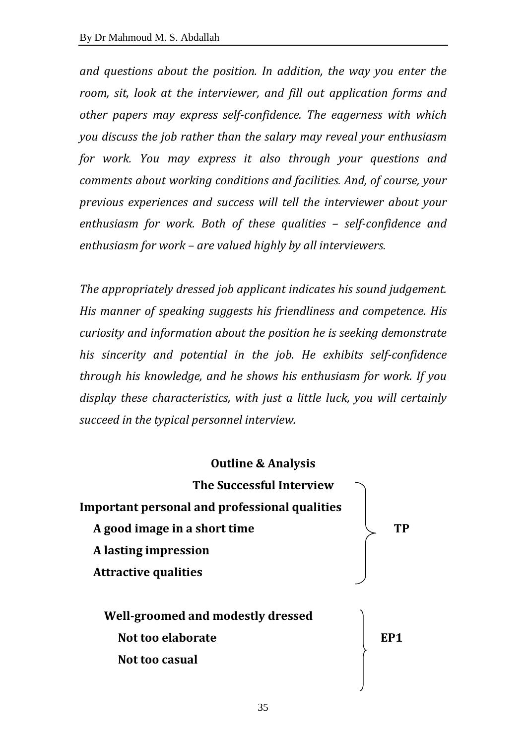*and questions about the position. In addition, the way you enter the room, sit, look at the interviewer, and fill out application forms and other papers may express self-confidence. The eagerness with which you discuss the job rather than the salary may reveal your enthusiasm for work. You may express it also through your questions and comments about working conditions and facilities. And, of course, your previous experiences and success will tell the interviewer about your enthusiasm for work. Both of these qualities – self-confidence and enthusiasm for work – are valued highly by all interviewers.*

*The appropriately dressed job applicant indicates his sound judgement. His manner of speaking suggests his friendliness and competence. His curiosity and information about the position he is seeking demonstrate his sincerity and potential in the job. He exhibits self-confidence through his knowledge, and he shows his enthusiasm for work. If you display these characteristics, with just a little luck, you will certainly succeed in the typical personnel interview.*

**Outline & Analysis**

**The Successful Interview** — **TP**

**Important personal and professional qualities**

- **A good image in a short time**
- **A lasting impression**
- **Attractive qualities**

**Well-groomed and modestly dressed** — **EP1**

- **Not too elaborate**
- **Not too casual**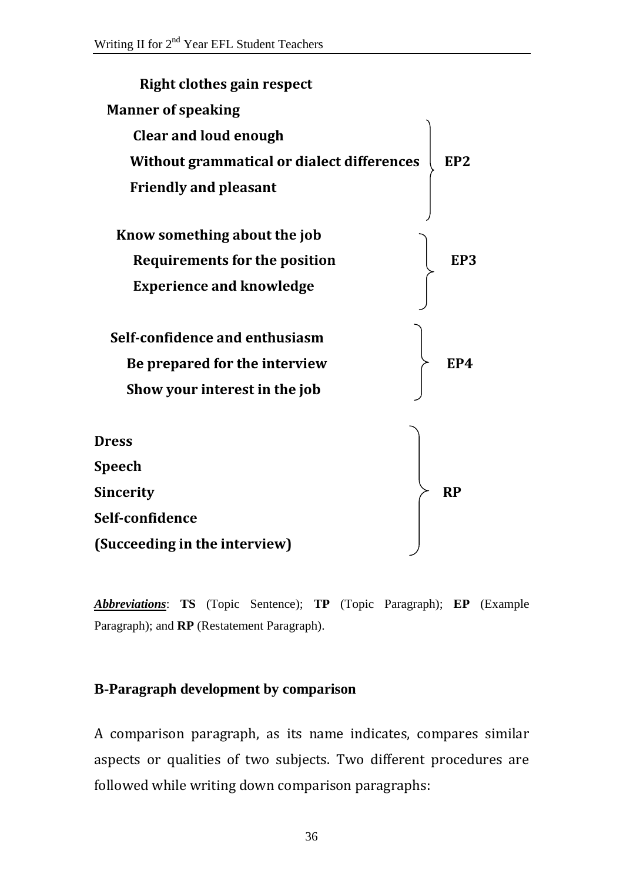**Right clothes gain respect**

**Manner of speaking**

- **Clear and loud enough**
- **Without grammatical or dialect differences** } **EP2**
- **Friendly and pleasant**

**Know something about the job**

- **Requirements for the position** } **EP3**
- **Experience and knowledge**

**Self-confidence and enthusiasm**

- **Be prepared for the interview** } **EP4**
- **Show your interest in the job**

**Dress**
**Speech**
**Sincerity** } **RP**
**Self-confidence**
**(Succeeding in the interview)**

***Abbreviations***: **TS** (Topic Sentence); **TP** (Topic Paragraph); **EP** (Example Paragraph); and **RP** (Restatement Paragraph).

### B-Paragraph development by comparison

A comparison paragraph, as its name indicates, compares similar aspects or qualities of two subjects. Two different procedures are followed while writing down comparison paragraphs: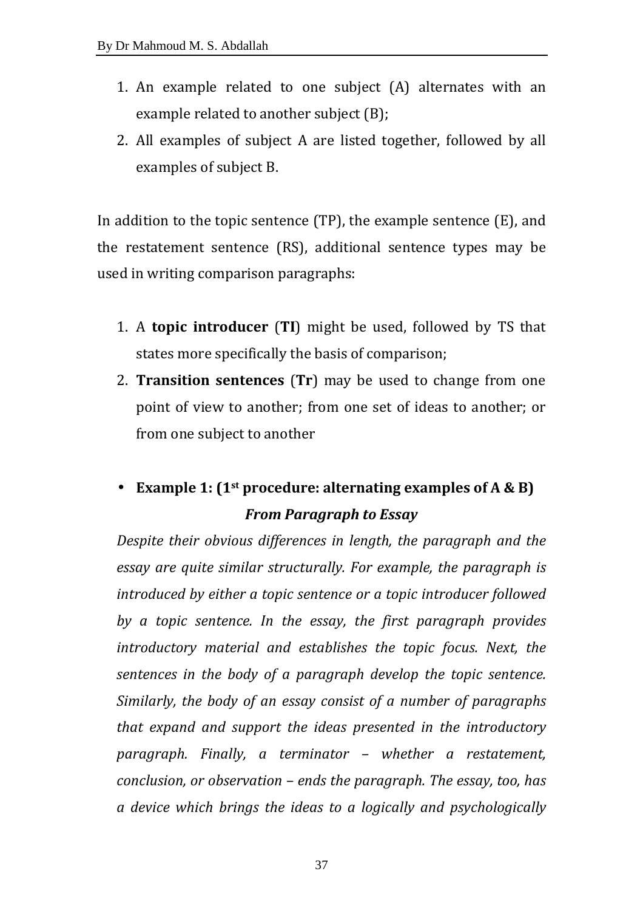1. An example related to one subject (A) alternates with an example related to another subject (B);
2. All examples of subject A are listed together, followed by all examples of subject B.

In addition to the topic sentence (TP), the example sentence (E), and the restatement sentence (RS), additional sentence types may be used in writing comparison paragraphs:

1. A **topic introducer** (**TI**) might be used, followed by TS that states more specifically the basis of comparison;
2. **Transition sentences** (**Tr**) may be used to change from one point of view to another; from one set of ideas to another; or from one subject to another

- **Example 1: (1st procedure: alternating examples of A & B)**

***From Paragraph to Essay***

*Despite their obvious differences in length, the paragraph and the essay are quite similar structurally. For example, the paragraph is introduced by either a topic sentence or a topic introducer followed by a topic sentence. In the essay, the first paragraph provides introductory material and establishes the topic focus. Next, the sentences in the body of a paragraph develop the topic sentence. Similarly, the body of an essay consist of a number of paragraphs that expand and support the ideas presented in the introductory paragraph. Finally, a terminator – whether a restatement, conclusion, or observation – ends the paragraph. The essay, too, has a device which brings the ideas to a logically and psychologically*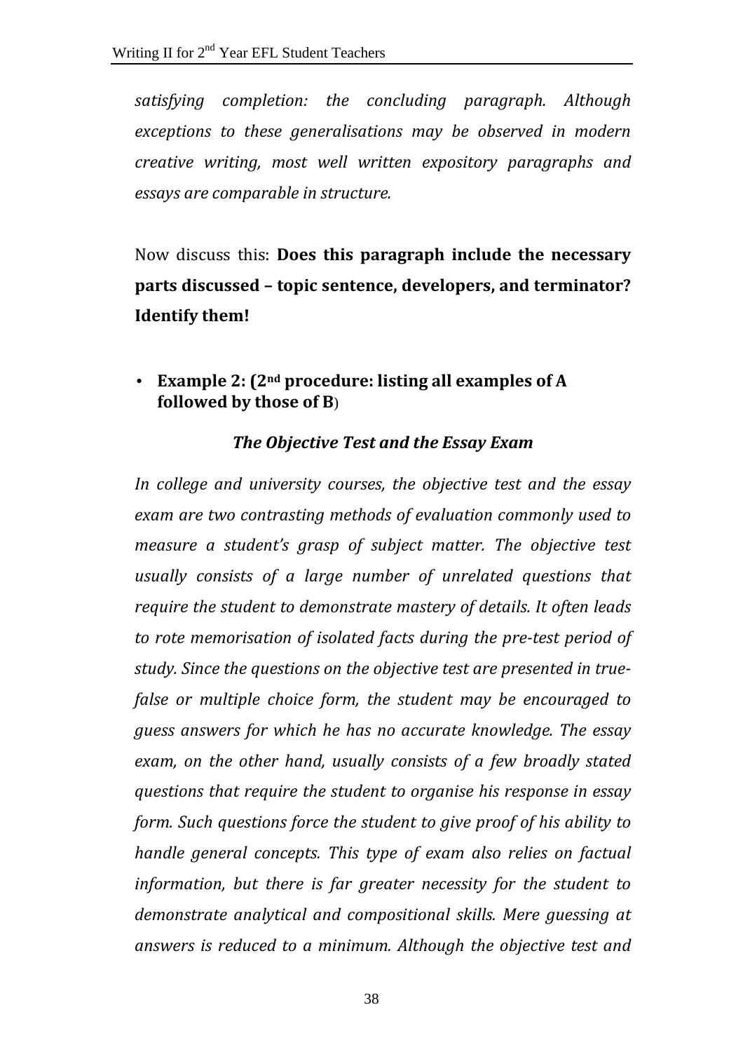*satisfying completion: the concluding paragraph. Although exceptions to these generalisations may be observed in modern creative writing, most well written expository paragraphs and essays are comparable in structure.*

Now discuss this: **Does this paragraph include the necessary parts discussed – topic sentence, developers, and terminator? Identify them!**

- **Example 2: (2nd procedure: listing all examples of A followed by those of B**)

***The Objective Test and the Essay Exam***

*In college and university courses, the objective test and the essay exam are two contrasting methods of evaluation commonly used to measure a student's grasp of subject matter. The objective test usually consists of a large number of unrelated questions that require the student to demonstrate mastery of details. It often leads to rote memorisation of isolated facts during the pre-test period of study. Since the questions on the objective test are presented in true-false or multiple choice form, the student may be encouraged to guess answers for which he has no accurate knowledge. The essay exam, on the other hand, usually consists of a few broadly stated questions that require the student to organise his response in essay form. Such questions force the student to give proof of his ability to handle general concepts. This type of exam also relies on factual information, but there is far greater necessity for the student to demonstrate analytical and compositional skills. Mere guessing at answers is reduced to a minimum. Although the objective test and*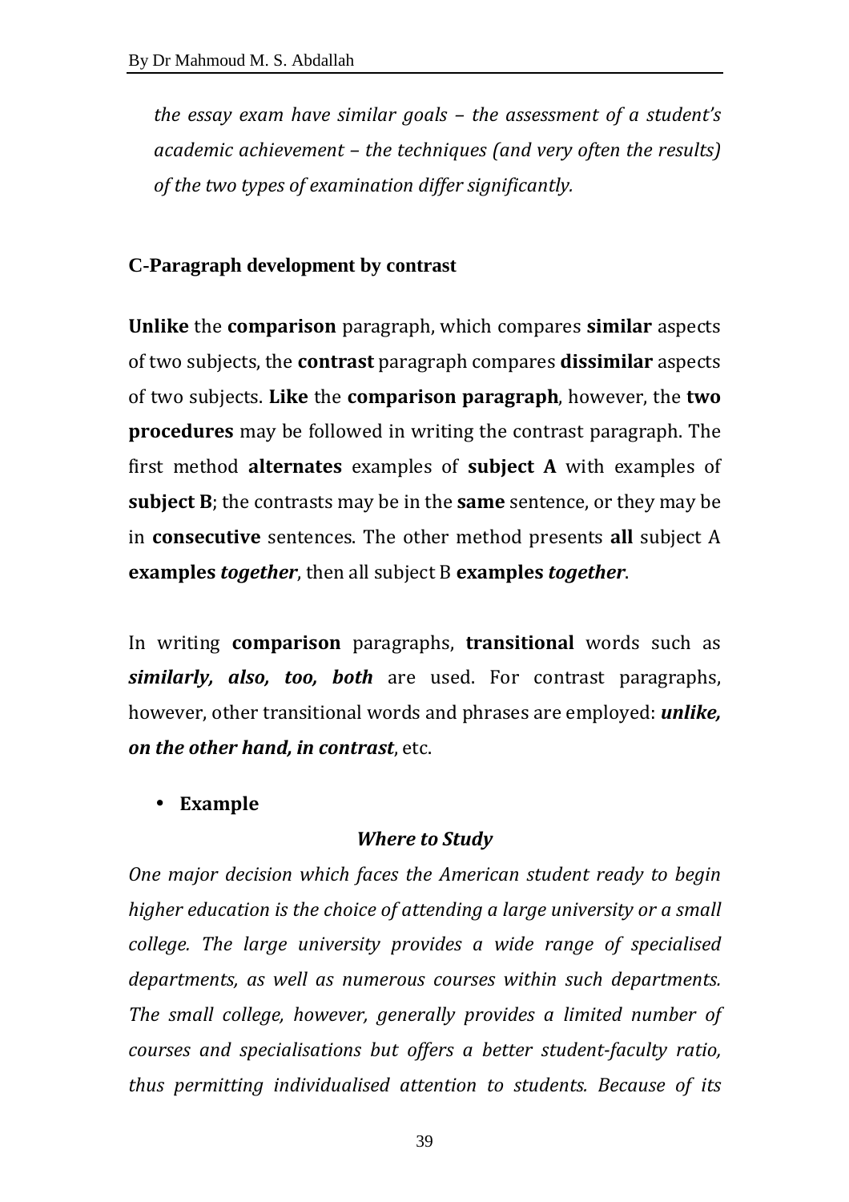*the essay exam have similar goals – the assessment of a student's academic achievement – the techniques (and very often the results) of the two types of examination differ significantly.*

**C-Paragraph development by contrast**

**Unlike** the **comparison** paragraph, which compares **similar** aspects of two subjects, the **contrast** paragraph compares **dissimilar** aspects of two subjects. **Like** the **comparison paragraph**, however, the **two procedures** may be followed in writing the contrast paragraph. The first method **alternates** examples of **subject A** with examples of **subject B**; the contrasts may be in the **same** sentence, or they may be in **consecutive** sentences. The other method presents **all** subject A **examples *together***, then all subject B **examples *together***.

In writing **comparison** paragraphs, **transitional** words such as ***similarly, also, too, both*** are used. For contrast paragraphs, however, other transitional words and phrases are employed: ***unlike, on the other hand, in contrast***, etc.

- **Example**

***Where to Study***

*One major decision which faces the American student ready to begin higher education is the choice of attending a large university or a small college. The large university provides a wide range of specialised departments, as well as numerous courses within such departments. The small college, however, generally provides a limited number of courses and specialisations but offers a better student-faculty ratio, thus permitting individualised attention to students. Because of its*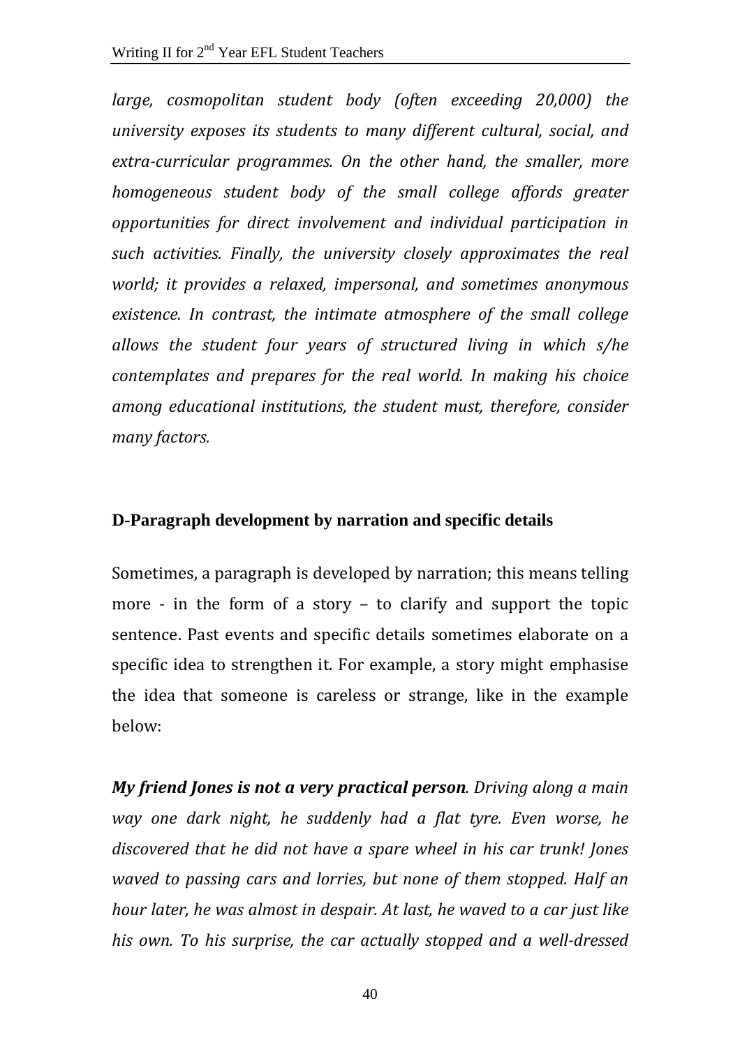*large, cosmopolitan student body (often exceeding 20,000) the university exposes its students to many different cultural, social, and extra-curricular programmes. On the other hand, the smaller, more homogeneous student body of the small college affords greater opportunities for direct involvement and individual participation in such activities. Finally, the university closely approximates the real world; it provides a relaxed, impersonal, and sometimes anonymous existence. In contrast, the intimate atmosphere of the small college allows the student four years of structured living in which s/he contemplates and prepares for the real world. In making his choice among educational institutions, the student must, therefore, consider many factors.*

### D-Paragraph development by narration and specific details

Sometimes, a paragraph is developed by narration; this means telling more - in the form of a story – to clarify and support the topic sentence. Past events and specific details sometimes elaborate on a specific idea to strengthen it. For example, a story might emphasise the idea that someone is careless or strange, like in the example below:

***My friend Jones is not a very practical person***. *Driving along a main way one dark night, he suddenly had a flat tyre. Even worse, he discovered that he did not have a spare wheel in his car trunk! Jones waved to passing cars and lorries, but none of them stopped. Half an hour later, he was almost in despair. At last, he waved to a car just like his own. To his surprise, the car actually stopped and a well-dressed*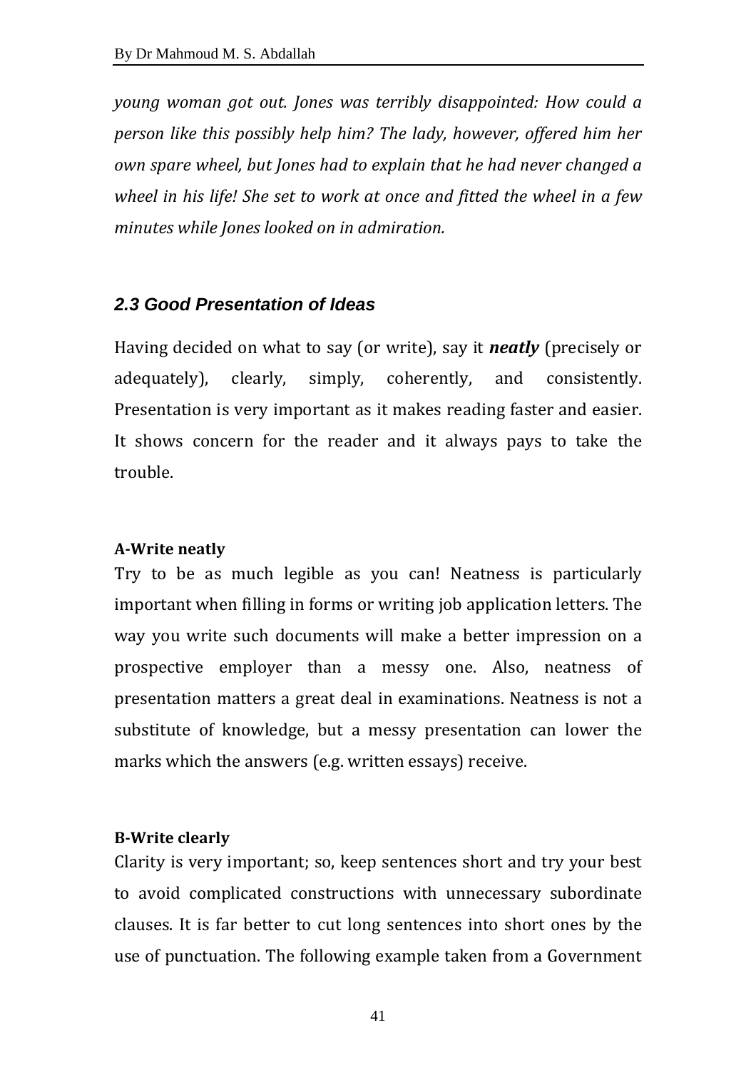*young woman got out. Jones was terribly disappointed: How could a person like this possibly help him? The lady, however, offered him her own spare wheel, but Jones had to explain that he had never changed a wheel in his life! She set to work at once and fitted the wheel in a few minutes while Jones looked on in admiration.*

### *2.3 Good Presentation of Ideas*

Having decided on what to say (or write), say it ***neatly*** (precisely or adequately), clearly, simply, coherently, and consistently. Presentation is very important as it makes reading faster and easier. It shows concern for the reader and it always pays to take the trouble.

**A-Write neatly**

Try to be as much legible as you can! Neatness is particularly important when filling in forms or writing job application letters. The way you write such documents will make a better impression on a prospective employer than a messy one. Also, neatness of presentation matters a great deal in examinations. Neatness is not a substitute of knowledge, but a messy presentation can lower the marks which the answers (e.g. written essays) receive.

**B-Write clearly**

Clarity is very important; so, keep sentences short and try your best to avoid complicated constructions with unnecessary subordinate clauses. It is far better to cut long sentences into short ones by the use of punctuation. The following example taken from a Government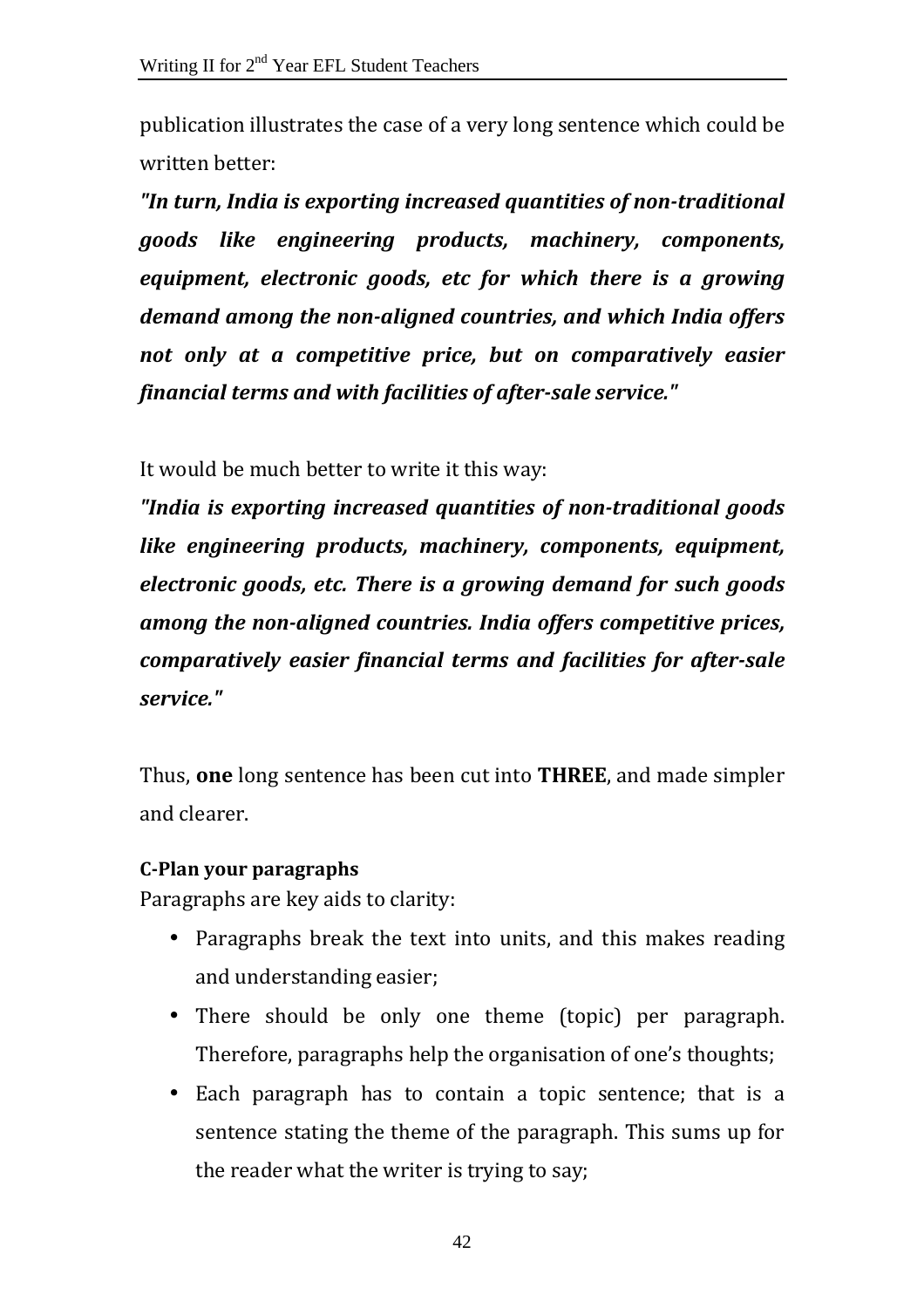publication illustrates the case of a very long sentence which could be written better:

***"In turn, India is exporting increased quantities of non-traditional goods like engineering products, machinery, components, equipment, electronic goods, etc for which there is a growing demand among the non-aligned countries, and which India offers not only at a competitive price, but on comparatively easier financial terms and with facilities of after-sale service."***

It would be much better to write it this way:

***"India is exporting increased quantities of non-traditional goods like engineering products, machinery, components, equipment, electronic goods, etc. There is a growing demand for such goods among the non-aligned countries. India offers competitive prices, comparatively easier financial terms and facilities for after-sale service."***

Thus, **one** long sentence has been cut into **THREE**, and made simpler and clearer.

**C-Plan your paragraphs**

Paragraphs are key aids to clarity:

- Paragraphs break the text into units, and this makes reading and understanding easier;
- There should be only one theme (topic) per paragraph. Therefore, paragraphs help the organisation of one's thoughts;
- Each paragraph has to contain a topic sentence; that is a sentence stating the theme of the paragraph. This sums up for the reader what the writer is trying to say;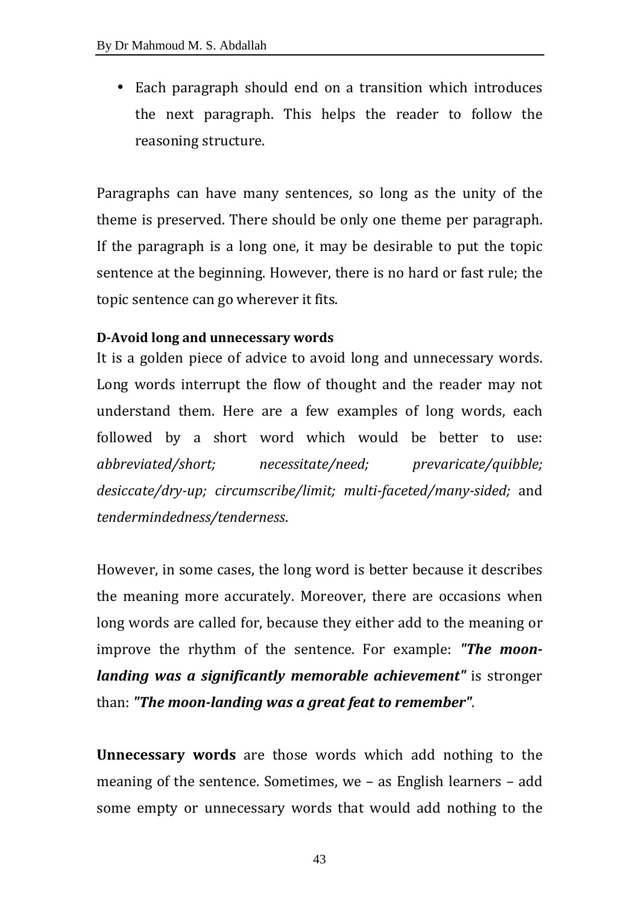- Each paragraph should end on a transition which introduces the next paragraph. This helps the reader to follow the reasoning structure.

Paragraphs can have many sentences, so long as the unity of the theme is preserved. There should be only one theme per paragraph. If the paragraph is a long one, it may be desirable to put the topic sentence at the beginning. However, there is no hard or fast rule; the topic sentence can go wherever it fits.

**D-Avoid long and unnecessary words**

It is a golden piece of advice to avoid long and unnecessary words. Long words interrupt the flow of thought and the reader may not understand them. Here are a few examples of long words, each followed by a short word which would be better to use: *abbreviated/short; necessitate/need; prevaricate/quibble; desiccate/dry-up; circumscribe/limit; multi-faceted/many-sided;* and *tendermindedness/tenderness*.

However, in some cases, the long word is better because it describes the meaning more accurately. Moreover, there are occasions when long words are called for, because they either add to the meaning or improve the rhythm of the sentence. For example: ***"The moon-landing was a significantly memorable achievement"*** is stronger than: ***"The moon-landing was a great feat to remember"***.

**Unnecessary words** are those words which add nothing to the meaning of the sentence. Sometimes, we – as English learners – add some empty or unnecessary words that would add nothing to the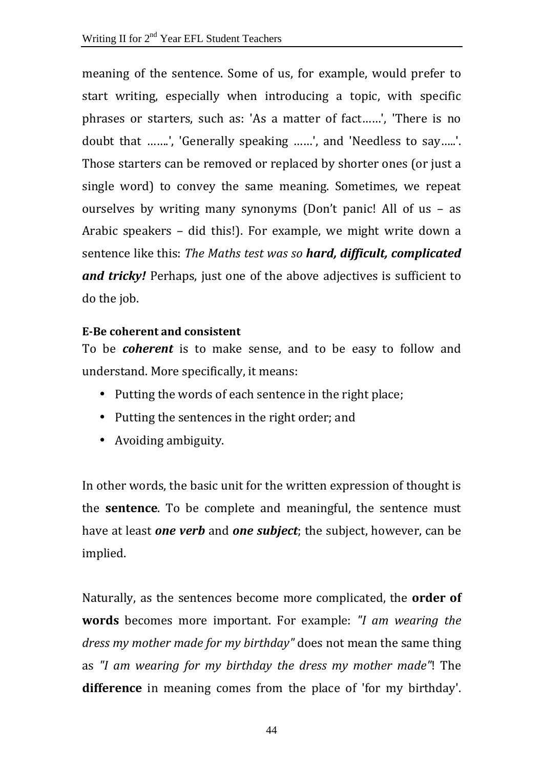meaning of the sentence. Some of us, for example, would prefer to start writing, especially when introducing a topic, with specific phrases or starters, such as: 'As a matter of fact……', 'There is no doubt that …….', 'Generally speaking ……', and 'Needless to say…..'. Those starters can be removed or replaced by shorter ones (or just a single word) to convey the same meaning. Sometimes, we repeat ourselves by writing many synonyms (Don't panic! All of us – as Arabic speakers – did this!). For example, we might write down a sentence like this: *The Maths test was so **hard, difficult, complicated and tricky!*** Perhaps, just one of the above adjectives is sufficient to do the job.

**E-Be coherent and consistent**

To be ***coherent*** is to make sense, and to be easy to follow and understand. More specifically, it means:

- Putting the words of each sentence in the right place;
- Putting the sentences in the right order; and
- Avoiding ambiguity.

In other words, the basic unit for the written expression of thought is the **sentence**. To be complete and meaningful, the sentence must have at least ***one verb*** and ***one subject***; the subject, however, can be implied.

Naturally, as the sentences become more complicated, the **order of words** becomes more important. For example: *"I am wearing the dress my mother made for my birthday"* does not mean the same thing as *"I am wearing for my birthday the dress my mother made"*! The **difference** in meaning comes from the place of 'for my birthday'.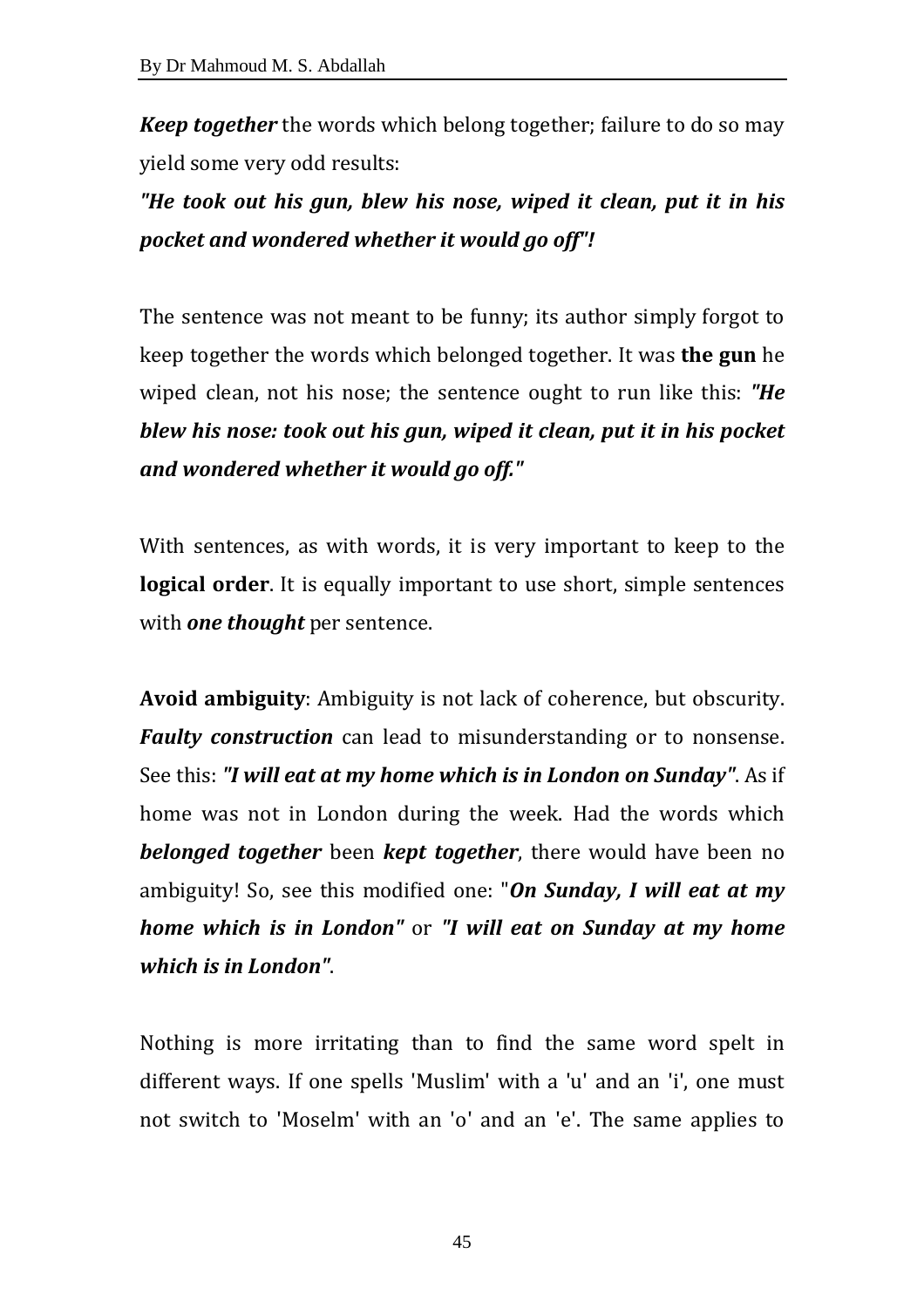***Keep together*** the words which belong together; failure to do so may yield some very odd results:

***"He took out his gun, blew his nose, wiped it clean, put it in his pocket and wondered whether it would go off"!***

The sentence was not meant to be funny; its author simply forgot to keep together the words which belonged together. It was **the gun** he wiped clean, not his nose; the sentence ought to run like this: ***"He blew his nose: took out his gun, wiped it clean, put it in his pocket and wondered whether it would go off."***

With sentences, as with words, it is very important to keep to the **logical order**. It is equally important to use short, simple sentences with ***one thought*** per sentence.

**Avoid ambiguity**: Ambiguity is not lack of coherence, but obscurity. ***Faulty construction*** can lead to misunderstanding or to nonsense. See this: ***"I will eat at my home which is in London on Sunday"***. As if home was not in London during the week. Had the words which ***belonged together*** been ***kept together***, there would have been no ambiguity! So, see this modified one: "***On Sunday, I will eat at my home which is in London"*** or ***"I will eat on Sunday at my home which is in London"***.

Nothing is more irritating than to find the same word spelt in different ways. If one spells 'Muslim' with a 'u' and an 'i', one must not switch to 'Moselm' with an 'o' and an 'e'. The same applies to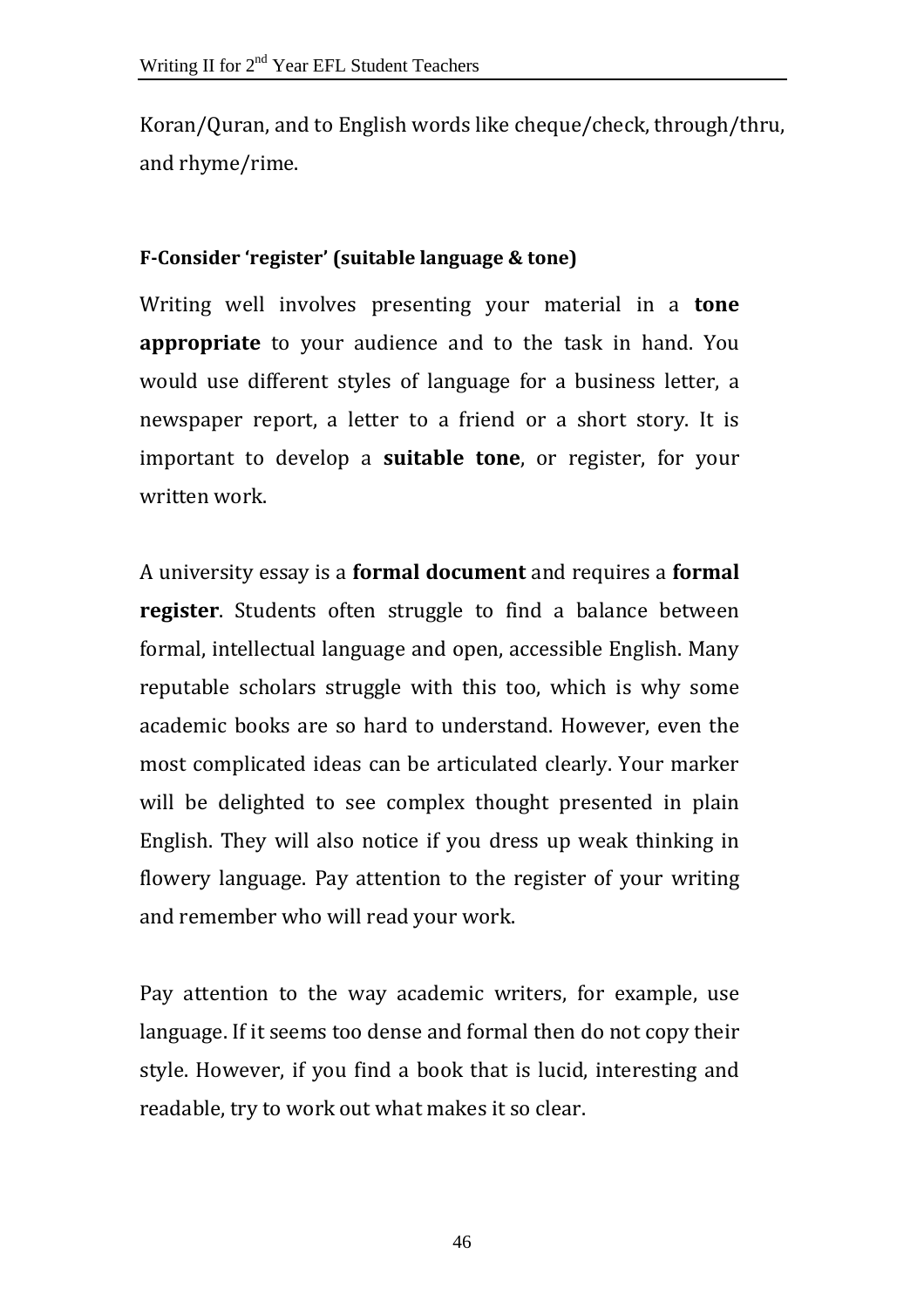Koran/Quran, and to English words like cheque/check, through/thru, and rhyme/rime.

#### F-Consider 'register' (suitable language & tone)

Writing well involves presenting your material in a **tone appropriate** to your audience and to the task in hand. You would use different styles of language for a business letter, a newspaper report, a letter to a friend or a short story. It is important to develop a **suitable tone**, or register, for your written work.

A university essay is a **formal document** and requires a **formal register**. Students often struggle to find a balance between formal, intellectual language and open, accessible English. Many reputable scholars struggle with this too, which is why some academic books are so hard to understand. However, even the most complicated ideas can be articulated clearly. Your marker will be delighted to see complex thought presented in plain English. They will also notice if you dress up weak thinking in flowery language. Pay attention to the register of your writing and remember who will read your work.

Pay attention to the way academic writers, for example, use language. If it seems too dense and formal then do not copy their style. However, if you find a book that is lucid, interesting and readable, try to work out what makes it so clear.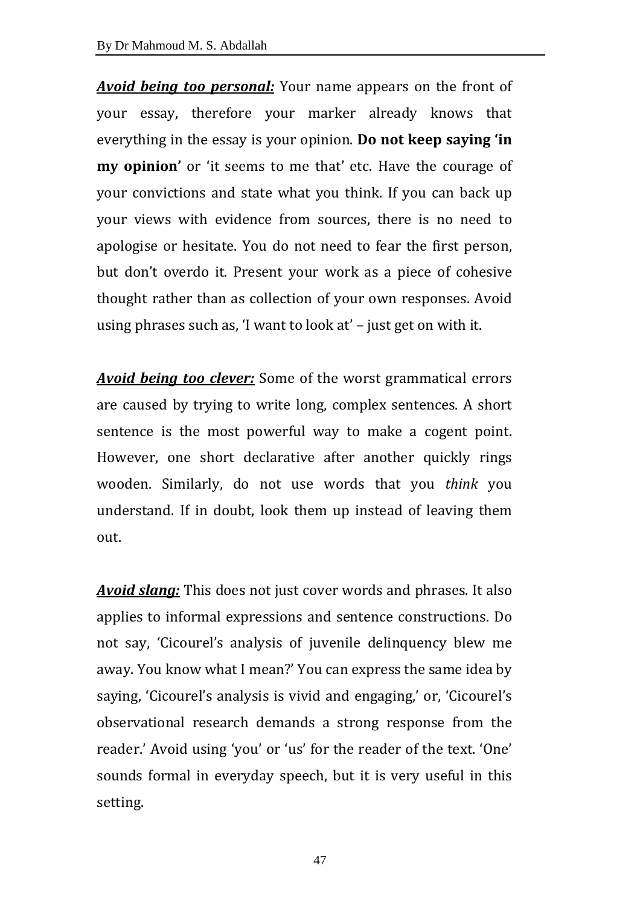***<u>Avoid being too personal:</u>*** Your name appears on the front of your essay, therefore your marker already knows that everything in the essay is your opinion. **Do not keep saying 'in my opinion'** or 'it seems to me that' etc. Have the courage of your convictions and state what you think. If you can back up your views with evidence from sources, there is no need to apologise or hesitate. You do not need to fear the first person, but don't overdo it. Present your work as a piece of cohesive thought rather than as collection of your own responses. Avoid using phrases such as, 'I want to look at' – just get on with it.

***<u>Avoid being too clever:</u>*** Some of the worst grammatical errors are caused by trying to write long, complex sentences. A short sentence is the most powerful way to make a cogent point. However, one short declarative after another quickly rings wooden. Similarly, do not use words that you *think* you understand. If in doubt, look them up instead of leaving them out.

***<u>Avoid slang:</u>*** This does not just cover words and phrases. It also applies to informal expressions and sentence constructions. Do not say, 'Cicourel's analysis of juvenile delinquency blew me away. You know what I mean?' You can express the same idea by saying, 'Cicourel's analysis is vivid and engaging,' or, 'Cicourel's observational research demands a strong response from the reader.' Avoid using 'you' or 'us' for the reader of the text. 'One' sounds formal in everyday speech, but it is very useful in this setting.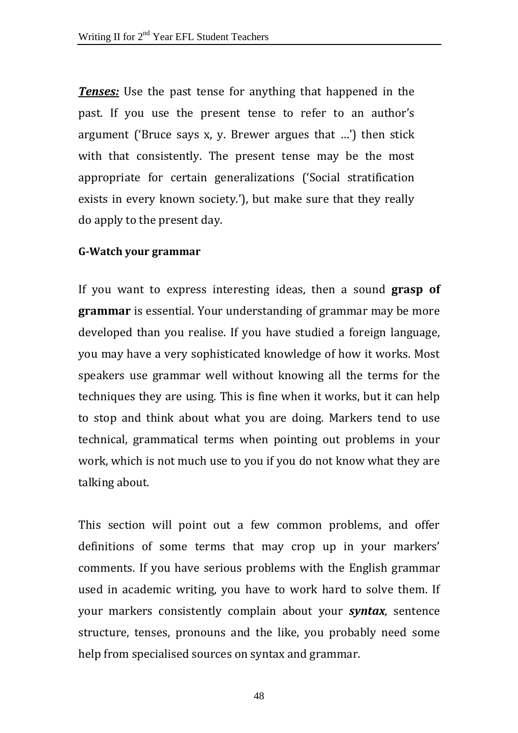***Tenses:*** Use the past tense for anything that happened in the past. If you use the present tense to refer to an author's argument ('Bruce says x, y. Brewer argues that …') then stick with that consistently. The present tense may be the most appropriate for certain generalizations ('Social stratification exists in every known society.'), but make sure that they really do apply to the present day.

**G-Watch your grammar**

If you want to express interesting ideas, then a sound **grasp of grammar** is essential. Your understanding of grammar may be more developed than you realise. If you have studied a foreign language, you may have a very sophisticated knowledge of how it works. Most speakers use grammar well without knowing all the terms for the techniques they are using. This is fine when it works, but it can help to stop and think about what you are doing. Markers tend to use technical, grammatical terms when pointing out problems in your work, which is not much use to you if you do not know what they are talking about.

This section will point out a few common problems, and offer definitions of some terms that may crop up in your markers' comments. If you have serious problems with the English grammar used in academic writing, you have to work hard to solve them. If your markers consistently complain about your ***syntax***, sentence structure, tenses, pronouns and the like, you probably need some help from specialised sources on syntax and grammar.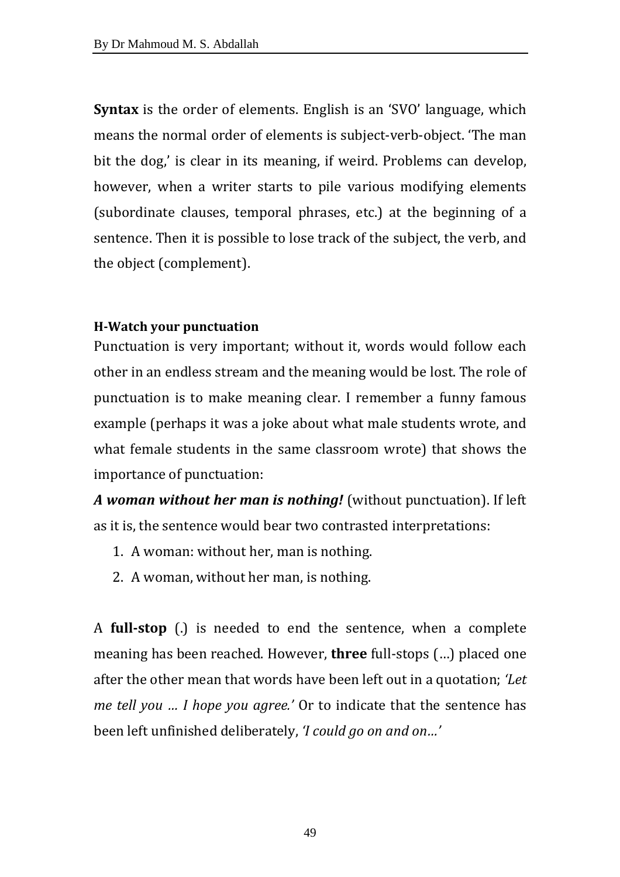**Syntax** is the order of elements. English is an 'SVO' language, which means the normal order of elements is subject-verb-object. 'The man bit the dog,' is clear in its meaning, if weird. Problems can develop, however, when a writer starts to pile various modifying elements (subordinate clauses, temporal phrases, etc.) at the beginning of a sentence. Then it is possible to lose track of the subject, the verb, and the object (complement).

### H-Watch your punctuation

Punctuation is very important; without it, words would follow each other in an endless stream and the meaning would be lost. The role of punctuation is to make meaning clear. I remember a funny famous example (perhaps it was a joke about what male students wrote, and what female students in the same classroom wrote) that shows the importance of punctuation:

***A woman without her man is nothing!*** (without punctuation). If left as it is, the sentence would bear two contrasted interpretations:

1. A woman: without her, man is nothing.
2. A woman, without her man, is nothing.

A **full-stop** (.) is needed to end the sentence, when a complete meaning has been reached. However, **three** full-stops (…) placed one after the other mean that words have been left out in a quotation; *'Let me tell you … I hope you agree.'* Or to indicate that the sentence has been left unfinished deliberately, *'I could go on and on…'*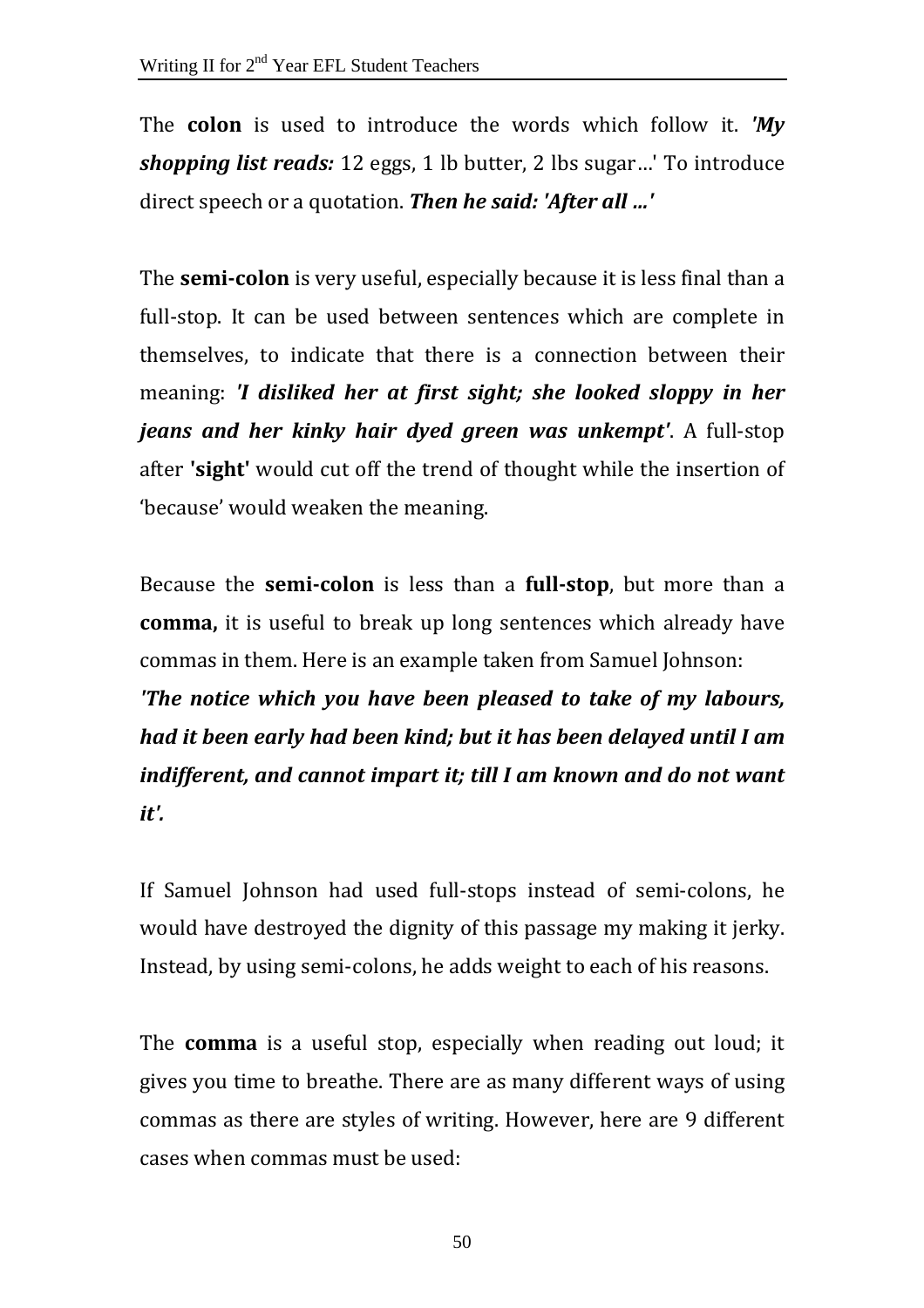The **colon** is used to introduce the words which follow it. ***'My shopping list reads:*** 12 eggs, 1 lb butter, 2 lbs sugar…' To introduce direct speech or a quotation. ***Then he said: 'After all …'***

The **semi-colon** is very useful, especially because it is less final than a full-stop. It can be used between sentences which are complete in themselves, to indicate that there is a connection between their meaning: ***'I disliked her at first sight; she looked sloppy in her jeans and her kinky hair dyed green was unkempt'***. A full-stop after **'sight'** would cut off the trend of thought while the insertion of 'because' would weaken the meaning.

Because the **semi-colon** is less than a **full-stop**, but more than a **comma,** it is useful to break up long sentences which already have commas in them. Here is an example taken from Samuel Johnson:
***'The notice which you have been pleased to take of my labours, had it been early had been kind; but it has been delayed until I am indifferent, and cannot impart it; till I am known and do not want it'.***

If Samuel Johnson had used full-stops instead of semi-colons, he would have destroyed the dignity of this passage my making it jerky. Instead, by using semi-colons, he adds weight to each of his reasons.

The **comma** is a useful stop, especially when reading out loud; it gives you time to breathe. There are as many different ways of using commas as there are styles of writing. However, here are 9 different cases when commas must be used: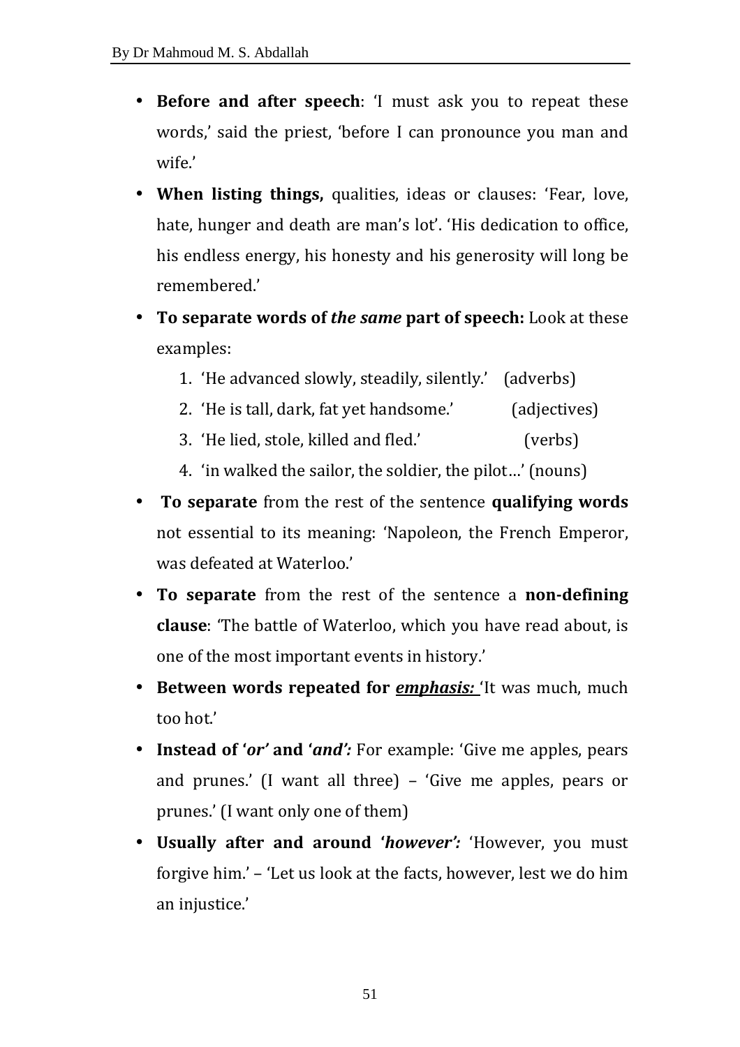- **Before and after speech**: 'I must ask you to repeat these words,' said the priest, 'before I can pronounce you man and wife.'
- **When listing things,** qualities, ideas or clauses: 'Fear, love, hate, hunger and death are man's lot'. 'His dedication to office, his endless energy, his honesty and his generosity will long be remembered.'
- **To separate words of *the same* part of speech:** Look at these examples:
    1. 'He advanced slowly, steadily, silently.' (adverbs)
    2. 'He is tall, dark, fat yet handsome.' (adjectives)
    3. 'He lied, stole, killed and fled.' (verbs)
    4. 'in walked the sailor, the soldier, the pilot…' (nouns)
- **To separate** from the rest of the sentence **qualifying words** not essential to its meaning: 'Napoleon, the French Emperor, was defeated at Waterloo.'
- **To separate** from the rest of the sentence a **non-defining clause**: 'The battle of Waterloo, which you have read about, is one of the most important events in history.'
- **Between words repeated for *<u>emphasis:</u>*** 'It was much, much too hot.'
- **Instead of '*or'* and '*and':*** For example: 'Give me apples, pears and prunes.' (I want all three) – 'Give me apples, pears or prunes.' (I want only one of them)
- **Usually after and around '*however':*** 'However, you must forgive him.' – 'Let us look at the facts, however, lest we do him an injustice.'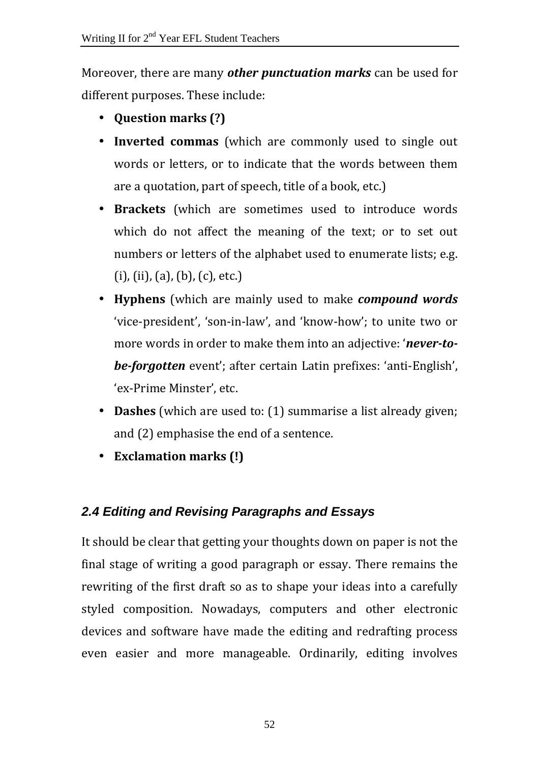Moreover, there are many ***other punctuation marks*** can be used for different purposes. These include:

- **Question marks (?)**
- **Inverted commas** (which are commonly used to single out words or letters, or to indicate that the words between them are a quotation, part of speech, title of a book, etc.)
- **Brackets** (which are sometimes used to introduce words which do not affect the meaning of the text; or to set out numbers or letters of the alphabet used to enumerate lists; e.g. (i), (ii), (a), (b), (c), etc.)
- **Hyphens** (which are mainly used to make ***compound words*** 'vice-president', 'son-in-law', and 'know-how'; to unite two or more words in order to make them into an adjective: '***never-to-be-forgotten*** event'; after certain Latin prefixes: 'anti-English', 'ex-Prime Minster', etc.
- **Dashes** (which are used to: (1) summarise a list already given; and (2) emphasise the end of a sentence.
- **Exclamation marks (!)**

### *2.4 Editing and Revising Paragraphs and Essays*

It should be clear that getting your thoughts down on paper is not the final stage of writing a good paragraph or essay. There remains the rewriting of the first draft so as to shape your ideas into a carefully styled composition. Nowadays, computers and other electronic devices and software have made the editing and redrafting process even easier and more manageable. Ordinarily, editing involves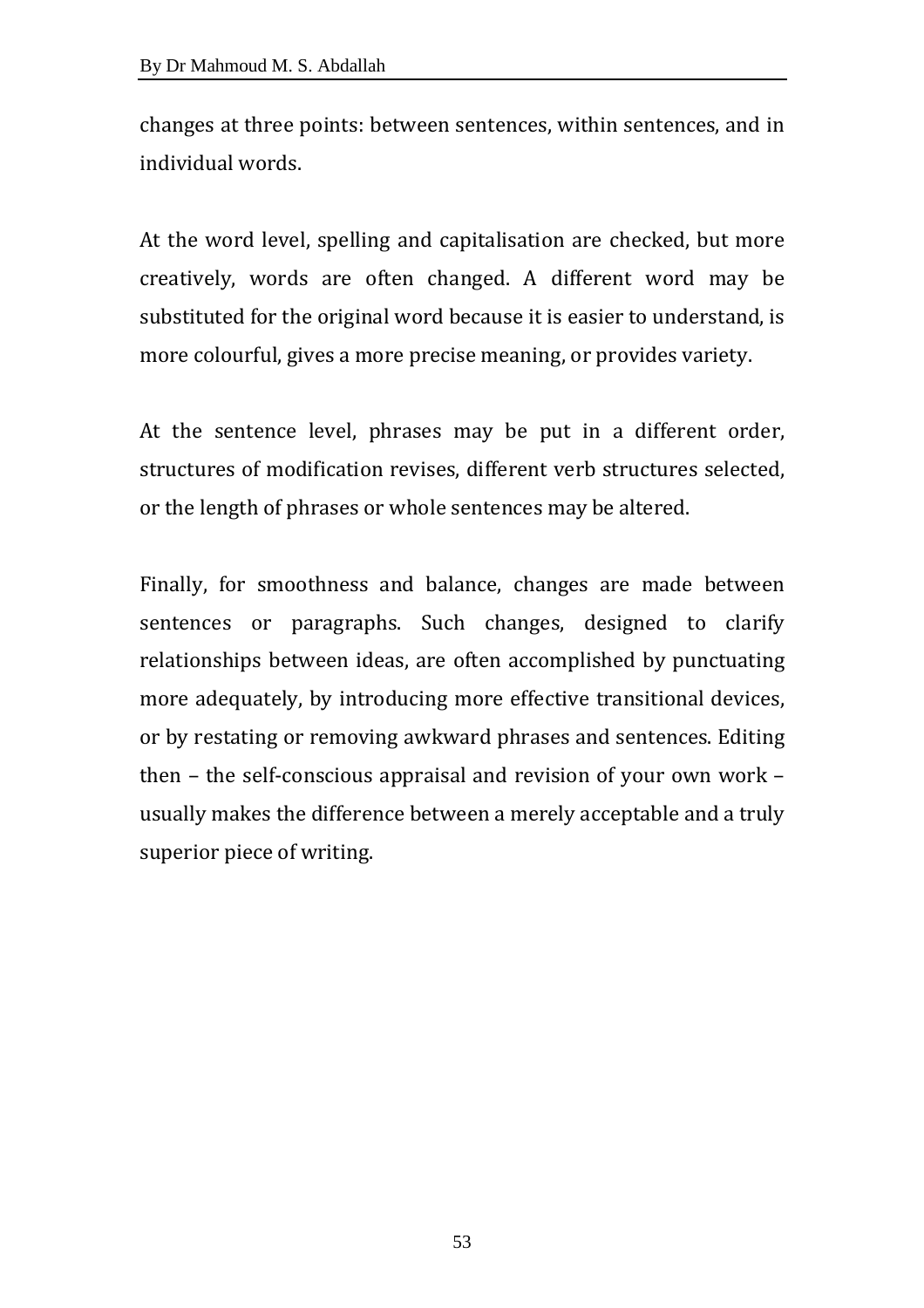changes at three points: between sentences, within sentences, and in individual words.

At the word level, spelling and capitalisation are checked, but more creatively, words are often changed. A different word may be substituted for the original word because it is easier to understand, is more colourful, gives a more precise meaning, or provides variety.

At the sentence level, phrases may be put in a different order, structures of modification revises, different verb structures selected, or the length of phrases or whole sentences may be altered.

Finally, for smoothness and balance, changes are made between sentences or paragraphs. Such changes, designed to clarify relationships between ideas, are often accomplished by punctuating more adequately, by introducing more effective transitional devices, or by restating or removing awkward phrases and sentences. Editing then – the self-conscious appraisal and revision of your own work – usually makes the difference between a merely acceptable and a truly superior piece of writing.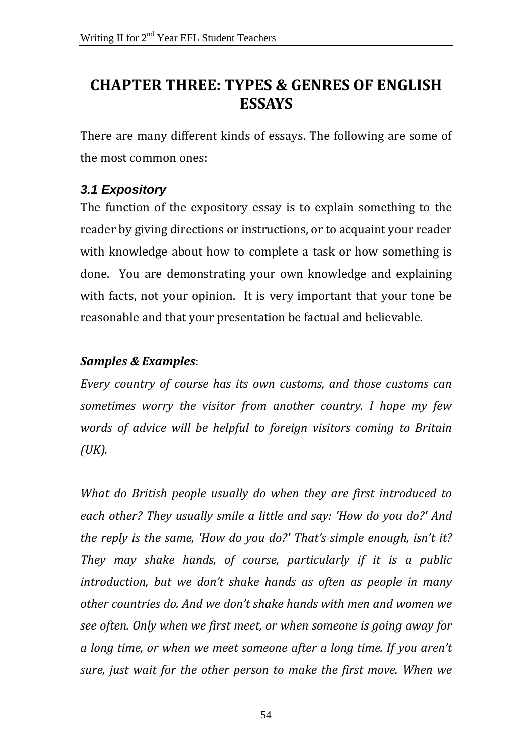# CHAPTER THREE: TYPES & GENRES OF ENGLISH ESSAYS

There are many different kinds of essays. The following are some of the most common ones:

### *3.1 Expository*

The function of the expository essay is to explain something to the reader by giving directions or instructions, or to acquaint your reader with knowledge about how to complete a task or how something is done. You are demonstrating your own knowledge and explaining with facts, not your opinion. It is very important that your tone be reasonable and that your presentation be factual and believable.

***Samples & Examples***:

*Every country of course has its own customs, and those customs can sometimes worry the visitor from another country. I hope my few words of advice will be helpful to foreign visitors coming to Britain (UK).*

*What do British people usually do when they are first introduced to each other? They usually smile a little and say: 'How do you do?' And the reply is the same, 'How do you do?' That's simple enough, isn't it? They may shake hands, of course, particularly if it is a public introduction, but we don't shake hands as often as people in many other countries do. And we don't shake hands with men and women we see often. Only when we first meet, or when someone is going away for a long time, or when we meet someone after a long time. If you aren't sure, just wait for the other person to make the first move. When we*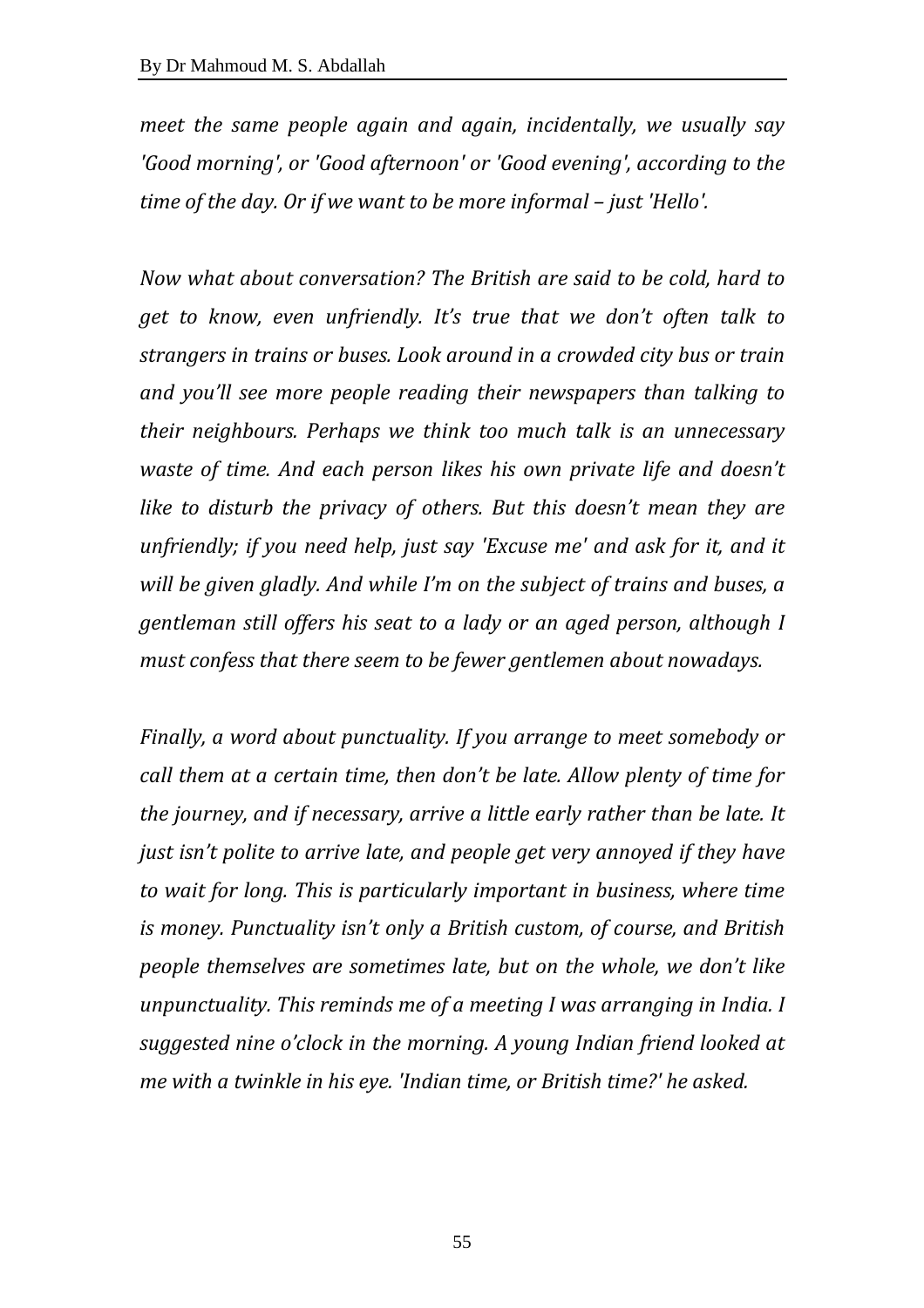*meet the same people again and again, incidentally, we usually say 'Good morning', or 'Good afternoon' or 'Good evening', according to the time of the day. Or if we want to be more informal – just 'Hello'.*

*Now what about conversation? The British are said to be cold, hard to get to know, even unfriendly. It's true that we don't often talk to strangers in trains or buses. Look around in a crowded city bus or train and you'll see more people reading their newspapers than talking to their neighbours. Perhaps we think too much talk is an unnecessary waste of time. And each person likes his own private life and doesn't like to disturb the privacy of others. But this doesn't mean they are unfriendly; if you need help, just say 'Excuse me' and ask for it, and it will be given gladly. And while I'm on the subject of trains and buses, a gentleman still offers his seat to a lady or an aged person, although I must confess that there seem to be fewer gentlemen about nowadays.*

*Finally, a word about punctuality. If you arrange to meet somebody or call them at a certain time, then don't be late. Allow plenty of time for the journey, and if necessary, arrive a little early rather than be late. It just isn't polite to arrive late, and people get very annoyed if they have to wait for long. This is particularly important in business, where time is money. Punctuality isn't only a British custom, of course, and British people themselves are sometimes late, but on the whole, we don't like unpunctuality. This reminds me of a meeting I was arranging in India. I suggested nine o'clock in the morning. A young Indian friend looked at me with a twinkle in his eye. 'Indian time, or British time?' he asked.*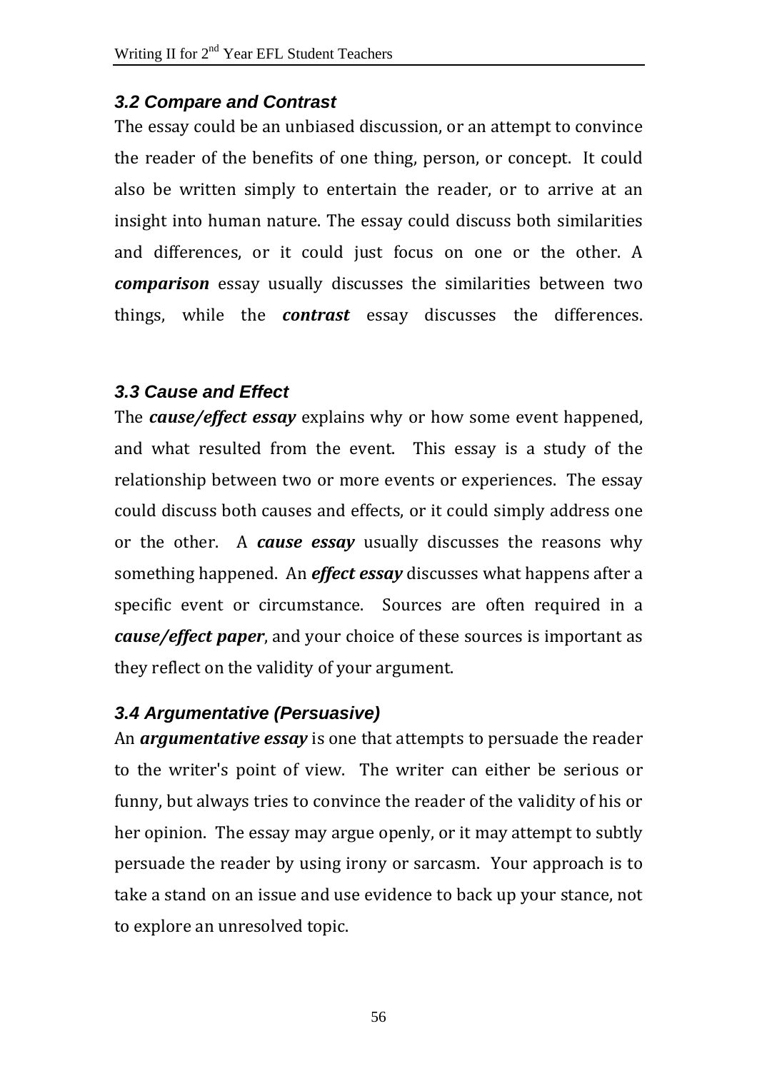### *3.2 Compare and Contrast*

The essay could be an unbiased discussion, or an attempt to convince the reader of the benefits of one thing, person, or concept. It could also be written simply to entertain the reader, or to arrive at an insight into human nature. The essay could discuss both similarities and differences, or it could just focus on one or the other. A ***comparison*** essay usually discusses the similarities between two things, while the ***contrast*** essay discusses the differences.

### *3.3 Cause and Effect*

The ***cause/effect essay*** explains why or how some event happened, and what resulted from the event. This essay is a study of the relationship between two or more events or experiences. The essay could discuss both causes and effects, or it could simply address one or the other. A ***cause essay*** usually discusses the reasons why something happened. An ***effect essay*** discusses what happens after a specific event or circumstance. Sources are often required in a ***cause/effect paper***, and your choice of these sources is important as they reflect on the validity of your argument.

### *3.4 Argumentative (Persuasive)*

An ***argumentative essay*** is one that attempts to persuade the reader to the writer's point of view. The writer can either be serious or funny, but always tries to convince the reader of the validity of his or her opinion. The essay may argue openly, or it may attempt to subtly persuade the reader by using irony or sarcasm. Your approach is to take a stand on an issue and use evidence to back up your stance, not to explore an unresolved topic.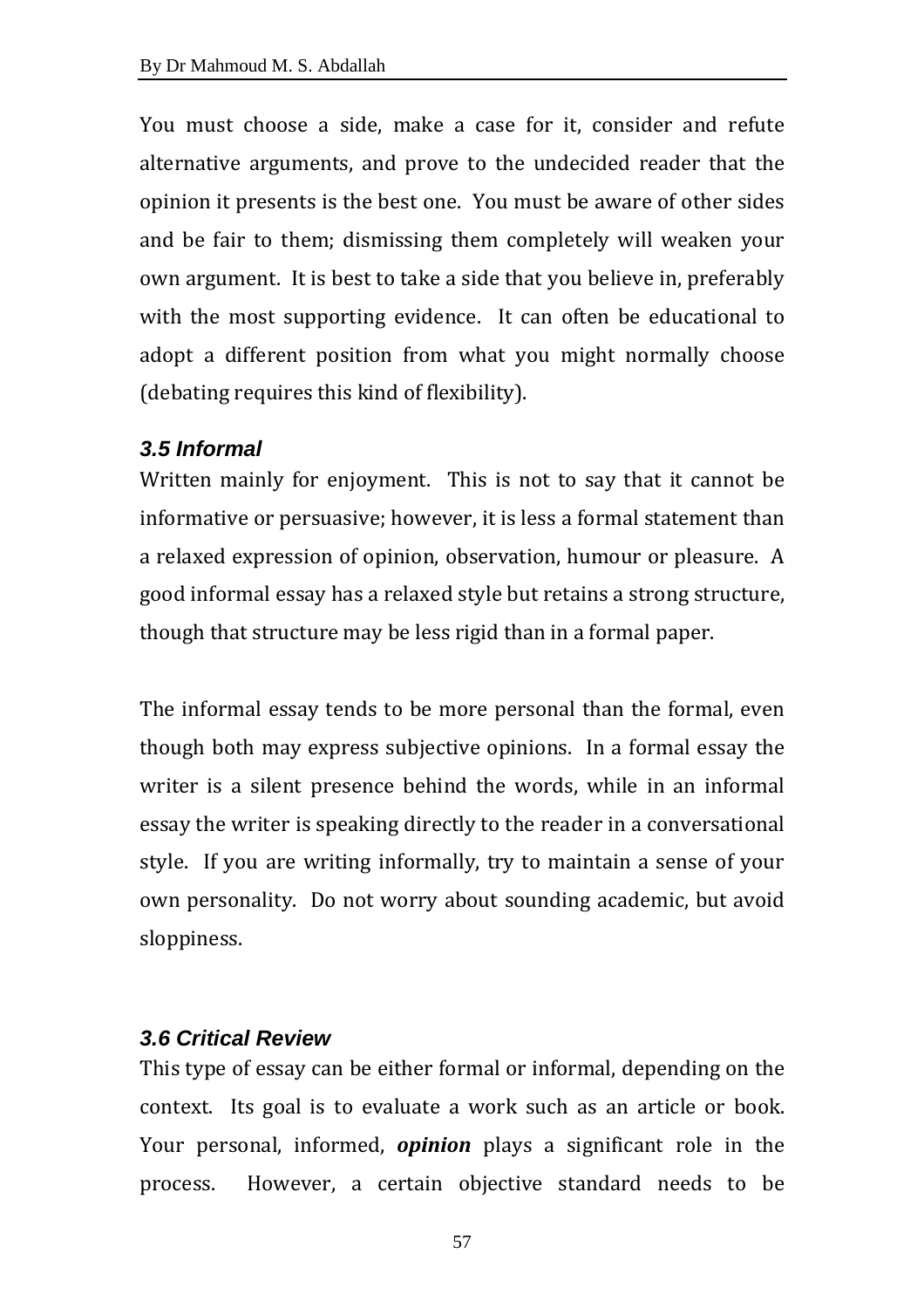You must choose a side, make a case for it, consider and refute alternative arguments, and prove to the undecided reader that the opinion it presents is the best one. You must be aware of other sides and be fair to them; dismissing them completely will weaken your own argument. It is best to take a side that you believe in, preferably with the most supporting evidence. It can often be educational to adopt a different position from what you might normally choose (debating requires this kind of flexibility).

### *3.5 Informal*

Written mainly for enjoyment. This is not to say that it cannot be informative or persuasive; however, it is less a formal statement than a relaxed expression of opinion, observation, humour or pleasure. A good informal essay has a relaxed style but retains a strong structure, though that structure may be less rigid than in a formal paper.

The informal essay tends to be more personal than the formal, even though both may express subjective opinions. In a formal essay the writer is a silent presence behind the words, while in an informal essay the writer is speaking directly to the reader in a conversational style. If you are writing informally, try to maintain a sense of your own personality. Do not worry about sounding academic, but avoid sloppiness.

### *3.6 Critical Review*

This type of essay can be either formal or informal, depending on the context. Its goal is to evaluate a work such as an article or book. Your personal, informed, ***opinion*** plays a significant role in the process. However, a certain objective standard needs to be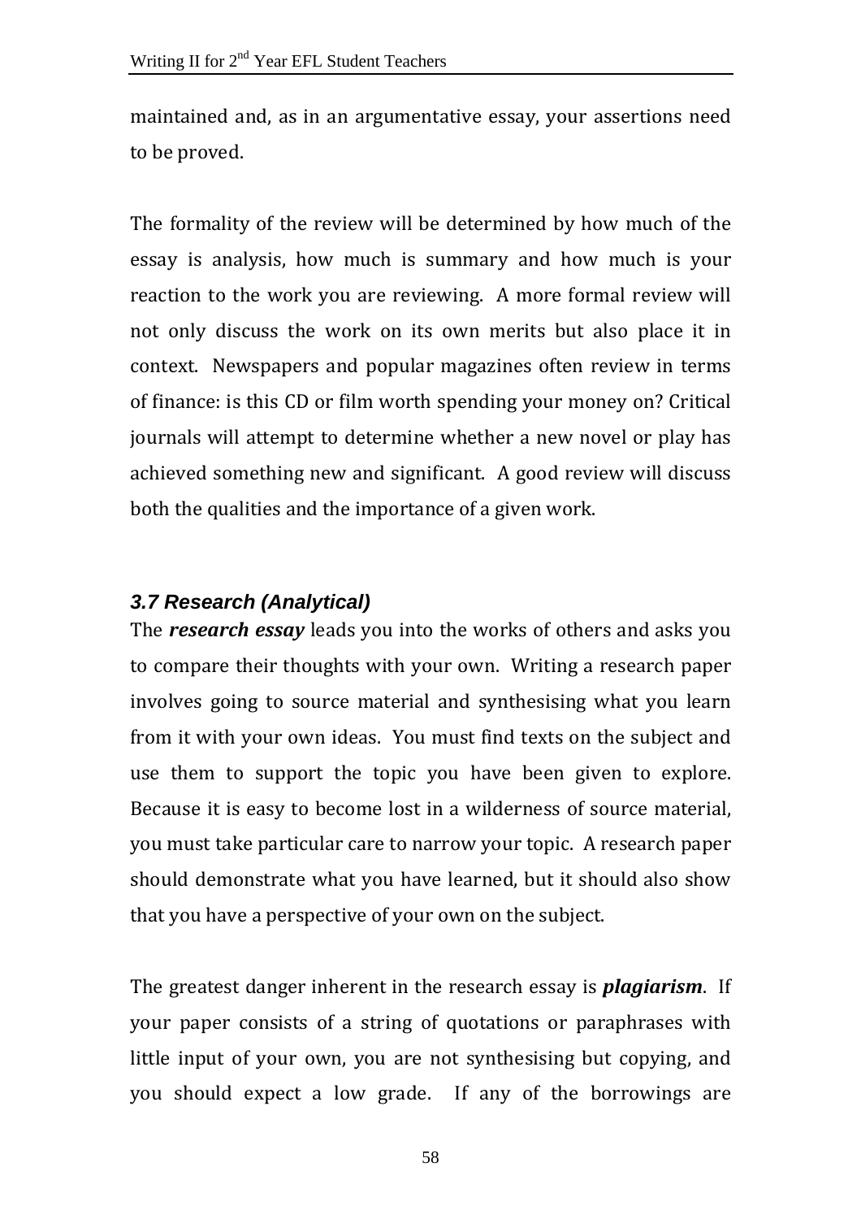maintained and, as in an argumentative essay, your assertions need to be proved.

The formality of the review will be determined by how much of the essay is analysis, how much is summary and how much is your reaction to the work you are reviewing. A more formal review will not only discuss the work on its own merits but also place it in context. Newspapers and popular magazines often review in terms of finance: is this CD or film worth spending your money on? Critical journals will attempt to determine whether a new novel or play has achieved something new and significant. A good review will discuss both the qualities and the importance of a given work.

### *3.7 Research (Analytical)*

The ***research essay*** leads you into the works of others and asks you to compare their thoughts with your own. Writing a research paper involves going to source material and synthesising what you learn from it with your own ideas. You must find texts on the subject and use them to support the topic you have been given to explore. Because it is easy to become lost in a wilderness of source material, you must take particular care to narrow your topic. A research paper should demonstrate what you have learned, but it should also show that you have a perspective of your own on the subject.

The greatest danger inherent in the research essay is ***plagiarism***. If your paper consists of a string of quotations or paraphrases with little input of your own, you are not synthesising but copying, and you should expect a low grade. If any of the borrowings are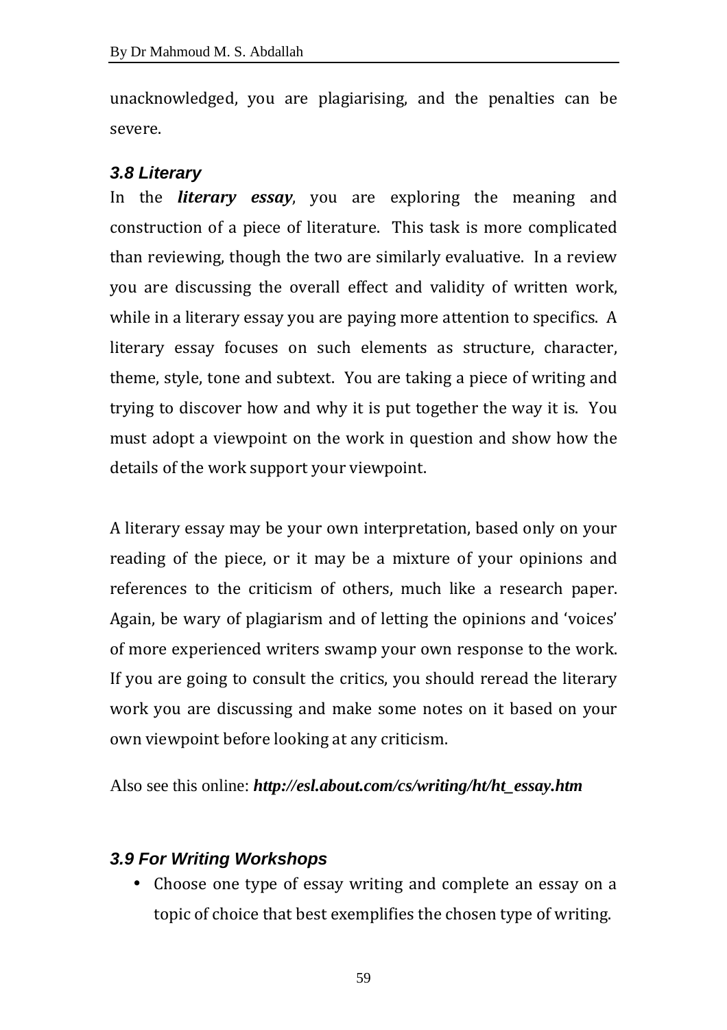unacknowledged, you are plagiarising, and the penalties can be severe.

### *3.8 Literary*

In the ***literary essay***, you are exploring the meaning and construction of a piece of literature. This task is more complicated than reviewing, though the two are similarly evaluative. In a review you are discussing the overall effect and validity of written work, while in a literary essay you are paying more attention to specifics. A literary essay focuses on such elements as structure, character, theme, style, tone and subtext. You are taking a piece of writing and trying to discover how and why it is put together the way it is. You must adopt a viewpoint on the work in question and show how the details of the work support your viewpoint.

A literary essay may be your own interpretation, based only on your reading of the piece, or it may be a mixture of your opinions and references to the criticism of others, much like a research paper. Again, be wary of plagiarism and of letting the opinions and 'voices' of more experienced writers swamp your own response to the work. If you are going to consult the critics, you should reread the literary work you are discussing and make some notes on it based on your own viewpoint before looking at any criticism.

Also see this online: ***http://esl.about.com/cs/writing/ht/ht_essay.htm***

### *3.9 For Writing Workshops*

- Choose one type of essay writing and complete an essay on a topic of choice that best exemplifies the chosen type of writing.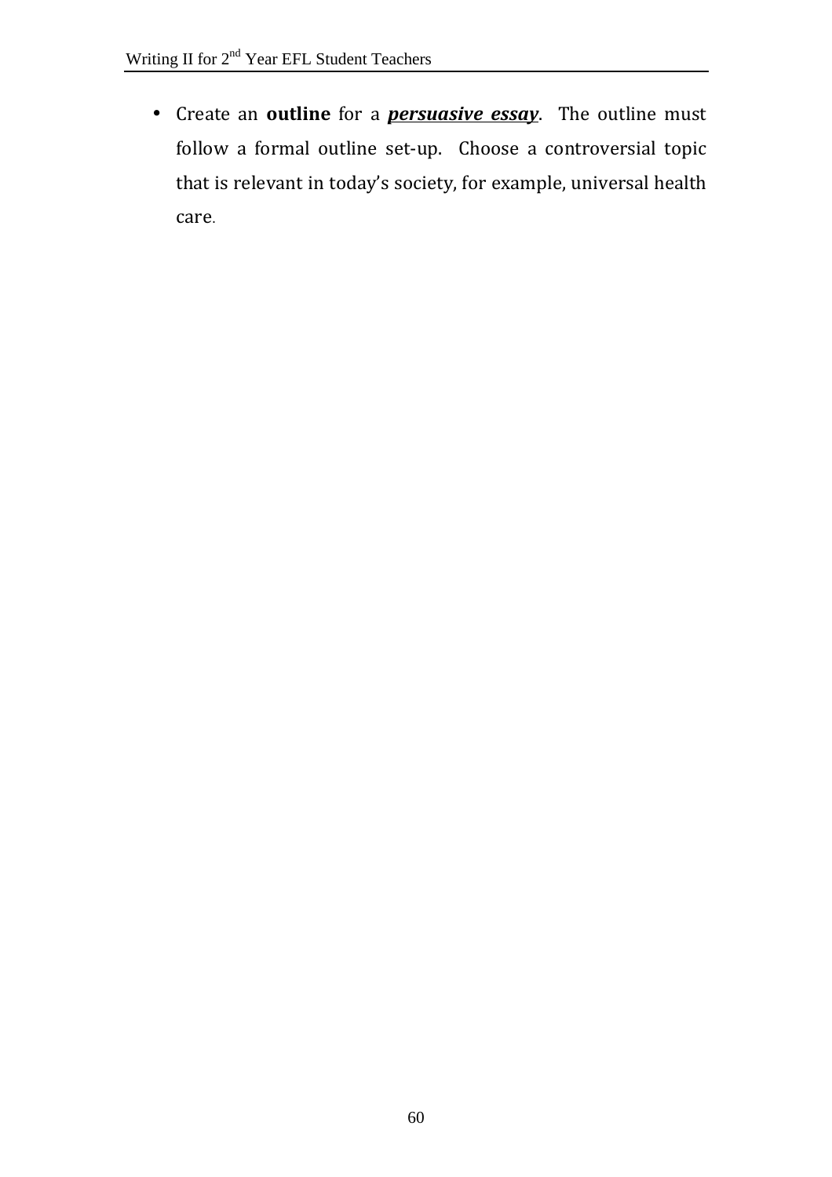- Create an **outline** for a ***persuasive essay***. The outline must follow a formal outline set-up. Choose a controversial topic that is relevant in today's society, for example, universal health care.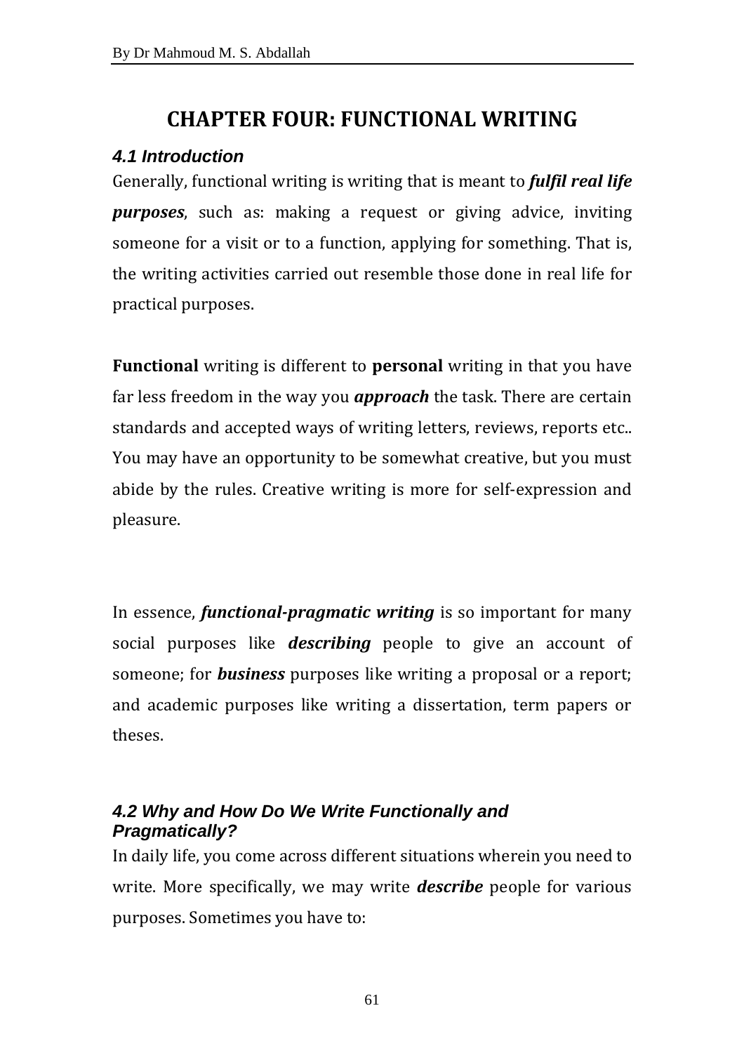# CHAPTER FOUR: FUNCTIONAL WRITING

### *4.1 Introduction*

Generally, functional writing is writing that is meant to ***fulfil real life purposes***, such as: making a request or giving advice, inviting someone for a visit or to a function, applying for something. That is, the writing activities carried out resemble those done in real life for practical purposes.

**Functional** writing is different to **personal** writing in that you have far less freedom in the way you ***approach*** the task. There are certain standards and accepted ways of writing letters, reviews, reports etc.. You may have an opportunity to be somewhat creative, but you must abide by the rules. Creative writing is more for self-expression and pleasure.

In essence, ***functional-pragmatic writing*** is so important for many social purposes like ***describing*** people to give an account of someone; for ***business*** purposes like writing a proposal or a report; and academic purposes like writing a dissertation, term papers or theses.

### *4.2 Why and How Do We Write Functionally and Pragmatically?*

In daily life, you come across different situations wherein you need to write. More specifically, we may write ***describe*** people for various purposes. Sometimes you have to: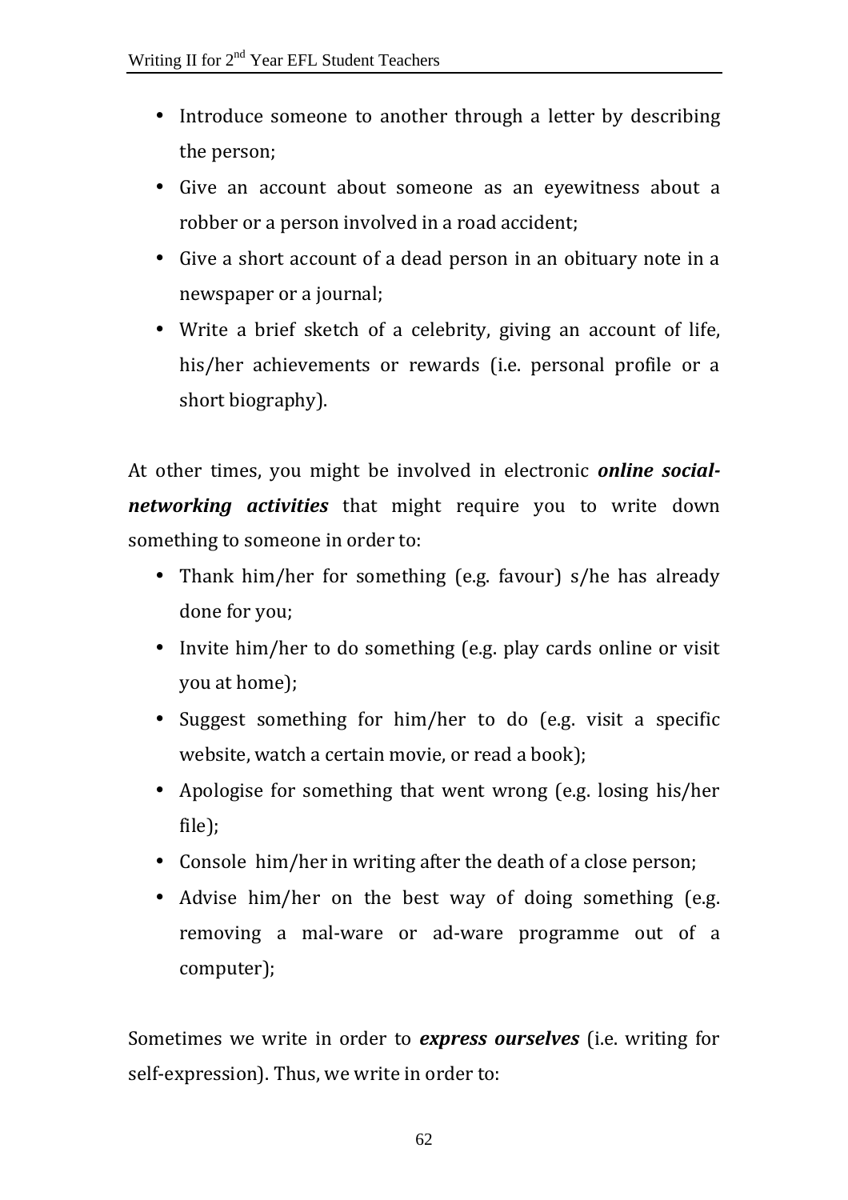- Introduce someone to another through a letter by describing the person;
- Give an account about someone as an eyewitness about a robber or a person involved in a road accident;
- Give a short account of a dead person in an obituary note in a newspaper or a journal;
- Write a brief sketch of a celebrity, giving an account of life, his/her achievements or rewards (i.e. personal profile or a short biography).

At other times, you might be involved in electronic ***online social-networking activities*** that might require you to write down something to someone in order to:

- Thank him/her for something (e.g. favour) s/he has already done for you;
- Invite him/her to do something (e.g. play cards online or visit you at home);
- Suggest something for him/her to do (e.g. visit a specific website, watch a certain movie, or read a book);
- Apologise for something that went wrong (e.g. losing his/her file);
- Console him/her in writing after the death of a close person;
- Advise him/her on the best way of doing something (e.g. removing a mal-ware or ad-ware programme out of a computer);

Sometimes we write in order to ***express ourselves*** (i.e. writing for self-expression). Thus, we write in order to: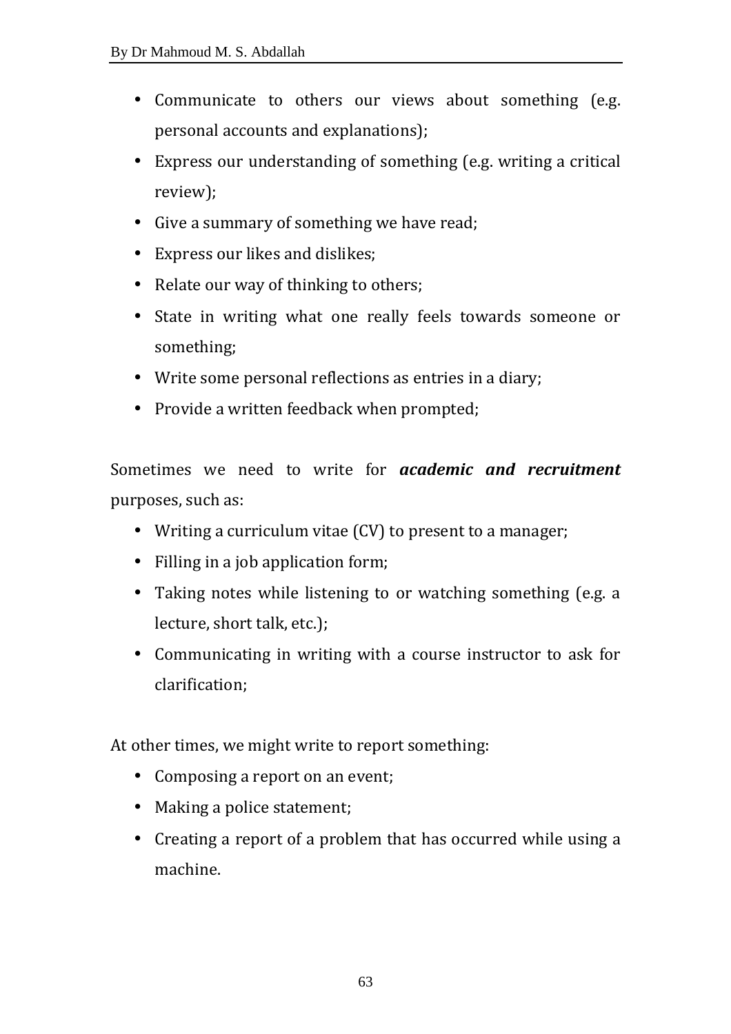- Communicate to others our views about something (e.g. personal accounts and explanations);
- Express our understanding of something (e.g. writing a critical review);
- Give a summary of something we have read;
- Express our likes and dislikes;
- Relate our way of thinking to others;
- State in writing what one really feels towards someone or something;
- Write some personal reflections as entries in a diary;
- Provide a written feedback when prompted;

Sometimes we need to write for ***academic and recruitment*** purposes, such as:

- Writing a curriculum vitae (CV) to present to a manager;
- Filling in a job application form;
- Taking notes while listening to or watching something (e.g. a lecture, short talk, etc.);
- Communicating in writing with a course instructor to ask for clarification;

At other times, we might write to report something:

- Composing a report on an event;
- Making a police statement;
- Creating a report of a problem that has occurred while using a machine.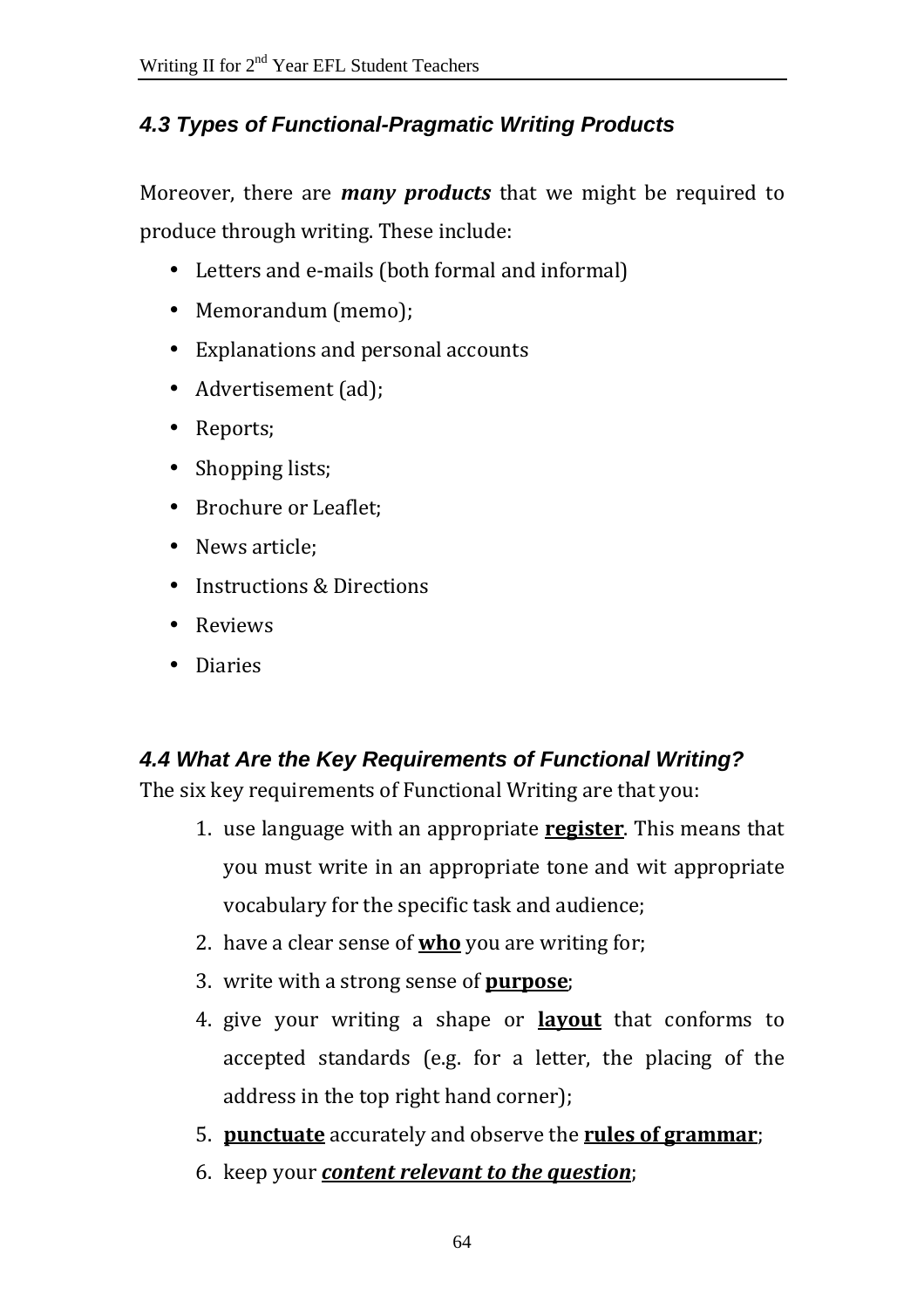### *4.3 Types of Functional-Pragmatic Writing Products*

Moreover, there are ***many products*** that we might be required to produce through writing. These include:

- Letters and e-mails (both formal and informal)
- Memorandum (memo);
- Explanations and personal accounts
- Advertisement (ad);
- Reports;
- Shopping lists;
- Brochure or Leaflet;
- News article;
- Instructions & Directions
- Reviews
- Diaries

### *4.4 What Are the Key Requirements of Functional Writing?*

The six key requirements of Functional Writing are that you:

1. use language with an appropriate <u>**register**</u>. This means that you must write in an appropriate tone and wit appropriate vocabulary for the specific task and audience;
2. have a clear sense of <u>**who**</u> you are writing for;
3. write with a strong sense of <u>**purpose**</u>;
4. give your writing a shape or <u>**layout**</u> that conforms to accepted standards (e.g. for a letter, the placing of the address in the top right hand corner);
5. <u>**punctuate**</u> accurately and observe the <u>**rules of grammar**</u>;
6. keep your <u>***content relevant to the question***</u>;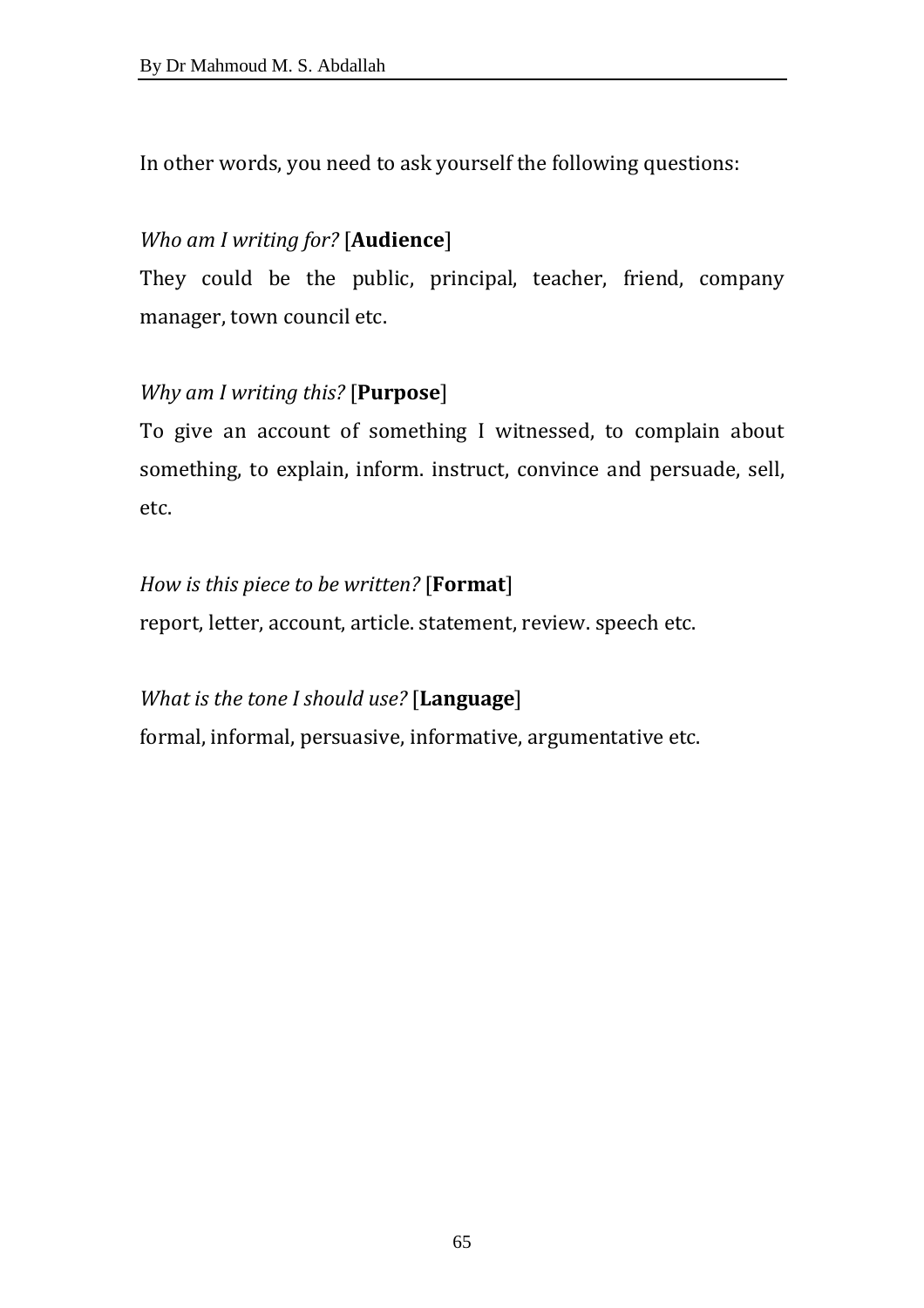In other words, you need to ask yourself the following questions:

*Who am I writing for?* [**Audience**]

They could be the public, principal, teacher, friend, company manager, town council etc.

*Why am I writing this?* [**Purpose**]

To give an account of something I witnessed, to complain about something, to explain, inform. instruct, convince and persuade, sell, etc.

*How is this piece to be written?* [**Format**]

report, letter, account, article. statement, review. speech etc.

*What is the tone I should use?* [**Language**]

formal, informal, persuasive, informative, argumentative etc.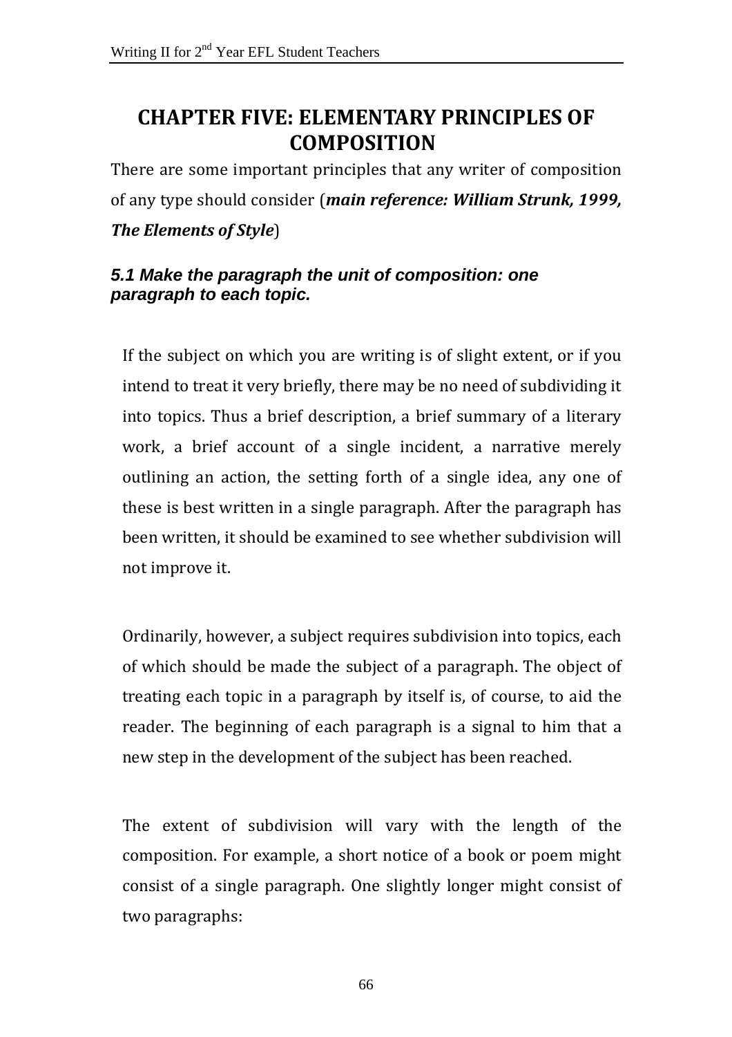# CHAPTER FIVE: ELEMENTARY PRINCIPLES OF COMPOSITION

There are some important principles that any writer of composition of any type should consider (***main reference: William Strunk, 1999, The Elements of Style***)

### *5.1 Make the paragraph the unit of composition: one paragraph to each topic.*

If the subject on which you are writing is of slight extent, or if you intend to treat it very briefly, there may be no need of subdividing it into topics. Thus a brief description, a brief summary of a literary work, a brief account of a single incident, a narrative merely outlining an action, the setting forth of a single idea, any one of these is best written in a single paragraph. After the paragraph has been written, it should be examined to see whether subdivision will not improve it.

Ordinarily, however, a subject requires subdivision into topics, each of which should be made the subject of a paragraph. The object of treating each topic in a paragraph by itself is, of course, to aid the reader. The beginning of each paragraph is a signal to him that a new step in the development of the subject has been reached.

The extent of subdivision will vary with the length of the composition. For example, a short notice of a book or poem might consist of a single paragraph. One slightly longer might consist of two paragraphs: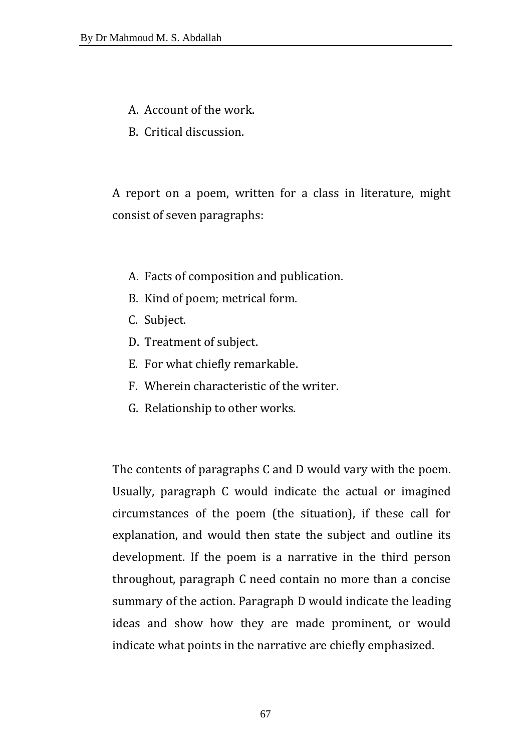A. Account of the work.
B. Critical discussion.

A report on a poem, written for a class in literature, might consist of seven paragraphs:

A. Facts of composition and publication.
B. Kind of poem; metrical form.
C. Subject.
D. Treatment of subject.
E. For what chiefly remarkable.
F. Wherein characteristic of the writer.
G. Relationship to other works.

The contents of paragraphs C and D would vary with the poem. Usually, paragraph C would indicate the actual or imagined circumstances of the poem (the situation), if these call for explanation, and would then state the subject and outline its development. If the poem is a narrative in the third person throughout, paragraph C need contain no more than a concise summary of the action. Paragraph D would indicate the leading ideas and show how they are made prominent, or would indicate what points in the narrative are chiefly emphasized.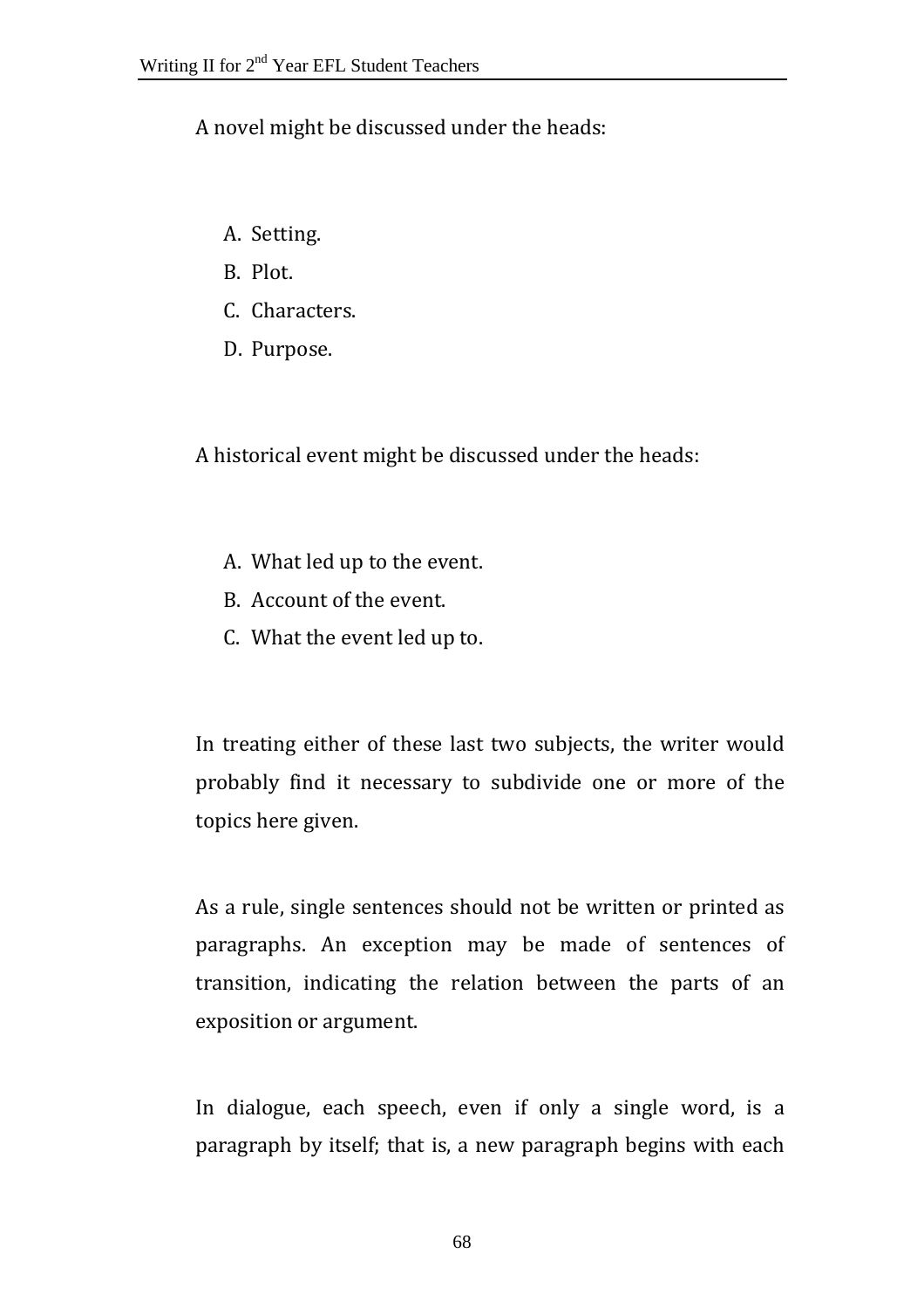A novel might be discussed under the heads:

A. Setting.
B. Plot.
C. Characters.
D. Purpose.

A historical event might be discussed under the heads:

A. What led up to the event.
B. Account of the event.
C. What the event led up to.

In treating either of these last two subjects, the writer would probably find it necessary to subdivide one or more of the topics here given.

As a rule, single sentences should not be written or printed as paragraphs. An exception may be made of sentences of transition, indicating the relation between the parts of an exposition or argument.

In dialogue, each speech, even if only a single word, is a paragraph by itself; that is, a new paragraph begins with each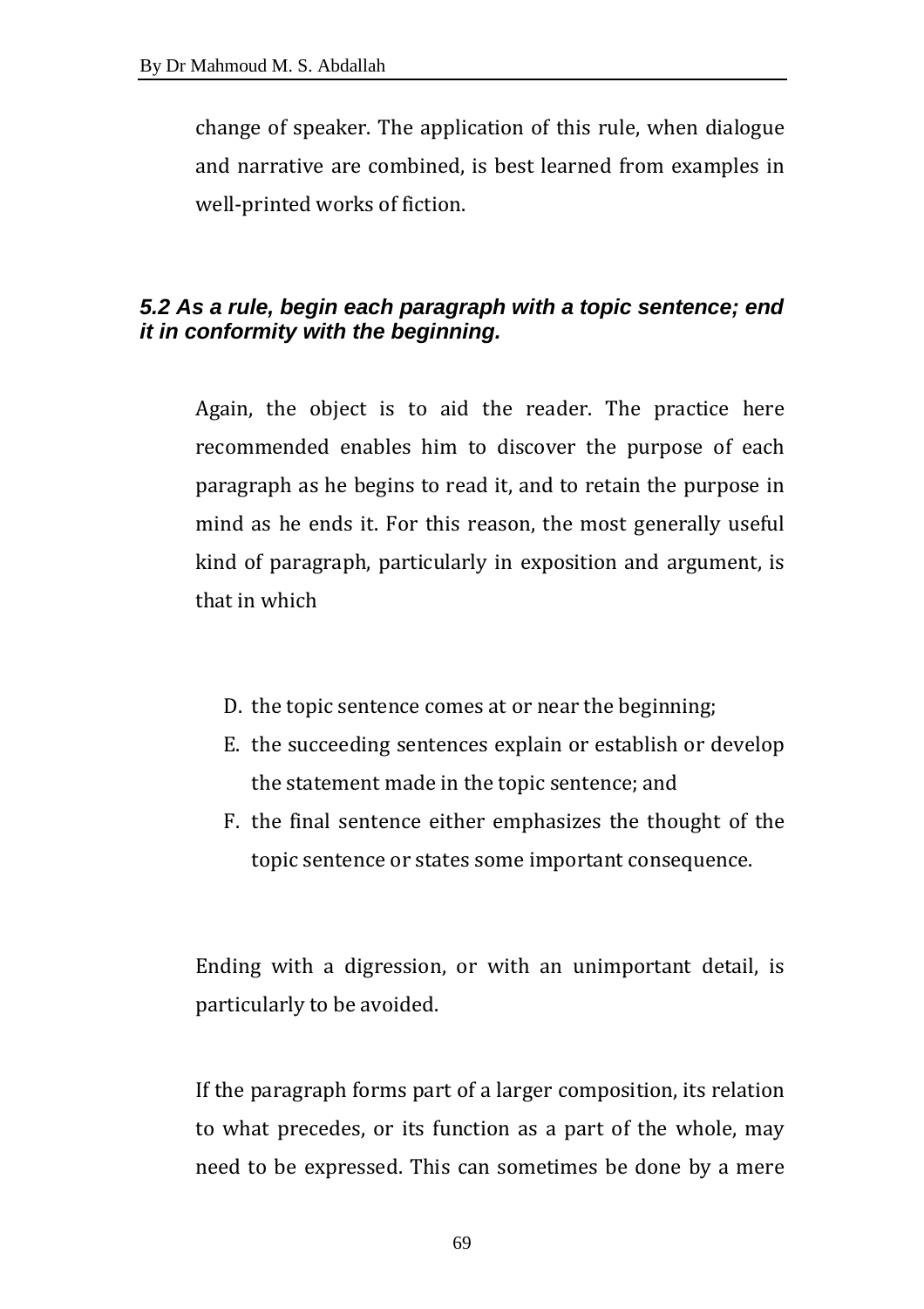change of speaker. The application of this rule, when dialogue and narrative are combined, is best learned from examples in well-printed works of fiction.

### *5.2 As a rule, begin each paragraph with a topic sentence; end it in conformity with the beginning.*

Again, the object is to aid the reader. The practice here recommended enables him to discover the purpose of each paragraph as he begins to read it, and to retain the purpose in mind as he ends it. For this reason, the most generally useful kind of paragraph, particularly in exposition and argument, is that in which

D. the topic sentence comes at or near the beginning;
E. the succeeding sentences explain or establish or develop the statement made in the topic sentence; and
F. the final sentence either emphasizes the thought of the topic sentence or states some important consequence.

Ending with a digression, or with an unimportant detail, is particularly to be avoided.

If the paragraph forms part of a larger composition, its relation to what precedes, or its function as a part of the whole, may need to be expressed. This can sometimes be done by a mere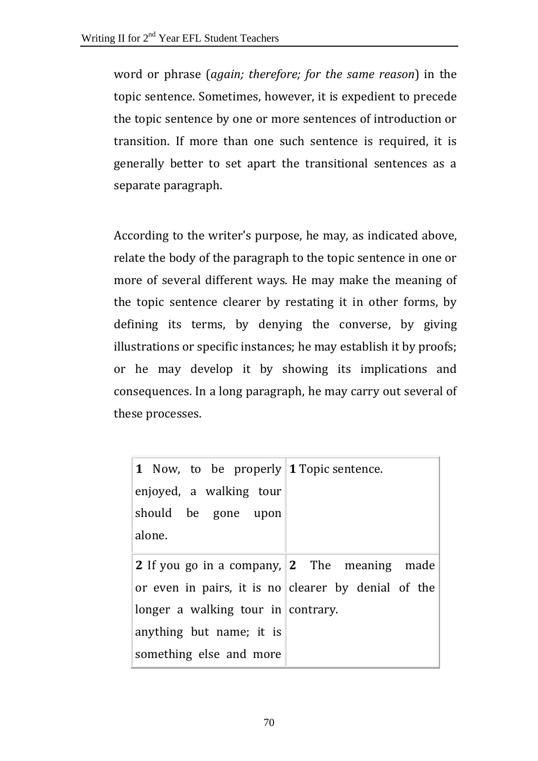word or phrase (*again; therefore; for the same reason*) in the topic sentence. Sometimes, however, it is expedient to precede the topic sentence by one or more sentences of introduction or transition. If more than one such sentence is required, it is generally better to set apart the transitional sentences as a separate paragraph.

According to the writer's purpose, he may, as indicated above, relate the body of the paragraph to the topic sentence in one or more of several different ways. He may make the meaning of the topic sentence clearer by restating it in other forms, by defining its terms, by denying the converse, by giving illustrations or specific instances; he may establish it by proofs; or he may develop it by showing its implications and consequences. In a long paragraph, he may carry out several of these processes.

| | |
|---|---|
| **1** Now, to be properly enjoyed, a walking tour should be gone upon alone. | **1** Topic sentence. |
| **2** If you go in a company, or even in pairs, it is no longer a walking tour in anything but name; it is something else and more | **2** The meaning made clearer by denial of the contrary. |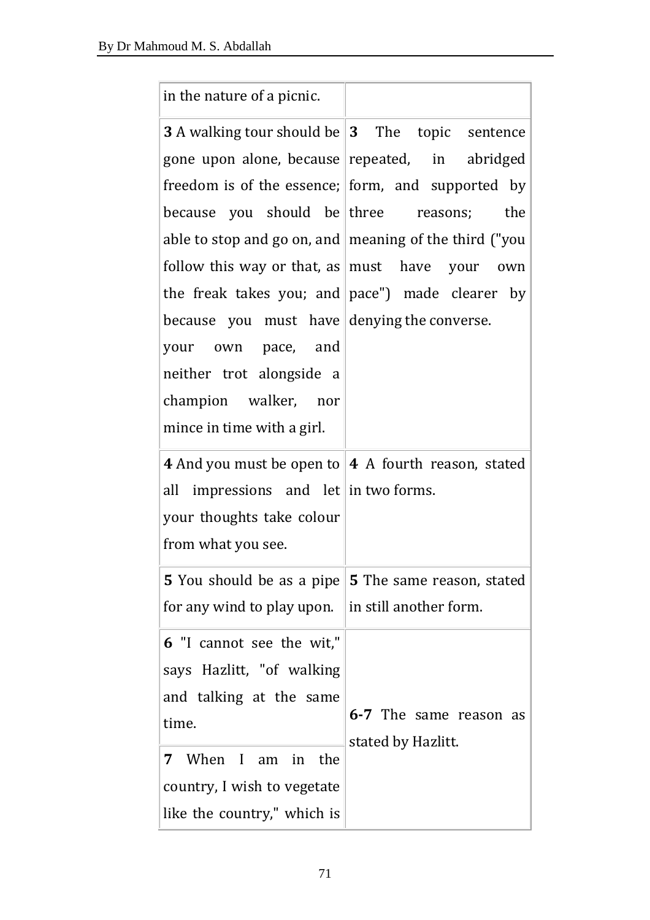| | |
|---|---|
| in the nature of a picnic. | |
| **3** A walking tour should be gone upon alone, because freedom is of the essence; because you should be able to stop and go on, and follow this way or that, as the freak takes you; and because you must have your own pace, and neither trot alongside a champion walker, nor mince in time with a girl. | **3** The topic sentence repeated, in abridged form, and supported by three reasons; the meaning of the third ("you must have your own pace") made clearer by denying the converse. |
| **4** And you must be open to all impressions and let your thoughts take colour from what you see. | **4** A fourth reason, stated in two forms. |
| **5** You should be as a pipe for any wind to play upon. | **5** The same reason, stated in still another form. |
| **6** "I cannot see the wit," says Hazlitt, "of walking and talking at the same time. | **6-7** The same reason as stated by Hazlitt. |
| **7** When I am in the country, I wish to vegetate like the country," which is | |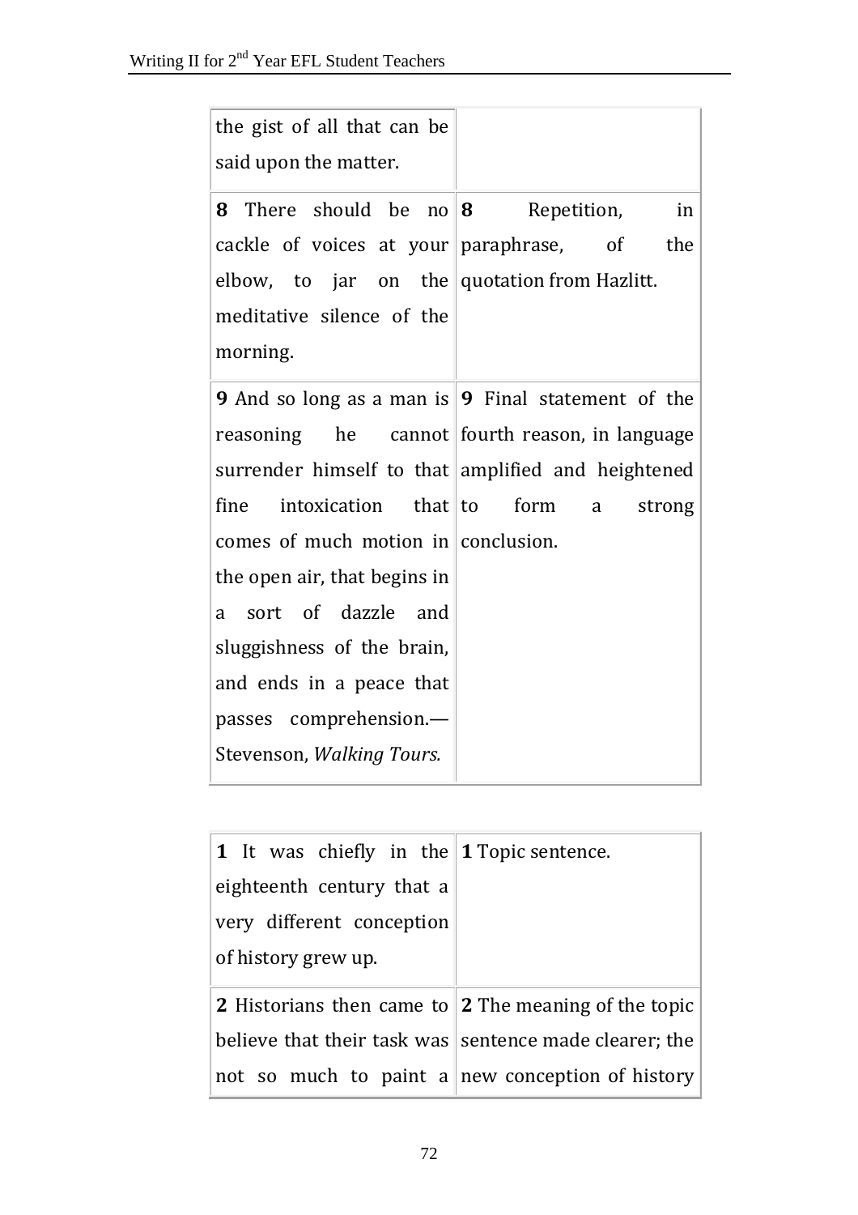| | |
|---|---|
| the gist of all that can be said upon the matter. | |
| **8** There should be no cackle of voices at your elbow, to jar on the meditative silence of the morning. | **8** Repetition, in paraphrase, of the quotation from Hazlitt. |
| **9** And so long as a man is reasoning he cannot surrender himself to that fine intoxication that comes of much motion in the open air, that begins in a sort of dazzle and sluggishness of the brain, and ends in a peace that passes comprehension.—Stevenson, *Walking Tours.* | **9** Final statement of the fourth reason, in language amplified and heightened to form a strong conclusion. |

| | |
|---|---|
| **1** It was chiefly in the eighteenth century that a very different conception of history grew up. | **1** Topic sentence. |
| **2** Historians then came to believe that their task was not so much to paint a | **2** The meaning of the topic sentence made clearer; the new conception of history |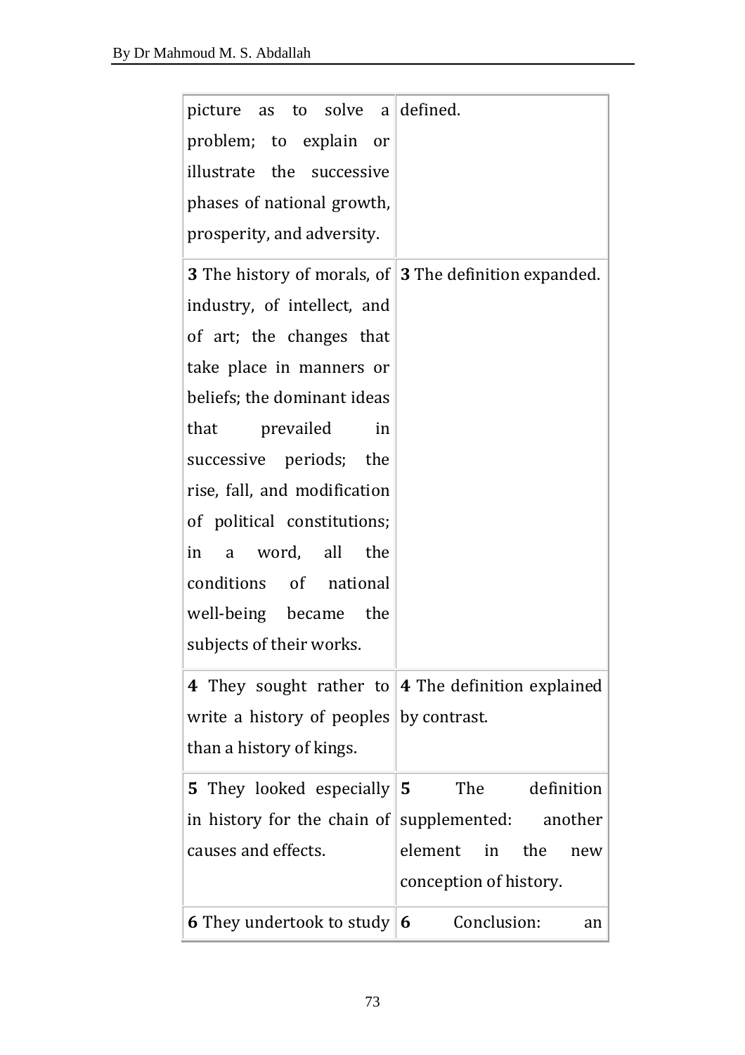| | |
|---|---|
| picture as to solve a problem; to explain or illustrate the successive phases of national growth, prosperity, and adversity. | defined. |
| **3** The history of morals, of industry, of intellect, and of art; the changes that take place in manners or beliefs; the dominant ideas that prevailed in successive periods; the rise, fall, and modification of political constitutions; in a word, all the conditions of national well-being became the subjects of their works. | **3** The definition expanded. |
| **4** They sought rather to write a history of peoples than a history of kings. | **4** The definition explained by contrast. |
| **5** They looked especially in history for the chain of causes and effects. | **5** The definition supplemented: another element in the new conception of history. |
| **6** They undertook to study | **6** Conclusion: an |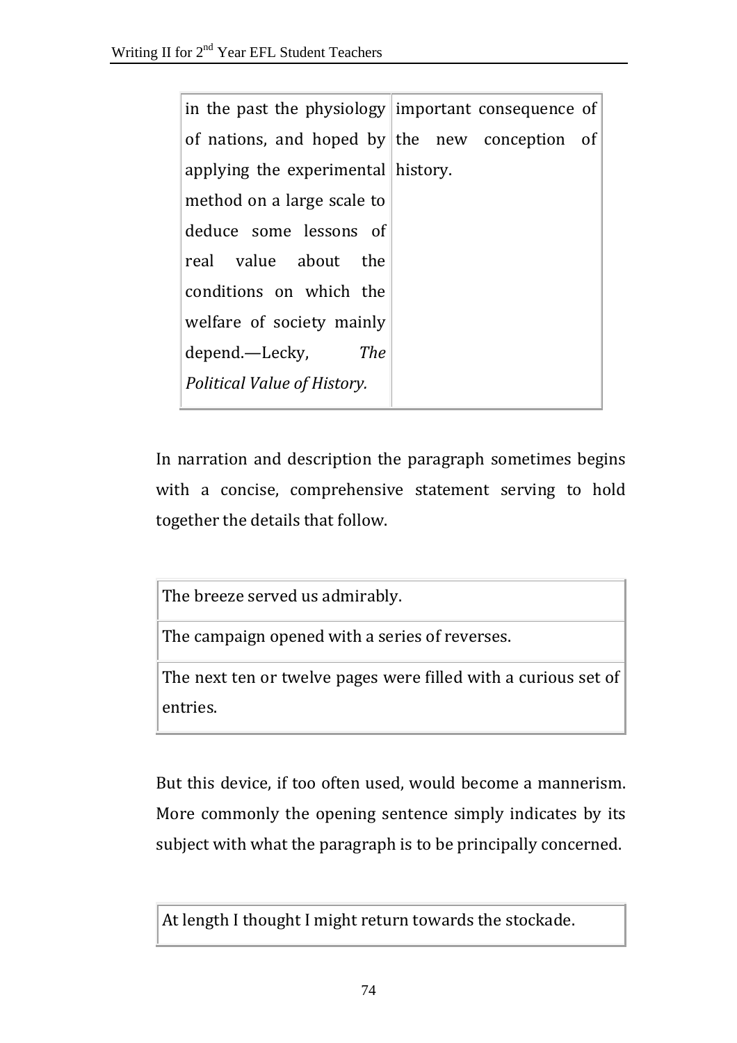| in the past the physiology of nations, and hoped by applying the experimental method on a large scale to deduce some lessons of real value about the conditions on which the welfare of society mainly depend.—Lecky, *The Political Value of History.* | important consequence of the new conception of history. |
|---|---|

In narration and description the paragraph sometimes begins with a concise, comprehensive statement serving to hold together the details that follow.

| The breeze served us admirably. |
|---|
| The campaign opened with a series of reverses. |
| The next ten or twelve pages were filled with a curious set of entries. |

But this device, if too often used, would become a mannerism. More commonly the opening sentence simply indicates by its subject with what the paragraph is to be principally concerned.

| At length I thought I might return towards the stockade. |
|---|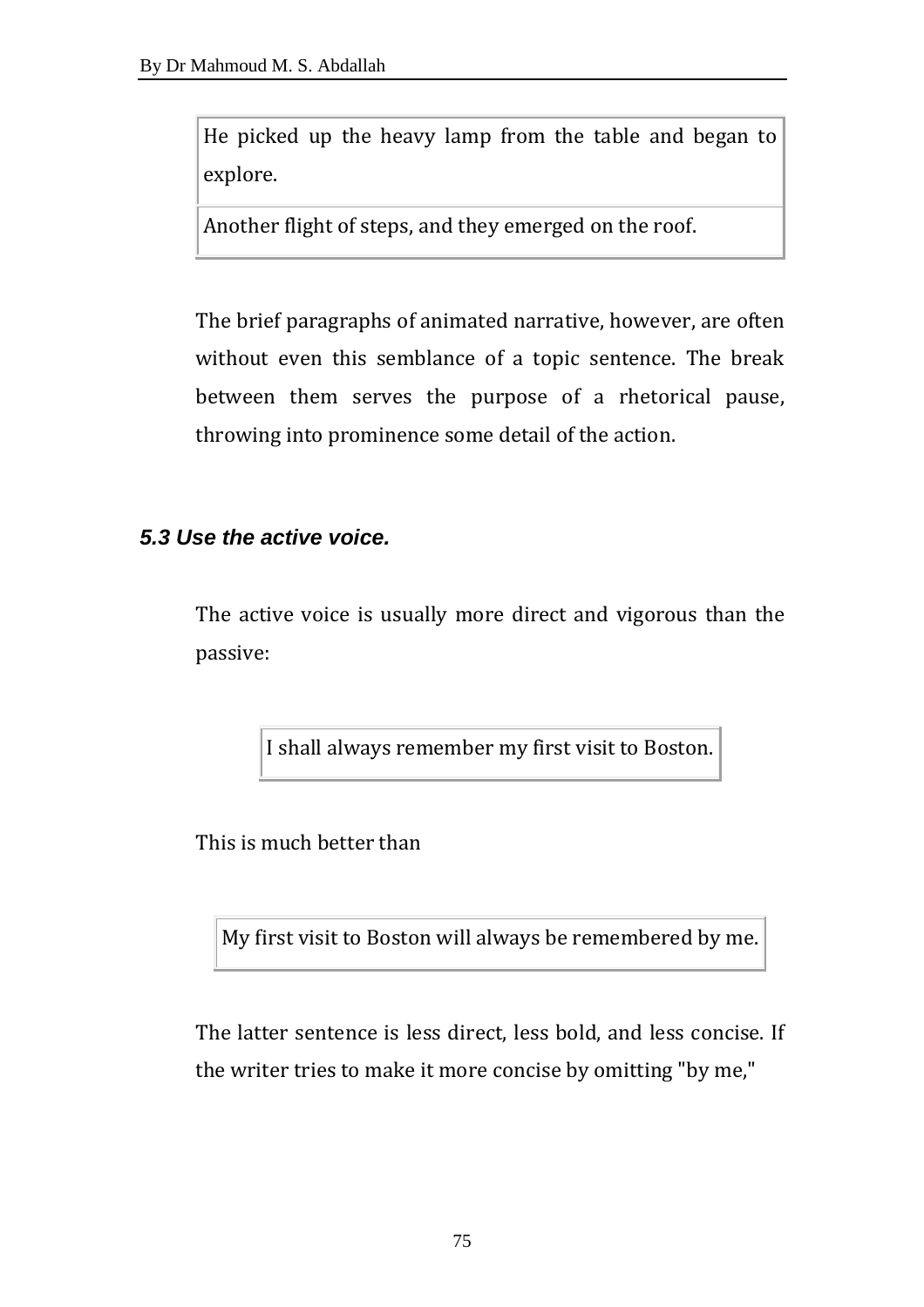| He picked up the heavy lamp from the table and began to explore. |
|---|
| Another flight of steps, and they emerged on the roof. |

The brief paragraphs of animated narrative, however, are often without even this semblance of a topic sentence. The break between them serves the purpose of a rhetorical pause, throwing into prominence some detail of the action.

### *5.3 Use the active voice.*

The active voice is usually more direct and vigorous than the passive:

| I shall always remember my first visit to Boston. |
|---|

This is much better than

| My first visit to Boston will always be remembered by me. |
|---|

The latter sentence is less direct, less bold, and less concise. If the writer tries to make it more concise by omitting "by me,"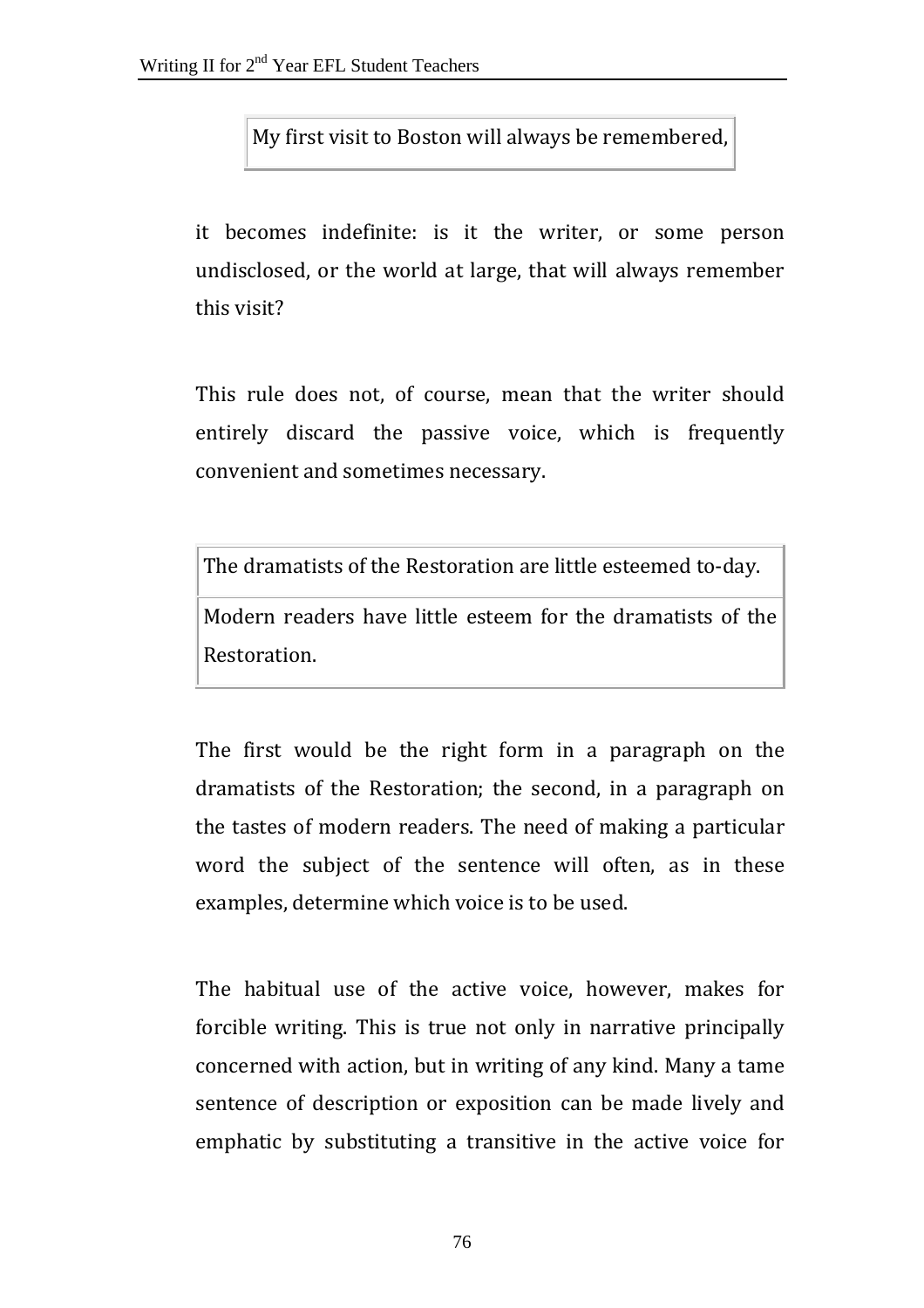| My first visit to Boston will always be remembered, |
|---|

it becomes indefinite: is it the writer, or some person undisclosed, or the world at large, that will always remember this visit?

This rule does not, of course, mean that the writer should entirely discard the passive voice, which is frequently convenient and sometimes necessary.

| The dramatists of the Restoration are little esteemed to-day. |
|---|
| Modern readers have little esteem for the dramatists of the Restoration. |

The first would be the right form in a paragraph on the dramatists of the Restoration; the second, in a paragraph on the tastes of modern readers. The need of making a particular word the subject of the sentence will often, as in these examples, determine which voice is to be used.

The habitual use of the active voice, however, makes for forcible writing. This is true not only in narrative principally concerned with action, but in writing of any kind. Many a tame sentence of description or exposition can be made lively and emphatic by substituting a transitive in the active voice for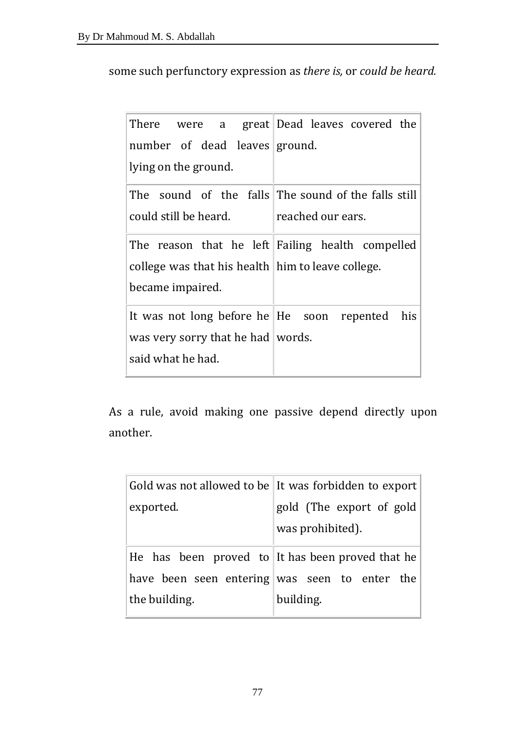some such perfunctory expression as *there is,* or *could be heard.*

| | |
|---|---|
| There were a great number of dead leaves lying on the ground. | Dead leaves covered the ground. |
| The sound of the falls could still be heard. | The sound of the falls still reached our ears. |
| The reason that he left college was that his health became impaired. | Failing health compelled him to leave college. |
| It was not long before he was very sorry that he had said what he had. | He soon repented his words. |

As a rule, avoid making one passive depend directly upon another.

| | |
|---|---|
| Gold was not allowed to be exported. | It was forbidden to export gold (The export of gold was prohibited). |
| He has been proved to have been seen entering the building. | It has been proved that he was seen to enter the building. |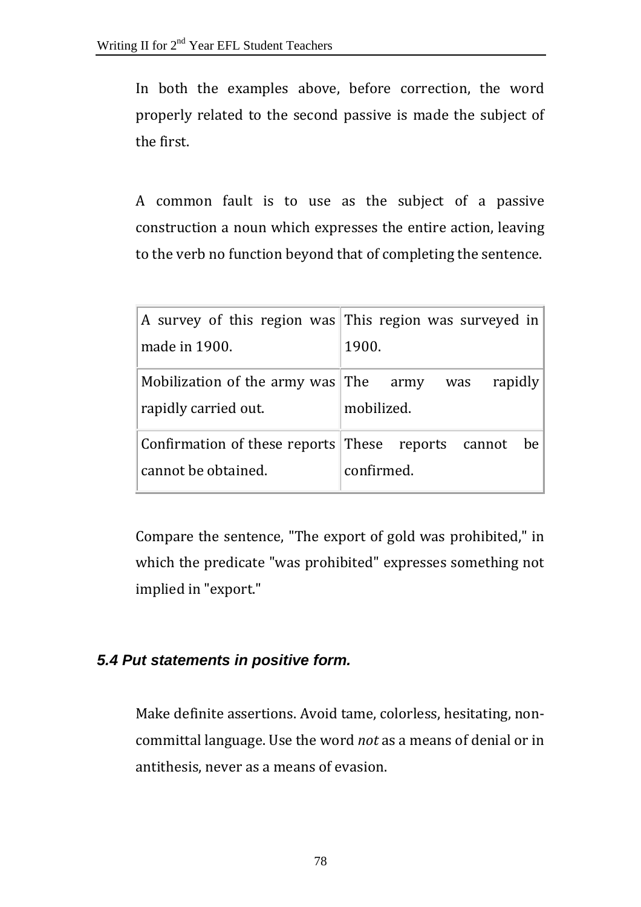In both the examples above, before correction, the word properly related to the second passive is made the subject of the first.

A common fault is to use as the subject of a passive construction a noun which expresses the entire action, leaving to the verb no function beyond that of completing the sentence.

| | |
|---|---|
| A survey of this region was made in 1900. | This region was surveyed in 1900. |
| Mobilization of the army was rapidly carried out. | The army was rapidly mobilized. |
| Confirmation of these reports cannot be obtained. | These reports cannot be confirmed. |

Compare the sentence, "The export of gold was prohibited," in which the predicate "was prohibited" expresses something not implied in "export."

### *5.4 Put statements in positive form.*

Make definite assertions. Avoid tame, colorless, hesitating, non-committal language. Use the word *not* as a means of denial or in antithesis, never as a means of evasion.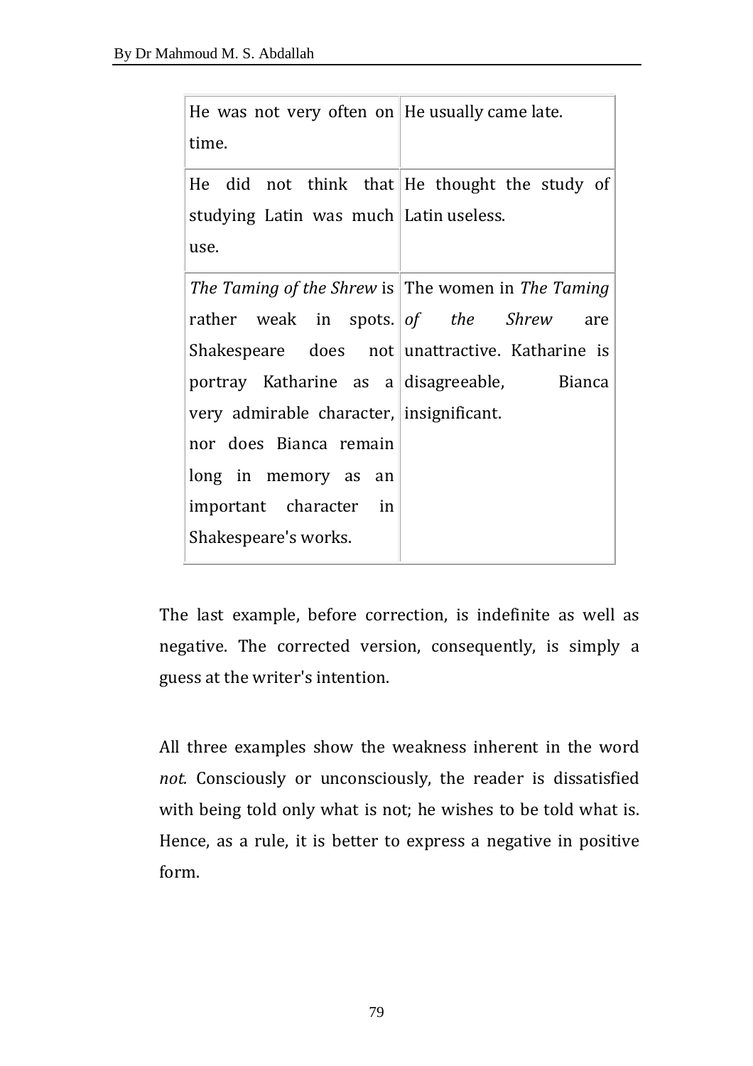| | |
|---|---|
| He was not very often on time. | He usually came late. |
| He did not think that studying Latin was much use. | He thought the study of Latin useless. |
| *The Taming of the Shrew* is rather weak in spots. Shakespeare does not portray Katharine as a very admirable character, nor does Bianca remain long in memory as an important character in Shakespeare's works. | The women in *The Taming of the Shrew* are unattractive. Katharine is disagreeable, Bianca insignificant. |

The last example, before correction, is indefinite as well as negative. The corrected version, consequently, is simply a guess at the writer's intention.

All three examples show the weakness inherent in the word *not.* Consciously or unconsciously, the reader is dissatisfied with being told only what is not; he wishes to be told what is. Hence, as a rule, it is better to express a negative in positive form.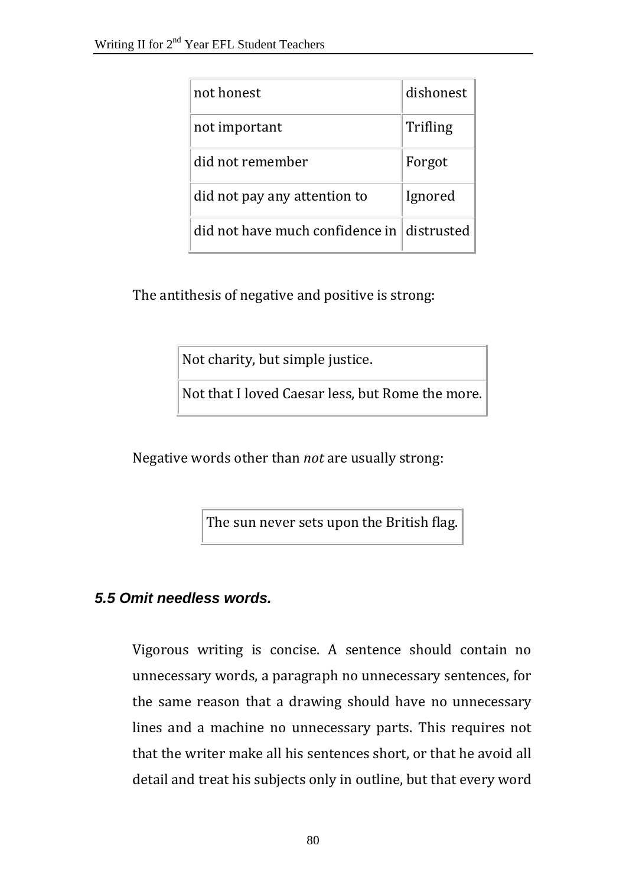| not honest | dishonest |
| --- | --- |
| not important | Trifling |
| did not remember | Forgot |
| did not pay any attention to | Ignored |
| did not have much confidence in | distrusted |

The antithesis of negative and positive is strong:

| Not charity, but simple justice. |
| --- |
| Not that I loved Caesar less, but Rome the more. |

Negative words other than *not* are usually strong:

| The sun never sets upon the British flag. |
| --- |

### *5.5 Omit needless words.*

Vigorous writing is concise. A sentence should contain no unnecessary words, a paragraph no unnecessary sentences, for the same reason that a drawing should have no unnecessary lines and a machine no unnecessary parts. This requires not that the writer make all his sentences short, or that he avoid all detail and treat his subjects only in outline, but that every word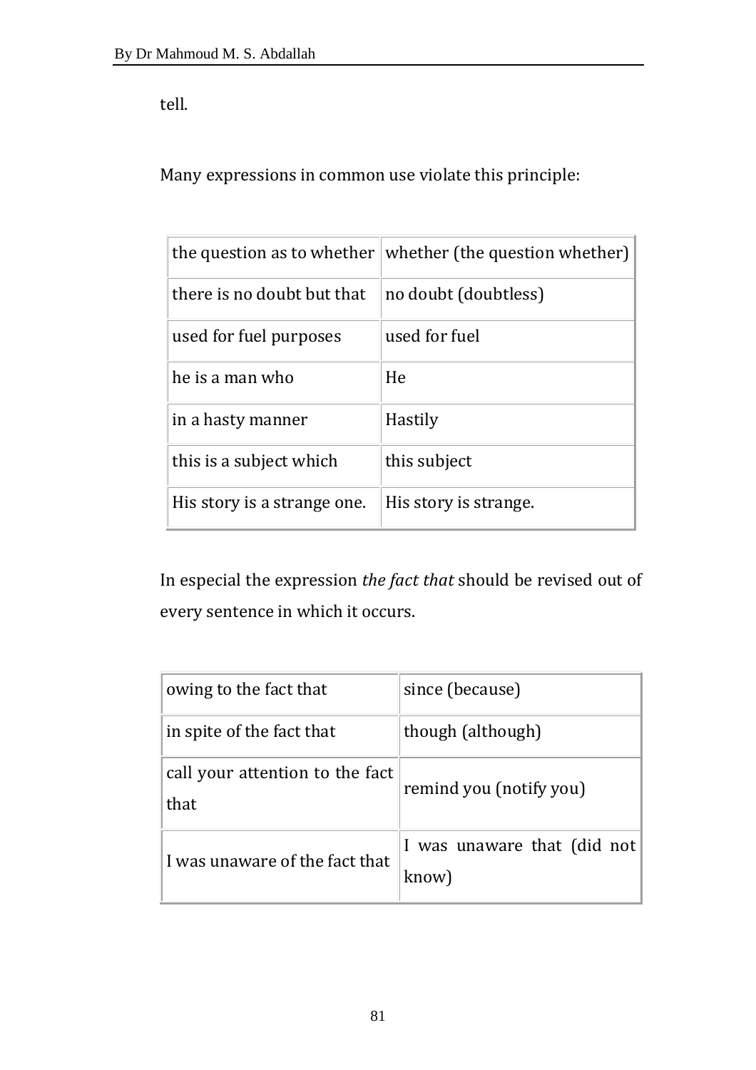tell.

Many expressions in common use violate this principle:

| the question as to whether | whether (the question whether) |
| --- | --- |
| there is no doubt but that | no doubt (doubtless) |
| used for fuel purposes | used for fuel |
| he is a man who | He |
| in a hasty manner | Hastily |
| this is a subject which | this subject |
| His story is a strange one. | His story is strange. |

In especial the expression *the fact that* should be revised out of every sentence in which it occurs.

| owing to the fact that | since (because) |
| --- | --- |
| in spite of the fact that | though (although) |
| call your attention to the fact that | remind you (notify you) |
| I was unaware of the fact that | I was unaware that (did not know) |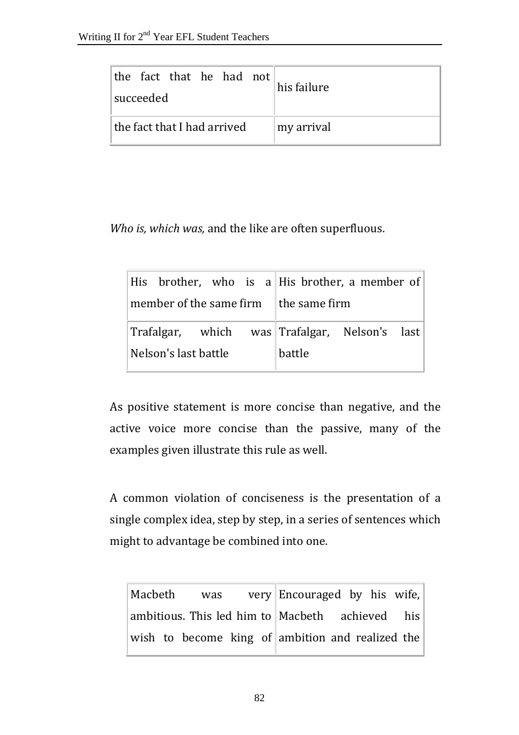| the fact that he had not succeeded | his failure |
|---|---|
| the fact that I had arrived | my arrival |

*Who is, which was,* and the like are often superfluous.

| His brother, who is a member of the same firm | His brother, a member of the same firm |
|---|---|
| Trafalgar, which was Nelson's last battle | Trafalgar, Nelson's last battle |

As positive statement is more concise than negative, and the active voice more concise than the passive, many of the examples given illustrate this rule as well.

A common violation of conciseness is the presentation of a single complex idea, step by step, in a series of sentences which might to advantage be combined into one.

| Macbeth was very ambitious. This led him to wish to become king of | Encouraged by his wife, Macbeth achieved his ambition and realized the |
|---|---|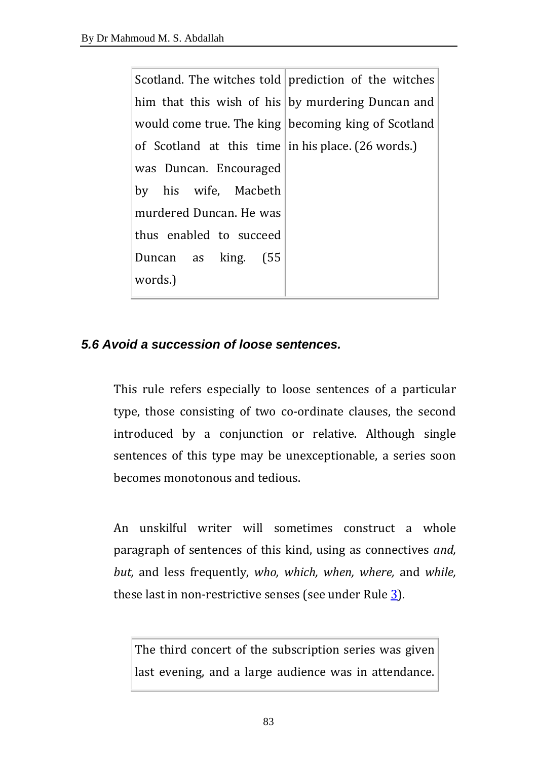| Scotland. The witches told him that this wish of his would come true. The king of Scotland at this time was Duncan. Encouraged by his wife, Macbeth murdered Duncan. He was thus enabled to succeed Duncan as king. (55 words.) | prediction of the witches by murdering Duncan and becoming king of Scotland in his place. (26 words.) |
|---|---|

### *5.6 Avoid a succession of loose sentences.*

This rule refers especially to loose sentences of a particular type, those consisting of two co-ordinate clauses, the second introduced by a conjunction or relative. Although single sentences of this type may be unexceptionable, a series soon becomes monotonous and tedious.

An unskilful writer will sometimes construct a whole paragraph of sentences of this kind, using as connectives *and, but,* and less frequently, *who, which, when, where,* and *while,* these last in non-restrictive senses (see under Rule 3).

| The third concert of the subscription series was given last evening, and a large audience was in attendance. |
|---|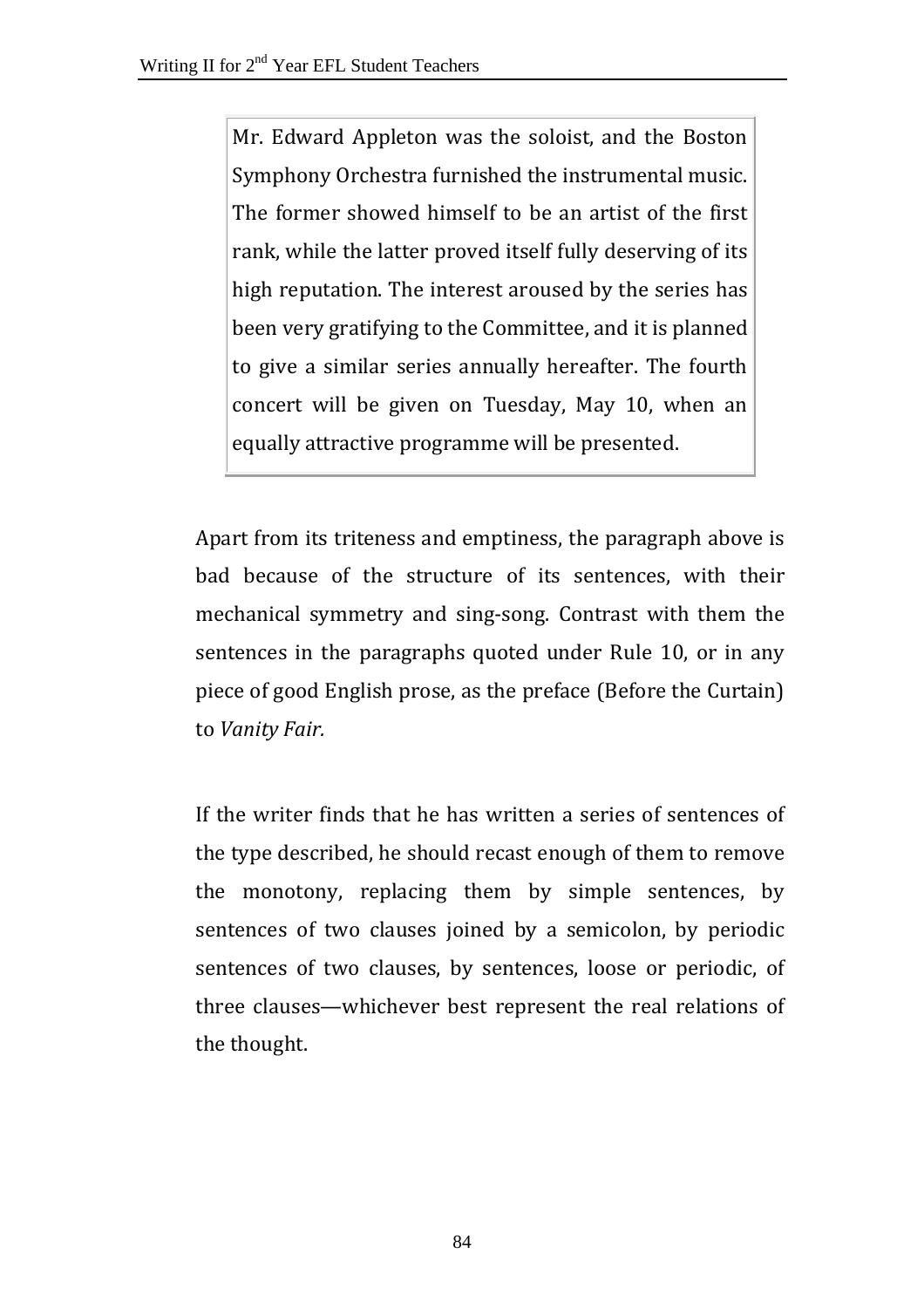> Mr. Edward Appleton was the soloist, and the Boston Symphony Orchestra furnished the instrumental music. The former showed himself to be an artist of the first rank, while the latter proved itself fully deserving of its high reputation. The interest aroused by the series has been very gratifying to the Committee, and it is planned to give a similar series annually hereafter. The fourth concert will be given on Tuesday, May 10, when an equally attractive programme will be presented.

Apart from its triteness and emptiness, the paragraph above is bad because of the structure of its sentences, with their mechanical symmetry and sing-song. Contrast with them the sentences in the paragraphs quoted under Rule 10, or in any piece of good English prose, as the preface (Before the Curtain) to *Vanity Fair.*

If the writer finds that he has written a series of sentences of the type described, he should recast enough of them to remove the monotony, replacing them by simple sentences, by sentences of two clauses joined by a semicolon, by periodic sentences of two clauses, by sentences, loose or periodic, of three clauses—whichever best represent the real relations of the thought.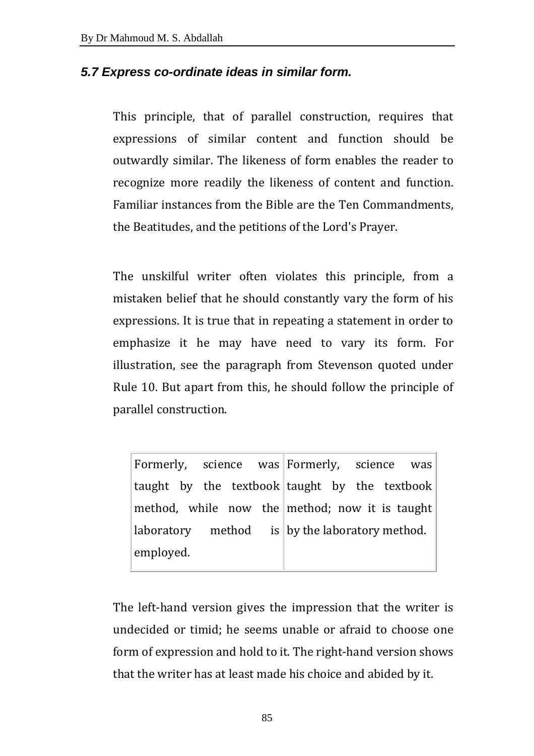### *5.7 Express co-ordinate ideas in similar form.*

This principle, that of parallel construction, requires that expressions of similar content and function should be outwardly similar. The likeness of form enables the reader to recognize more readily the likeness of content and function. Familiar instances from the Bible are the Ten Commandments, the Beatitudes, and the petitions of the Lord's Prayer.

The unskilful writer often violates this principle, from a mistaken belief that he should constantly vary the form of his expressions. It is true that in repeating a statement in order to emphasize it he may have need to vary its form. For illustration, see the paragraph from Stevenson quoted under Rule 10. But apart from this, he should follow the principle of parallel construction.

| | |
|---|---|
| Formerly, science was taught by the textbook method, while now the laboratory method is employed. | Formerly, science was taught by the textbook method; now it is taught by the laboratory method. |

The left-hand version gives the impression that the writer is undecided or timid; he seems unable or afraid to choose one form of expression and hold to it. The right-hand version shows that the writer has at least made his choice and abided by it.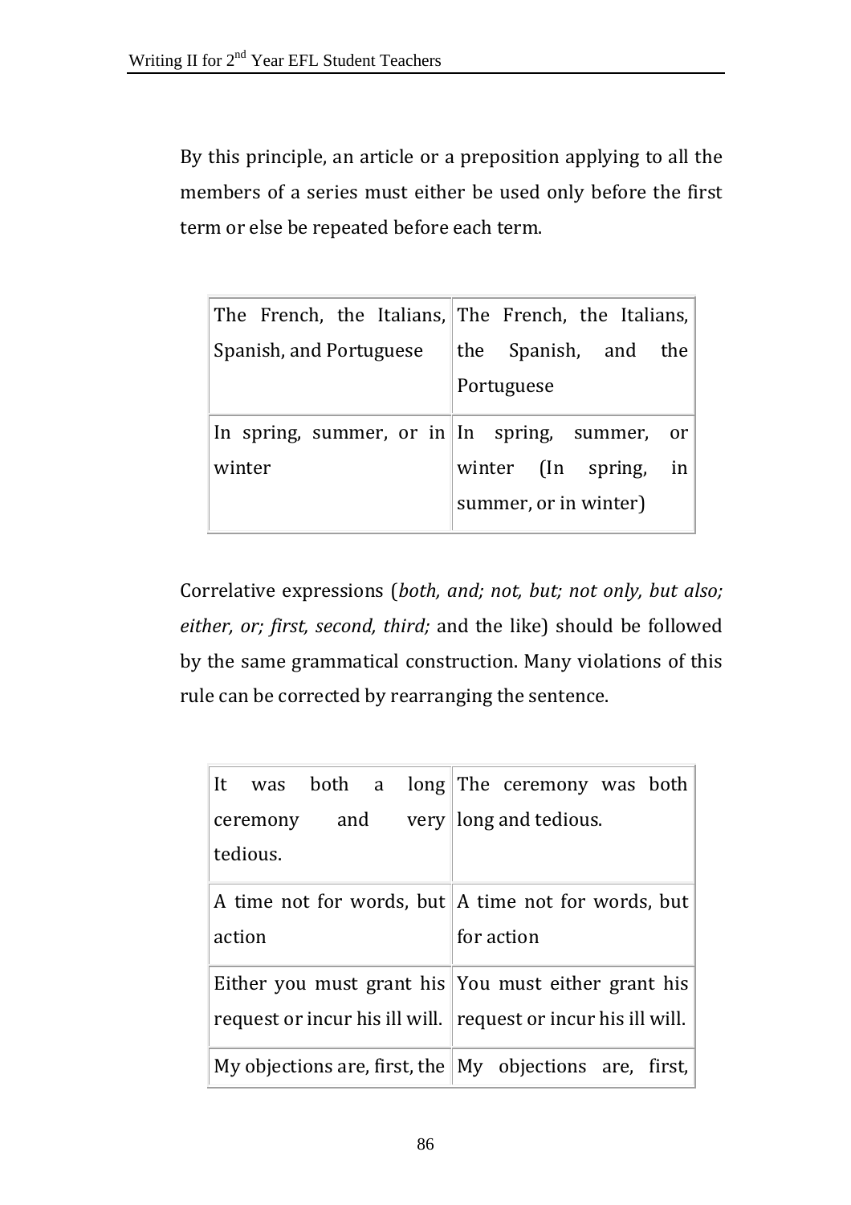By this principle, an article or a preposition applying to all the members of a series must either be used only before the first term or else be repeated before each term.

| | |
|---|---|
| The French, the Italians, Spanish, and Portuguese | The French, the Italians, the Spanish, and the Portuguese |
| In spring, summer, or in winter | In spring, summer, or winter (In spring, in summer, or in winter) |

Correlative expressions (*both, and; not, but; not only, but also; either, or; first, second, third;* and the like) should be followed by the same grammatical construction. Many violations of this rule can be corrected by rearranging the sentence.

| | |
|---|---|
| It was both a long ceremony and very tedious. | The ceremony was both long and tedious. |
| A time not for words, but action | A time not for words, but for action |
| Either you must grant his request or incur his ill will. | You must either grant his request or incur his ill will. |
| My objections are, first, the | My objections are, first, |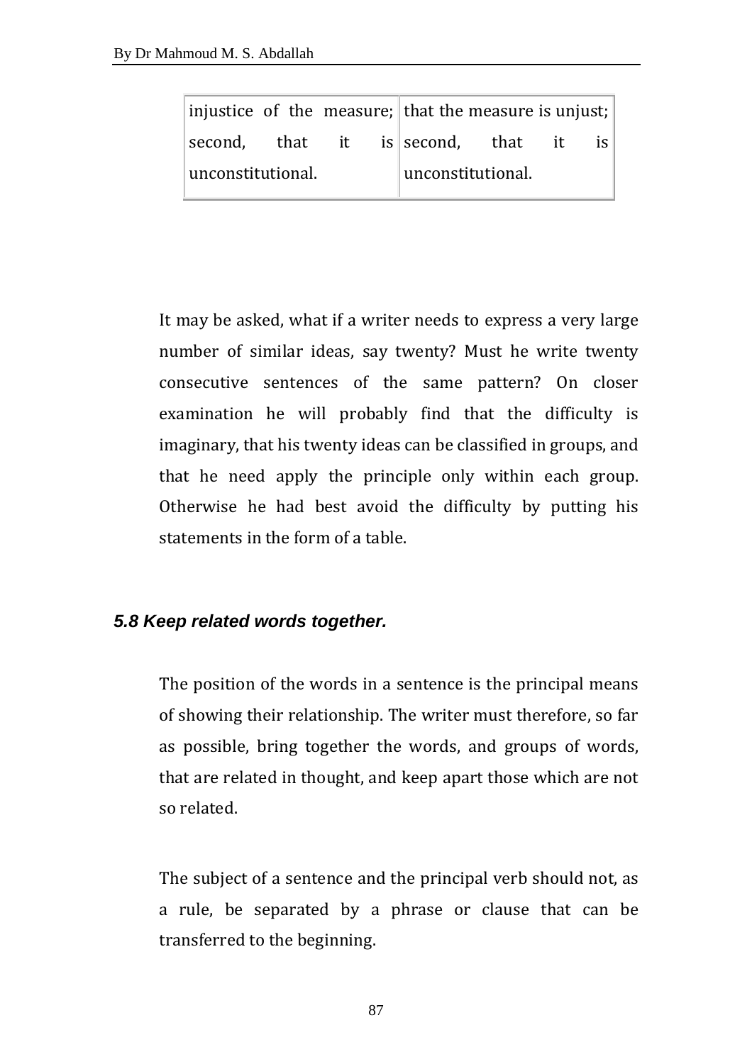| | |
|---|---|
| injustice of the measure; second, that it is unconstitutional. | that the measure is unjust; second, that it is unconstitutional. |

It may be asked, what if a writer needs to express a very large number of similar ideas, say twenty? Must he write twenty consecutive sentences of the same pattern? On closer examination he will probably find that the difficulty is imaginary, that his twenty ideas can be classified in groups, and that he need apply the principle only within each group. Otherwise he had best avoid the difficulty by putting his statements in the form of a table.

### *5.8 Keep related words together.*

The position of the words in a sentence is the principal means of showing their relationship. The writer must therefore, so far as possible, bring together the words, and groups of words, that are related in thought, and keep apart those which are not so related.

The subject of a sentence and the principal verb should not, as a rule, be separated by a phrase or clause that can be transferred to the beginning.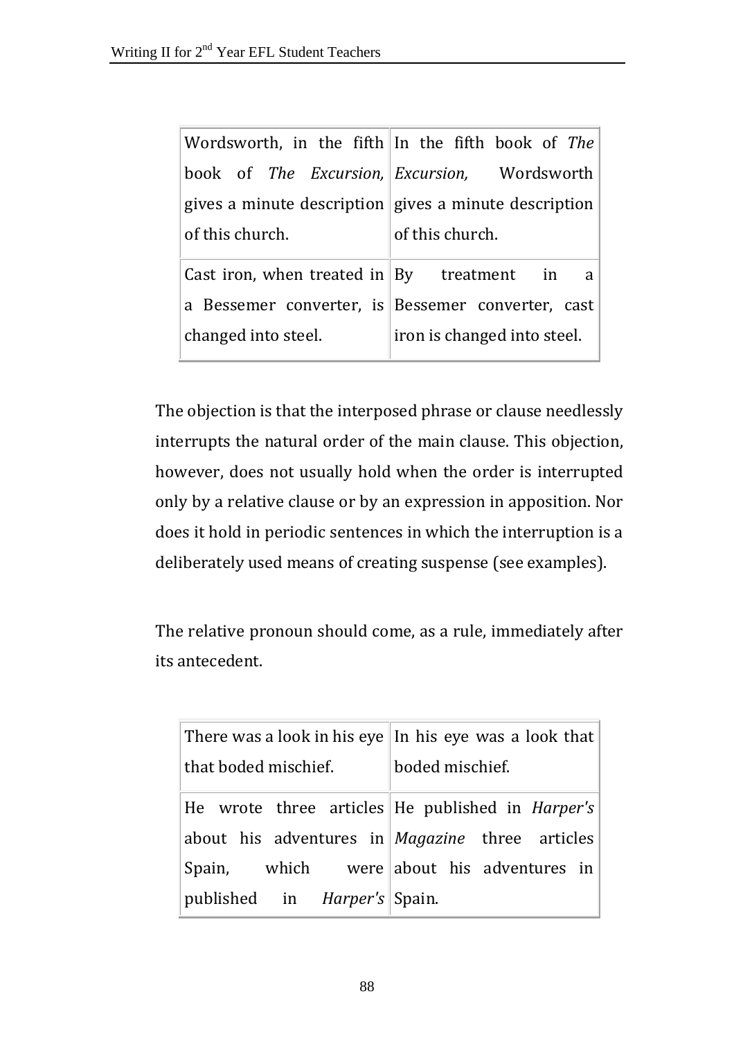| | |
|---|---|
| Wordsworth, in the fifth book of *The Excursion,* gives a minute description of this church. | In the fifth book of *The Excursion,* Wordsworth gives a minute description of this church. |
| Cast iron, when treated in a Bessemer converter, is changed into steel. | By treatment in a Bessemer converter, cast iron is changed into steel. |

The objection is that the interposed phrase or clause needlessly interrupts the natural order of the main clause. This objection, however, does not usually hold when the order is interrupted only by a relative clause or by an expression in apposition. Nor does it hold in periodic sentences in which the interruption is a deliberately used means of creating suspense (see examples).

The relative pronoun should come, as a rule, immediately after its antecedent.

| | |
|---|---|
| There was a look in his eye that boded mischief. | In his eye was a look that boded mischief. |
| He wrote three articles about his adventures in Spain, which were published in *Harper's* | He published in *Harper's Magazine* three articles about his adventures in Spain. |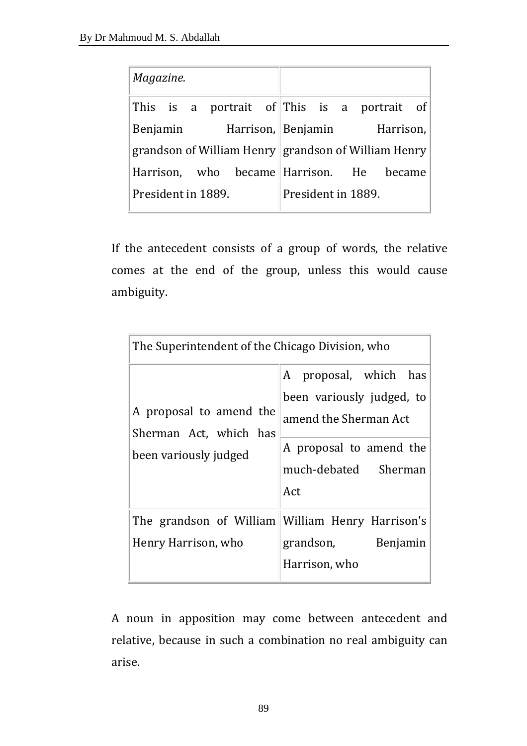| *Magazine.* | |
|---|---|
| This is a portrait of Benjamin Harrison, grandson of William Henry Harrison, who became President in 1889. | This is a portrait of Benjamin Harrison, grandson of William Henry Harrison. He became President in 1889. |

If the antecedent consists of a group of words, the relative comes at the end of the group, unless this would cause ambiguity.

| The Superintendent of the Chicago Division, who | |
|---|---|
| A proposal to amend the Sherman Act, which has been variously judged | A proposal, which has been variously judged, to amend the Sherman Act |
| | A proposal to amend the much-debated Sherman Act |
| The grandson of William Henry Harrison, who | William Henry Harrison's grandson, Benjamin Harrison, who |

A noun in apposition may come between antecedent and relative, because in such a combination no real ambiguity can arise.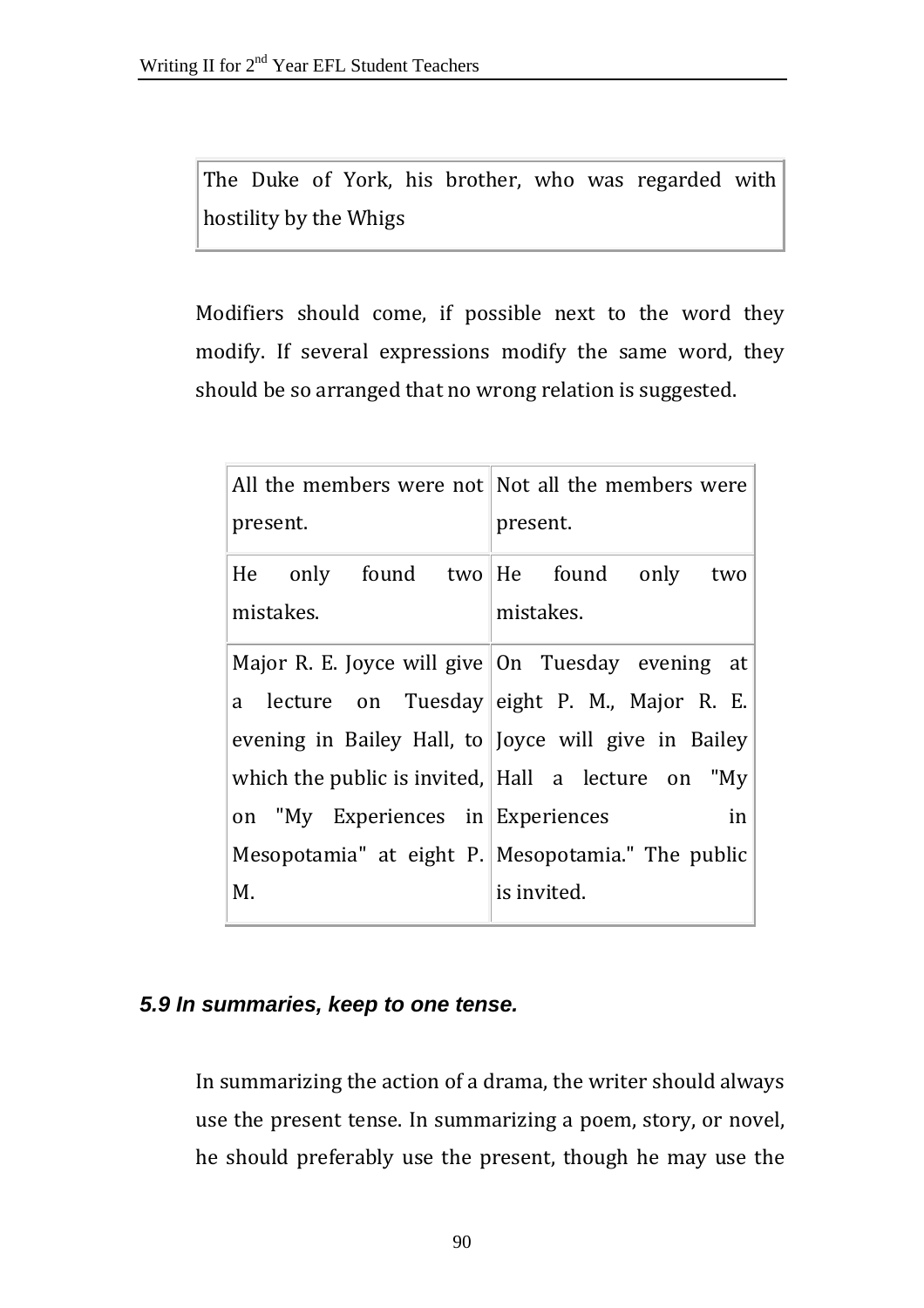| The Duke of York, his brother, who was regarded with hostility by the Whigs |
|---|

Modifiers should come, if possible next to the word they modify. If several expressions modify the same word, they should be so arranged that no wrong relation is suggested.

| | |
|---|---|
| All the members were not present. | Not all the members were present. |
| He only found two mistakes. | He found only two mistakes. |
| Major R. E. Joyce will give a lecture on Tuesday evening in Bailey Hall, to which the public is invited, on "My Experiences in Mesopotamia" at eight P. M. | On Tuesday evening at eight P. M., Major R. E. Joyce will give in Bailey Hall a lecture on "My Experiences in Mesopotamia." The public is invited. |

### *5.9 In summaries, keep to one tense.*

In summarizing the action of a drama, the writer should always use the present tense. In summarizing a poem, story, or novel, he should preferably use the present, though he may use the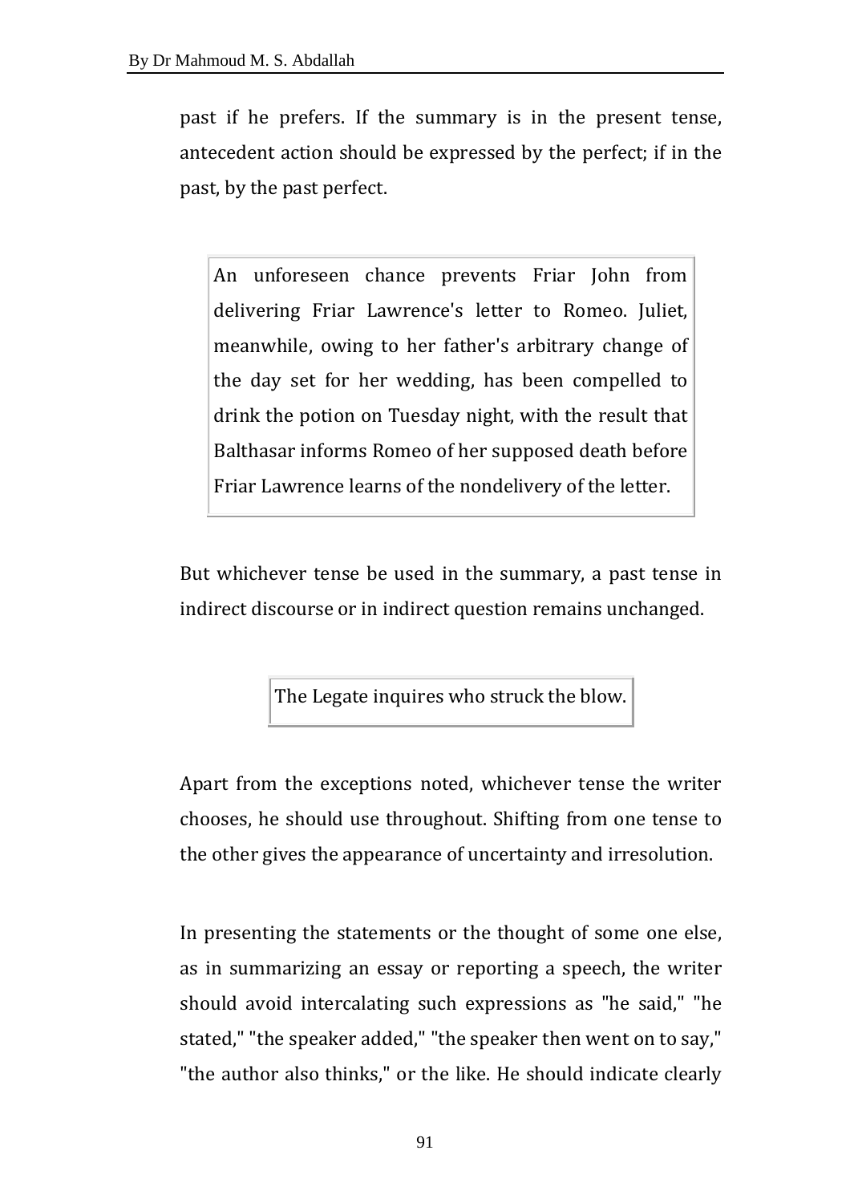past if he prefers. If the summary is in the present tense, antecedent action should be expressed by the perfect; if in the past, by the past perfect.

> An unforeseen chance prevents Friar John from delivering Friar Lawrence's letter to Romeo. Juliet, meanwhile, owing to her father's arbitrary change of the day set for her wedding, has been compelled to drink the potion on Tuesday night, with the result that Balthasar informs Romeo of her supposed death before Friar Lawrence learns of the nondelivery of the letter.

But whichever tense be used in the summary, a past tense in indirect discourse or in indirect question remains unchanged.

> The Legate inquires who struck the blow.

Apart from the exceptions noted, whichever tense the writer chooses, he should use throughout. Shifting from one tense to the other gives the appearance of uncertainty and irresolution.

In presenting the statements or the thought of some one else, as in summarizing an essay or reporting a speech, the writer should avoid intercalating such expressions as "he said," "he stated," "the speaker added," "the speaker then went on to say," "the author also thinks," or the like. He should indicate clearly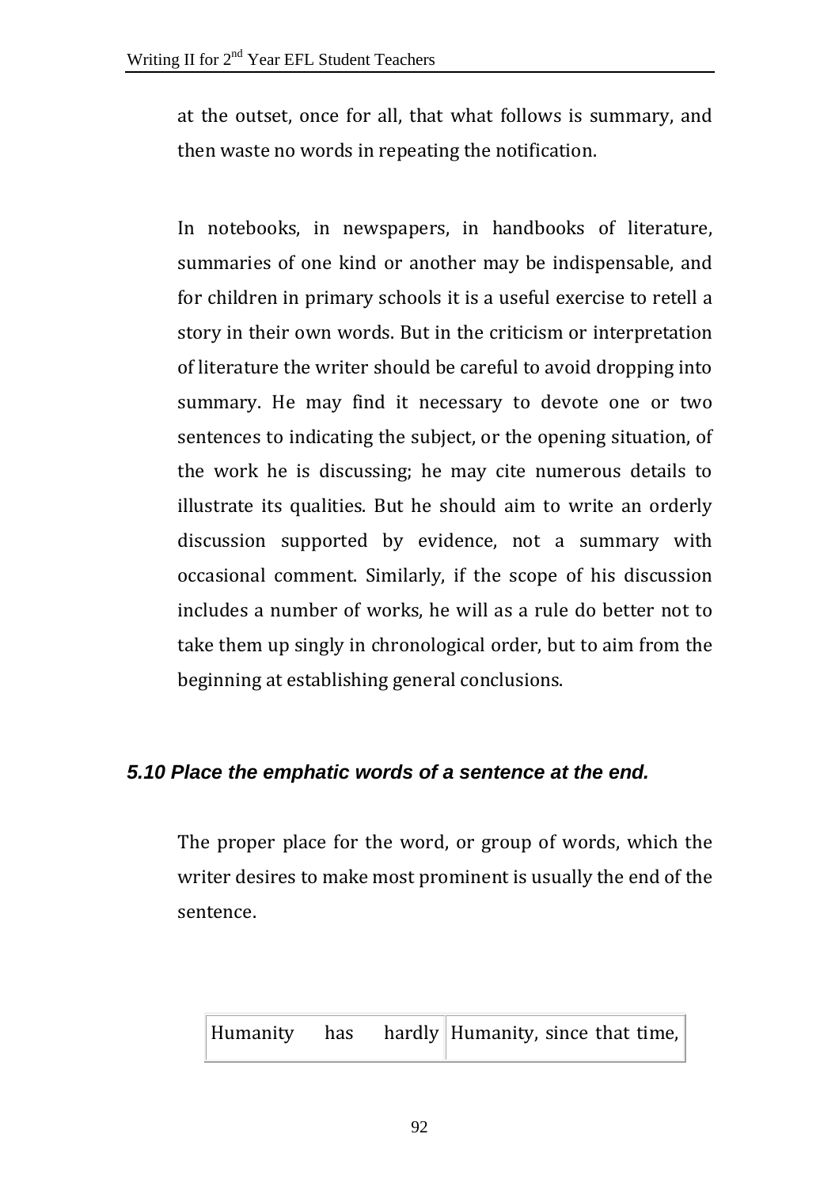at the outset, once for all, that what follows is summary, and then waste no words in repeating the notification.

In notebooks, in newspapers, in handbooks of literature, summaries of one kind or another may be indispensable, and for children in primary schools it is a useful exercise to retell a story in their own words. But in the criticism or interpretation of literature the writer should be careful to avoid dropping into summary. He may find it necessary to devote one or two sentences to indicating the subject, or the opening situation, of the work he is discussing; he may cite numerous details to illustrate its qualities. But he should aim to write an orderly discussion supported by evidence, not a summary with occasional comment. Similarly, if the scope of his discussion includes a number of works, he will as a rule do better not to take them up singly in chronological order, but to aim from the beginning at establishing general conclusions.

### *5.10 Place the emphatic words of a sentence at the end.*

The proper place for the word, or group of words, which the writer desires to make most prominent is usually the end of the sentence.

| Humanity has hardly | Humanity, since that time, |
|---|---|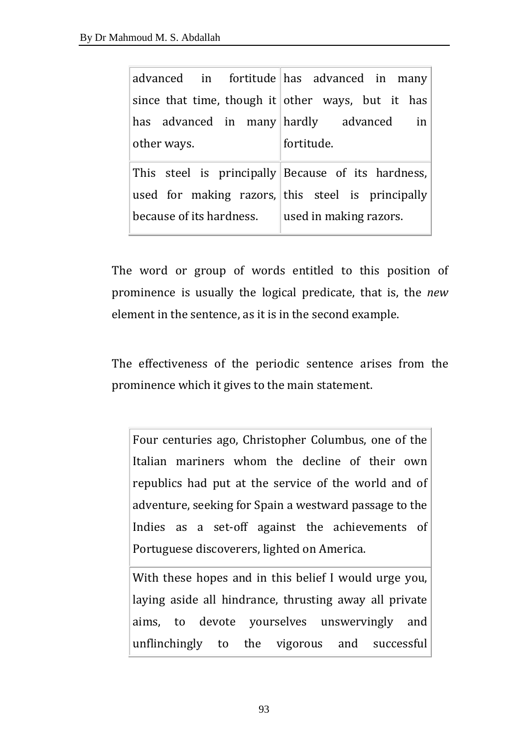| | |
|---|---|
| advanced in fortitude since that time, though it has advanced in many other ways. | has advanced in many other ways, but it has hardly advanced in fortitude. |
| This steel is principally used for making razors, because of its hardness. | Because of its hardness, this steel is principally used in making razors. |

The word or group of words entitled to this position of prominence is usually the logical predicate, that is, the *new* element in the sentence, as it is in the second example.

The effectiveness of the periodic sentence arises from the prominence which it gives to the main statement.

| |
|---|
| Four centuries ago, Christopher Columbus, one of the Italian mariners whom the decline of their own republics had put at the service of the world and of adventure, seeking for Spain a westward passage to the Indies as a set-off against the achievements of Portuguese discoverers, lighted on America. |
| With these hopes and in this belief I would urge you, laying aside all hindrance, thrusting away all private aims, to devote yourselves unswervingly and unflinchingly to the vigorous and successful |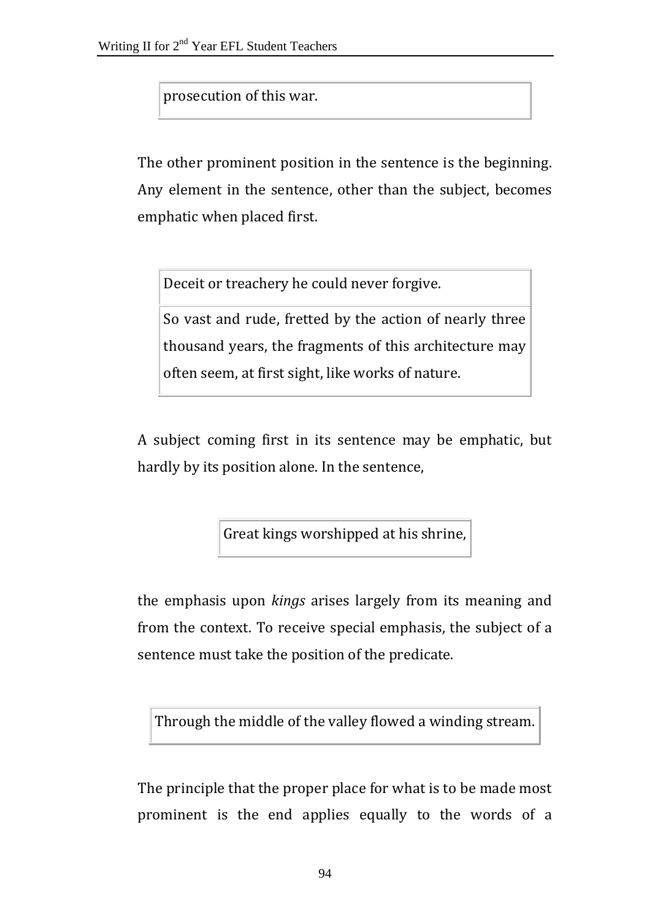| prosecution of this war. |
|---|

The other prominent position in the sentence is the beginning. Any element in the sentence, other than the subject, becomes emphatic when placed first.

| Deceit or treachery he could never forgive. |
|---|
| So vast and rude, fretted by the action of nearly three thousand years, the fragments of this architecture may often seem, at first sight, like works of nature. |

A subject coming first in its sentence may be emphatic, but hardly by its position alone. In the sentence,

| Great kings worshipped at his shrine, |
|---|

the emphasis upon *kings* arises largely from its meaning and from the context. To receive special emphasis, the subject of a sentence must take the position of the predicate.

| Through the middle of the valley flowed a winding stream. |
|---|

The principle that the proper place for what is to be made most prominent is the end applies equally to the words of a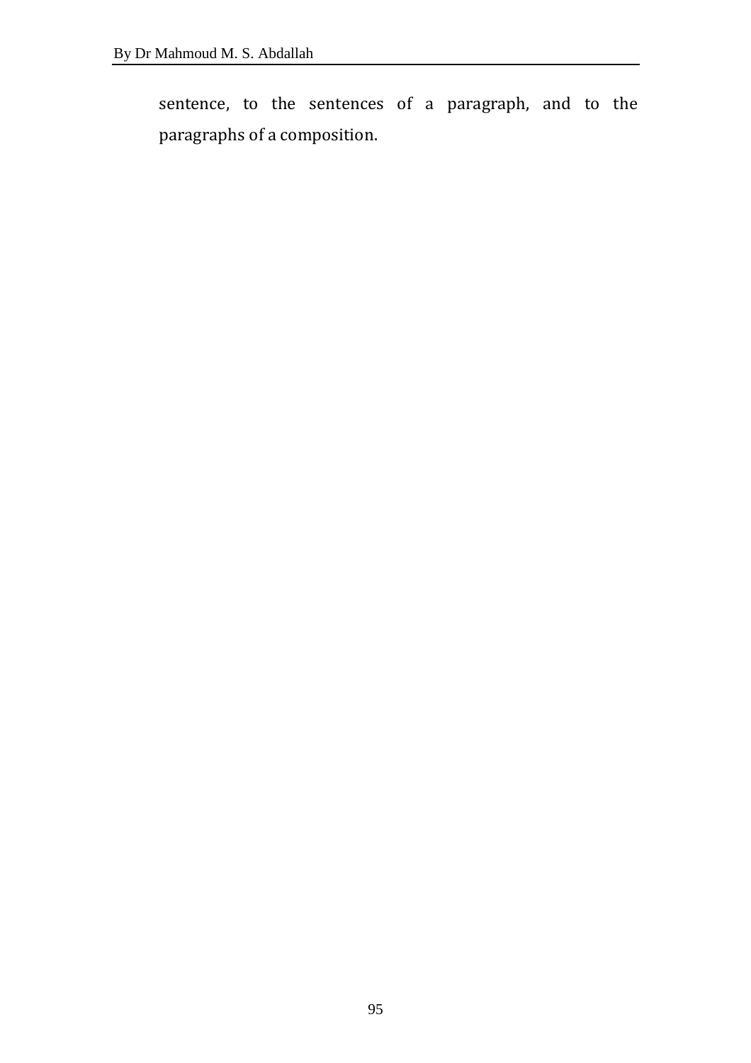sentence, to the sentences of a paragraph, and to the paragraphs of a composition.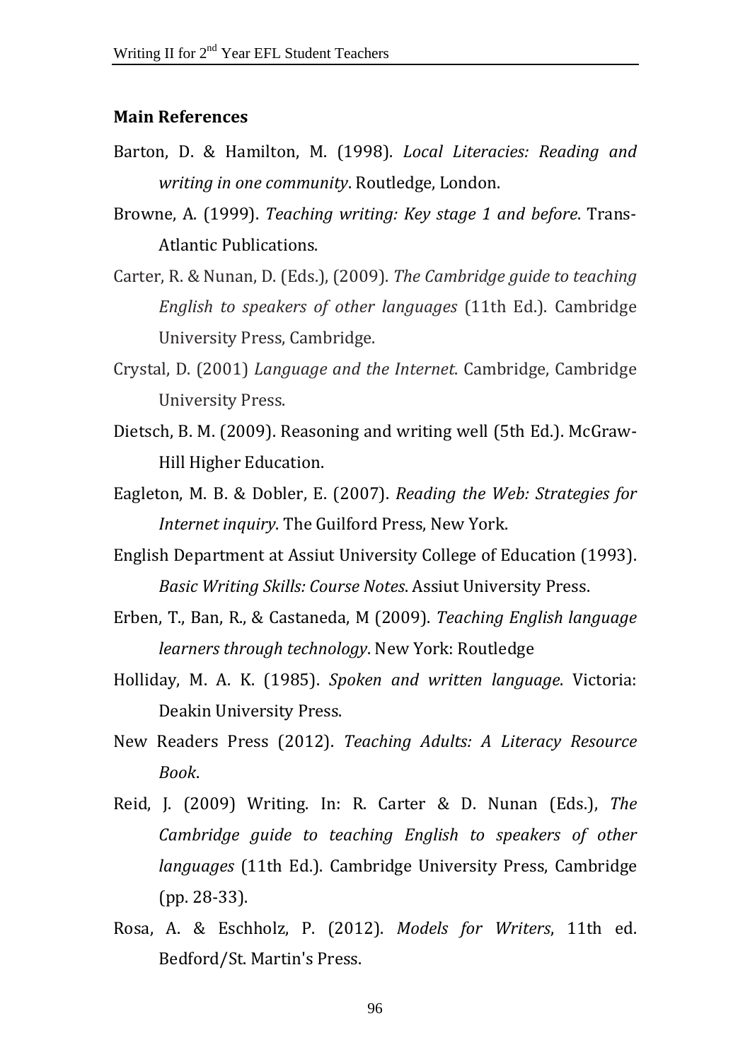**Main References**

Barton, D. & Hamilton, M. (1998). *Local Literacies: Reading and writing in one community*. Routledge, London.

Browne, A. (1999). *Teaching writing: Key stage 1 and before*. Trans-Atlantic Publications.

Carter, R. & Nunan, D. (Eds.), (2009). *The Cambridge guide to teaching English to speakers of other languages* (11th Ed.). Cambridge University Press, Cambridge.

Crystal, D. (2001) *Language and the Internet*. Cambridge, Cambridge University Press.

Dietsch, B. M. (2009). Reasoning and writing well (5th Ed.). McGraw-Hill Higher Education.

Eagleton, M. B. & Dobler, E. (2007). *Reading the Web: Strategies for Internet inquiry*. The Guilford Press, New York.

English Department at Assiut University College of Education (1993). *Basic Writing Skills: Course Notes*. Assiut University Press.

Erben, T., Ban, R., & Castaneda, M (2009). *Teaching English language learners through technology*. New York: Routledge

Holliday, M. A. K. (1985). *Spoken and written language*. Victoria: Deakin University Press.

New Readers Press (2012). *Teaching Adults: A Literacy Resource Book*.

Reid, J. (2009) Writing. In: R. Carter & D. Nunan (Eds.), *The Cambridge guide to teaching English to speakers of other languages* (11th Ed.). Cambridge University Press, Cambridge (pp. 28-33).

Rosa, A. & Eschholz, P. (2012). *Models for Writers*, 11th ed. Bedford/St. Martin's Press.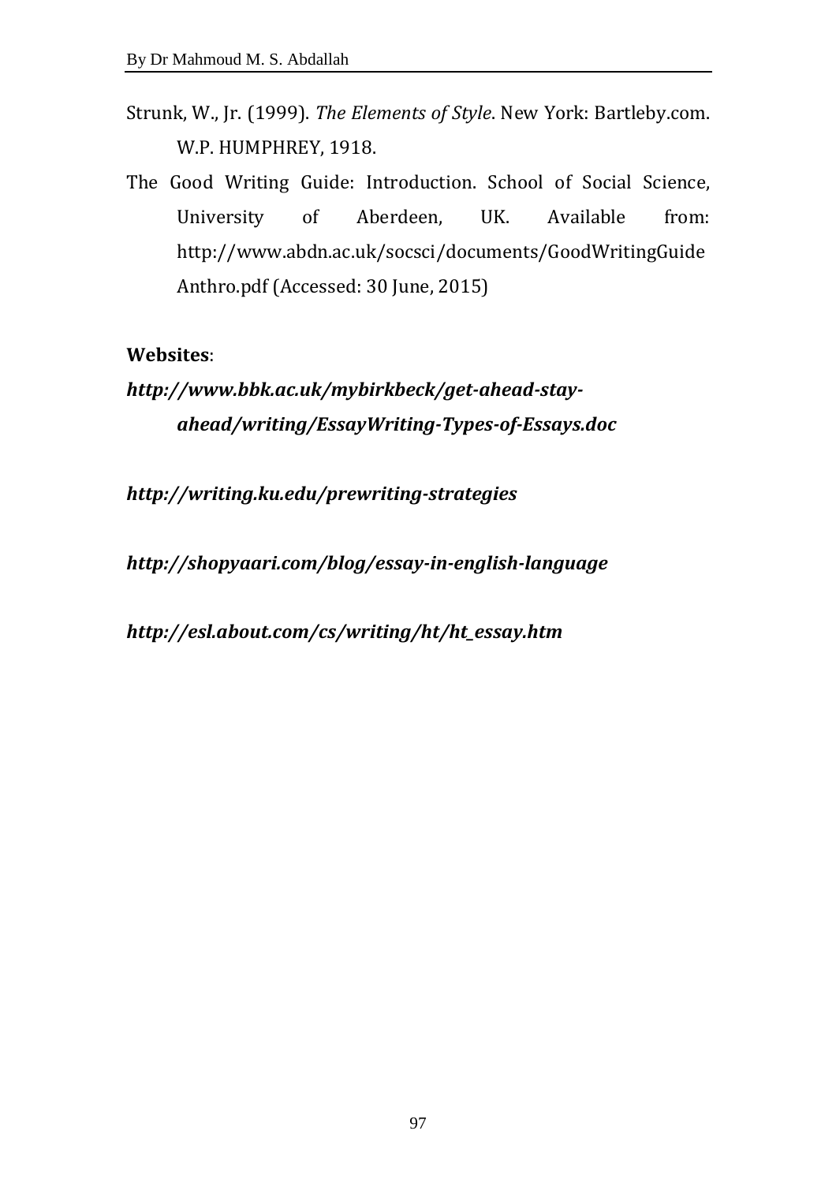Strunk, W., Jr. (1999). *The Elements of Style*. New York: Bartleby.com. W.P. HUMPHREY, 1918.

The Good Writing Guide: Introduction. School of Social Science, University of Aberdeen, UK. Available from: http://www.abdn.ac.uk/socsci/documents/GoodWritingGuideAnthro.pdf (Accessed: 30 June, 2015)

**Websites**:

***http://www.bbk.ac.uk/mybirkbeck/get-ahead-stay-ahead/writing/EssayWriting-Types-of-Essays.doc***

***http://writing.ku.edu/prewriting-strategies***

***http://shopyaari.com/blog/essay-in-english-language***

***http://esl.about.com/cs/writing/ht/ht_essay.htm***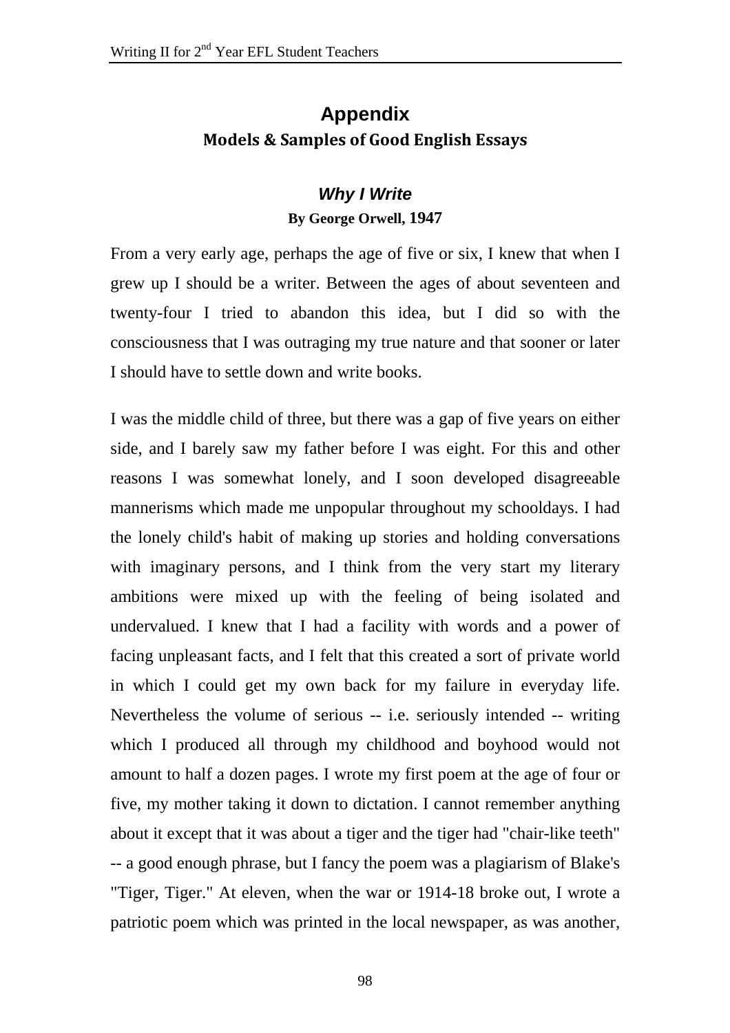# Appendix

## Models & Samples of Good English Essays

### *Why I Write*

**By George Orwell, 1947**

From a very early age, perhaps the age of five or six, I knew that when I grew up I should be a writer. Between the ages of about seventeen and twenty-four I tried to abandon this idea, but I did so with the consciousness that I was outraging my true nature and that sooner or later I should have to settle down and write books.

I was the middle child of three, but there was a gap of five years on either side, and I barely saw my father before I was eight. For this and other reasons I was somewhat lonely, and I soon developed disagreeable mannerisms which made me unpopular throughout my schooldays. I had the lonely child's habit of making up stories and holding conversations with imaginary persons, and I think from the very start my literary ambitions were mixed up with the feeling of being isolated and undervalued. I knew that I had a facility with words and a power of facing unpleasant facts, and I felt that this created a sort of private world in which I could get my own back for my failure in everyday life. Nevertheless the volume of serious -- i.e. seriously intended -- writing which I produced all through my childhood and boyhood would not amount to half a dozen pages. I wrote my first poem at the age of four or five, my mother taking it down to dictation. I cannot remember anything about it except that it was about a tiger and the tiger had "chair-like teeth" -- a good enough phrase, but I fancy the poem was a plagiarism of Blake's "Tiger, Tiger." At eleven, when the war or 1914-18 broke out, I wrote a patriotic poem which was printed in the local newspaper, as was another,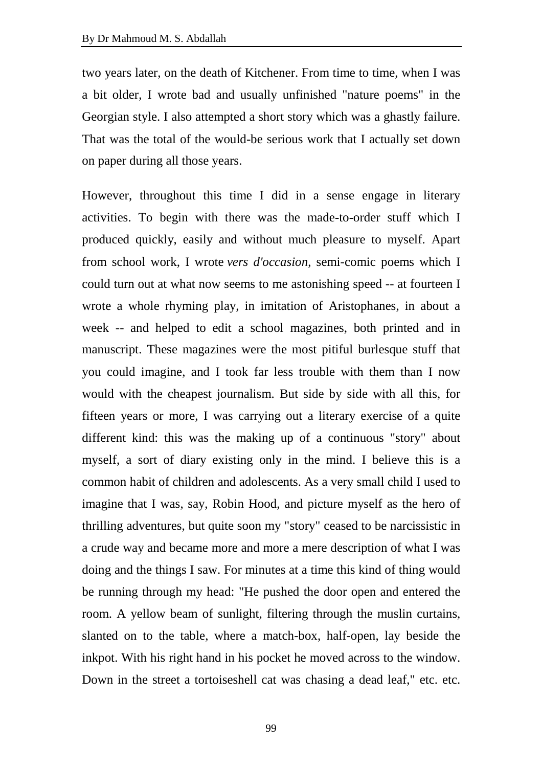two years later, on the death of Kitchener. From time to time, when I was a bit older, I wrote bad and usually unfinished "nature poems" in the Georgian style. I also attempted a short story which was a ghastly failure. That was the total of the would-be serious work that I actually set down on paper during all those years.

However, throughout this time I did in a sense engage in literary activities. To begin with there was the made-to-order stuff which I produced quickly, easily and without much pleasure to myself. Apart from school work, I wrote *vers d'occasion*, semi-comic poems which I could turn out at what now seems to me astonishing speed -- at fourteen I wrote a whole rhyming play, in imitation of Aristophanes, in about a week -- and helped to edit a school magazines, both printed and in manuscript. These magazines were the most pitiful burlesque stuff that you could imagine, and I took far less trouble with them than I now would with the cheapest journalism. But side by side with all this, for fifteen years or more, I was carrying out a literary exercise of a quite different kind: this was the making up of a continuous "story" about myself, a sort of diary existing only in the mind. I believe this is a common habit of children and adolescents. As a very small child I used to imagine that I was, say, Robin Hood, and picture myself as the hero of thrilling adventures, but quite soon my "story" ceased to be narcissistic in a crude way and became more and more a mere description of what I was doing and the things I saw. For minutes at a time this kind of thing would be running through my head: "He pushed the door open and entered the room. A yellow beam of sunlight, filtering through the muslin curtains, slanted on to the table, where a match-box, half-open, lay beside the inkpot. With his right hand in his pocket he moved across to the window. Down in the street a tortoiseshell cat was chasing a dead leaf," etc. etc.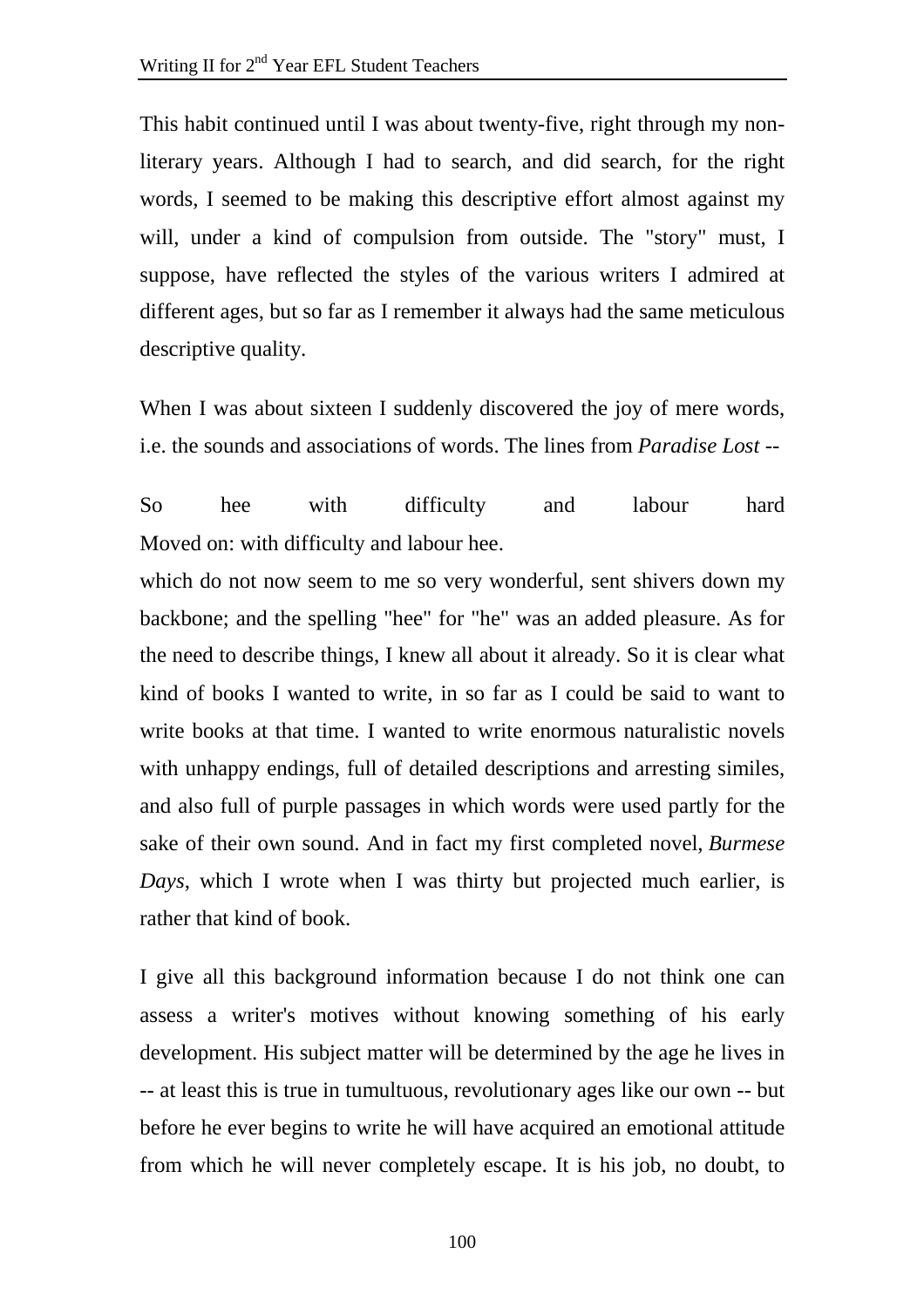This habit continued until I was about twenty-five, right through my non-literary years. Although I had to search, and did search, for the right words, I seemed to be making this descriptive effort almost against my will, under a kind of compulsion from outside. The "story" must, I suppose, have reflected the styles of the various writers I admired at different ages, but so far as I remember it always had the same meticulous descriptive quality.

When I was about sixteen I suddenly discovered the joy of mere words, i.e. the sounds and associations of words. The lines from *Paradise Lost* --

So hee with difficulty and labour hard  
Moved on: with difficulty and labour hee.

which do not now seem to me so very wonderful, sent shivers down my backbone; and the spelling "hee" for "he" was an added pleasure. As for the need to describe things, I knew all about it already. So it is clear what kind of books I wanted to write, in so far as I could be said to want to write books at that time. I wanted to write enormous naturalistic novels with unhappy endings, full of detailed descriptions and arresting similes, and also full of purple passages in which words were used partly for the sake of their own sound. And in fact my first completed novel, *Burmese Days*, which I wrote when I was thirty but projected much earlier, is rather that kind of book.

I give all this background information because I do not think one can assess a writer's motives without knowing something of his early development. His subject matter will be determined by the age he lives in -- at least this is true in tumultuous, revolutionary ages like our own -- but before he ever begins to write he will have acquired an emotional attitude from which he will never completely escape. It is his job, no doubt, to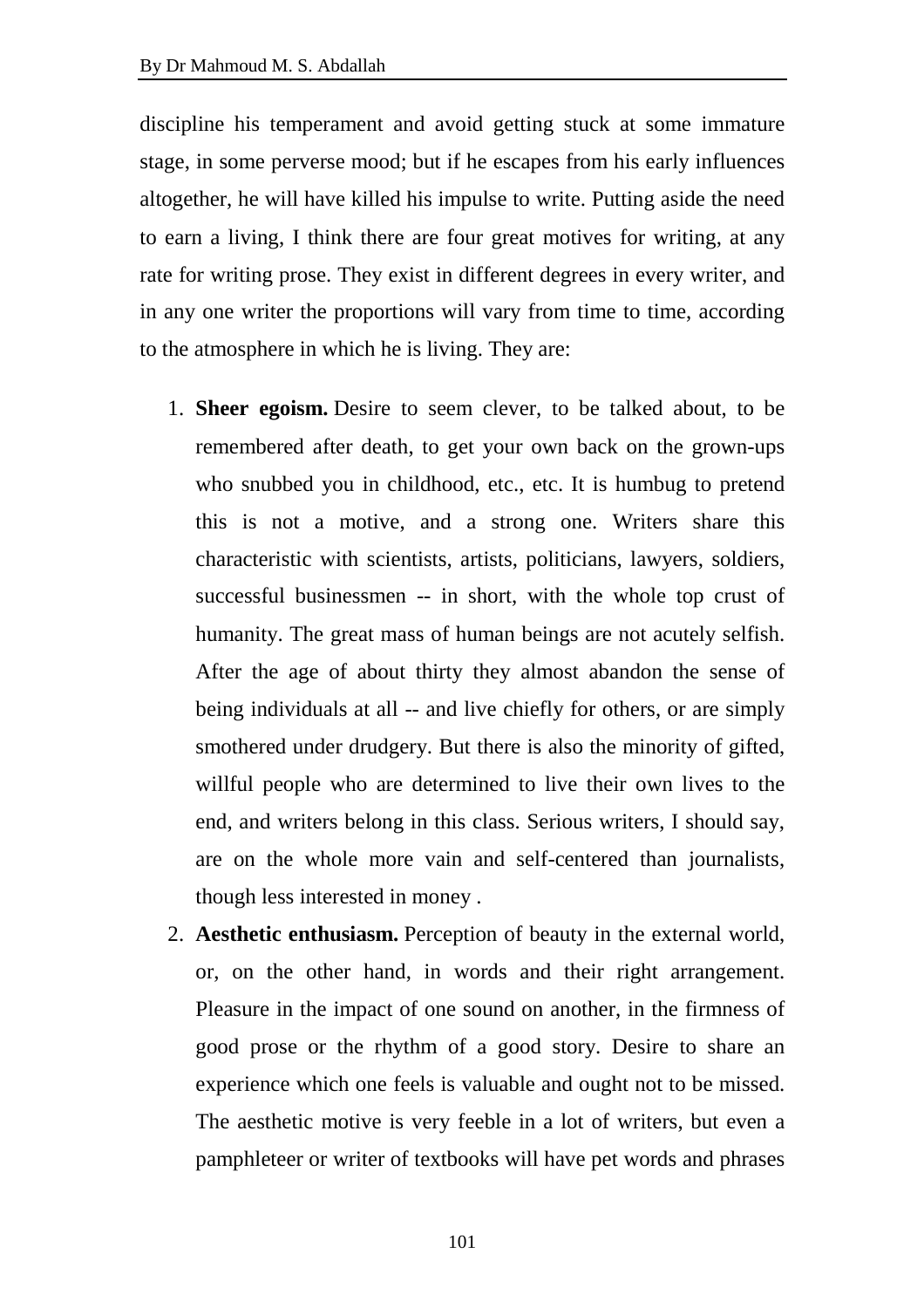discipline his temperament and avoid getting stuck at some immature stage, in some perverse mood; but if he escapes from his early influences altogether, he will have killed his impulse to write. Putting aside the need to earn a living, I think there are four great motives for writing, at any rate for writing prose. They exist in different degrees in every writer, and in any one writer the proportions will vary from time to time, according to the atmosphere in which he is living. They are:

1. **Sheer egoism.** Desire to seem clever, to be talked about, to be remembered after death, to get your own back on the grown-ups who snubbed you in childhood, etc., etc. It is humbug to pretend this is not a motive, and a strong one. Writers share this characteristic with scientists, artists, politicians, lawyers, soldiers, successful businessmen -- in short, with the whole top crust of humanity. The great mass of human beings are not acutely selfish. After the age of about thirty they almost abandon the sense of being individuals at all -- and live chiefly for others, or are simply smothered under drudgery. But there is also the minority of gifted, willful people who are determined to live their own lives to the end, and writers belong in this class. Serious writers, I should say, are on the whole more vain and self-centered than journalists, though less interested in money .
2. **Aesthetic enthusiasm.** Perception of beauty in the external world, or, on the other hand, in words and their right arrangement. Pleasure in the impact of one sound on another, in the firmness of good prose or the rhythm of a good story. Desire to share an experience which one feels is valuable and ought not to be missed. The aesthetic motive is very feeble in a lot of writers, but even a pamphleteer or writer of textbooks will have pet words and phrases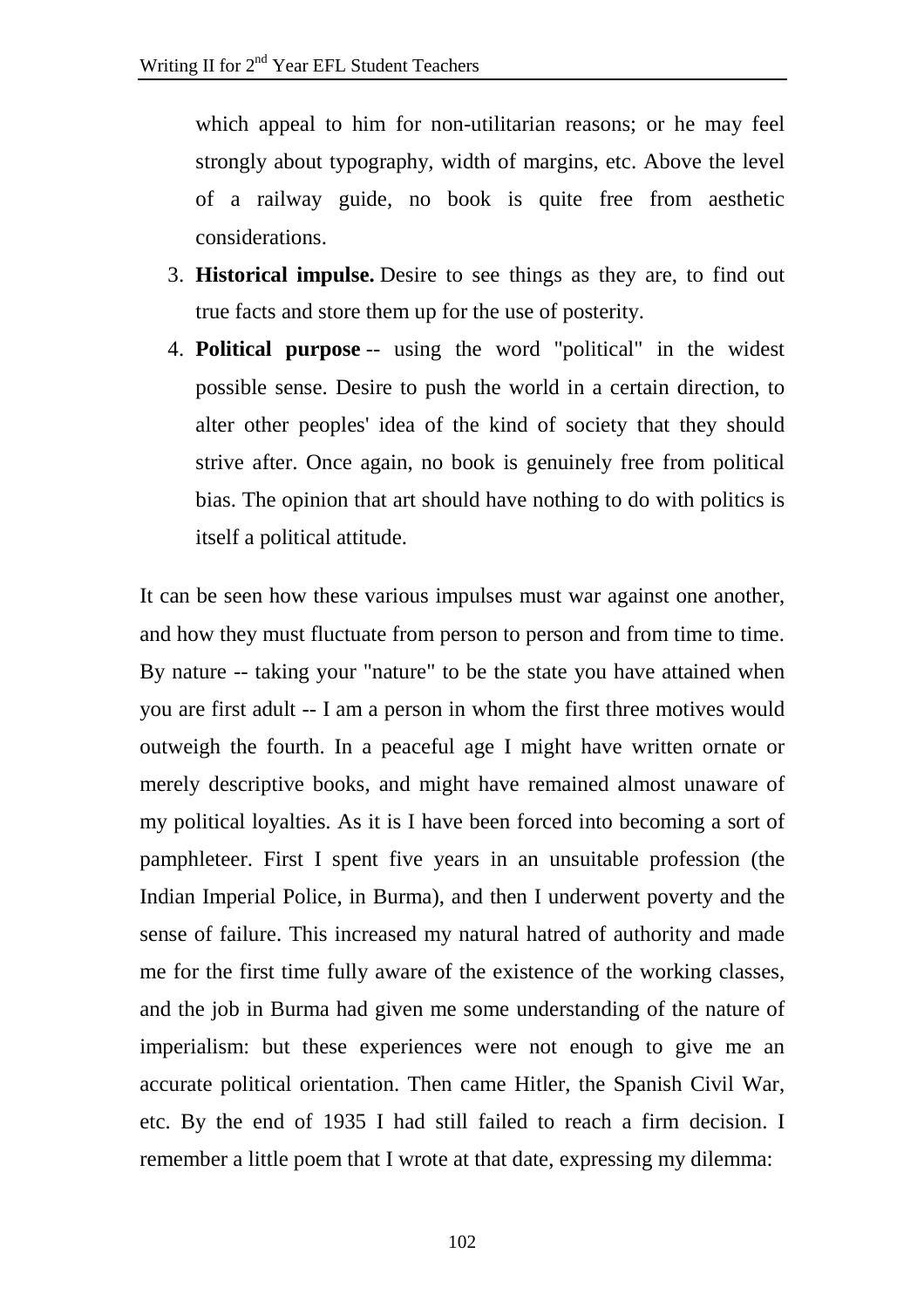which appeal to him for non-utilitarian reasons; or he may feel strongly about typography, width of margins, etc. Above the level of a railway guide, no book is quite free from aesthetic considerations.

3. **Historical impulse.** Desire to see things as they are, to find out true facts and store them up for the use of posterity.
4. **Political purpose** -- using the word "political" in the widest possible sense. Desire to push the world in a certain direction, to alter other peoples' idea of the kind of society that they should strive after. Once again, no book is genuinely free from political bias. The opinion that art should have nothing to do with politics is itself a political attitude.

It can be seen how these various impulses must war against one another, and how they must fluctuate from person to person and from time to time. By nature -- taking your "nature" to be the state you have attained when you are first adult -- I am a person in whom the first three motives would outweigh the fourth. In a peaceful age I might have written ornate or merely descriptive books, and might have remained almost unaware of my political loyalties. As it is I have been forced into becoming a sort of pamphleteer. First I spent five years in an unsuitable profession (the Indian Imperial Police, in Burma), and then I underwent poverty and the sense of failure. This increased my natural hatred of authority and made me for the first time fully aware of the existence of the working classes, and the job in Burma had given me some understanding of the nature of imperialism: but these experiences were not enough to give me an accurate political orientation. Then came Hitler, the Spanish Civil War, etc. By the end of 1935 I had still failed to reach a firm decision. I remember a little poem that I wrote at that date, expressing my dilemma: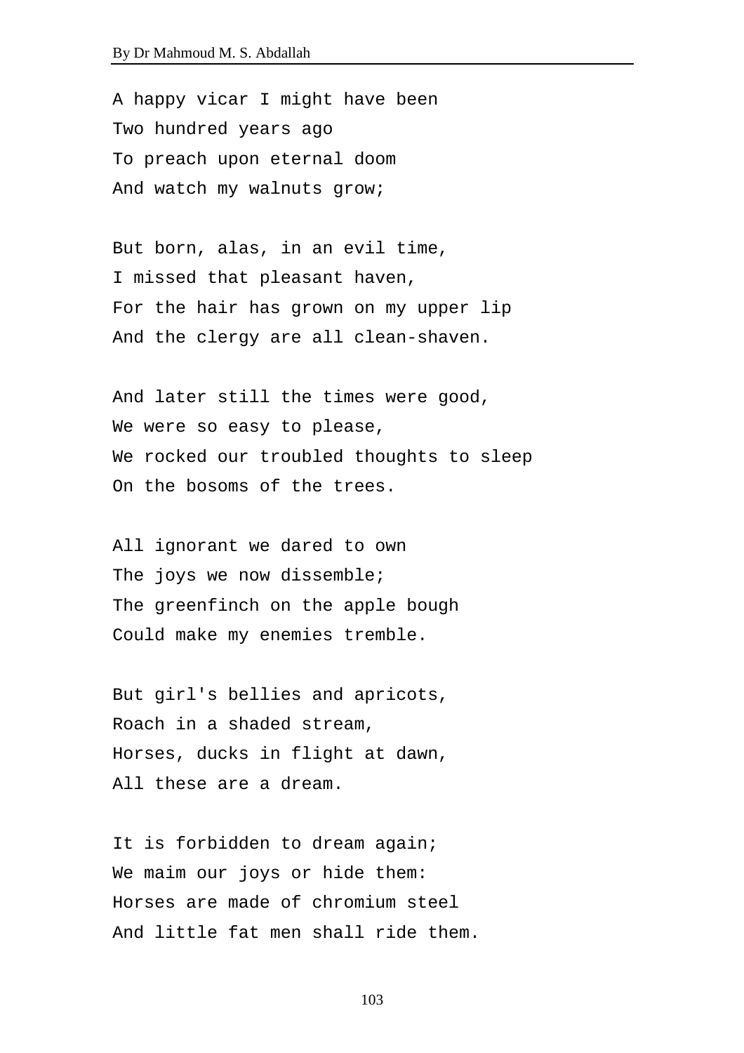A happy vicar I might have been
Two hundred years ago
To preach upon eternal doom
And watch my walnuts grow;

But born, alas, in an evil time,
I missed that pleasant haven,
For the hair has grown on my upper lip
And the clergy are all clean-shaven.

And later still the times were good,
We were so easy to please,
We rocked our troubled thoughts to sleep
On the bosoms of the trees.

All ignorant we dared to own
The joys we now dissemble;
The greenfinch on the apple bough
Could make my enemies tremble.

But girl's bellies and apricots,
Roach in a shaded stream,
Horses, ducks in flight at dawn,
All these are a dream.

It is forbidden to dream again;
We maim our joys or hide them:
Horses are made of chromium steel
And little fat men shall ride them.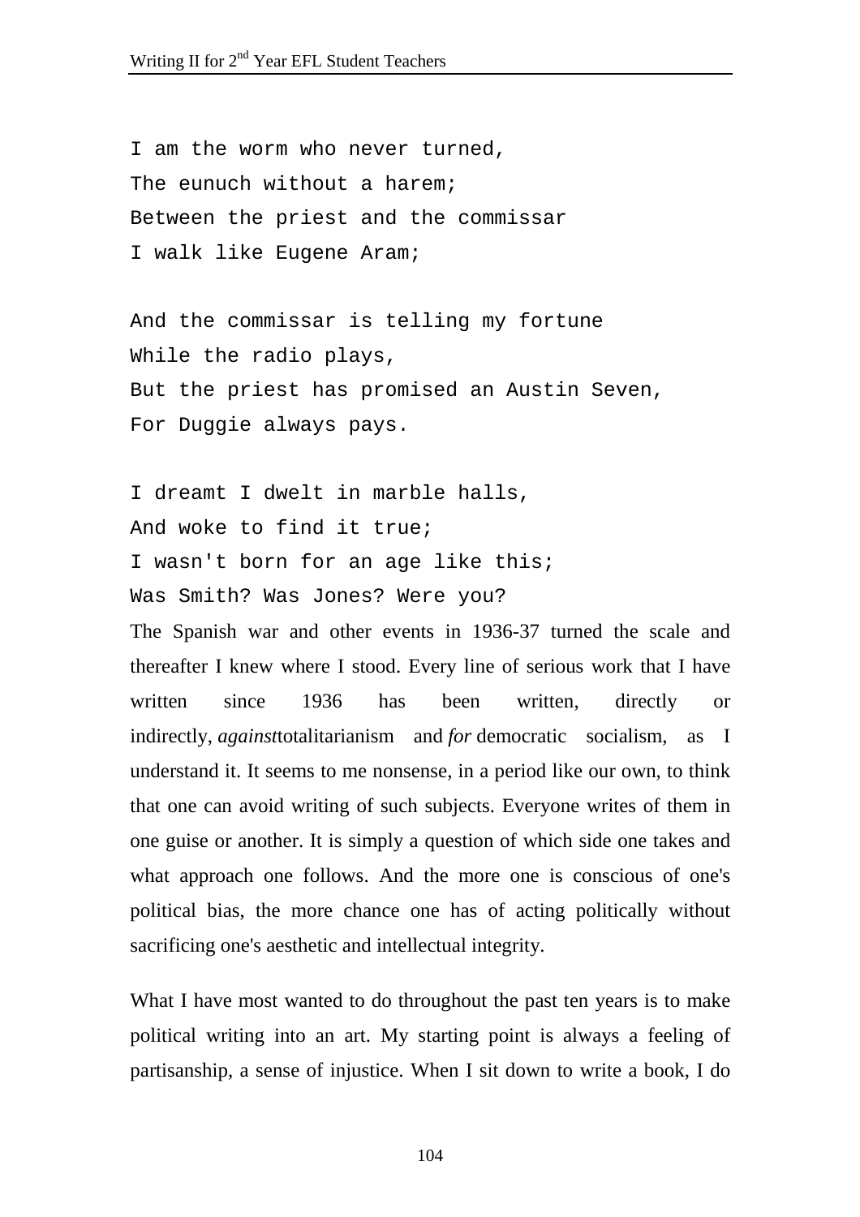I am the worm who never turned,  
The eunuch without a harem;  
Between the priest and the commissar  
I walk like Eugene Aram;

And the commissar is telling my fortune  
While the radio plays,  
But the priest has promised an Austin Seven,  
For Duggie always pays.

I dreamt I dwelt in marble halls,  
And woke to find it true;  
I wasn't born for an age like this;  
Was Smith? Was Jones? Were you?

The Spanish war and other events in 1936-37 turned the scale and thereafter I knew where I stood. Every line of serious work that I have written since 1936 has been written, directly or indirectly, *against*totalitarianism and *for* democratic socialism, as I understand it. It seems to me nonsense, in a period like our own, to think that one can avoid writing of such subjects. Everyone writes of them in one guise or another. It is simply a question of which side one takes and what approach one follows. And the more one is conscious of one's political bias, the more chance one has of acting politically without sacrificing one's aesthetic and intellectual integrity.

What I have most wanted to do throughout the past ten years is to make political writing into an art. My starting point is always a feeling of partisanship, a sense of injustice. When I sit down to write a book, I do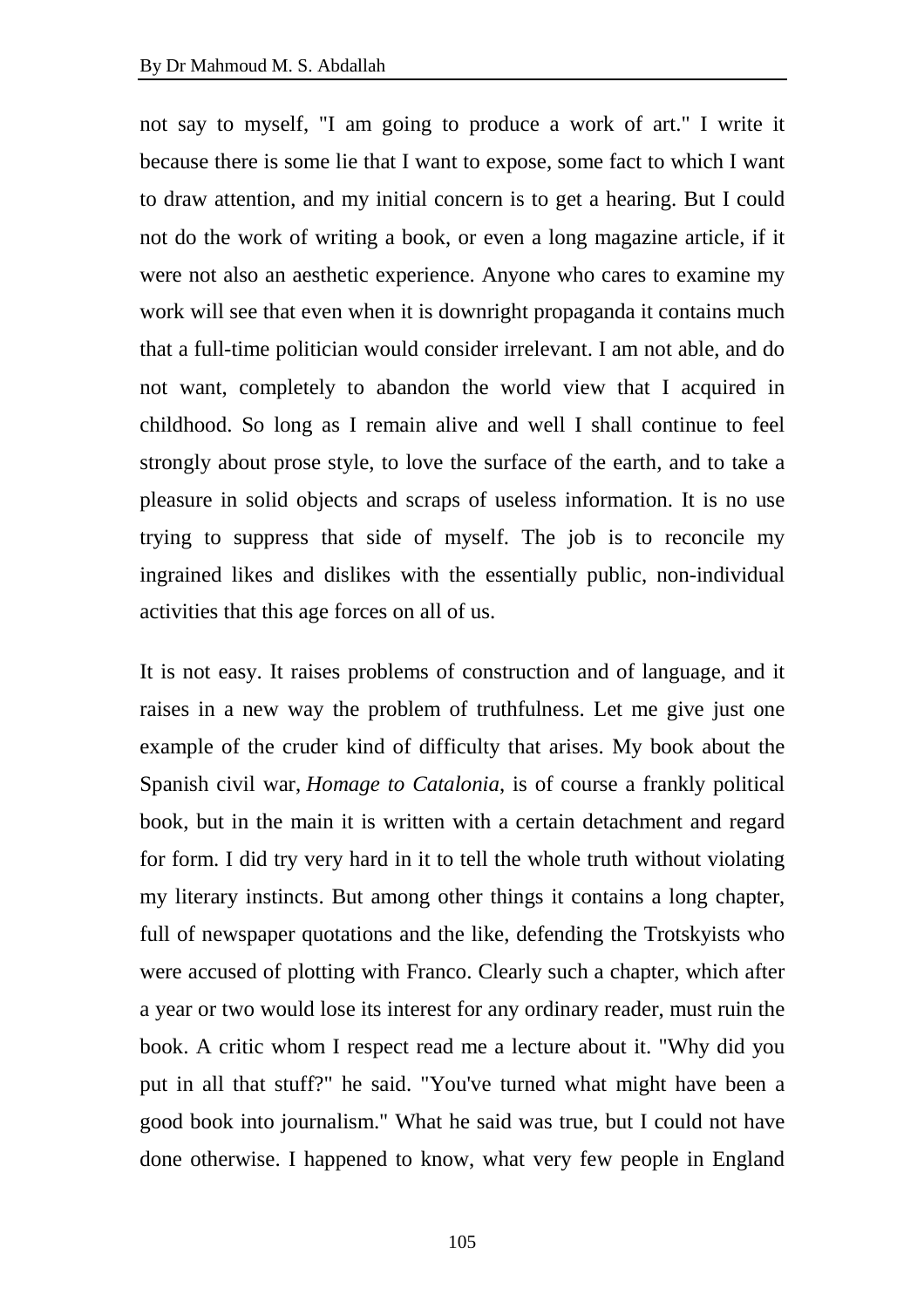not say to myself, "I am going to produce a work of art." I write it because there is some lie that I want to expose, some fact to which I want to draw attention, and my initial concern is to get a hearing. But I could not do the work of writing a book, or even a long magazine article, if it were not also an aesthetic experience. Anyone who cares to examine my work will see that even when it is downright propaganda it contains much that a full-time politician would consider irrelevant. I am not able, and do not want, completely to abandon the world view that I acquired in childhood. So long as I remain alive and well I shall continue to feel strongly about prose style, to love the surface of the earth, and to take a pleasure in solid objects and scraps of useless information. It is no use trying to suppress that side of myself. The job is to reconcile my ingrained likes and dislikes with the essentially public, non-individual activities that this age forces on all of us.

It is not easy. It raises problems of construction and of language, and it raises in a new way the problem of truthfulness. Let me give just one example of the cruder kind of difficulty that arises. My book about the Spanish civil war, *Homage to Catalonia*, is of course a frankly political book, but in the main it is written with a certain detachment and regard for form. I did try very hard in it to tell the whole truth without violating my literary instincts. But among other things it contains a long chapter, full of newspaper quotations and the like, defending the Trotskyists who were accused of plotting with Franco. Clearly such a chapter, which after a year or two would lose its interest for any ordinary reader, must ruin the book. A critic whom I respect read me a lecture about it. "Why did you put in all that stuff?" he said. "You've turned what might have been a good book into journalism." What he said was true, but I could not have done otherwise. I happened to know, what very few people in England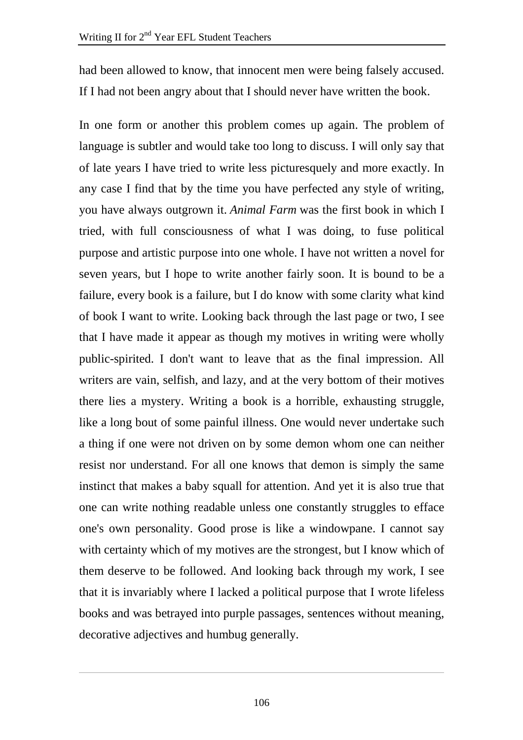had been allowed to know, that innocent men were being falsely accused. If I had not been angry about that I should never have written the book.

In one form or another this problem comes up again. The problem of language is subtler and would take too long to discuss. I will only say that of late years I have tried to write less picturesquely and more exactly. In any case I find that by the time you have perfected any style of writing, you have always outgrown it. *Animal Farm* was the first book in which I tried, with full consciousness of what I was doing, to fuse political purpose and artistic purpose into one whole. I have not written a novel for seven years, but I hope to write another fairly soon. It is bound to be a failure, every book is a failure, but I do know with some clarity what kind of book I want to write. Looking back through the last page or two, I see that I have made it appear as though my motives in writing were wholly public-spirited. I don't want to leave that as the final impression. All writers are vain, selfish, and lazy, and at the very bottom of their motives there lies a mystery. Writing a book is a horrible, exhausting struggle, like a long bout of some painful illness. One would never undertake such a thing if one were not driven on by some demon whom one can neither resist nor understand. For all one knows that demon is simply the same instinct that makes a baby squall for attention. And yet it is also true that one can write nothing readable unless one constantly struggles to efface one's own personality. Good prose is like a windowpane. I cannot say with certainty which of my motives are the strongest, but I know which of them deserve to be followed. And looking back through my work, I see that it is invariably where I lacked a political purpose that I wrote lifeless books and was betrayed into purple passages, sentences without meaning, decorative adjectives and humbug generally.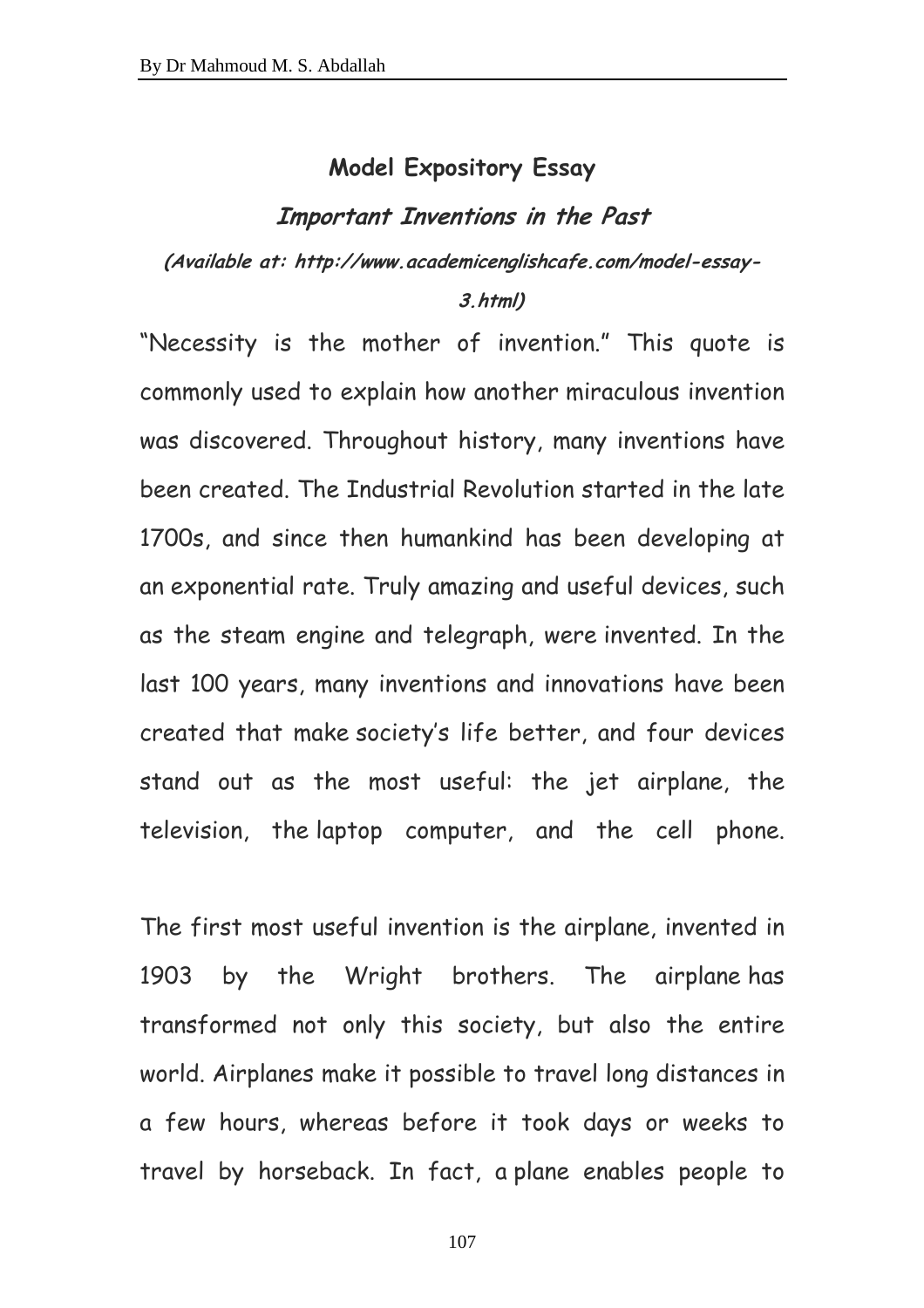## Model Expository Essay

### *Important Inventions in the Past*

***(Available at: http://www.academicenglishcafe.com/model-essay-3.html)***

"Necessity is the mother of invention." This quote is commonly used to explain how another miraculous invention was discovered. Throughout history, many inventions have been created. The Industrial Revolution started in the late 1700s, and since then humankind has been developing at an exponential rate. Truly amazing and useful devices, such as the steam engine and telegraph, were invented. In the last 100 years, many inventions and innovations have been created that make society's life better, and four devices stand out as the most useful: the jet airplane, the television, the laptop computer, and the cell phone.

The first most useful invention is the airplane, invented in 1903 by the Wright brothers. The airplane has transformed not only this society, but also the entire world. Airplanes make it possible to travel long distances in a few hours, whereas before it took days or weeks to travel by horseback. In fact, a plane enables people to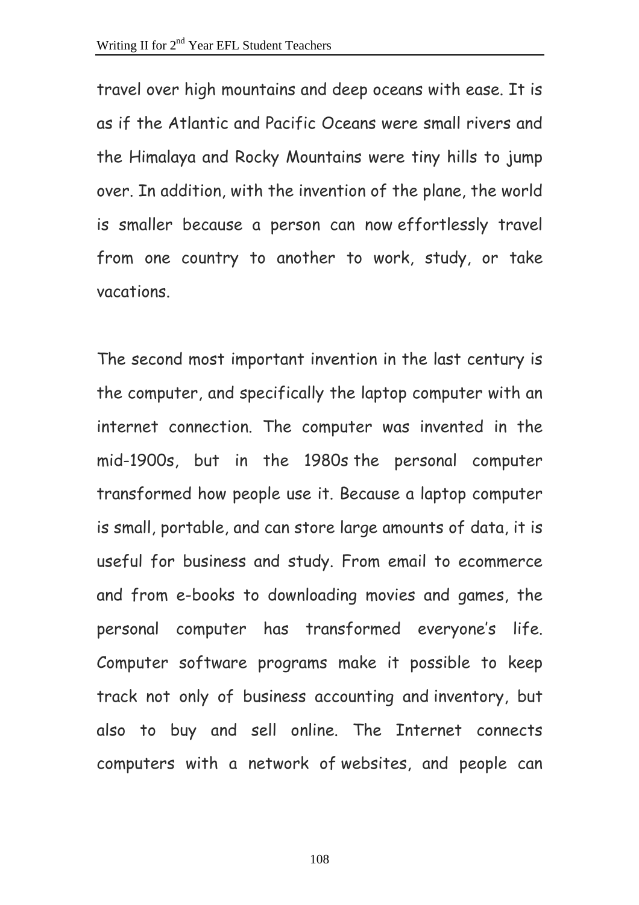travel over high mountains and deep oceans with ease. It is as if the Atlantic and Pacific Oceans were small rivers and the Himalaya and Rocky Mountains were tiny hills to jump over. In addition, with the invention of the plane, the world is smaller because a person can now effortlessly travel from one country to another to work, study, or take vacations.

The second most important invention in the last century is the computer, and specifically the laptop computer with an internet connection. The computer was invented in the mid-1900s, but in the 1980s the personal computer transformed how people use it. Because a laptop computer is small, portable, and can store large amounts of data, it is useful for business and study. From email to ecommerce and from e-books to downloading movies and games, the personal computer has transformed everyone's life. Computer software programs make it possible to keep track not only of business accounting and inventory, but also to buy and sell online. The Internet connects computers with a network of websites, and people can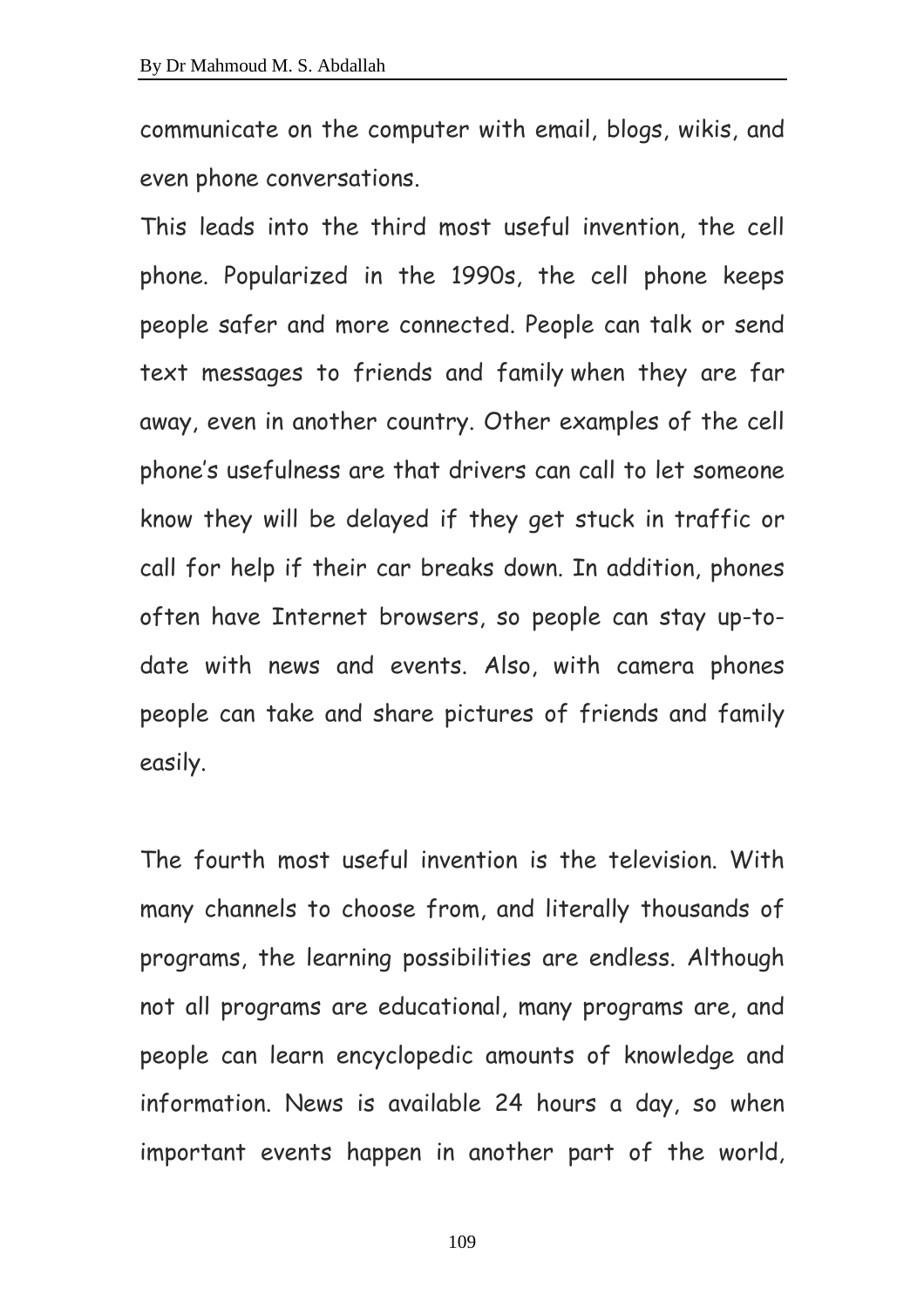communicate on the computer with email, blogs, wikis, and even phone conversations.

This leads into the third most useful invention, the cell phone. Popularized in the 1990s, the cell phone keeps people safer and more connected. People can talk or send text messages to friends and family when they are far away, even in another country. Other examples of the cell phone's usefulness are that drivers can call to let someone know they will be delayed if they get stuck in traffic or call for help if their car breaks down. In addition, phones often have Internet browsers, so people can stay up-to-date with news and events. Also, with camera phones people can take and share pictures of friends and family easily.

The fourth most useful invention is the television. With many channels to choose from, and literally thousands of programs, the learning possibilities are endless. Although not all programs are educational, many programs are, and people can learn encyclopedic amounts of knowledge and information. News is available 24 hours a day, so when important events happen in another part of the world,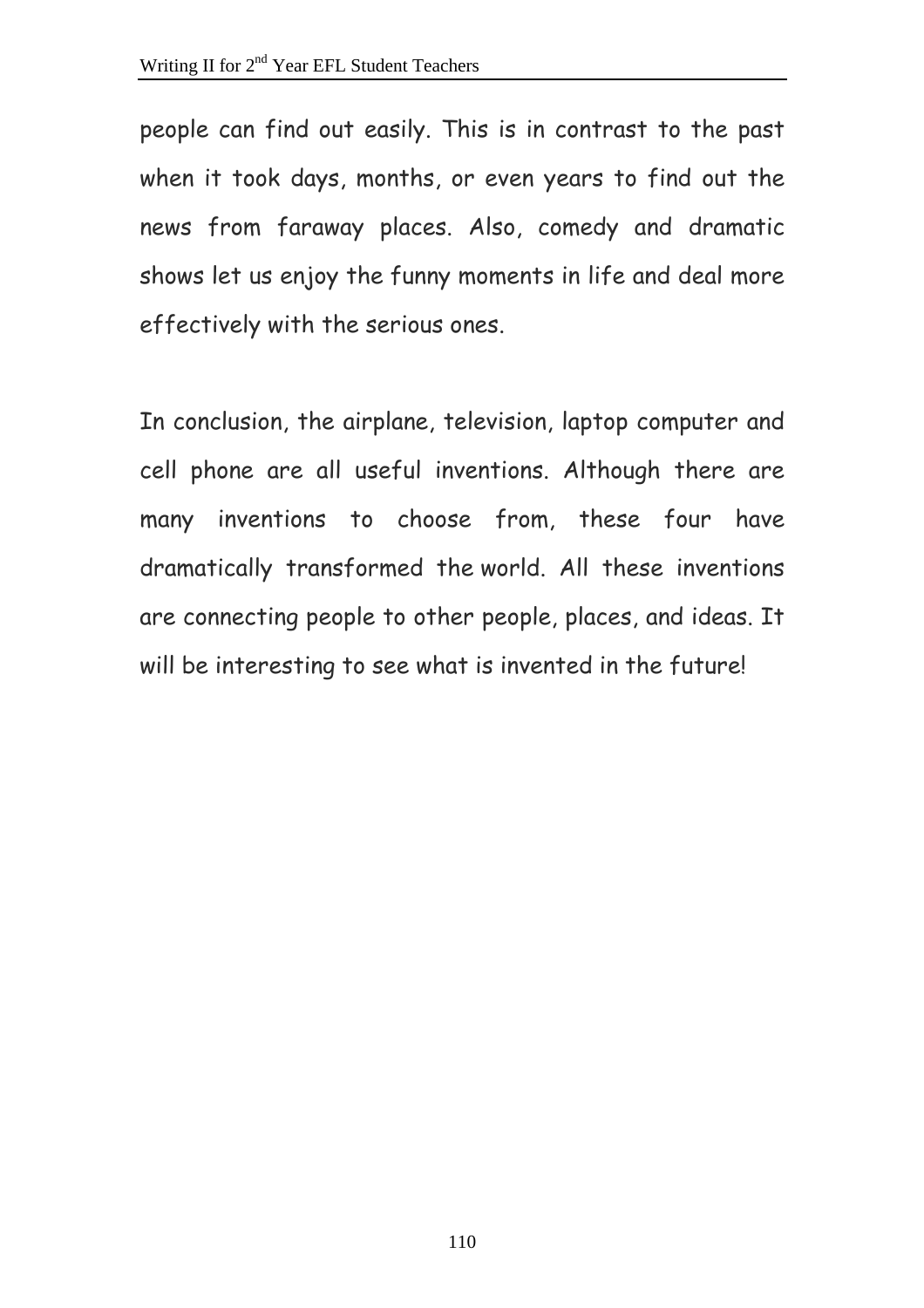people can find out easily. This is in contrast to the past when it took days, months, or even years to find out the news from faraway places. Also, comedy and dramatic shows let us enjoy the funny moments in life and deal more effectively with the serious ones.

In conclusion, the airplane, television, laptop computer and cell phone are all useful inventions. Although there are many inventions to choose from, these four have dramatically transformed the world. All these inventions are connecting people to other people, places, and ideas. It will be interesting to see what is invented in the future!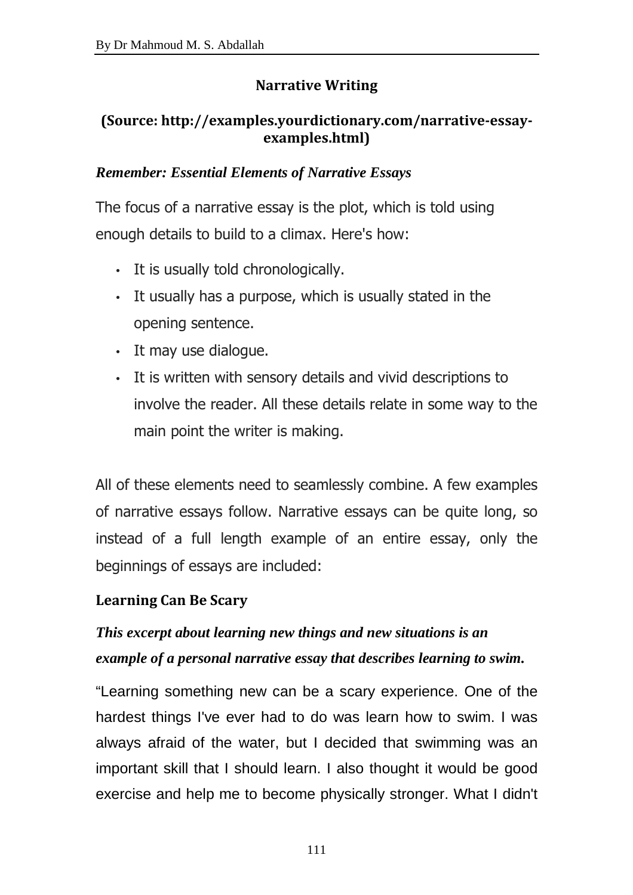## Narrative Writing

**(Source: http://examples.yourdictionary.com/narrative-essay-examples.html)**

***Remember: Essential Elements of Narrative Essays***

The focus of a narrative essay is the plot, which is told using enough details to build to a climax. Here's how:

- It is usually told chronologically.
- It usually has a purpose, which is usually stated in the opening sentence.
- It may use dialogue.
- It is written with sensory details and vivid descriptions to involve the reader. All these details relate in some way to the main point the writer is making.

All of these elements need to seamlessly combine. A few examples of narrative essays follow. Narrative essays can be quite long, so instead of a full length example of an entire essay, only the beginnings of essays are included:

### Learning Can Be Scary

***This excerpt about learning new things and new situations is an example of a personal narrative essay that describes learning to swim.***

"Learning something new can be a scary experience. One of the hardest things I've ever had to do was learn how to swim. I was always afraid of the water, but I decided that swimming was an important skill that I should learn. I also thought it would be good exercise and help me to become physically stronger. What I didn't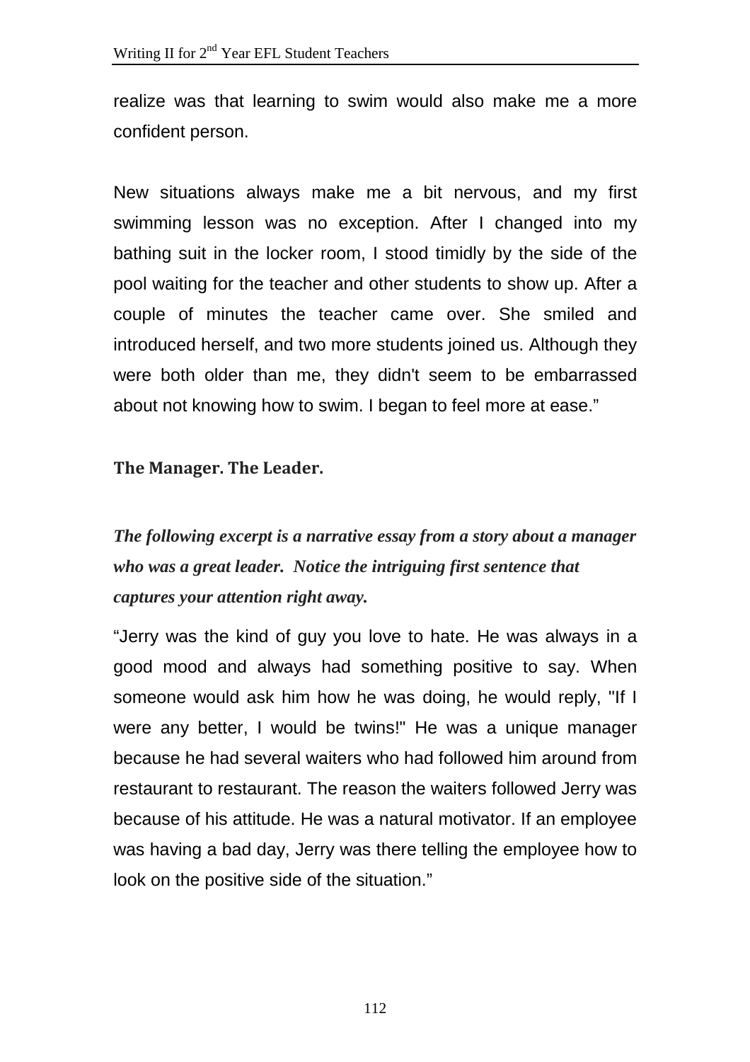realize was that learning to swim would also make me a more confident person.

New situations always make me a bit nervous, and my first swimming lesson was no exception. After I changed into my bathing suit in the locker room, I stood timidly by the side of the pool waiting for the teacher and other students to show up. After a couple of minutes the teacher came over. She smiled and introduced herself, and two more students joined us. Although they were both older than me, they didn't seem to be embarrassed about not knowing how to swim. I began to feel more at ease."

**The Manager. The Leader.**

***The following excerpt is a narrative essay from a story about a manager who was a great leader. Notice the intriguing first sentence that captures your attention right away.***

"Jerry was the kind of guy you love to hate. He was always in a good mood and always had something positive to say. When someone would ask him how he was doing, he would reply, "If I were any better, I would be twins!" He was a unique manager because he had several waiters who had followed him around from restaurant to restaurant. The reason the waiters followed Jerry was because of his attitude. He was a natural motivator. If an employee was having a bad day, Jerry was there telling the employee how to look on the positive side of the situation."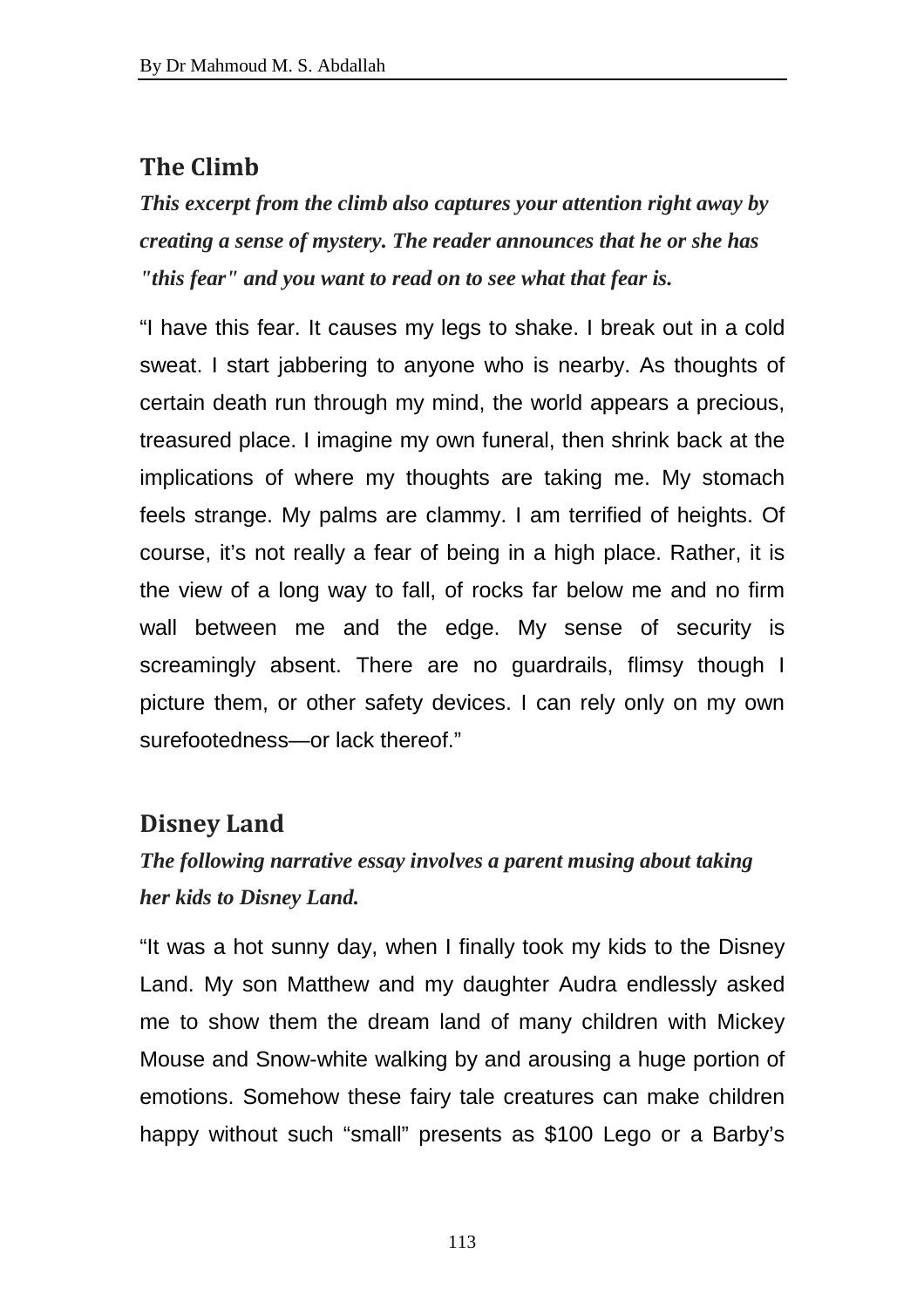## The Climb

***This excerpt from the climb also captures your attention right away by creating a sense of mystery. The reader announces that he or she has "this fear" and you want to read on to see what that fear is.***

"I have this fear. It causes my legs to shake. I break out in a cold sweat. I start jabbering to anyone who is nearby. As thoughts of certain death run through my mind, the world appears a precious, treasured place. I imagine my own funeral, then shrink back at the implications of where my thoughts are taking me. My stomach feels strange. My palms are clammy. I am terrified of heights. Of course, it's not really a fear of being in a high place. Rather, it is the view of a long way to fall, of rocks far below me and no firm wall between me and the edge. My sense of security is screamingly absent. There are no guardrails, flimsy though I picture them, or other safety devices. I can rely only on my own surefootedness—or lack thereof."

## Disney Land

***The following narrative essay involves a parent musing about taking her kids to Disney Land.***

"It was a hot sunny day, when I finally took my kids to the Disney Land. My son Matthew and my daughter Audra endlessly asked me to show them the dream land of many children with Mickey Mouse and Snow-white walking by and arousing a huge portion of emotions. Somehow these fairy tale creatures can make children happy without such "small" presents as $100 Lego or a Barby's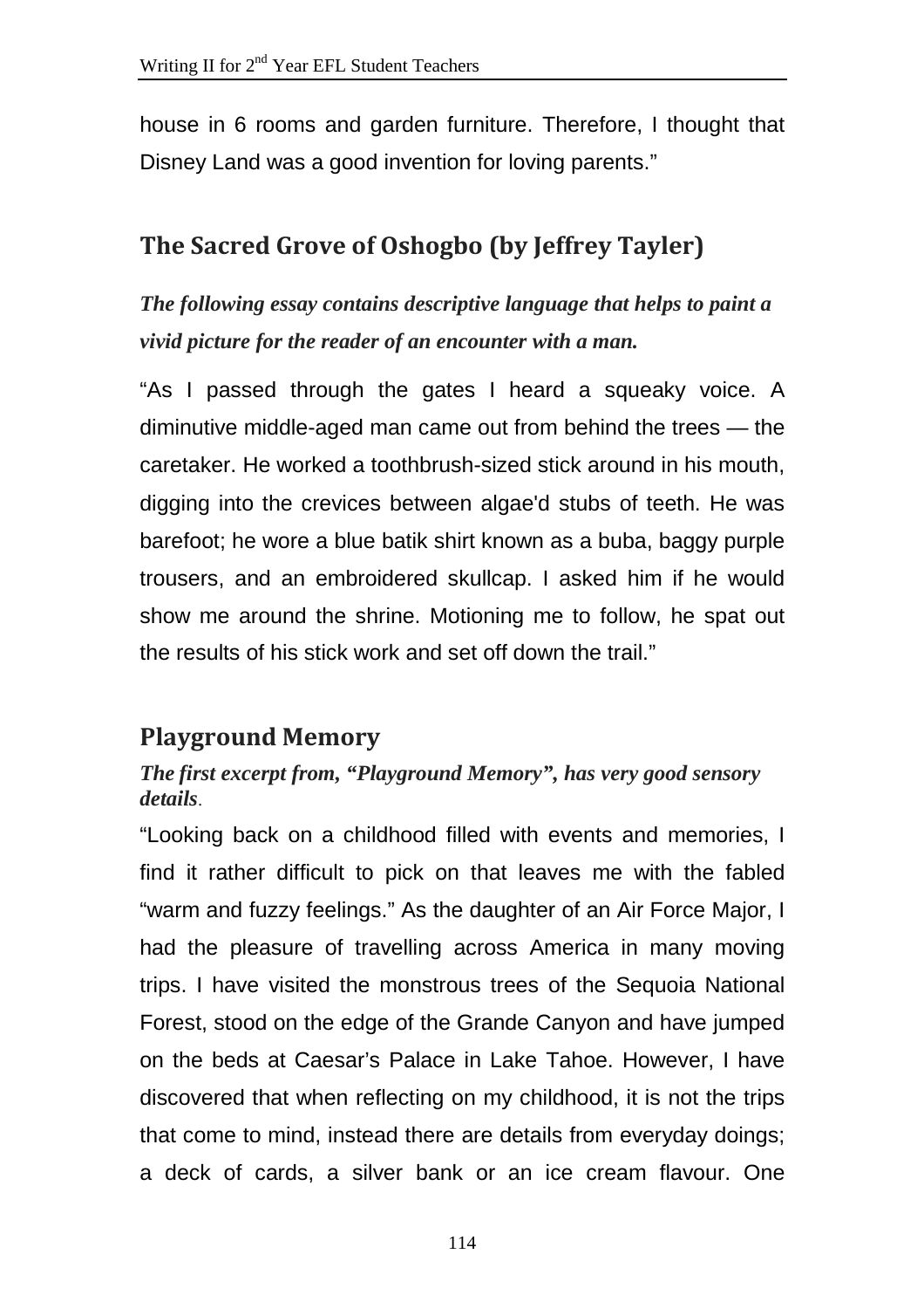house in 6 rooms and garden furniture. Therefore, I thought that Disney Land was a good invention for loving parents."

## The Sacred Grove of Oshogbo (by Jeffrey Taylor)

***The following essay contains descriptive language that helps to paint a vivid picture for the reader of an encounter with a man.***

"As I passed through the gates I heard a squeaky voice. A diminutive middle-aged man came out from behind the trees — the caretaker. He worked a toothbrush-sized stick around in his mouth, digging into the crevices between algae'd stubs of teeth. He was barefoot; he wore a blue batik shirt known as a buba, baggy purple trousers, and an embroidered skullcap. I asked him if he would show me around the shrine. Motioning me to follow, he spat out the results of his stick work and set off down the trail."

## Playground Memory

***The first excerpt from, "Playground Memory", has very good sensory details***.

"Looking back on a childhood filled with events and memories, I find it rather difficult to pick on that leaves me with the fabled "warm and fuzzy feelings." As the daughter of an Air Force Major, I had the pleasure of travelling across America in many moving trips. I have visited the monstrous trees of the Sequoia National Forest, stood on the edge of the Grande Canyon and have jumped on the beds at Caesar's Palace in Lake Tahoe. However, I have discovered that when reflecting on my childhood, it is not the trips that come to mind, instead there are details from everyday doings; a deck of cards, a silver bank or an ice cream flavour. One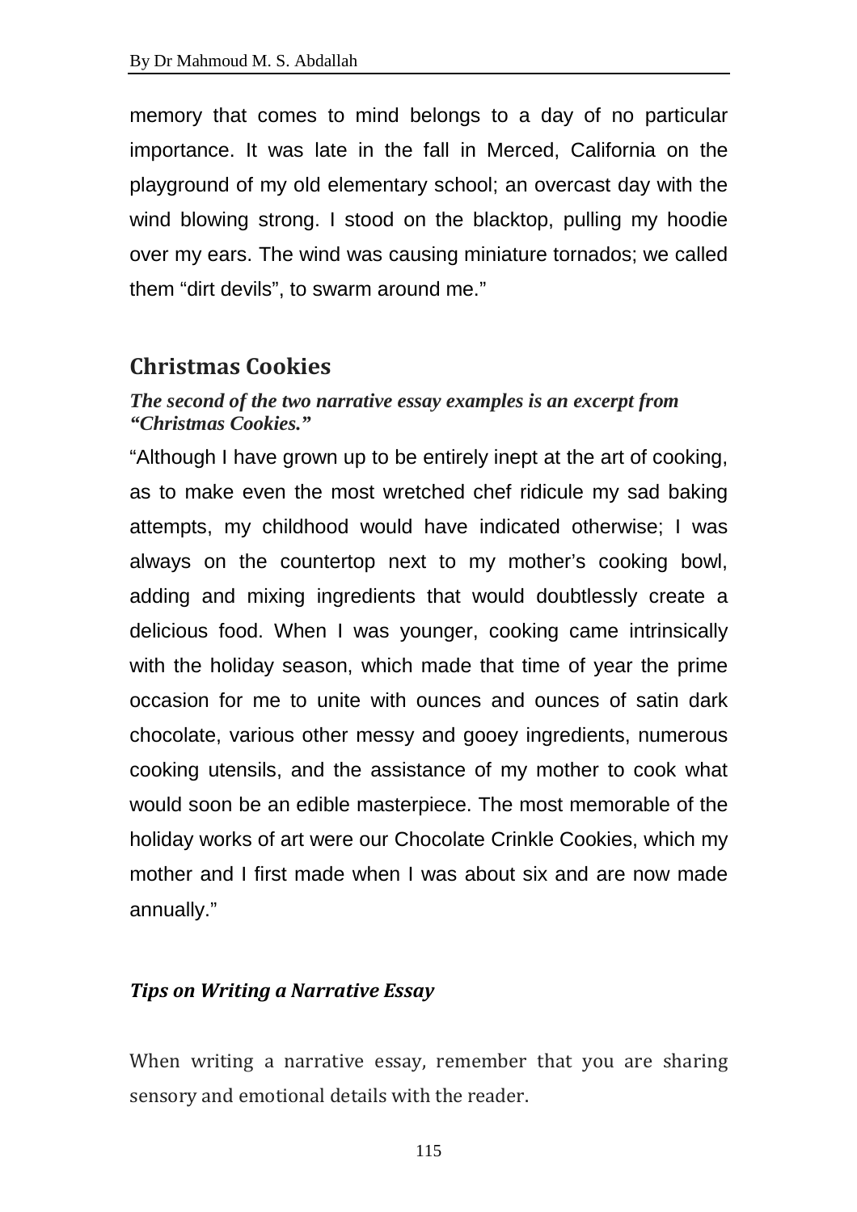memory that comes to mind belongs to a day of no particular importance. It was late in the fall in Merced, California on the playground of my old elementary school; an overcast day with the wind blowing strong. I stood on the blacktop, pulling my hoodie over my ears. The wind was causing miniature tornados; we called them "dirt devils", to swarm around me."

## Christmas Cookies

***The second of the two narrative essay examples is an excerpt from "Christmas Cookies."***

"Although I have grown up to be entirely inept at the art of cooking, as to make even the most wretched chef ridicule my sad baking attempts, my childhood would have indicated otherwise; I was always on the countertop next to my mother's cooking bowl, adding and mixing ingredients that would doubtlessly create a delicious food. When I was younger, cooking came intrinsically with the holiday season, which made that time of year the prime occasion for me to unite with ounces and ounces of satin dark chocolate, various other messy and gooey ingredients, numerous cooking utensils, and the assistance of my mother to cook what would soon be an edible masterpiece. The most memorable of the holiday works of art were our Chocolate Crinkle Cookies, which my mother and I first made when I was about six and are now made annually."

### *Tips on Writing a Narrative Essay*

When writing a narrative essay, remember that you are sharing sensory and emotional details with the reader.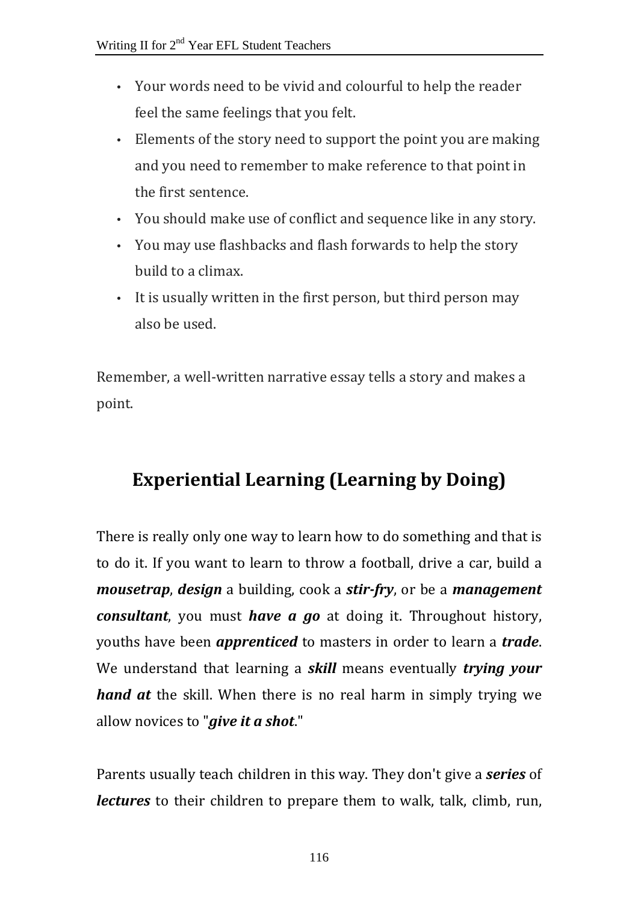- Your words need to be vivid and colourful to help the reader feel the same feelings that you felt.
- Elements of the story need to support the point you are making and you need to remember to make reference to that point in the first sentence.
- You should make use of conflict and sequence like in any story.
- You may use flashbacks and flash forwards to help the story build to a climax.
- It is usually written in the first person, but third person may also be used.

Remember, a well-written narrative essay tells a story and makes a point.

## Experiential Learning (Learning by Doing)

There is really only one way to learn how to do something and that is to do it. If you want to learn to throw a football, drive a car, build a ***mousetrap***, ***design*** a building, cook a ***stir-fry***, or be a ***management consultant***, you must ***have a go*** at doing it. Throughout history, youths have been ***apprenticed*** to masters in order to learn a ***trade***. We understand that learning a ***skill*** means eventually ***trying your hand at*** the skill. When there is no real harm in simply trying we allow novices to "***give it a shot***."

Parents usually teach children in this way. They don't give a ***series*** of ***lectures*** to their children to prepare them to walk, talk, climb, run,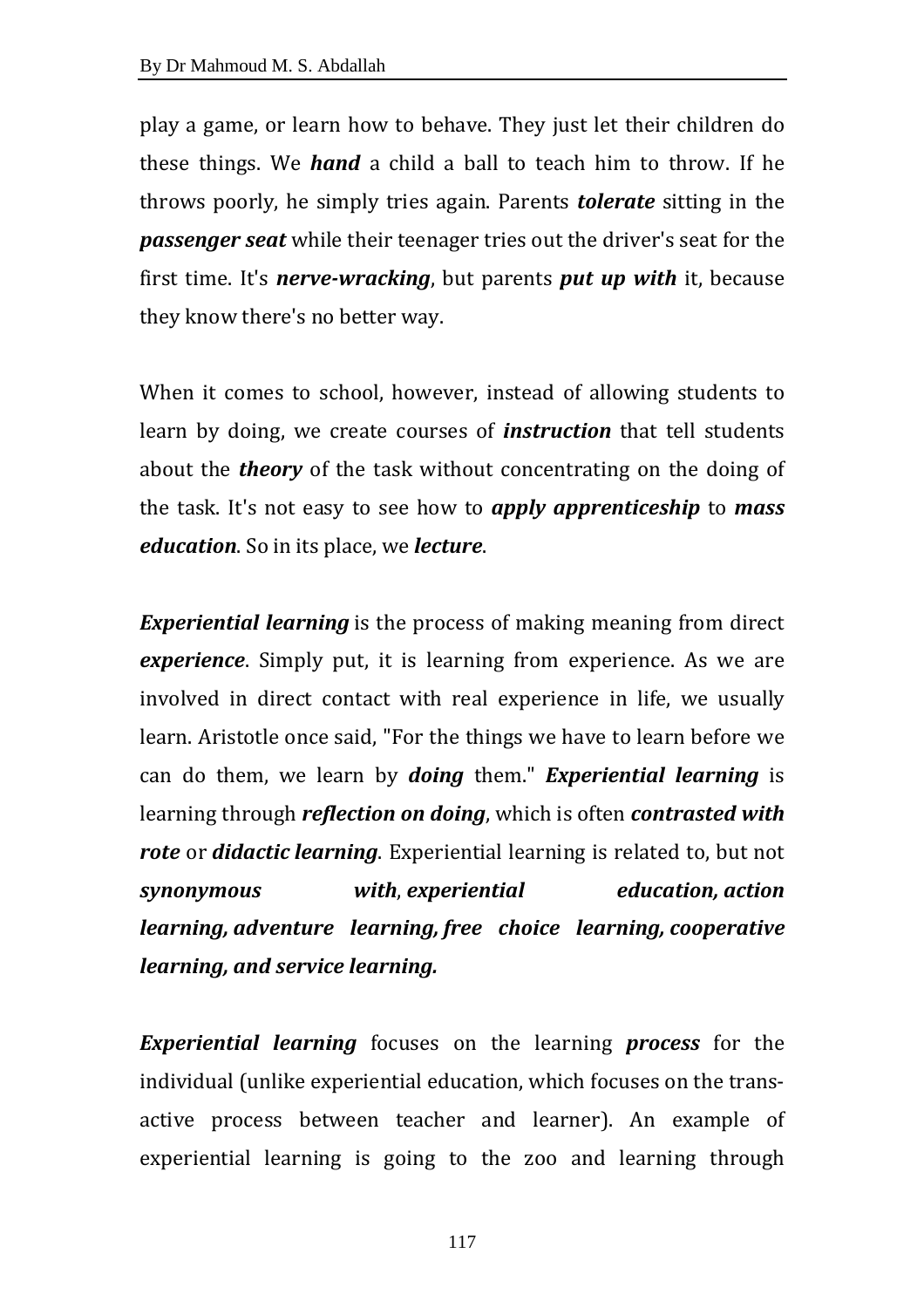play a game, or learn how to behave. They just let their children do these things. We ***hand*** a child a ball to teach him to throw. If he throws poorly, he simply tries again. Parents ***tolerate*** sitting in the ***passenger seat*** while their teenager tries out the driver's seat for the first time. It's ***nerve-wracking***, but parents ***put up with*** it, because they know there's no better way.

When it comes to school, however, instead of allowing students to learn by doing, we create courses of ***instruction*** that tell students about the ***theory*** of the task without concentrating on the doing of the task. It's not easy to see how to ***apply apprenticeship*** to ***mass education***. So in its place, we ***lecture***.

***Experiential learning*** is the process of making meaning from direct ***experience***. Simply put, it is learning from experience. As we are involved in direct contact with real experience in life, we usually learn. Aristotle once said, "For the things we have to learn before we can do them, we learn by ***doing*** them." ***Experiential learning*** is learning through ***reflection on doing***, which is often ***contrasted with rote*** or ***didactic learning***. Experiential learning is related to, but not ***synonymous with***, ***experiential education, action learning, adventure learning, free choice learning, cooperative learning, and service learning.***

***Experiential learning*** focuses on the learning ***process*** for the individual (unlike experiential education, which focuses on the trans-active process between teacher and learner). An example of experiential learning is going to the zoo and learning through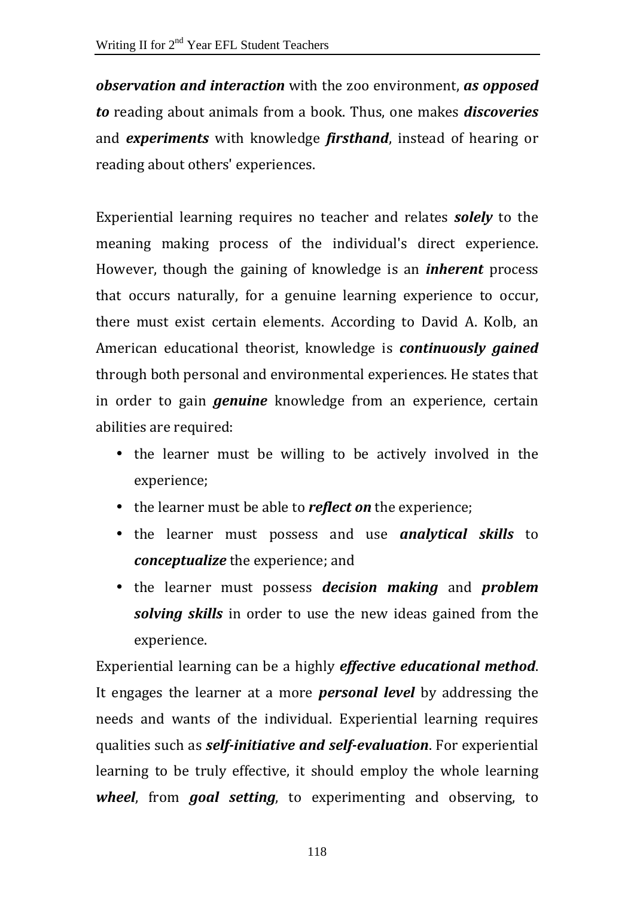***observation and interaction*** with the zoo environment, ***as opposed to*** reading about animals from a book. Thus, one makes ***discoveries*** and ***experiments*** with knowledge ***firsthand***, instead of hearing or reading about others' experiences.

Experiential learning requires no teacher and relates ***solely*** to the meaning making process of the individual's direct experience. However, though the gaining of knowledge is an ***inherent*** process that occurs naturally, for a genuine learning experience to occur, there must exist certain elements. According to David A. Kolb, an American educational theorist, knowledge is ***continuously gained*** through both personal and environmental experiences. He states that in order to gain ***genuine*** knowledge from an experience, certain abilities are required:

- the learner must be willing to be actively involved in the experience;
- the learner must be able to ***reflect on*** the experience;
- the learner must possess and use ***analytical skills*** to ***conceptualize*** the experience; and
- the learner must possess ***decision making*** and ***problem solving skills*** in order to use the new ideas gained from the experience.

Experiential learning can be a highly ***effective educational method***. It engages the learner at a more ***personal level*** by addressing the needs and wants of the individual. Experiential learning requires qualities such as ***self-initiative and self-evaluation***. For experiential learning to be truly effective, it should employ the whole learning ***wheel***, from ***goal setting***, to experimenting and observing, to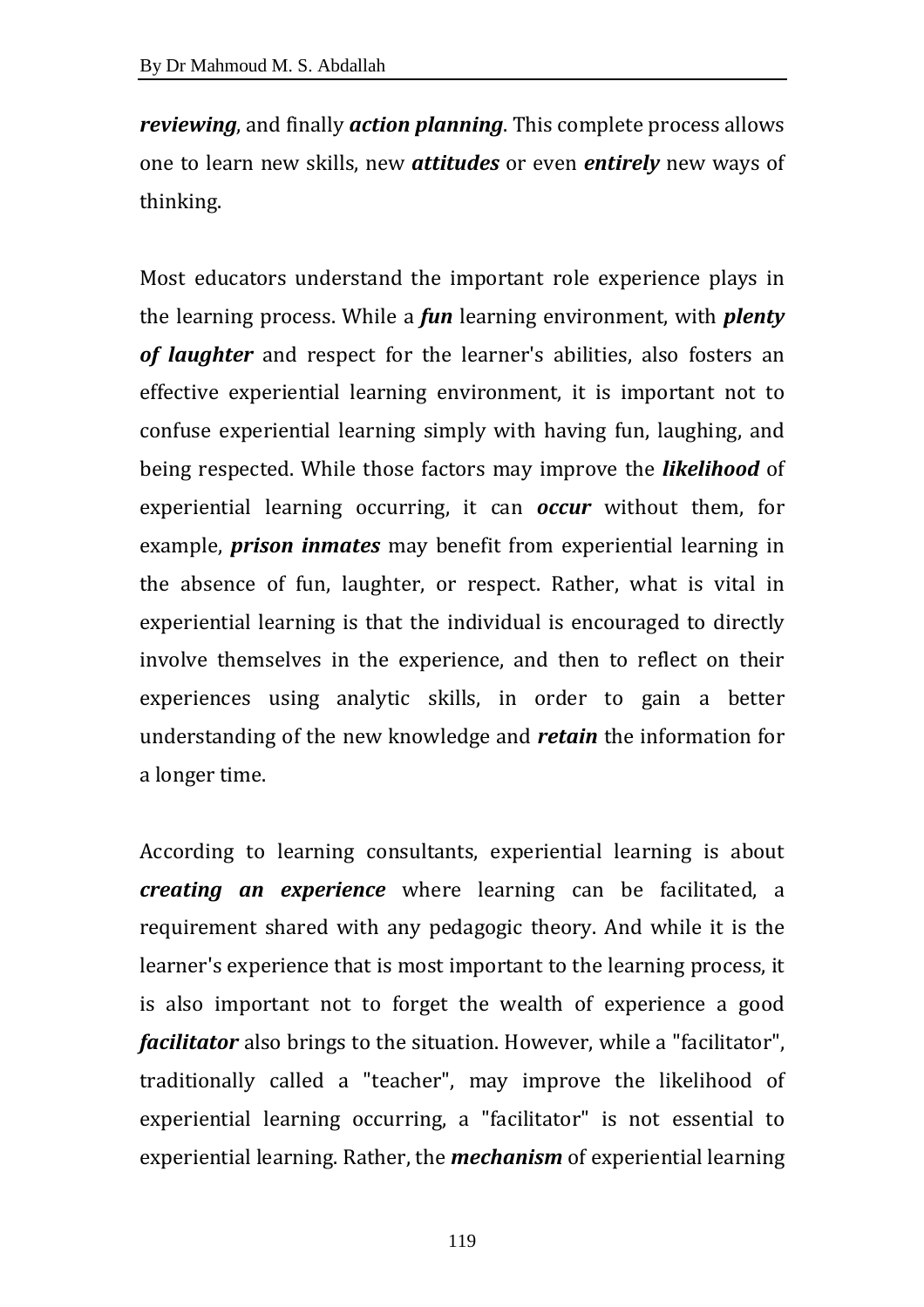***reviewing***, and finally ***action planning***. This complete process allows one to learn new skills, new ***attitudes*** or even ***entirely*** new ways of thinking.

Most educators understand the important role experience plays in the learning process. While a ***fun*** learning environment, with ***plenty of laughter*** and respect for the learner's abilities, also fosters an effective experiential learning environment, it is important not to confuse experiential learning simply with having fun, laughing, and being respected. While those factors may improve the ***likelihood*** of experiential learning occurring, it can ***occur*** without them, for example, ***prison inmates*** may benefit from experiential learning in the absence of fun, laughter, or respect. Rather, what is vital in experiential learning is that the individual is encouraged to directly involve themselves in the experience, and then to reflect on their experiences using analytic skills, in order to gain a better understanding of the new knowledge and ***retain*** the information for a longer time.

According to learning consultants, experiential learning is about ***creating an experience*** where learning can be facilitated, a requirement shared with any pedagogic theory. And while it is the learner's experience that is most important to the learning process, it is also important not to forget the wealth of experience a good ***facilitator*** also brings to the situation. However, while a "facilitator", traditionally called a "teacher", may improve the likelihood of experiential learning occurring, a "facilitator" is not essential to experiential learning. Rather, the ***mechanism*** of experiential learning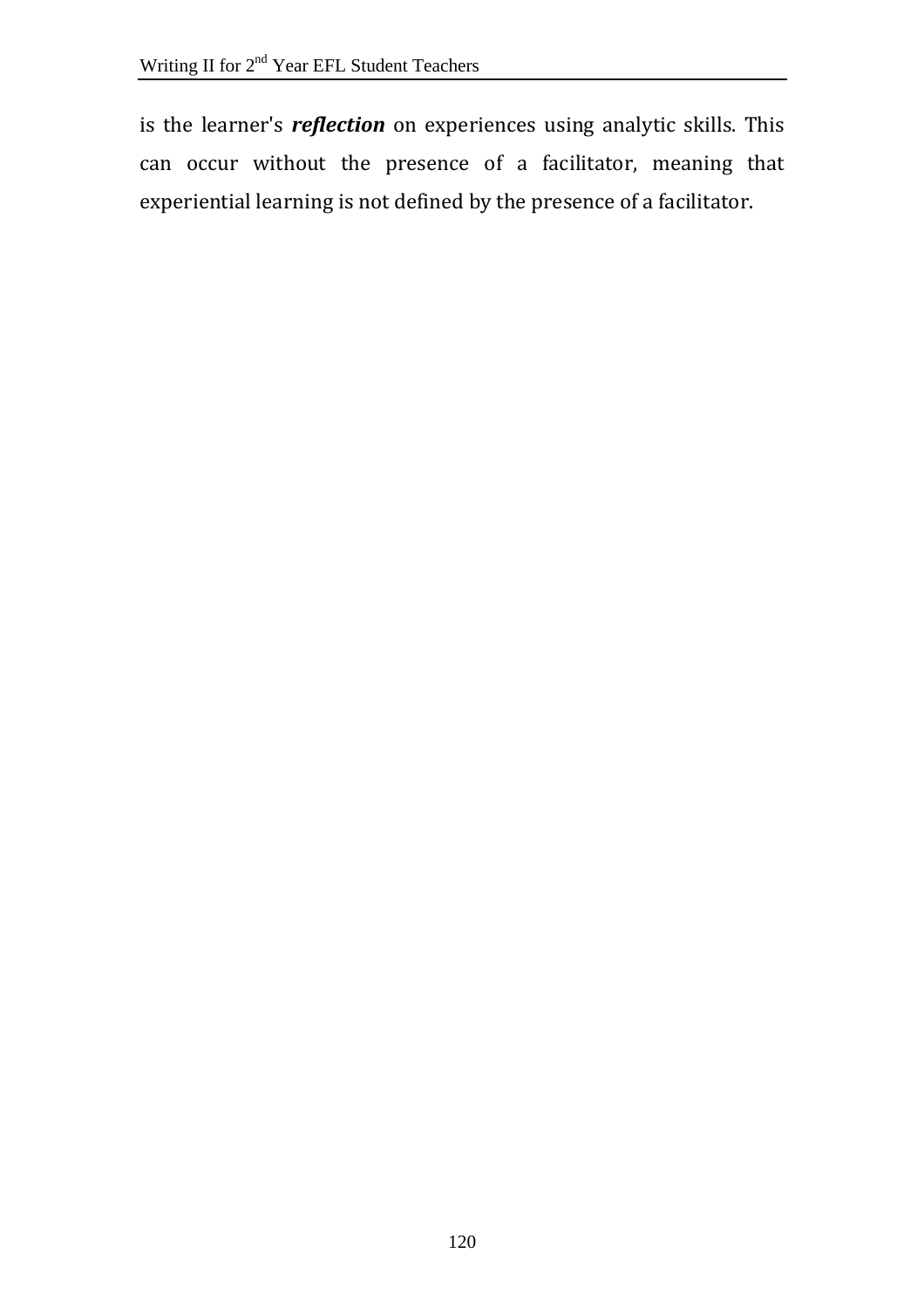is the learner's ***reflection*** on experiences using analytic skills. This can occur without the presence of a facilitator, meaning that experiential learning is not defined by the presence of a facilitator.